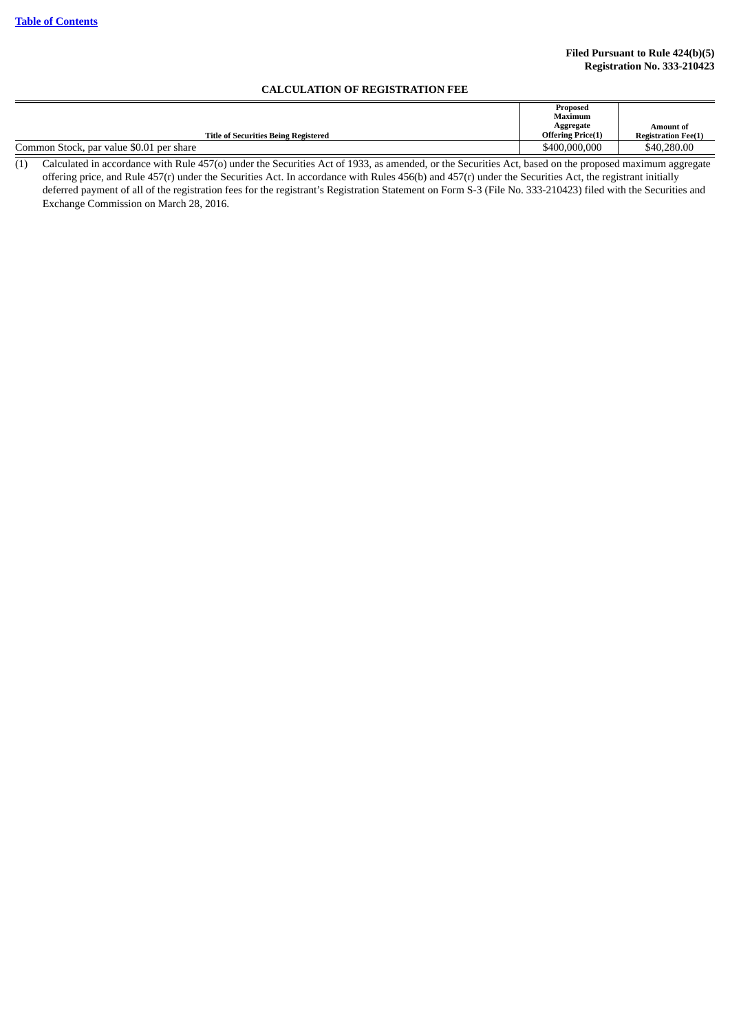Table of Contents

**Filed Pursuant to Rule 424(b)(5)**
**Registration No. 333-210423**

## CALCULATION OF REGISTRATION FEE

| Title of Securities Being Registered | Proposed Maximum Aggregate Offering Price(1) | Amount of Registration Fee(1) |
|---|---|---|
| Common Stock, par value $0.01 per share | $400,000,000 | $40,280.00 |

(1) Calculated in accordance with Rule 457(o) under the Securities Act of 1933, as amended, or the Securities Act, based on the proposed maximum aggregate offering price, and Rule 457(r) under the Securities Act. In accordance with Rules 456(b) and 457(r) under the Securities Act, the registrant initially deferred payment of all of the registration fees for the registrant's Registration Statement on Form S-3 (File No. 333-210423) filed with the Securities and Exchange Commission on March 28, 2016.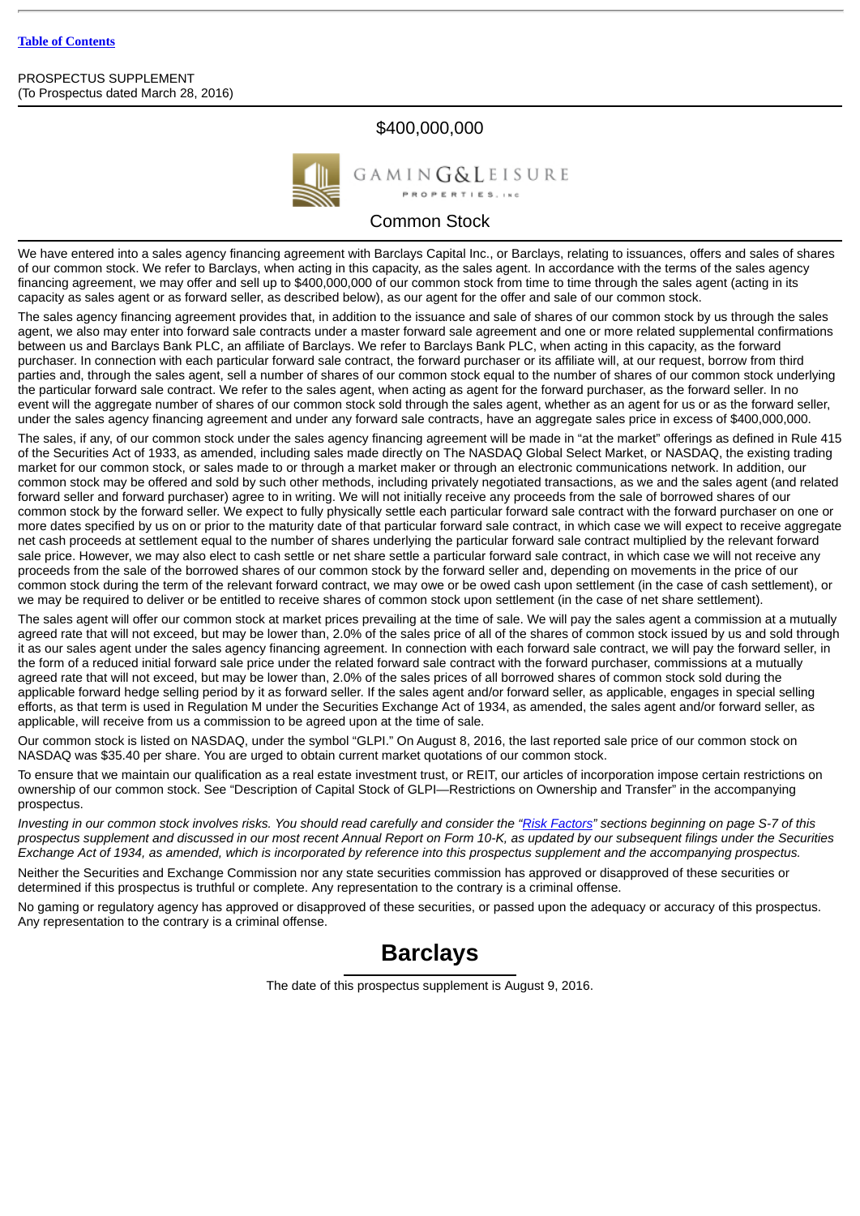Table of Contents

PROSPECTUS SUPPLEMENT
(To Prospectus dated March 28, 2016)

# $400,000,000

GAMING&LEISURE PROPERTIES, INC

## Common Stock

We have entered into a sales agency financing agreement with Barclays Capital Inc., or Barclays, relating to issuances, offers and sales of shares of our common stock. We refer to Barclays, when acting in this capacity, as the sales agent. In accordance with the terms of the sales agency financing agreement, we may offer and sell up to $400,000,000 of our common stock from time to time through the sales agent (acting in its capacity as sales agent or as forward seller, as described below), as our agent for the offer and sale of our common stock.

The sales agency financing agreement provides that, in addition to the issuance and sale of shares of our common stock by us through the sales agent, we also may enter into forward sale contracts under a master forward sale agreement and one or more related supplemental confirmations between us and Barclays Bank PLC, an affiliate of Barclays. We refer to Barclays Bank PLC, when acting in this capacity, as the forward purchaser. In connection with each particular forward sale contract, the forward purchaser or its affiliate will, at our request, borrow from third parties and, through the sales agent, sell a number of shares of our common stock equal to the number of shares of our common stock underlying the particular forward sale contract. We refer to the sales agent, when acting as agent for the forward purchaser, as the forward seller. In no event will the aggregate number of shares of our common stock sold through the sales agent, whether as an agent for us or as the forward seller, under the sales agency financing agreement and under any forward sale contracts, have an aggregate sales price in excess of $400,000,000.

The sales, if any, of our common stock under the sales agency financing agreement will be made in "at the market" offerings as defined in Rule 415 of the Securities Act of 1933, as amended, including sales made directly on The NASDAQ Global Select Market, or NASDAQ, the existing trading market for our common stock, or sales made to or through a market maker or through an electronic communications network. In addition, our common stock may be offered and sold by such other methods, including privately negotiated transactions, as we and the sales agent (and related forward seller and forward purchaser) agree to in writing. We will not initially receive any proceeds from the sale of borrowed shares of our common stock by the forward seller. We expect to fully physically settle each particular forward sale contract with the forward purchaser on one or more dates specified by us on or prior to the maturity date of that particular forward sale contract, in which case we will expect to receive aggregate net cash proceeds at settlement equal to the number of shares underlying the particular forward sale contract multiplied by the relevant forward sale price. However, we may also elect to cash settle or net share settle a particular forward sale contract, in which case we will not receive any proceeds from the sale of the borrowed shares of our common stock by the forward seller and, depending on movements in the price of our common stock during the term of the relevant forward contract, we may owe or be owed cash upon settlement (in the case of cash settlement), or we may be required to deliver or be entitled to receive shares of common stock upon settlement (in the case of net share settlement).

The sales agent will offer our common stock at market prices prevailing at the time of sale. We will pay the sales agent a commission at a mutually agreed rate that will not exceed, but may be lower than, 2.0% of the sales price of all of the shares of common stock issued by us and sold through it as our sales agent under the sales agency financing agreement. In connection with each forward sale contract, we will pay the forward seller, in the form of a reduced initial forward sale price under the related forward sale contract with the forward purchaser, commissions at a mutually agreed rate that will not exceed, but may be lower than, 2.0% of the sales prices of all borrowed shares of common stock sold during the applicable forward hedge selling period by it as forward seller. If the sales agent and/or forward seller, as applicable, engages in special selling efforts, as that term is used in Regulation M under the Securities Exchange Act of 1934, as amended, the sales agent and/or forward seller, as applicable, will receive from us a commission to be agreed upon at the time of sale.

Our common stock is listed on NASDAQ, under the symbol "GLPI." On August 8, 2016, the last reported sale price of our common stock on NASDAQ was $35.40 per share. You are urged to obtain current market quotations of our common stock.

To ensure that we maintain our qualification as a real estate investment trust, or REIT, our articles of incorporation impose certain restrictions on ownership of our common stock. See "Description of Capital Stock of GLPI—Restrictions on Ownership and Transfer" in the accompanying prospectus.

*Investing in our common stock involves risks. You should read carefully and consider the "Risk Factors" sections beginning on page S-7 of this prospectus supplement and discussed in our most recent Annual Report on Form 10-K, as updated by our subsequent filings under the Securities Exchange Act of 1934, as amended, which is incorporated by reference into this prospectus supplement and the accompanying prospectus.*

Neither the Securities and Exchange Commission nor any state securities commission has approved or disapproved of these securities or determined if this prospectus is truthful or complete. Any representation to the contrary is a criminal offense.

No gaming or regulatory agency has approved or disapproved of these securities, or passed upon the adequacy or accuracy of this prospectus. Any representation to the contrary is a criminal offense.

# Barclays

The date of this prospectus supplement is August 9, 2016.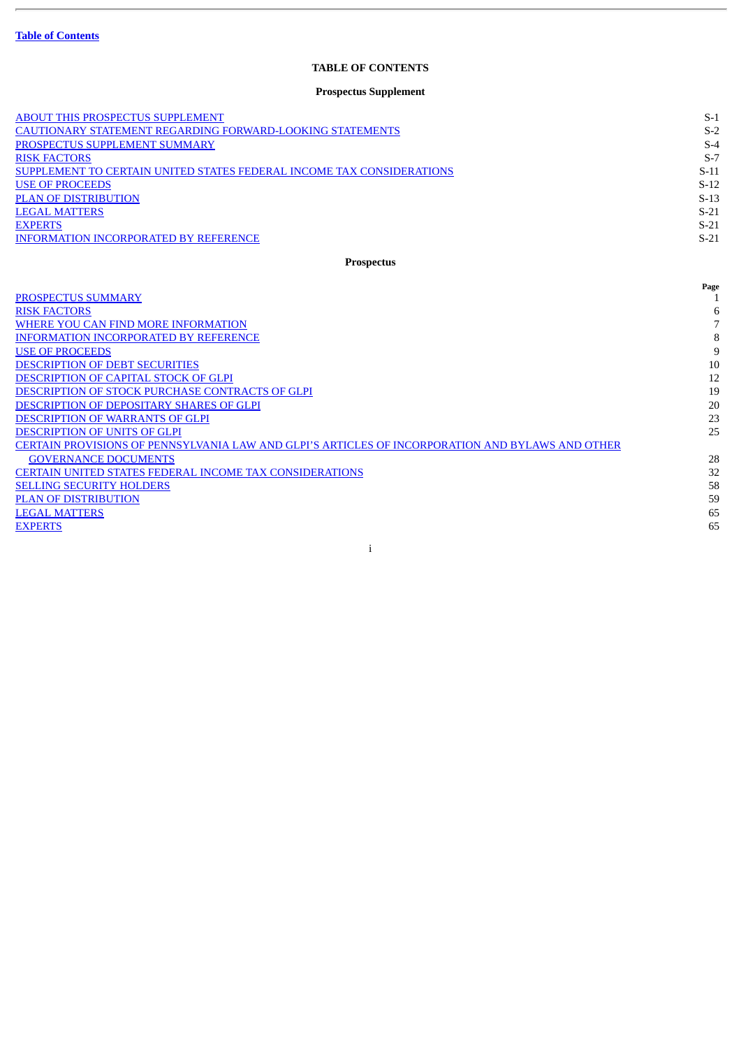Table of Contents

# TABLE OF CONTENTS

## Prospectus Supplement

| | |
|---|---|
| ABOUT THIS PROSPECTUS SUPPLEMENT | S-1 |
| CAUTIONARY STATEMENT REGARDING FORWARD-LOOKING STATEMENTS | S-2 |
| PROSPECTUS SUPPLEMENT SUMMARY | S-4 |
| RISK FACTORS | S-7 |
| SUPPLEMENT TO CERTAIN UNITED STATES FEDERAL INCOME TAX CONSIDERATIONS | S-11 |
| USE OF PROCEEDS | S-12 |
| PLAN OF DISTRIBUTION | S-13 |
| LEGAL MATTERS | S-21 |
| EXPERTS | S-21 |
| INFORMATION INCORPORATED BY REFERENCE | S-21 |

## Prospectus

| | Page |
|---|---|
| PROSPECTUS SUMMARY | 1 |
| RISK FACTORS | 6 |
| WHERE YOU CAN FIND MORE INFORMATION | 7 |
| INFORMATION INCORPORATED BY REFERENCE | 8 |
| USE OF PROCEEDS | 9 |
| DESCRIPTION OF DEBT SECURITIES | 10 |
| DESCRIPTION OF CAPITAL STOCK OF GLPI | 12 |
| DESCRIPTION OF STOCK PURCHASE CONTRACTS OF GLPI | 19 |
| DESCRIPTION OF DEPOSITARY SHARES OF GLPI | 20 |
| DESCRIPTION OF WARRANTS OF GLPI | 23 |
| DESCRIPTION OF UNITS OF GLPI | 25 |
| CERTAIN PROVISIONS OF PENNSYLVANIA LAW AND GLPI'S ARTICLES OF INCORPORATION AND BYLAWS AND OTHER GOVERNANCE DOCUMENTS | 28 |
| CERTAIN UNITED STATES FEDERAL INCOME TAX CONSIDERATIONS | 32 |
| SELLING SECURITY HOLDERS | 58 |
| PLAN OF DISTRIBUTION | 59 |
| LEGAL MATTERS | 65 |
| EXPERTS | 65 |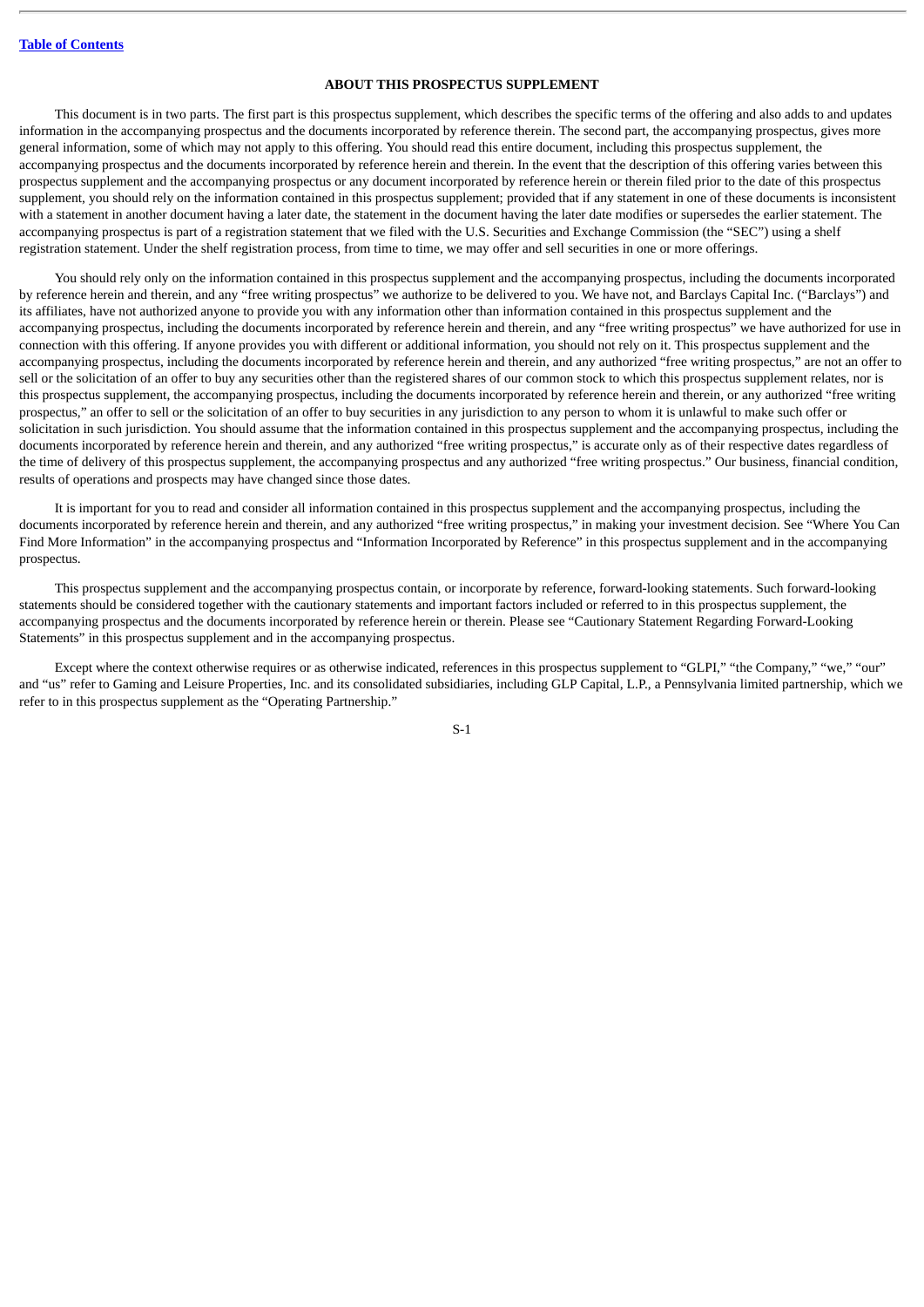## ABOUT THIS PROSPECTUS SUPPLEMENT

This document is in two parts. The first part is this prospectus supplement, which describes the specific terms of the offering and also adds to and updates information in the accompanying prospectus and the documents incorporated by reference therein. The second part, the accompanying prospectus, gives more general information, some of which may not apply to this offering. You should read this entire document, including this prospectus supplement, the accompanying prospectus and the documents incorporated by reference herein and therein. In the event that the description of this offering varies between this prospectus supplement and the accompanying prospectus or any document incorporated by reference herein or therein filed prior to the date of this prospectus supplement, you should rely on the information contained in this prospectus supplement; provided that if any statement in one of these documents is inconsistent with a statement in another document having a later date, the statement in the document having the later date modifies or supersedes the earlier statement. The accompanying prospectus is part of a registration statement that we filed with the U.S. Securities and Exchange Commission (the "SEC") using a shelf registration statement. Under the shelf registration process, from time to time, we may offer and sell securities in one or more offerings.

You should rely only on the information contained in this prospectus supplement and the accompanying prospectus, including the documents incorporated by reference herein and therein, and any "free writing prospectus" we authorize to be delivered to you. We have not, and Barclays Capital Inc. ("Barclays") and its affiliates, have not authorized anyone to provide you with any information other than information contained in this prospectus supplement and the accompanying prospectus, including the documents incorporated by reference herein and therein, and any "free writing prospectus" we have authorized for use in connection with this offering. If anyone provides you with different or additional information, you should not rely on it. This prospectus supplement and the accompanying prospectus, including the documents incorporated by reference herein and therein, and any authorized "free writing prospectus," are not an offer to sell or the solicitation of an offer to buy any securities other than the registered shares of our common stock to which this prospectus supplement relates, nor is this prospectus supplement, the accompanying prospectus, including the documents incorporated by reference herein and therein, or any authorized "free writing prospectus," an offer to sell or the solicitation of an offer to buy securities in any jurisdiction to any person to whom it is unlawful to make such offer or solicitation in such jurisdiction. You should assume that the information contained in this prospectus supplement and the accompanying prospectus, including the documents incorporated by reference herein and therein, and any authorized "free writing prospectus," is accurate only as of their respective dates regardless of the time of delivery of this prospectus supplement, the accompanying prospectus and any authorized "free writing prospectus." Our business, financial condition, results of operations and prospects may have changed since those dates.

It is important for you to read and consider all information contained in this prospectus supplement and the accompanying prospectus, including the documents incorporated by reference herein and therein, and any authorized "free writing prospectus," in making your investment decision. See "Where You Can Find More Information" in the accompanying prospectus and "Information Incorporated by Reference" in this prospectus supplement and in the accompanying prospectus.

This prospectus supplement and the accompanying prospectus contain, or incorporate by reference, forward-looking statements. Such forward-looking statements should be considered together with the cautionary statements and important factors included or referred to in this prospectus supplement, the accompanying prospectus and the documents incorporated by reference herein or therein. Please see "Cautionary Statement Regarding Forward-Looking Statements" in this prospectus supplement and in the accompanying prospectus.

Except where the context otherwise requires or as otherwise indicated, references in this prospectus supplement to "GLPI," "the Company," "we," "our" and "us" refer to Gaming and Leisure Properties, Inc. and its consolidated subsidiaries, including GLP Capital, L.P., a Pennsylvania limited partnership, which we refer to in this prospectus supplement as the "Operating Partnership."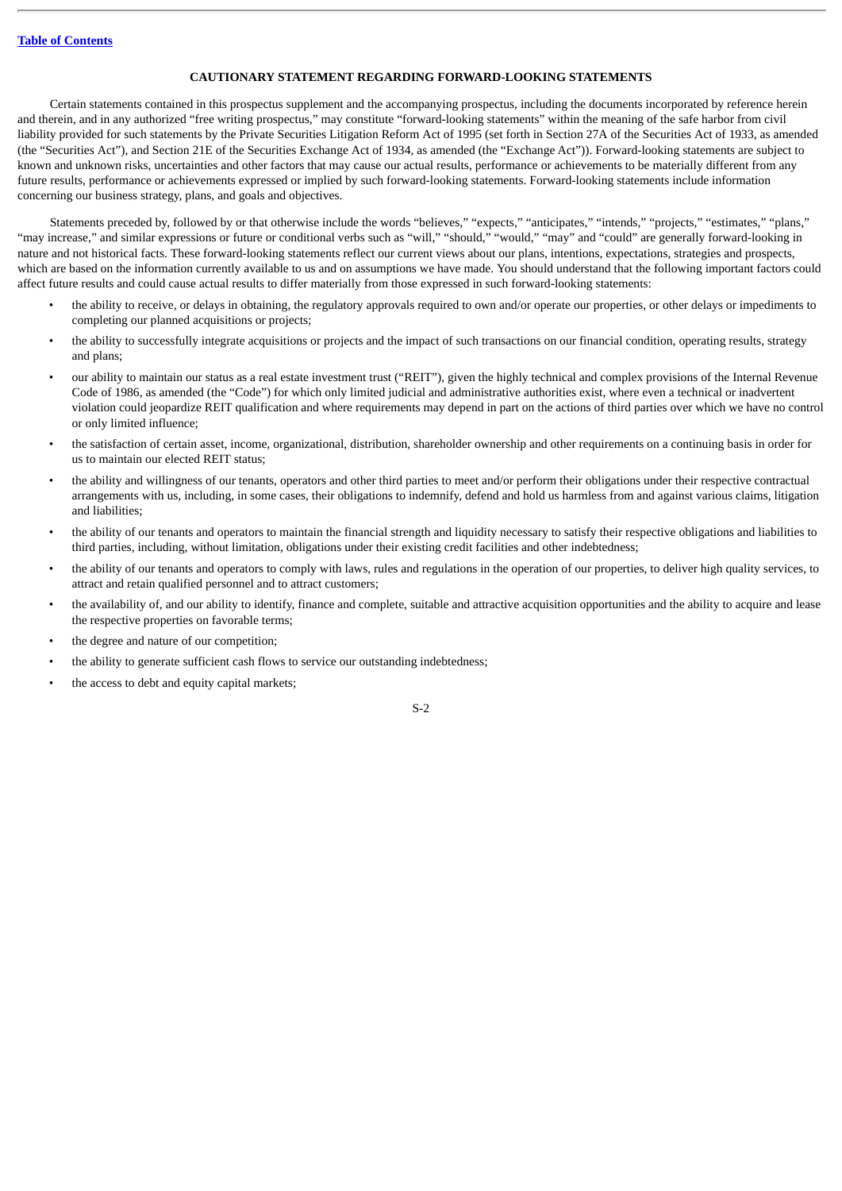## CAUTIONARY STATEMENT REGARDING FORWARD-LOOKING STATEMENTS

Certain statements contained in this prospectus supplement and the accompanying prospectus, including the documents incorporated by reference herein and therein, and in any authorized "free writing prospectus," may constitute "forward-looking statements" within the meaning of the safe harbor from civil liability provided for such statements by the Private Securities Litigation Reform Act of 1995 (set forth in Section 27A of the Securities Act of 1933, as amended (the "Securities Act"), and Section 21E of the Securities Exchange Act of 1934, as amended (the "Exchange Act")). Forward-looking statements are subject to known and unknown risks, uncertainties and other factors that may cause our actual results, performance or achievements to be materially different from any future results, performance or achievements expressed or implied by such forward-looking statements. Forward-looking statements include information concerning our business strategy, plans, and goals and objectives.

Statements preceded by, followed by or that otherwise include the words "believes," "expects," "anticipates," "intends," "projects," "estimates," "plans," "may increase," and similar expressions or future or conditional verbs such as "will," "should," "would," "may" and "could" are generally forward-looking in nature and not historical facts. These forward-looking statements reflect our current views about our plans, intentions, expectations, strategies and prospects, which are based on the information currently available to us and on assumptions we have made. You should understand that the following important factors could affect future results and could cause actual results to differ materially from those expressed in such forward-looking statements:

- the ability to receive, or delays in obtaining, the regulatory approvals required to own and/or operate our properties, or other delays or impediments to completing our planned acquisitions or projects;
- the ability to successfully integrate acquisitions or projects and the impact of such transactions on our financial condition, operating results, strategy and plans;
- our ability to maintain our status as a real estate investment trust ("REIT"), given the highly technical and complex provisions of the Internal Revenue Code of 1986, as amended (the "Code") for which only limited judicial and administrative authorities exist, where even a technical or inadvertent violation could jeopardize REIT qualification and where requirements may depend in part on the actions of third parties over which we have no control or only limited influence;
- the satisfaction of certain asset, income, organizational, distribution, shareholder ownership and other requirements on a continuing basis in order for us to maintain our elected REIT status;
- the ability and willingness of our tenants, operators and other third parties to meet and/or perform their obligations under their respective contractual arrangements with us, including, in some cases, their obligations to indemnify, defend and hold us harmless from and against various claims, litigation and liabilities;
- the ability of our tenants and operators to maintain the financial strength and liquidity necessary to satisfy their respective obligations and liabilities to third parties, including, without limitation, obligations under their existing credit facilities and other indebtedness;
- the ability of our tenants and operators to comply with laws, rules and regulations in the operation of our properties, to deliver high quality services, to attract and retain qualified personnel and to attract customers;
- the availability of, and our ability to identify, finance and complete, suitable and attractive acquisition opportunities and the ability to acquire and lease the respective properties on favorable terms;
- the degree and nature of our competition;
- the ability to generate sufficient cash flows to service our outstanding indebtedness;
- the access to debt and equity capital markets;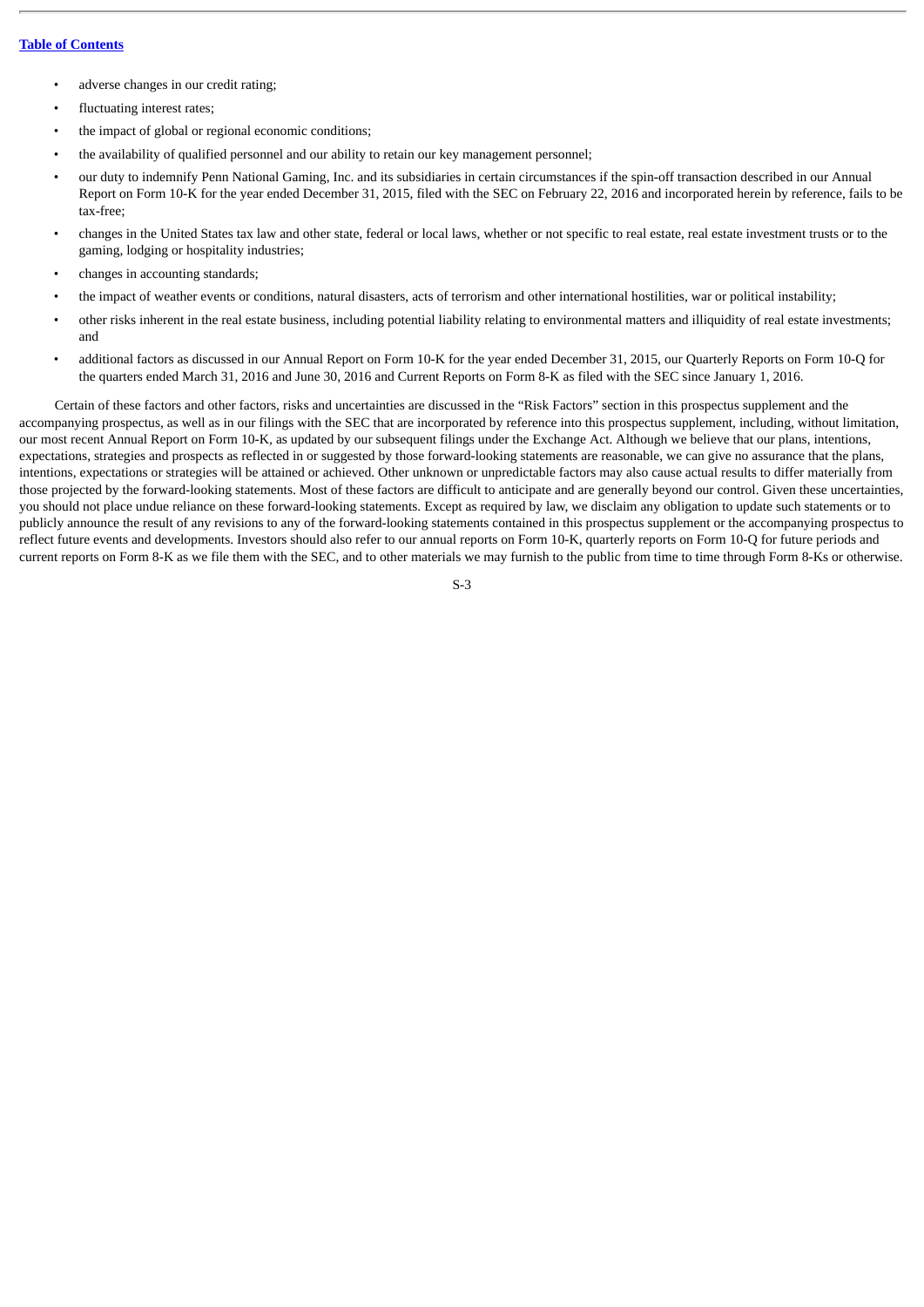- adverse changes in our credit rating;
- fluctuating interest rates;
- the impact of global or regional economic conditions;
- the availability of qualified personnel and our ability to retain our key management personnel;
- our duty to indemnify Penn National Gaming, Inc. and its subsidiaries in certain circumstances if the spin-off transaction described in our Annual Report on Form 10-K for the year ended December 31, 2015, filed with the SEC on February 22, 2016 and incorporated herein by reference, fails to be tax-free;
- changes in the United States tax law and other state, federal or local laws, whether or not specific to real estate, real estate investment trusts or to the gaming, lodging or hospitality industries;
- changes in accounting standards;
- the impact of weather events or conditions, natural disasters, acts of terrorism and other international hostilities, war or political instability;
- other risks inherent in the real estate business, including potential liability relating to environmental matters and illiquidity of real estate investments; and
- additional factors as discussed in our Annual Report on Form 10-K for the year ended December 31, 2015, our Quarterly Reports on Form 10-Q for the quarters ended March 31, 2016 and June 30, 2016 and Current Reports on Form 8-K as filed with the SEC since January 1, 2016.

Certain of these factors and other factors, risks and uncertainties are discussed in the "Risk Factors" section in this prospectus supplement and the accompanying prospectus, as well as in our filings with the SEC that are incorporated by reference into this prospectus supplement, including, without limitation, our most recent Annual Report on Form 10-K, as updated by our subsequent filings under the Exchange Act. Although we believe that our plans, intentions, expectations, strategies and prospects as reflected in or suggested by those forward-looking statements are reasonable, we can give no assurance that the plans, intentions, expectations or strategies will be attained or achieved. Other unknown or unpredictable factors may also cause actual results to differ materially from those projected by the forward-looking statements. Most of these factors are difficult to anticipate and are generally beyond our control. Given these uncertainties, you should not place undue reliance on these forward-looking statements. Except as required by law, we disclaim any obligation to update such statements or to publicly announce the result of any revisions to any of the forward-looking statements contained in this prospectus supplement or the accompanying prospectus to reflect future events and developments. Investors should also refer to our annual reports on Form 10-K, quarterly reports on Form 10-Q for future periods and current reports on Form 8-K as we file them with the SEC, and to other materials we may furnish to the public from time to time through Form 8-Ks or otherwise.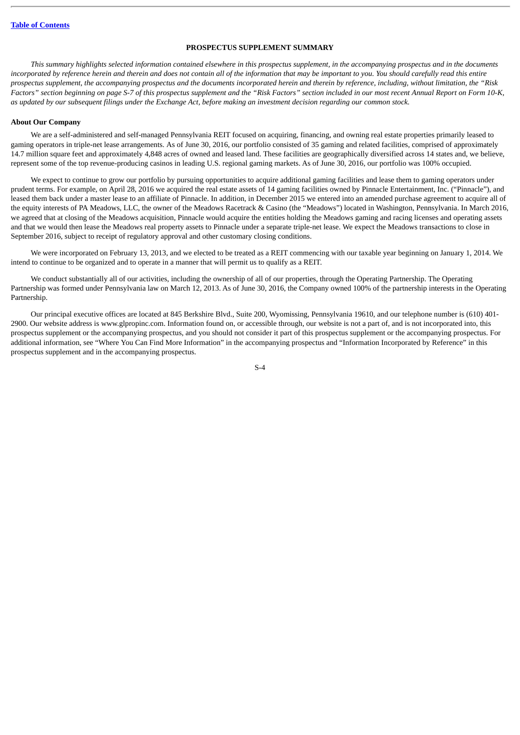## PROSPECTUS SUPPLEMENT SUMMARY

*This summary highlights selected information contained elsewhere in this prospectus supplement, in the accompanying prospectus and in the documents incorporated by reference herein and therein and does not contain all of the information that may be important to you. You should carefully read this entire prospectus supplement, the accompanying prospectus and the documents incorporated herein and therein by reference, including, without limitation, the "Risk Factors" section beginning on page S-7 of this prospectus supplement and the "Risk Factors" section included in our most recent Annual Report on Form 10-K, as updated by our subsequent filings under the Exchange Act, before making an investment decision regarding our common stock.*

### About Our Company

We are a self-administered and self-managed Pennsylvania REIT focused on acquiring, financing, and owning real estate properties primarily leased to gaming operators in triple-net lease arrangements. As of June 30, 2016, our portfolio consisted of 35 gaming and related facilities, comprised of approximately 14.7 million square feet and approximately 4,848 acres of owned and leased land. These facilities are geographically diversified across 14 states and, we believe, represent some of the top revenue-producing casinos in leading U.S. regional gaming markets. As of June 30, 2016, our portfolio was 100% occupied.

We expect to continue to grow our portfolio by pursuing opportunities to acquire additional gaming facilities and lease them to gaming operators under prudent terms. For example, on April 28, 2016 we acquired the real estate assets of 14 gaming facilities owned by Pinnacle Entertainment, Inc. ("Pinnacle"), and leased them back under a master lease to an affiliate of Pinnacle. In addition, in December 2015 we entered into an amended purchase agreement to acquire all of the equity interests of PA Meadows, LLC, the owner of the Meadows Racetrack & Casino (the "Meadows") located in Washington, Pennsylvania. In March 2016, we agreed that at closing of the Meadows acquisition, Pinnacle would acquire the entities holding the Meadows gaming and racing licenses and operating assets and that we would then lease the Meadows real property assets to Pinnacle under a separate triple-net lease. We expect the Meadows transactions to close in September 2016, subject to receipt of regulatory approval and other customary closing conditions.

We were incorporated on February 13, 2013, and we elected to be treated as a REIT commencing with our taxable year beginning on January 1, 2014. We intend to continue to be organized and to operate in a manner that will permit us to qualify as a REIT.

We conduct substantially all of our activities, including the ownership of all of our properties, through the Operating Partnership. The Operating Partnership was formed under Pennsylvania law on March 12, 2013. As of June 30, 2016, the Company owned 100% of the partnership interests in the Operating Partnership.

Our principal executive offices are located at 845 Berkshire Blvd., Suite 200, Wyomissing, Pennsylvania 19610, and our telephone number is (610) 401-2900. Our website address is www.glpropinc.com. Information found on, or accessible through, our website is not a part of, and is not incorporated into, this prospectus supplement or the accompanying prospectus, and you should not consider it part of this prospectus supplement or the accompanying prospectus. For additional information, see "Where You Can Find More Information" in the accompanying prospectus and "Information Incorporated by Reference" in this prospectus supplement and in the accompanying prospectus.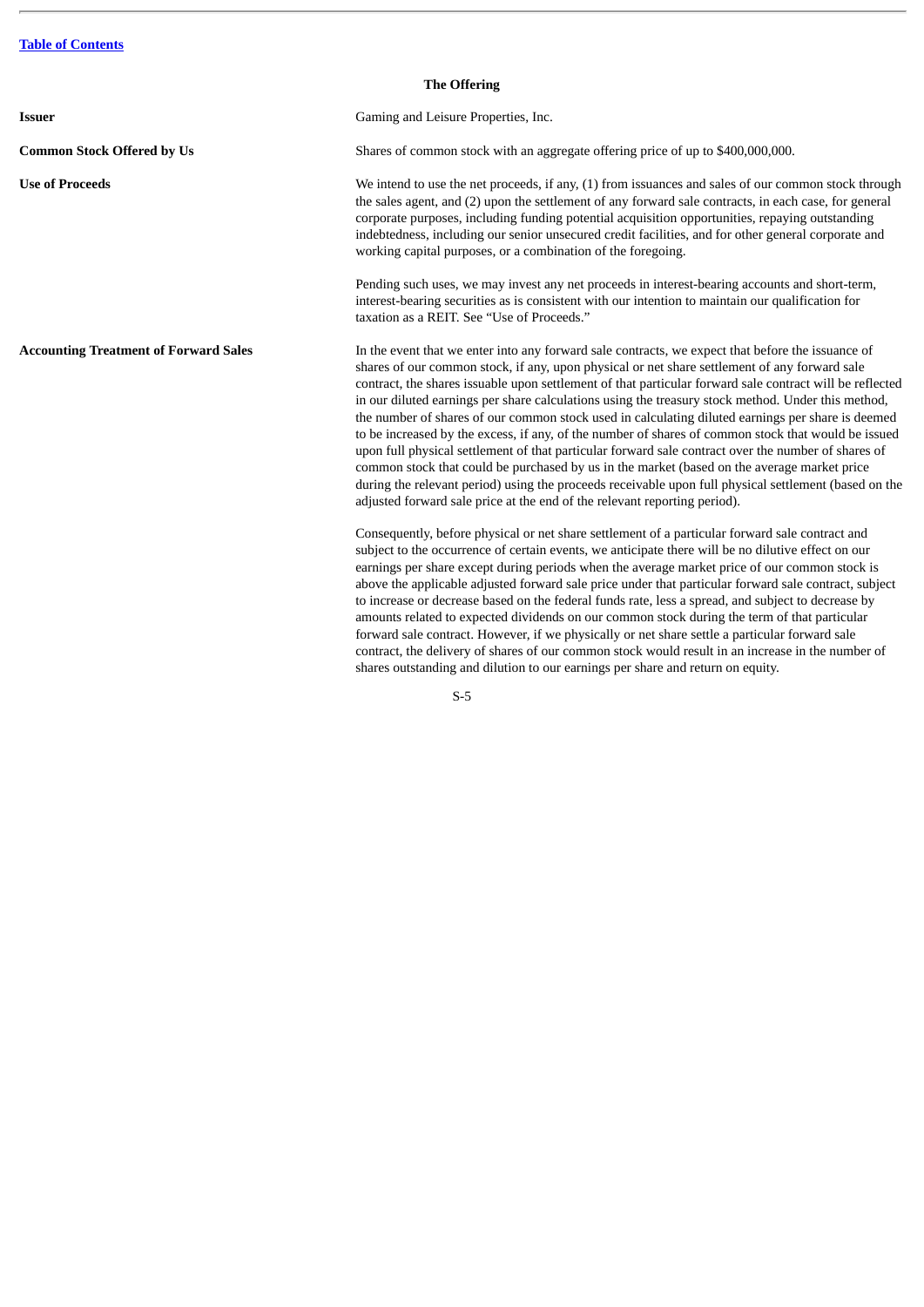## The Offering

| | |
|---|---|
| **Issuer** | Gaming and Leisure Properties, Inc. |
| **Common Stock Offered by Us** | Shares of common stock with an aggregate offering price of up to $400,000,000. |
| **Use of Proceeds** | We intend to use the net proceeds, if any, (1) from issuances and sales of our common stock through the sales agent, and (2) upon the settlement of any forward sale contracts, in each case, for general corporate purposes, including funding potential acquisition opportunities, repaying outstanding indebtedness, including our senior unsecured credit facilities, and for other general corporate and working capital purposes, or a combination of the foregoing.<br><br>Pending such uses, we may invest any net proceeds in interest-bearing accounts and short-term, interest-bearing securities as is consistent with our intention to maintain our qualification for taxation as a REIT. See "Use of Proceeds." |
| **Accounting Treatment of Forward Sales** | In the event that we enter into any forward sale contracts, we expect that before the issuance of shares of our common stock, if any, upon physical or net share settlement of any forward sale contract, the shares issuable upon settlement of that particular forward sale contract will be reflected in our diluted earnings per share calculations using the treasury stock method. Under this method, the number of shares of our common stock used in calculating diluted earnings per share is deemed to be increased by the excess, if any, of the number of shares of common stock that would be issued upon full physical settlement of that particular forward sale contract over the number of shares of common stock that could be purchased by us in the market (based on the average market price during the relevant period) using the proceeds receivable upon full physical settlement (based on the adjusted forward sale price at the end of the relevant reporting period).<br><br>Consequently, before physical or net share settlement of a particular forward sale contract and subject to the occurrence of certain events, we anticipate there will be no dilutive effect on our earnings per share except during periods when the average market price of our common stock is above the applicable adjusted forward sale price under that particular forward sale contract, subject to increase or decrease based on the federal funds rate, less a spread, and subject to decrease by amounts related to expected dividends on our common stock during the term of that particular forward sale contract. However, if we physically or net share settle a particular forward sale contract, the delivery of shares of our common stock would result in an increase in the number of shares outstanding and dilution to our earnings per share and return on equity. |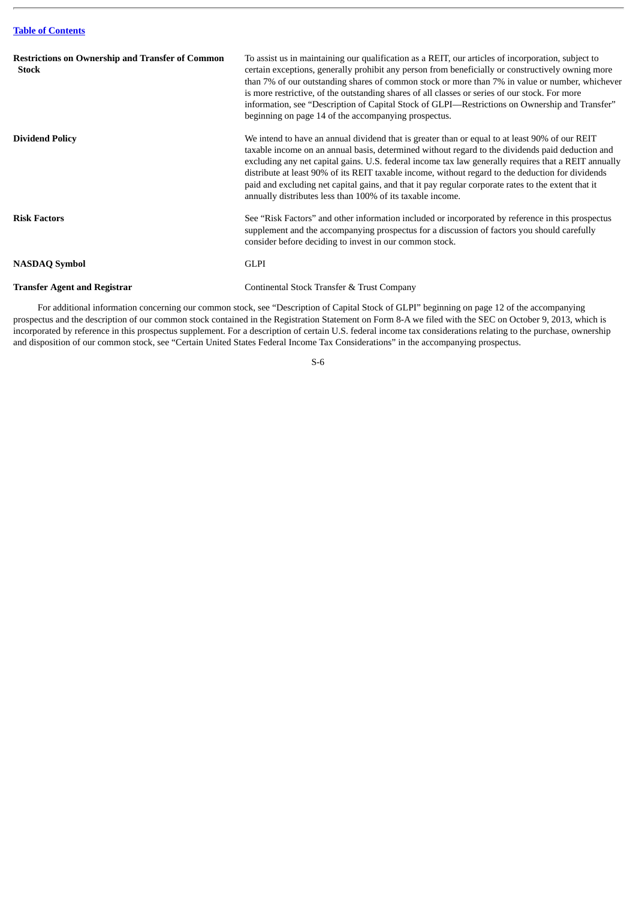| | |
|---|---|
| **Restrictions on Ownership and Transfer of Common Stock** | To assist us in maintaining our qualification as a REIT, our articles of incorporation, subject to certain exceptions, generally prohibit any person from beneficially or constructively owning more than 7% of our outstanding shares of common stock or more than 7% in value or number, whichever is more restrictive, of the outstanding shares of all classes or series of our stock. For more information, see "Description of Capital Stock of GLPI—Restrictions on Ownership and Transfer" beginning on page 14 of the accompanying prospectus. |
| **Dividend Policy** | We intend to have an annual dividend that is greater than or equal to at least 90% of our REIT taxable income on an annual basis, determined without regard to the dividends paid deduction and excluding any net capital gains. U.S. federal income tax law generally requires that a REIT annually distribute at least 90% of its REIT taxable income, without regard to the deduction for dividends paid and excluding net capital gains, and that it pay regular corporate rates to the extent that it annually distributes less than 100% of its taxable income. |
| **Risk Factors** | See "Risk Factors" and other information included or incorporated by reference in this prospectus supplement and the accompanying prospectus for a discussion of factors you should carefully consider before deciding to invest in our common stock. |
| **NASDAQ Symbol** | GLPI |
| **Transfer Agent and Registrar** | Continental Stock Transfer & Trust Company |

For additional information concerning our common stock, see "Description of Capital Stock of GLPI" beginning on page 12 of the accompanying prospectus and the description of our common stock contained in the Registration Statement on Form 8-A we filed with the SEC on October 9, 2013, which is incorporated by reference in this prospectus supplement. For a description of certain U.S. federal income tax considerations relating to the purchase, ownership and disposition of our common stock, see "Certain United States Federal Income Tax Considerations" in the accompanying prospectus.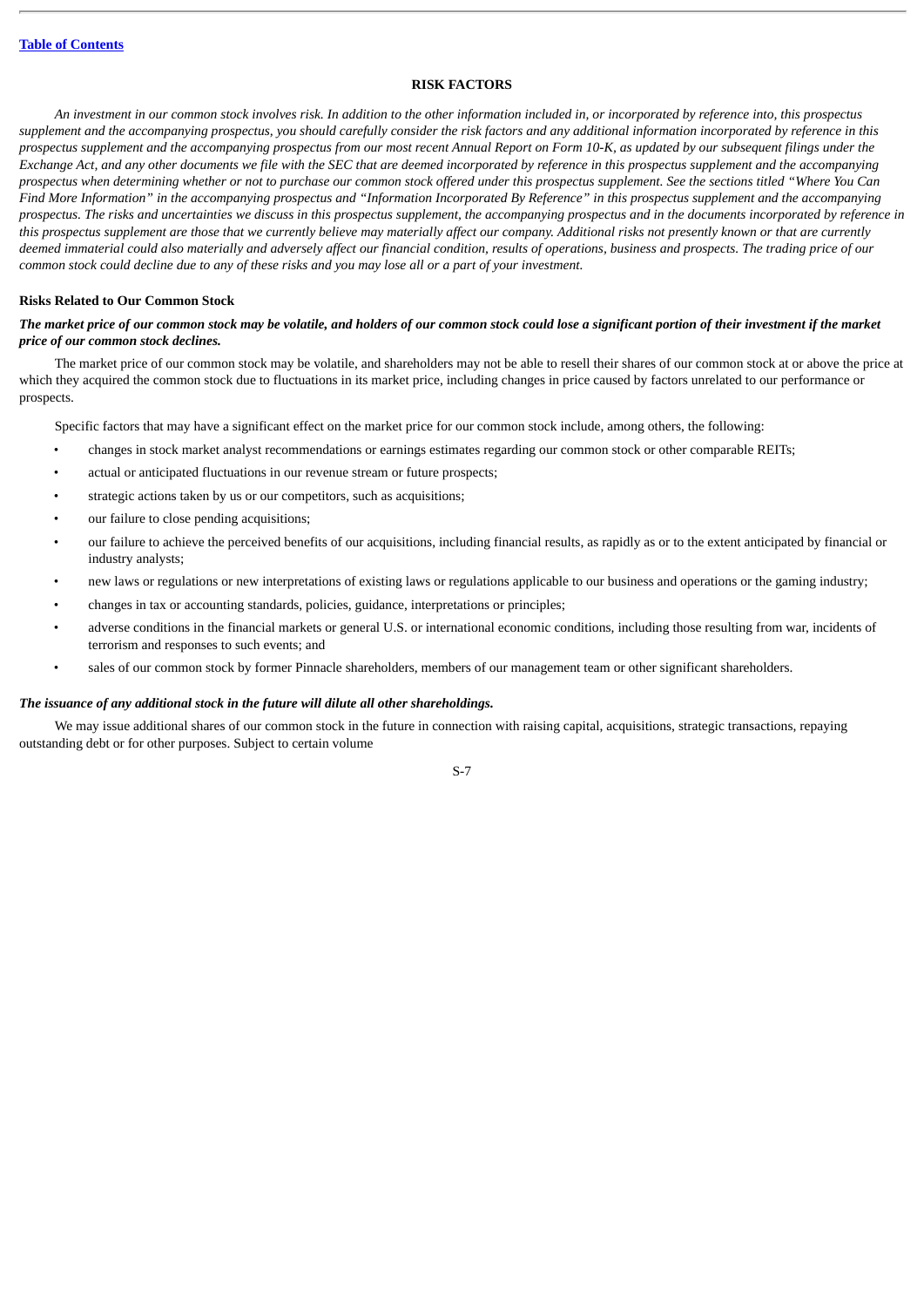## RISK FACTORS

*An investment in our common stock involves risk. In addition to the other information included in, or incorporated by reference into, this prospectus supplement and the accompanying prospectus, you should carefully consider the risk factors and any additional information incorporated by reference in this prospectus supplement and the accompanying prospectus from our most recent Annual Report on Form 10-K, as updated by our subsequent filings under the Exchange Act, and any other documents we file with the SEC that are deemed incorporated by reference in this prospectus supplement and the accompanying prospectus when determining whether or not to purchase our common stock offered under this prospectus supplement. See the sections titled "Where You Can Find More Information" in the accompanying prospectus and "Information Incorporated By Reference" in this prospectus supplement and the accompanying prospectus. The risks and uncertainties we discuss in this prospectus supplement, the accompanying prospectus and in the documents incorporated by reference in this prospectus supplement are those that we currently believe may materially affect our company. Additional risks not presently known or that are currently deemed immaterial could also materially and adversely affect our financial condition, results of operations, business and prospects. The trading price of our common stock could decline due to any of these risks and you may lose all or a part of your investment.*

### Risks Related to Our Common Stock

***The market price of our common stock may be volatile, and holders of our common stock could lose a significant portion of their investment if the market price of our common stock declines.***

The market price of our common stock may be volatile, and shareholders may not be able to resell their shares of our common stock at or above the price at which they acquired the common stock due to fluctuations in its market price, including changes in price caused by factors unrelated to our performance or prospects.

Specific factors that may have a significant effect on the market price for our common stock include, among others, the following:

- changes in stock market analyst recommendations or earnings estimates regarding our common stock or other comparable REITs;
- actual or anticipated fluctuations in our revenue stream or future prospects;
- strategic actions taken by us or our competitors, such as acquisitions;
- our failure to close pending acquisitions;
- our failure to achieve the perceived benefits of our acquisitions, including financial results, as rapidly as or to the extent anticipated by financial or industry analysts;
- new laws or regulations or new interpretations of existing laws or regulations applicable to our business and operations or the gaming industry;
- changes in tax or accounting standards, policies, guidance, interpretations or principles;
- adverse conditions in the financial markets or general U.S. or international economic conditions, including those resulting from war, incidents of terrorism and responses to such events; and
- sales of our common stock by former Pinnacle shareholders, members of our management team or other significant shareholders.

***The issuance of any additional stock in the future will dilute all other shareholdings.***

We may issue additional shares of our common stock in the future in connection with raising capital, acquisitions, strategic transactions, repaying outstanding debt or for other purposes. Subject to certain volume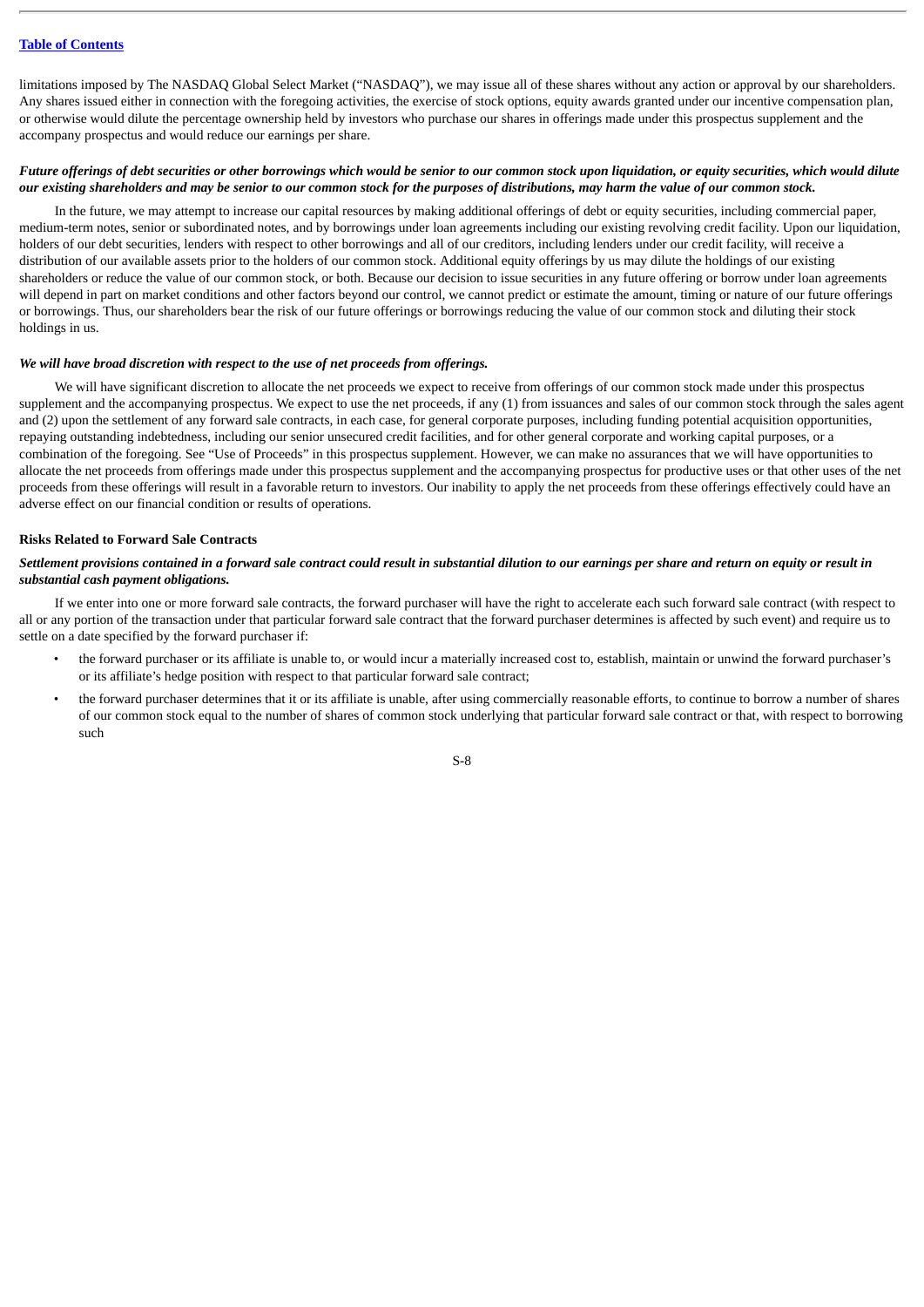limitations imposed by The NASDAQ Global Select Market ("NASDAQ"), we may issue all of these shares without any action or approval by our shareholders. Any shares issued either in connection with the foregoing activities, the exercise of stock options, equity awards granted under our incentive compensation plan, or otherwise would dilute the percentage ownership held by investors who purchase our shares in offerings made under this prospectus supplement and the accompany prospectus and would reduce our earnings per share.

***Future offerings of debt securities or other borrowings which would be senior to our common stock upon liquidation, or equity securities, which would dilute our existing shareholders and may be senior to our common stock for the purposes of distributions, may harm the value of our common stock.***

In the future, we may attempt to increase our capital resources by making additional offerings of debt or equity securities, including commercial paper, medium-term notes, senior or subordinated notes, and by borrowings under loan agreements including our existing revolving credit facility. Upon our liquidation, holders of our debt securities, lenders with respect to other borrowings and all of our creditors, including lenders under our credit facility, will receive a distribution of our available assets prior to the holders of our common stock. Additional equity offerings by us may dilute the holdings of our existing shareholders or reduce the value of our common stock, or both. Because our decision to issue securities in any future offering or borrow under loan agreements will depend in part on market conditions and other factors beyond our control, we cannot predict or estimate the amount, timing or nature of our future offerings or borrowings. Thus, our shareholders bear the risk of our future offerings or borrowings reducing the value of our common stock and diluting their stock holdings in us.

***We will have broad discretion with respect to the use of net proceeds from offerings.***

We will have significant discretion to allocate the net proceeds we expect to receive from offerings of our common stock made under this prospectus supplement and the accompanying prospectus. We expect to use the net proceeds, if any (1) from issuances and sales of our common stock through the sales agent and (2) upon the settlement of any forward sale contracts, in each case, for general corporate purposes, including funding potential acquisition opportunities, repaying outstanding indebtedness, including our senior unsecured credit facilities, and for other general corporate and working capital purposes, or a combination of the foregoing. See "Use of Proceeds" in this prospectus supplement. However, we can make no assurances that we will have opportunities to allocate the net proceeds from offerings made under this prospectus supplement and the accompanying prospectus for productive uses or that other uses of the net proceeds from these offerings will result in a favorable return to investors. Our inability to apply the net proceeds from these offerings effectively could have an adverse effect on our financial condition or results of operations.

**Risks Related to Forward Sale Contracts**

***Settlement provisions contained in a forward sale contract could result in substantial dilution to our earnings per share and return on equity or result in substantial cash payment obligations.***

If we enter into one or more forward sale contracts, the forward purchaser will have the right to accelerate each such forward sale contract (with respect to all or any portion of the transaction under that particular forward sale contract that the forward purchaser determines is affected by such event) and require us to settle on a date specified by the forward purchaser if:

- the forward purchaser or its affiliate is unable to, or would incur a materially increased cost to, establish, maintain or unwind the forward purchaser's or its affiliate's hedge position with respect to that particular forward sale contract;
- the forward purchaser determines that it or its affiliate is unable, after using commercially reasonable efforts, to continue to borrow a number of shares of our common stock equal to the number of shares of common stock underlying that particular forward sale contract or that, with respect to borrowing such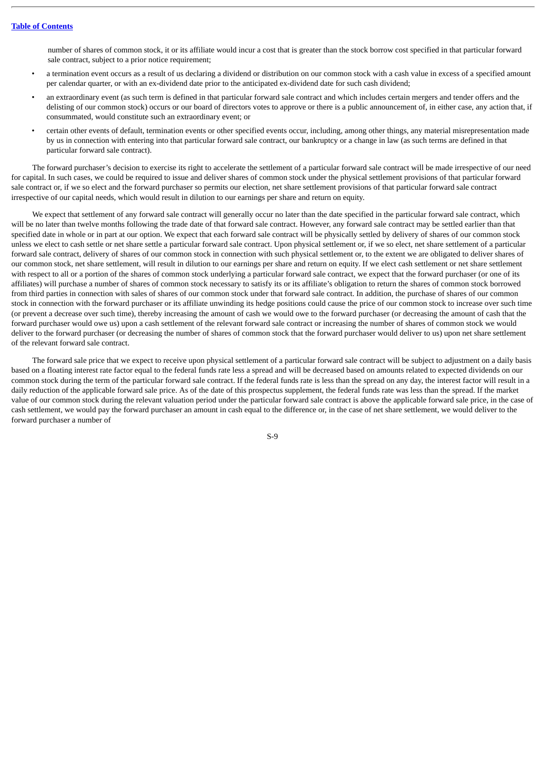number of shares of common stock, it or its affiliate would incur a cost that is greater than the stock borrow cost specified in that particular forward sale contract, subject to a prior notice requirement;

- a termination event occurs as a result of us declaring a dividend or distribution on our common stock with a cash value in excess of a specified amount per calendar quarter, or with an ex-dividend date prior to the anticipated ex-dividend date for such cash dividend;
- an extraordinary event (as such term is defined in that particular forward sale contract and which includes certain mergers and tender offers and the delisting of our common stock) occurs or our board of directors votes to approve or there is a public announcement of, in either case, any action that, if consummated, would constitute such an extraordinary event; or
- certain other events of default, termination events or other specified events occur, including, among other things, any material misrepresentation made by us in connection with entering into that particular forward sale contract, our bankruptcy or a change in law (as such terms are defined in that particular forward sale contract).

The forward purchaser's decision to exercise its right to accelerate the settlement of a particular forward sale contract will be made irrespective of our need for capital. In such cases, we could be required to issue and deliver shares of common stock under the physical settlement provisions of that particular forward sale contract or, if we so elect and the forward purchaser so permits our election, net share settlement provisions of that particular forward sale contract irrespective of our capital needs, which would result in dilution to our earnings per share and return on equity.

We expect that settlement of any forward sale contract will generally occur no later than the date specified in the particular forward sale contract, which will be no later than twelve months following the trade date of that forward sale contract. However, any forward sale contract may be settled earlier than that specified date in whole or in part at our option. We expect that each forward sale contract will be physically settled by delivery of shares of our common stock unless we elect to cash settle or net share settle a particular forward sale contract. Upon physical settlement or, if we so elect, net share settlement of a particular forward sale contract, delivery of shares of our common stock in connection with such physical settlement or, to the extent we are obligated to deliver shares of our common stock, net share settlement, will result in dilution to our earnings per share and return on equity. If we elect cash settlement or net share settlement with respect to all or a portion of the shares of common stock underlying a particular forward sale contract, we expect that the forward purchaser (or one of its affiliates) will purchase a number of shares of common stock necessary to satisfy its or its affiliate's obligation to return the shares of common stock borrowed from third parties in connection with sales of shares of our common stock under that forward sale contract. In addition, the purchase of shares of our common stock in connection with the forward purchaser or its affiliate unwinding its hedge positions could cause the price of our common stock to increase over such time (or prevent a decrease over such time), thereby increasing the amount of cash we would owe to the forward purchaser (or decreasing the amount of cash that the forward purchaser would owe us) upon a cash settlement of the relevant forward sale contract or increasing the number of shares of common stock we would deliver to the forward purchaser (or decreasing the number of shares of common stock that the forward purchaser would deliver to us) upon net share settlement of the relevant forward sale contract.

The forward sale price that we expect to receive upon physical settlement of a particular forward sale contract will be subject to adjustment on a daily basis based on a floating interest rate factor equal to the federal funds rate less a spread and will be decreased based on amounts related to expected dividends on our common stock during the term of the particular forward sale contract. If the federal funds rate is less than the spread on any day, the interest factor will result in a daily reduction of the applicable forward sale price. As of the date of this prospectus supplement, the federal funds rate was less than the spread. If the market value of our common stock during the relevant valuation period under the particular forward sale contract is above the applicable forward sale price, in the case of cash settlement, we would pay the forward purchaser an amount in cash equal to the difference or, in the case of net share settlement, we would deliver to the forward purchaser a number of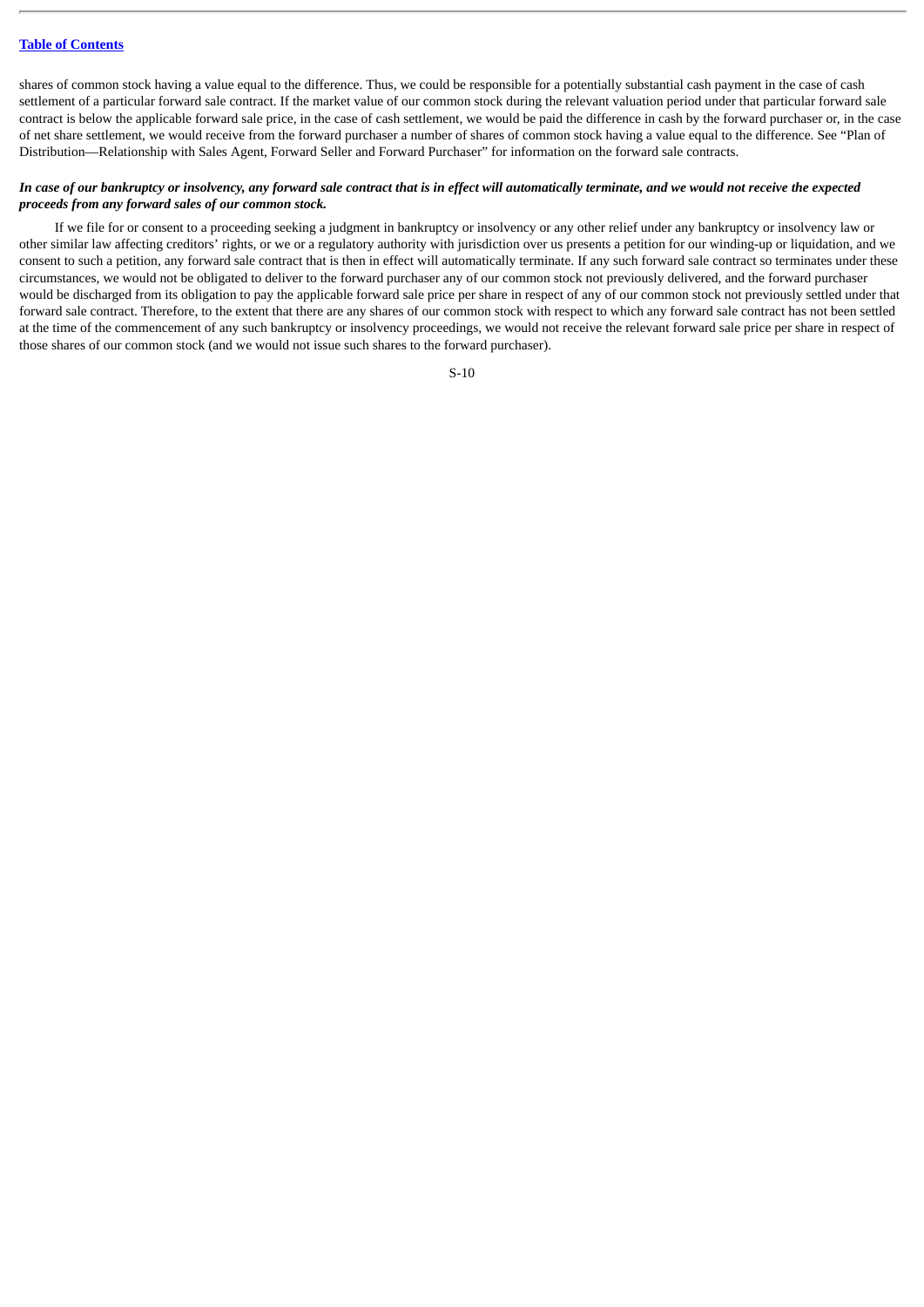shares of common stock having a value equal to the difference. Thus, we could be responsible for a potentially substantial cash payment in the case of cash settlement of a particular forward sale contract. If the market value of our common stock during the relevant valuation period under that particular forward sale contract is below the applicable forward sale price, in the case of cash settlement, we would be paid the difference in cash by the forward purchaser or, in the case of net share settlement, we would receive from the forward purchaser a number of shares of common stock having a value equal to the difference. See "Plan of Distribution—Relationship with Sales Agent, Forward Seller and Forward Purchaser" for information on the forward sale contracts.

***In case of our bankruptcy or insolvency, any forward sale contract that is in effect will automatically terminate, and we would not receive the expected proceeds from any forward sales of our common stock.***

If we file for or consent to a proceeding seeking a judgment in bankruptcy or insolvency or any other relief under any bankruptcy or insolvency law or other similar law affecting creditors' rights, or we or a regulatory authority with jurisdiction over us presents a petition for our winding-up or liquidation, and we consent to such a petition, any forward sale contract that is then in effect will automatically terminate. If any such forward sale contract so terminates under these circumstances, we would not be obligated to deliver to the forward purchaser any of our common stock not previously delivered, and the forward purchaser would be discharged from its obligation to pay the applicable forward sale price per share in respect of any of our common stock not previously settled under that forward sale contract. Therefore, to the extent that there are any shares of our common stock with respect to which any forward sale contract has not been settled at the time of the commencement of any such bankruptcy or insolvency proceedings, we would not receive the relevant forward sale price per share in respect of those shares of our common stock (and we would not issue such shares to the forward purchaser).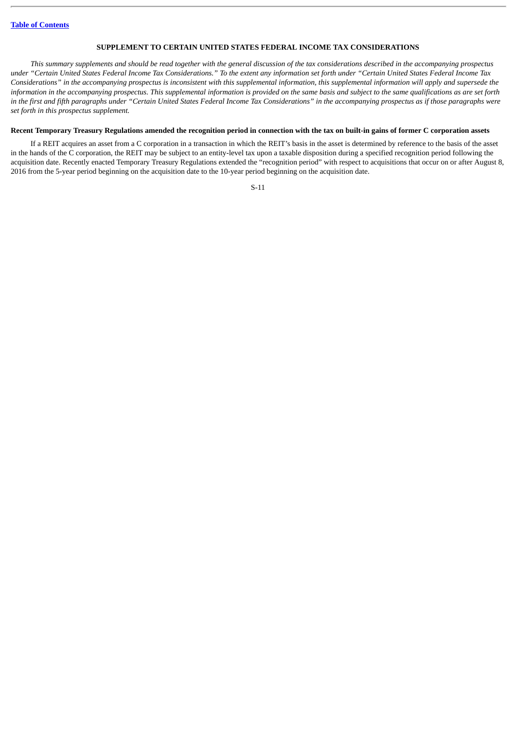## SUPPLEMENT TO CERTAIN UNITED STATES FEDERAL INCOME TAX CONSIDERATIONS

*This summary supplements and should be read together with the general discussion of the tax considerations described in the accompanying prospectus under "Certain United States Federal Income Tax Considerations." To the extent any information set forth under "Certain United States Federal Income Tax Considerations" in the accompanying prospectus is inconsistent with this supplemental information, this supplemental information will apply and supersede the information in the accompanying prospectus. This supplemental information is provided on the same basis and subject to the same qualifications as are set forth in the first and fifth paragraphs under "Certain United States Federal Income Tax Considerations" in the accompanying prospectus as if those paragraphs were set forth in this prospectus supplement.*

### Recent Temporary Treasury Regulations amended the recognition period in connection with the tax on built-in gains of former C corporation assets

If a REIT acquires an asset from a C corporation in a transaction in which the REIT's basis in the asset is determined by reference to the basis of the asset in the hands of the C corporation, the REIT may be subject to an entity-level tax upon a taxable disposition during a specified recognition period following the acquisition date. Recently enacted Temporary Treasury Regulations extended the "recognition period" with respect to acquisitions that occur on or after August 8, 2016 from the 5-year period beginning on the acquisition date to the 10-year period beginning on the acquisition date.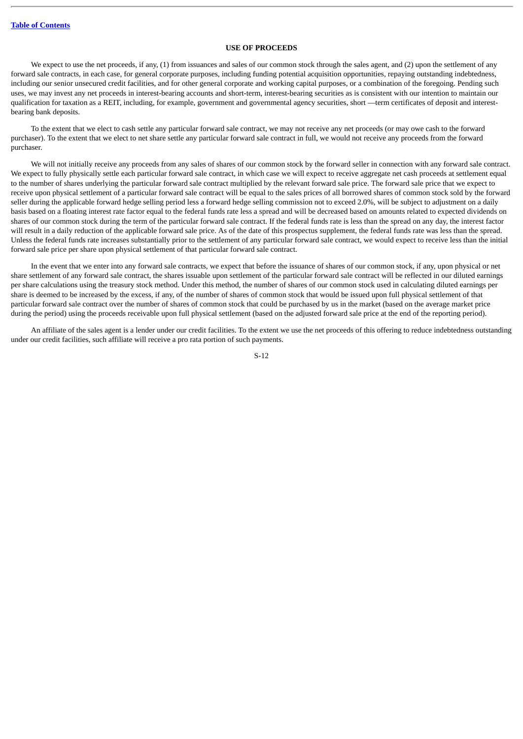## USE OF PROCEEDS

We expect to use the net proceeds, if any, (1) from issuances and sales of our common stock through the sales agent, and (2) upon the settlement of any forward sale contracts, in each case, for general corporate purposes, including funding potential acquisition opportunities, repaying outstanding indebtedness, including our senior unsecured credit facilities, and for other general corporate and working capital purposes, or a combination of the foregoing. Pending such uses, we may invest any net proceeds in interest-bearing accounts and short-term, interest-bearing securities as is consistent with our intention to maintain our qualification for taxation as a REIT, including, for example, government and governmental agency securities, short —term certificates of deposit and interest-bearing bank deposits.

To the extent that we elect to cash settle any particular forward sale contract, we may not receive any net proceeds (or may owe cash to the forward purchaser). To the extent that we elect to net share settle any particular forward sale contract in full, we would not receive any proceeds from the forward purchaser.

We will not initially receive any proceeds from any sales of shares of our common stock by the forward seller in connection with any forward sale contract. We expect to fully physically settle each particular forward sale contract, in which case we will expect to receive aggregate net cash proceeds at settlement equal to the number of shares underlying the particular forward sale contract multiplied by the relevant forward sale price. The forward sale price that we expect to receive upon physical settlement of a particular forward sale contract will be equal to the sales prices of all borrowed shares of common stock sold by the forward seller during the applicable forward hedge selling period less a forward hedge selling commission not to exceed 2.0%, will be subject to adjustment on a daily basis based on a floating interest rate factor equal to the federal funds rate less a spread and will be decreased based on amounts related to expected dividends on shares of our common stock during the term of the particular forward sale contract. If the federal funds rate is less than the spread on any day, the interest factor will result in a daily reduction of the applicable forward sale price. As of the date of this prospectus supplement, the federal funds rate was less than the spread. Unless the federal funds rate increases substantially prior to the settlement of any particular forward sale contract, we would expect to receive less than the initial forward sale price per share upon physical settlement of that particular forward sale contract.

In the event that we enter into any forward sale contracts, we expect that before the issuance of shares of our common stock, if any, upon physical or net share settlement of any forward sale contract, the shares issuable upon settlement of the particular forward sale contract will be reflected in our diluted earnings per share calculations using the treasury stock method. Under this method, the number of shares of our common stock used in calculating diluted earnings per share is deemed to be increased by the excess, if any, of the number of shares of common stock that would be issued upon full physical settlement of that particular forward sale contract over the number of shares of common stock that could be purchased by us in the market (based on the average market price during the period) using the proceeds receivable upon full physical settlement (based on the adjusted forward sale price at the end of the reporting period).

An affiliate of the sales agent is a lender under our credit facilities. To the extent we use the net proceeds of this offering to reduce indebtedness outstanding under our credit facilities, such affiliate will receive a pro rata portion of such payments.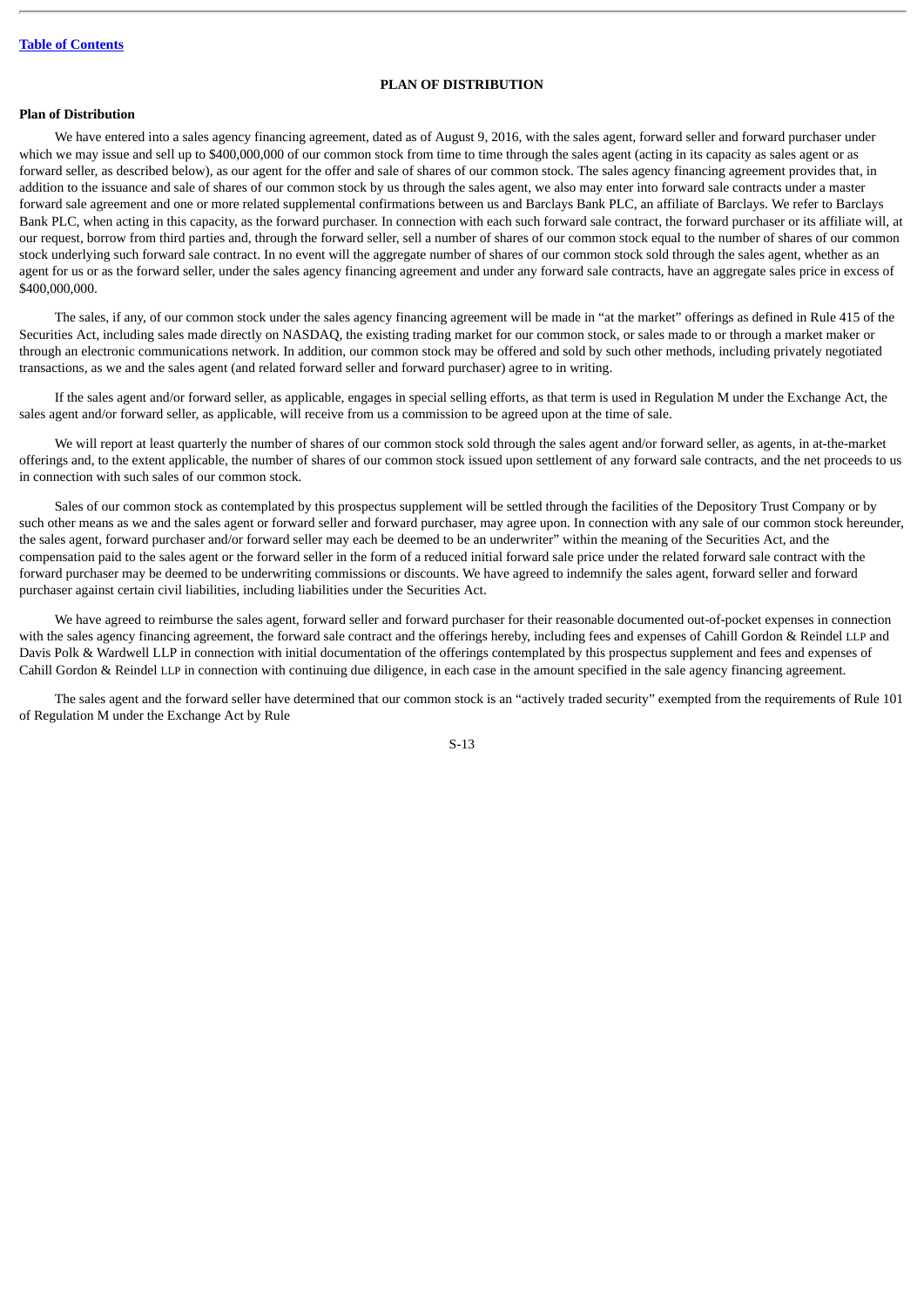## PLAN OF DISTRIBUTION

### Plan of Distribution

We have entered into a sales agency financing agreement, dated as of August 9, 2016, with the sales agent, forward seller and forward purchaser under which we may issue and sell up to $400,000,000 of our common stock from time to time through the sales agent (acting in its capacity as sales agent or as forward seller, as described below), as our agent for the offer and sale of shares of our common stock. The sales agency financing agreement provides that, in addition to the issuance and sale of shares of our common stock by us through the sales agent, we also may enter into forward sale contracts under a master forward sale agreement and one or more related supplemental confirmations between us and Barclays Bank PLC, an affiliate of Barclays. We refer to Barclays Bank PLC, when acting in this capacity, as the forward purchaser. In connection with each such forward sale contract, the forward purchaser or its affiliate will, at our request, borrow from third parties and, through the forward seller, sell a number of shares of our common stock equal to the number of shares of our common stock underlying such forward sale contract. In no event will the aggregate number of shares of our common stock sold through the sales agent, whether as an agent for us or as the forward seller, under the sales agency financing agreement and under any forward sale contracts, have an aggregate sales price in excess of $400,000,000.

The sales, if any, of our common stock under the sales agency financing agreement will be made in "at the market" offerings as defined in Rule 415 of the Securities Act, including sales made directly on NASDAQ, the existing trading market for our common stock, or sales made to or through a market maker or through an electronic communications network. In addition, our common stock may be offered and sold by such other methods, including privately negotiated transactions, as we and the sales agent (and related forward seller and forward purchaser) agree to in writing.

If the sales agent and/or forward seller, as applicable, engages in special selling efforts, as that term is used in Regulation M under the Exchange Act, the sales agent and/or forward seller, as applicable, will receive from us a commission to be agreed upon at the time of sale.

We will report at least quarterly the number of shares of our common stock sold through the sales agent and/or forward seller, as agents, in at-the-market offerings and, to the extent applicable, the number of shares of our common stock issued upon settlement of any forward sale contracts, and the net proceeds to us in connection with such sales of our common stock.

Sales of our common stock as contemplated by this prospectus supplement will be settled through the facilities of the Depository Trust Company or by such other means as we and the sales agent or forward seller and forward purchaser, may agree upon. In connection with any sale of our common stock hereunder, the sales agent, forward purchaser and/or forward seller may each be deemed to be an underwriter" within the meaning of the Securities Act, and the compensation paid to the sales agent or the forward seller in the form of a reduced initial forward sale price under the related forward sale contract with the forward purchaser may be deemed to be underwriting commissions or discounts. We have agreed to indemnify the sales agent, forward seller and forward purchaser against certain civil liabilities, including liabilities under the Securities Act.

We have agreed to reimburse the sales agent, forward seller and forward purchaser for their reasonable documented out-of-pocket expenses in connection with the sales agency financing agreement, the forward sale contract and the offerings hereby, including fees and expenses of Cahill Gordon & Reindel LLP and Davis Polk & Wardwell LLP in connection with initial documentation of the offerings contemplated by this prospectus supplement and fees and expenses of Cahill Gordon & Reindel LLP in connection with continuing due diligence, in each case in the amount specified in the sale agency financing agreement.

The sales agent and the forward seller have determined that our common stock is an "actively traded security" exempted from the requirements of Rule 101 of Regulation M under the Exchange Act by Rule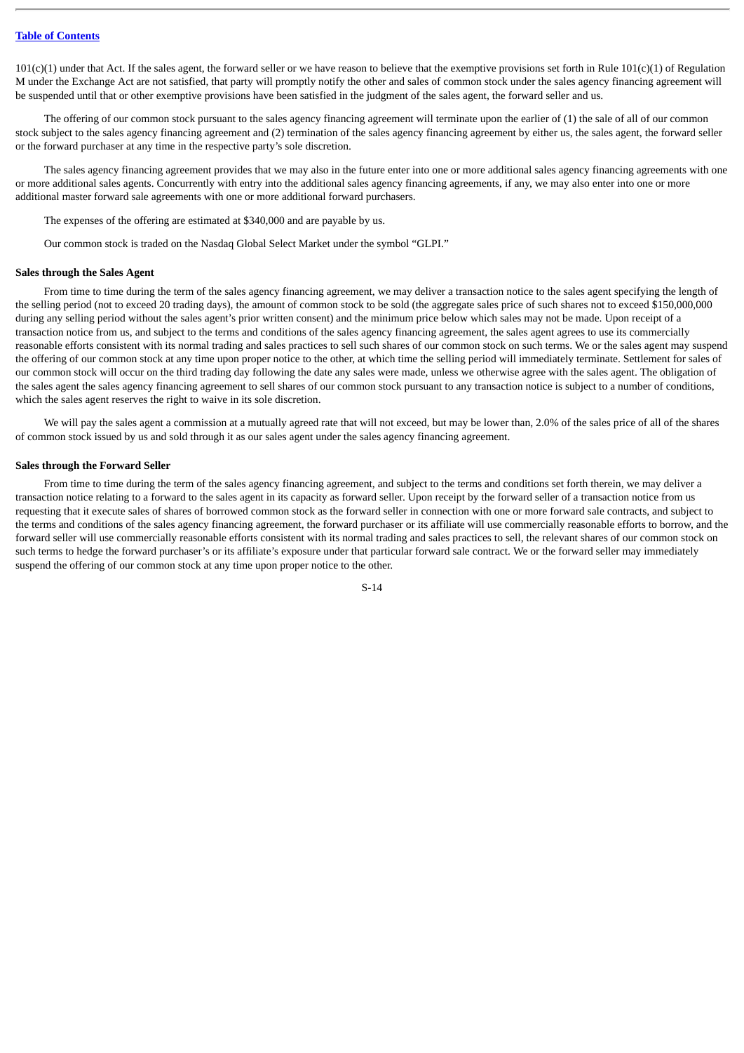101(c)(1) under that Act. If the sales agent, the forward seller or we have reason to believe that the exemptive provisions set forth in Rule 101(c)(1) of Regulation M under the Exchange Act are not satisfied, that party will promptly notify the other and sales of common stock under the sales agency financing agreement will be suspended until that or other exemptive provisions have been satisfied in the judgment of the sales agent, the forward seller and us.

The offering of our common stock pursuant to the sales agency financing agreement will terminate upon the earlier of (1) the sale of all of our common stock subject to the sales agency financing agreement and (2) termination of the sales agency financing agreement by either us, the sales agent, the forward seller or the forward purchaser at any time in the respective party's sole discretion.

The sales agency financing agreement provides that we may also in the future enter into one or more additional sales agency financing agreements with one or more additional sales agents. Concurrently with entry into the additional sales agency financing agreements, if any, we may also enter into one or more additional master forward sale agreements with one or more additional forward purchasers.

The expenses of the offering are estimated at $340,000 and are payable by us.

Our common stock is traded on the Nasdaq Global Select Market under the symbol "GLPI."

**Sales through the Sales Agent**

From time to time during the term of the sales agency financing agreement, we may deliver a transaction notice to the sales agent specifying the length of the selling period (not to exceed 20 trading days), the amount of common stock to be sold (the aggregate sales price of such shares not to exceed $150,000,000 during any selling period without the sales agent's prior written consent) and the minimum price below which sales may not be made. Upon receipt of a transaction notice from us, and subject to the terms and conditions of the sales agency financing agreement, the sales agent agrees to use its commercially reasonable efforts consistent with its normal trading and sales practices to sell such shares of our common stock on such terms. We or the sales agent may suspend the offering of our common stock at any time upon proper notice to the other, at which time the selling period will immediately terminate. Settlement for sales of our common stock will occur on the third trading day following the date any sales were made, unless we otherwise agree with the sales agent. The obligation of the sales agent the sales agency financing agreement to sell shares of our common stock pursuant to any transaction notice is subject to a number of conditions, which the sales agent reserves the right to waive in its sole discretion.

We will pay the sales agent a commission at a mutually agreed rate that will not exceed, but may be lower than, 2.0% of the sales price of all of the shares of common stock issued by us and sold through it as our sales agent under the sales agency financing agreement.

**Sales through the Forward Seller**

From time to time during the term of the sales agency financing agreement, and subject to the terms and conditions set forth therein, we may deliver a transaction notice relating to a forward to the sales agent in its capacity as forward seller. Upon receipt by the forward seller of a transaction notice from us requesting that it execute sales of shares of borrowed common stock as the forward seller in connection with one or more forward sale contracts, and subject to the terms and conditions of the sales agency financing agreement, the forward purchaser or its affiliate will use commercially reasonable efforts to borrow, and the forward seller will use commercially reasonable efforts consistent with its normal trading and sales practices to sell, the relevant shares of our common stock on such terms to hedge the forward purchaser's or its affiliate's exposure under that particular forward sale contract. We or the forward seller may immediately suspend the offering of our common stock at any time upon proper notice to the other.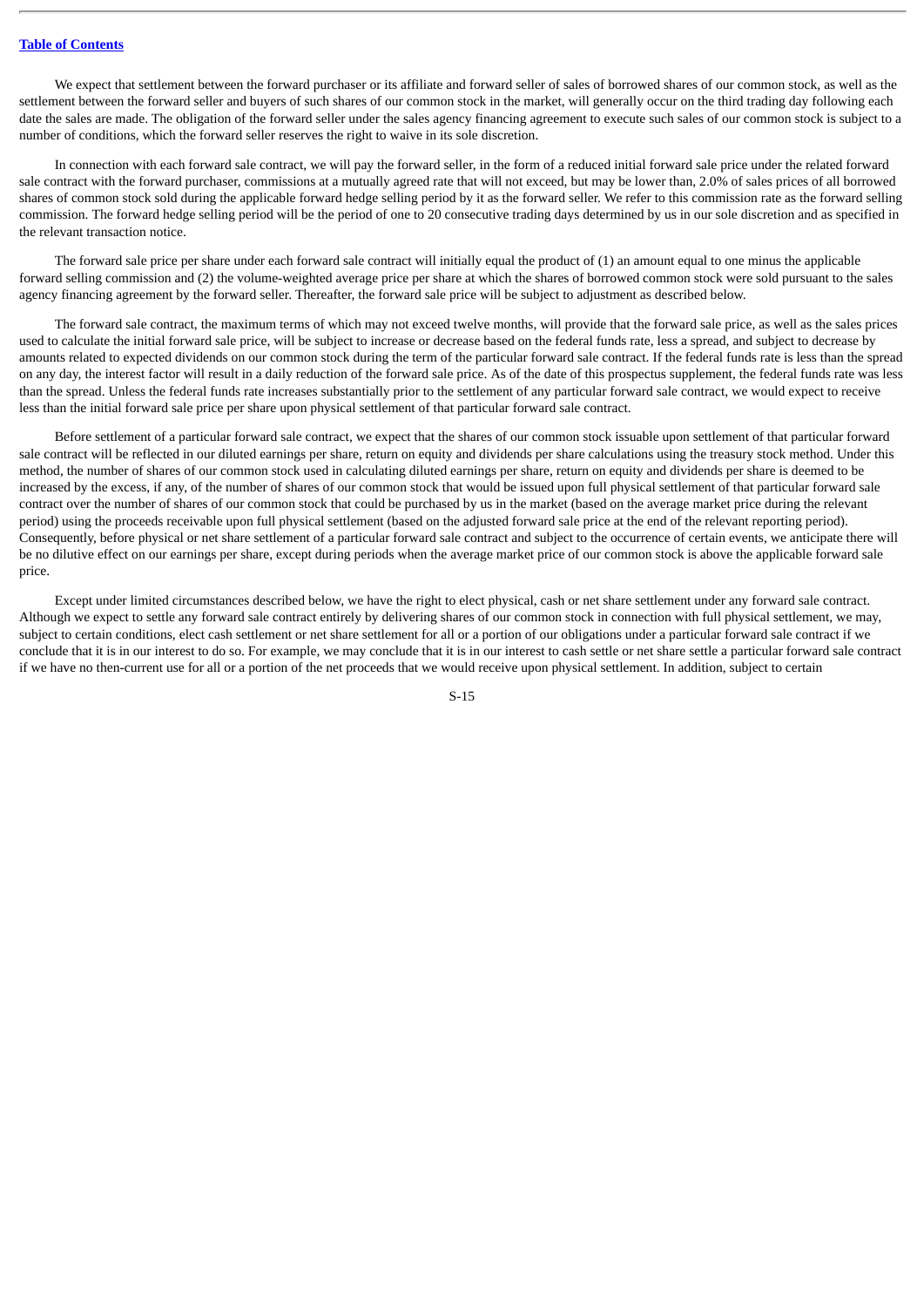We expect that settlement between the forward purchaser or its affiliate and forward seller of sales of borrowed shares of our common stock, as well as the settlement between the forward seller and buyers of such shares of our common stock in the market, will generally occur on the third trading day following each date the sales are made. The obligation of the forward seller under the sales agency financing agreement to execute such sales of our common stock is subject to a number of conditions, which the forward seller reserves the right to waive in its sole discretion.

In connection with each forward sale contract, we will pay the forward seller, in the form of a reduced initial forward sale price under the related forward sale contract with the forward purchaser, commissions at a mutually agreed rate that will not exceed, but may be lower than, 2.0% of sales prices of all borrowed shares of common stock sold during the applicable forward hedge selling period by it as the forward seller. We refer to this commission rate as the forward selling commission. The forward hedge selling period will be the period of one to 20 consecutive trading days determined by us in our sole discretion and as specified in the relevant transaction notice.

The forward sale price per share under each forward sale contract will initially equal the product of (1) an amount equal to one minus the applicable forward selling commission and (2) the volume-weighted average price per share at which the shares of borrowed common stock were sold pursuant to the sales agency financing agreement by the forward seller. Thereafter, the forward sale price will be subject to adjustment as described below.

The forward sale contract, the maximum terms of which may not exceed twelve months, will provide that the forward sale price, as well as the sales prices used to calculate the initial forward sale price, will be subject to increase or decrease based on the federal funds rate, less a spread, and subject to decrease by amounts related to expected dividends on our common stock during the term of the particular forward sale contract. If the federal funds rate is less than the spread on any day, the interest factor will result in a daily reduction of the forward sale price. As of the date of this prospectus supplement, the federal funds rate was less than the spread. Unless the federal funds rate increases substantially prior to the settlement of any particular forward sale contract, we would expect to receive less than the initial forward sale price per share upon physical settlement of that particular forward sale contract.

Before settlement of a particular forward sale contract, we expect that the shares of our common stock issuable upon settlement of that particular forward sale contract will be reflected in our diluted earnings per share, return on equity and dividends per share calculations using the treasury stock method. Under this method, the number of shares of our common stock used in calculating diluted earnings per share, return on equity and dividends per share is deemed to be increased by the excess, if any, of the number of shares of our common stock that would be issued upon full physical settlement of that particular forward sale contract over the number of shares of our common stock that could be purchased by us in the market (based on the average market price during the relevant period) using the proceeds receivable upon full physical settlement (based on the adjusted forward sale price at the end of the relevant reporting period). Consequently, before physical or net share settlement of a particular forward sale contract and subject to the occurrence of certain events, we anticipate there will be no dilutive effect on our earnings per share, except during periods when the average market price of our common stock is above the applicable forward sale price.

Except under limited circumstances described below, we have the right to elect physical, cash or net share settlement under any forward sale contract. Although we expect to settle any forward sale contract entirely by delivering shares of our common stock in connection with full physical settlement, we may, subject to certain conditions, elect cash settlement or net share settlement for all or a portion of our obligations under a particular forward sale contract if we conclude that it is in our interest to do so. For example, we may conclude that it is in our interest to cash settle or net share settle a particular forward sale contract if we have no then-current use for all or a portion of the net proceeds that we would receive upon physical settlement. In addition, subject to certain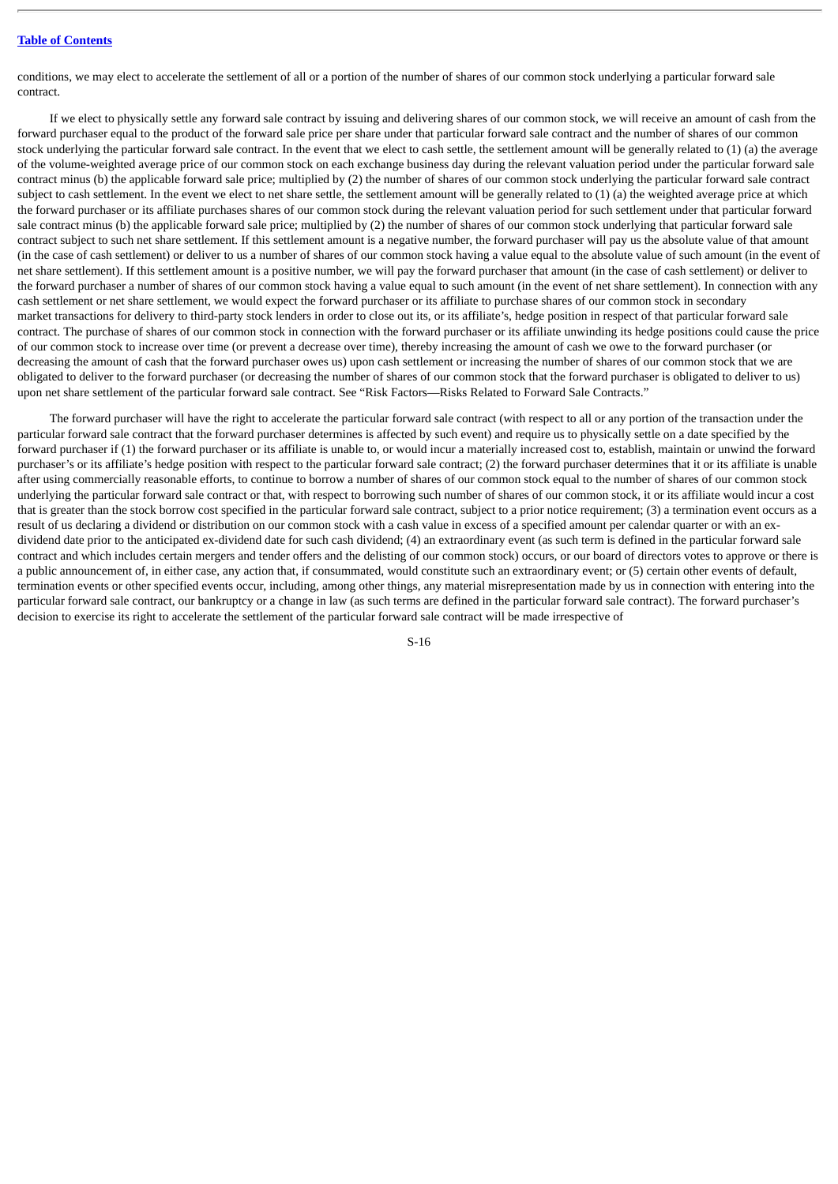conditions, we may elect to accelerate the settlement of all or a portion of the number of shares of our common stock underlying a particular forward sale contract.

If we elect to physically settle any forward sale contract by issuing and delivering shares of our common stock, we will receive an amount of cash from the forward purchaser equal to the product of the forward sale price per share under that particular forward sale contract and the number of shares of our common stock underlying the particular forward sale contract. In the event that we elect to cash settle, the settlement amount will be generally related to (1) (a) the average of the volume-weighted average price of our common stock on each exchange business day during the relevant valuation period under the particular forward sale contract minus (b) the applicable forward sale price; multiplied by (2) the number of shares of our common stock underlying the particular forward sale contract subject to cash settlement. In the event we elect to net share settle, the settlement amount will be generally related to (1) (a) the weighted average price at which the forward purchaser or its affiliate purchases shares of our common stock during the relevant valuation period for such settlement under that particular forward sale contract minus (b) the applicable forward sale price; multiplied by (2) the number of shares of our common stock underlying that particular forward sale contract subject to such net share settlement. If this settlement amount is a negative number, the forward purchaser will pay us the absolute value of that amount (in the case of cash settlement) or deliver to us a number of shares of our common stock having a value equal to the absolute value of such amount (in the event of net share settlement). If this settlement amount is a positive number, we will pay the forward purchaser that amount (in the case of cash settlement) or deliver to the forward purchaser a number of shares of our common stock having a value equal to such amount (in the event of net share settlement). In connection with any cash settlement or net share settlement, we would expect the forward purchaser or its affiliate to purchase shares of our common stock in secondary market transactions for delivery to third-party stock lenders in order to close out its, or its affiliate's, hedge position in respect of that particular forward sale contract. The purchase of shares of our common stock in connection with the forward purchaser or its affiliate unwinding its hedge positions could cause the price of our common stock to increase over time (or prevent a decrease over time), thereby increasing the amount of cash we owe to the forward purchaser (or decreasing the amount of cash that the forward purchaser owes us) upon cash settlement or increasing the number of shares of our common stock that we are obligated to deliver to the forward purchaser (or decreasing the number of shares of our common stock that the forward purchaser is obligated to deliver to us) upon net share settlement of the particular forward sale contract. See "Risk Factors—Risks Related to Forward Sale Contracts."

The forward purchaser will have the right to accelerate the particular forward sale contract (with respect to all or any portion of the transaction under the particular forward sale contract that the forward purchaser determines is affected by such event) and require us to physically settle on a date specified by the forward purchaser if (1) the forward purchaser or its affiliate is unable to, or would incur a materially increased cost to, establish, maintain or unwind the forward purchaser's or its affiliate's hedge position with respect to the particular forward sale contract; (2) the forward purchaser determines that it or its affiliate is unable after using commercially reasonable efforts, to continue to borrow a number of shares of our common stock equal to the number of shares of our common stock underlying the particular forward sale contract or that, with respect to borrowing such number of shares of our common stock, it or its affiliate would incur a cost that is greater than the stock borrow cost specified in the particular forward sale contract, subject to a prior notice requirement; (3) a termination event occurs as a result of us declaring a dividend or distribution on our common stock with a cash value in excess of a specified amount per calendar quarter or with an ex-dividend date prior to the anticipated ex-dividend date for such cash dividend; (4) an extraordinary event (as such term is defined in the particular forward sale contract and which includes certain mergers and tender offers and the delisting of our common stock) occurs, or our board of directors votes to approve or there is a public announcement of, in either case, any action that, if consummated, would constitute such an extraordinary event; or (5) certain other events of default, termination events or other specified events occur, including, among other things, any material misrepresentation made by us in connection with entering into the particular forward sale contract, our bankruptcy or a change in law (as such terms are defined in the particular forward sale contract). The forward purchaser's decision to exercise its right to accelerate the settlement of the particular forward sale contract will be made irrespective of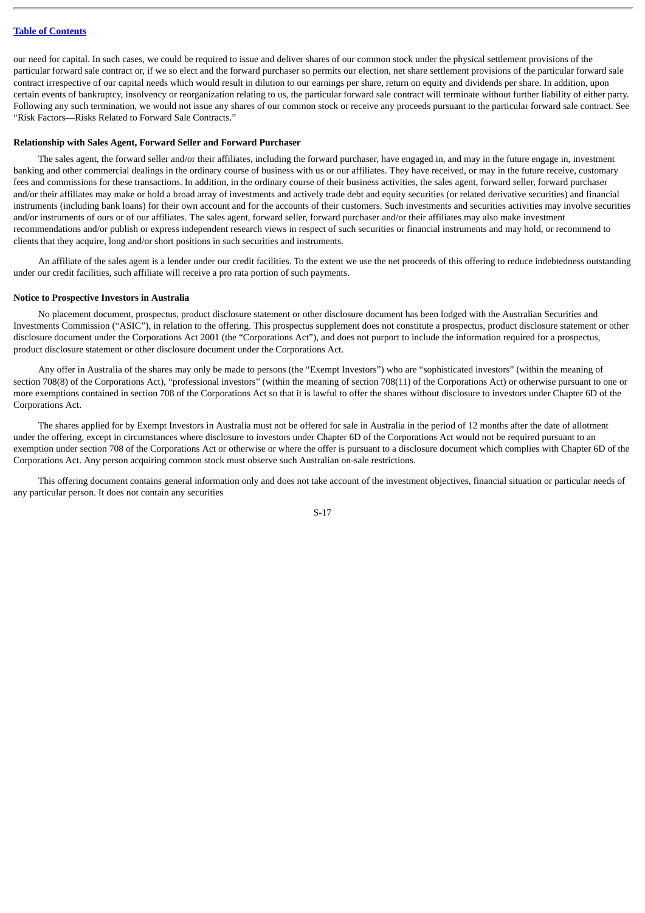our need for capital. In such cases, we could be required to issue and deliver shares of our common stock under the physical settlement provisions of the particular forward sale contract or, if we so elect and the forward purchaser so permits our election, net share settlement provisions of the particular forward sale contract irrespective of our capital needs which would result in dilution to our earnings per share, return on equity and dividends per share. In addition, upon certain events of bankruptcy, insolvency or reorganization relating to us, the particular forward sale contract will terminate without further liability of either party. Following any such termination, we would not issue any shares of our common stock or receive any proceeds pursuant to the particular forward sale contract. See "Risk Factors—Risks Related to Forward Sale Contracts."

**Relationship with Sales Agent, Forward Seller and Forward Purchaser**

The sales agent, the forward seller and/or their affiliates, including the forward purchaser, have engaged in, and may in the future engage in, investment banking and other commercial dealings in the ordinary course of business with us or our affiliates. They have received, or may in the future receive, customary fees and commissions for these transactions. In addition, in the ordinary course of their business activities, the sales agent, forward seller, forward purchaser and/or their affiliates may make or hold a broad array of investments and actively trade debt and equity securities (or related derivative securities) and financial instruments (including bank loans) for their own account and for the accounts of their customers. Such investments and securities activities may involve securities and/or instruments of ours or of our affiliates. The sales agent, forward seller, forward purchaser and/or their affiliates may also make investment recommendations and/or publish or express independent research views in respect of such securities or financial instruments and may hold, or recommend to clients that they acquire, long and/or short positions in such securities and instruments.

An affiliate of the sales agent is a lender under our credit facilities. To the extent we use the net proceeds of this offering to reduce indebtedness outstanding under our credit facilities, such affiliate will receive a pro rata portion of such payments.

**Notice to Prospective Investors in Australia**

No placement document, prospectus, product disclosure statement or other disclosure document has been lodged with the Australian Securities and Investments Commission ("ASIC"), in relation to the offering. This prospectus supplement does not constitute a prospectus, product disclosure statement or other disclosure document under the Corporations Act 2001 (the "Corporations Act"), and does not purport to include the information required for a prospectus, product disclosure statement or other disclosure document under the Corporations Act.

Any offer in Australia of the shares may only be made to persons (the "Exempt Investors") who are "sophisticated investors" (within the meaning of section 708(8) of the Corporations Act), "professional investors" (within the meaning of section 708(11) of the Corporations Act) or otherwise pursuant to one or more exemptions contained in section 708 of the Corporations Act so that it is lawful to offer the shares without disclosure to investors under Chapter 6D of the Corporations Act.

The shares applied for by Exempt Investors in Australia must not be offered for sale in Australia in the period of 12 months after the date of allotment under the offering, except in circumstances where disclosure to investors under Chapter 6D of the Corporations Act would not be required pursuant to an exemption under section 708 of the Corporations Act or otherwise or where the offer is pursuant to a disclosure document which complies with Chapter 6D of the Corporations Act. Any person acquiring common stock must observe such Australian on-sale restrictions.

This offering document contains general information only and does not take account of the investment objectives, financial situation or particular needs of any particular person. It does not contain any securities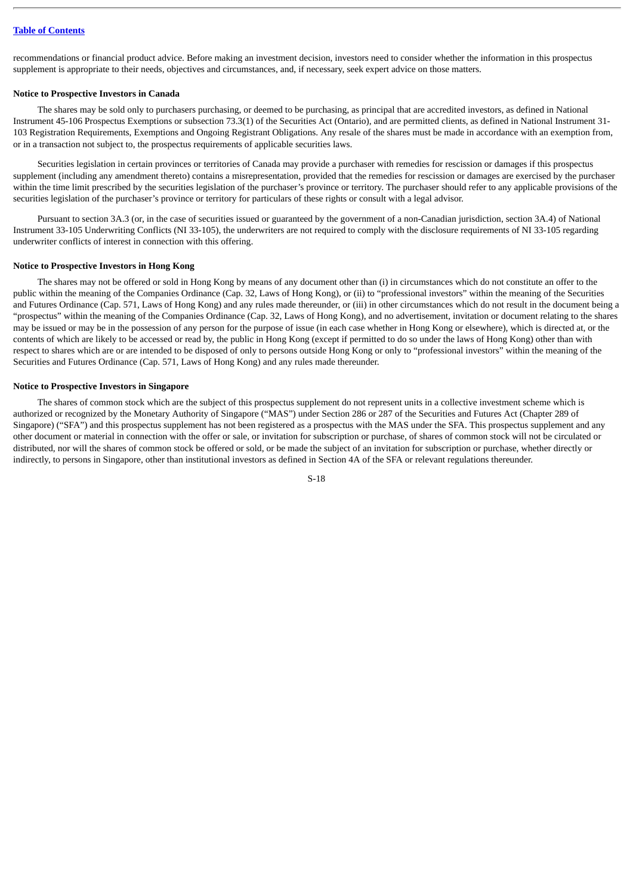recommendations or financial product advice. Before making an investment decision, investors need to consider whether the information in this prospectus supplement is appropriate to their needs, objectives and circumstances, and, if necessary, seek expert advice on those matters.

**Notice to Prospective Investors in Canada**

The shares may be sold only to purchasers purchasing, or deemed to be purchasing, as principal that are accredited investors, as defined in National Instrument 45-106 Prospectus Exemptions or subsection 73.3(1) of the Securities Act (Ontario), and are permitted clients, as defined in National Instrument 31-103 Registration Requirements, Exemptions and Ongoing Registrant Obligations. Any resale of the shares must be made in accordance with an exemption from, or in a transaction not subject to, the prospectus requirements of applicable securities laws.

Securities legislation in certain provinces or territories of Canada may provide a purchaser with remedies for rescission or damages if this prospectus supplement (including any amendment thereto) contains a misrepresentation, provided that the remedies for rescission or damages are exercised by the purchaser within the time limit prescribed by the securities legislation of the purchaser's province or territory. The purchaser should refer to any applicable provisions of the securities legislation of the purchaser's province or territory for particulars of these rights or consult with a legal advisor.

Pursuant to section 3A.3 (or, in the case of securities issued or guaranteed by the government of a non-Canadian jurisdiction, section 3A.4) of National Instrument 33-105 Underwriting Conflicts (NI 33-105), the underwriters are not required to comply with the disclosure requirements of NI 33-105 regarding underwriter conflicts of interest in connection with this offering.

**Notice to Prospective Investors in Hong Kong**

The shares may not be offered or sold in Hong Kong by means of any document other than (i) in circumstances which do not constitute an offer to the public within the meaning of the Companies Ordinance (Cap. 32, Laws of Hong Kong), or (ii) to "professional investors" within the meaning of the Securities and Futures Ordinance (Cap. 571, Laws of Hong Kong) and any rules made thereunder, or (iii) in other circumstances which do not result in the document being a "prospectus" within the meaning of the Companies Ordinance (Cap. 32, Laws of Hong Kong), and no advertisement, invitation or document relating to the shares may be issued or may be in the possession of any person for the purpose of issue (in each case whether in Hong Kong or elsewhere), which is directed at, or the contents of which are likely to be accessed or read by, the public in Hong Kong (except if permitted to do so under the laws of Hong Kong) other than with respect to shares which are or are intended to be disposed of only to persons outside Hong Kong or only to "professional investors" within the meaning of the Securities and Futures Ordinance (Cap. 571, Laws of Hong Kong) and any rules made thereunder.

**Notice to Prospective Investors in Singapore**

The shares of common stock which are the subject of this prospectus supplement do not represent units in a collective investment scheme which is authorized or recognized by the Monetary Authority of Singapore ("MAS") under Section 286 or 287 of the Securities and Futures Act (Chapter 289 of Singapore) ("SFA") and this prospectus supplement has not been registered as a prospectus with the MAS under the SFA. This prospectus supplement and any other document or material in connection with the offer or sale, or invitation for subscription or purchase, of shares of common stock will not be circulated or distributed, nor will the shares of common stock be offered or sold, or be made the subject of an invitation for subscription or purchase, whether directly or indirectly, to persons in Singapore, other than institutional investors as defined in Section 4A of the SFA or relevant regulations thereunder.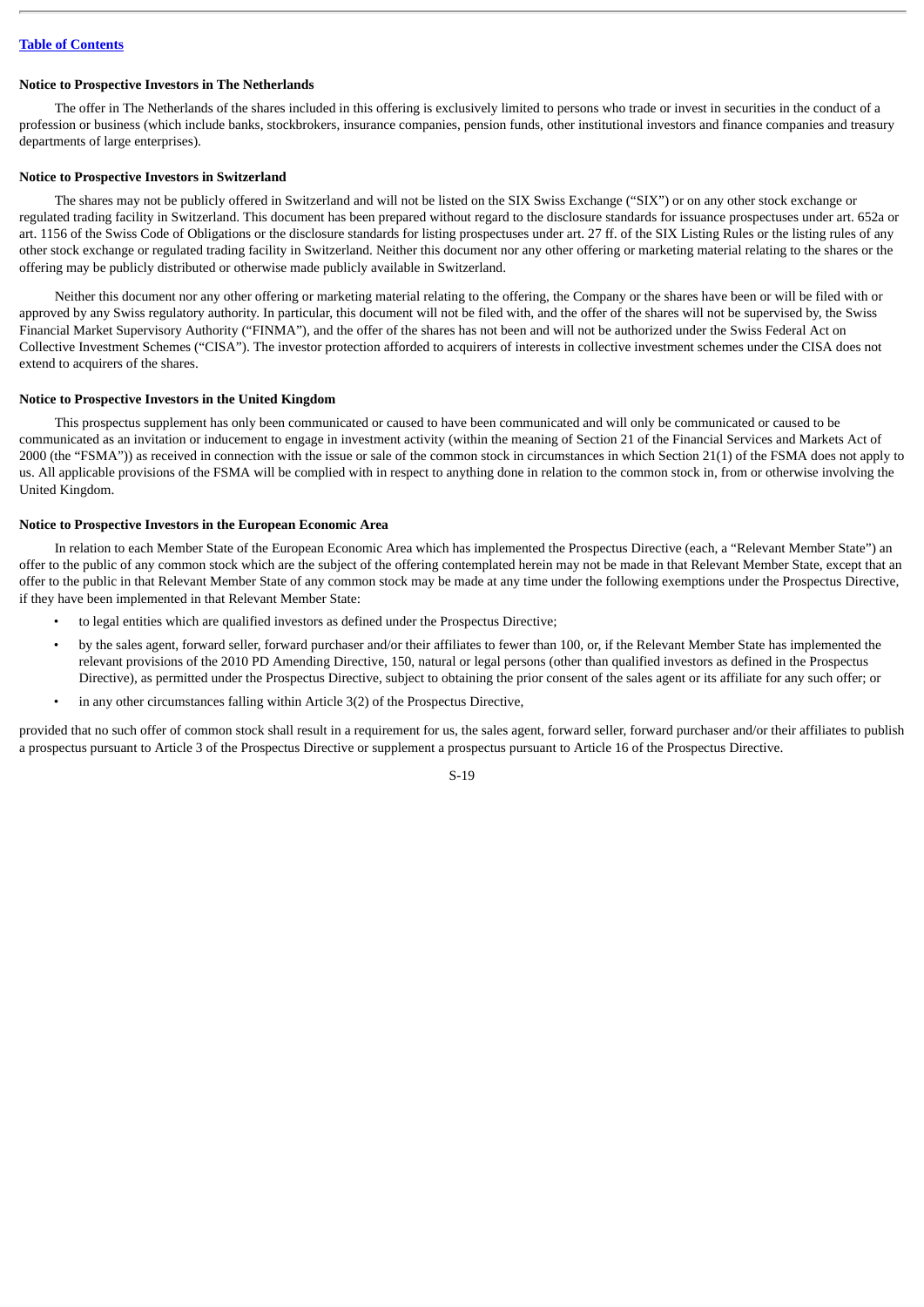#### Notice to Prospective Investors in The Netherlands

The offer in The Netherlands of the shares included in this offering is exclusively limited to persons who trade or invest in securities in the conduct of a profession or business (which include banks, stockbrokers, insurance companies, pension funds, other institutional investors and finance companies and treasury departments of large enterprises).

#### Notice to Prospective Investors in Switzerland

The shares may not be publicly offered in Switzerland and will not be listed on the SIX Swiss Exchange ("SIX") or on any other stock exchange or regulated trading facility in Switzerland. This document has been prepared without regard to the disclosure standards for issuance prospectuses under art. 652a or art. 1156 of the Swiss Code of Obligations or the disclosure standards for listing prospectuses under art. 27 ff. of the SIX Listing Rules or the listing rules of any other stock exchange or regulated trading facility in Switzerland. Neither this document nor any other offering or marketing material relating to the shares or the offering may be publicly distributed or otherwise made publicly available in Switzerland.

Neither this document nor any other offering or marketing material relating to the offering, the Company or the shares have been or will be filed with or approved by any Swiss regulatory authority. In particular, this document will not be filed with, and the offer of the shares will not be supervised by, the Swiss Financial Market Supervisory Authority ("FINMA"), and the offer of the shares has not been and will not be authorized under the Swiss Federal Act on Collective Investment Schemes ("CISA"). The investor protection afforded to acquirers of interests in collective investment schemes under the CISA does not extend to acquirers of the shares.

#### Notice to Prospective Investors in the United Kingdom

This prospectus supplement has only been communicated or caused to have been communicated and will only be communicated or caused to be communicated as an invitation or inducement to engage in investment activity (within the meaning of Section 21 of the Financial Services and Markets Act of 2000 (the "FSMA")) as received in connection with the issue or sale of the common stock in circumstances in which Section 21(1) of the FSMA does not apply to us. All applicable provisions of the FSMA will be complied with in respect to anything done in relation to the common stock in, from or otherwise involving the United Kingdom.

#### Notice to Prospective Investors in the European Economic Area

In relation to each Member State of the European Economic Area which has implemented the Prospectus Directive (each, a "Relevant Member State") an offer to the public of any common stock which are the subject of the offering contemplated herein may not be made in that Relevant Member State, except that an offer to the public in that Relevant Member State of any common stock may be made at any time under the following exemptions under the Prospectus Directive, if they have been implemented in that Relevant Member State:

- to legal entities which are qualified investors as defined under the Prospectus Directive;
- by the sales agent, forward seller, forward purchaser and/or their affiliates to fewer than 100, or, if the Relevant Member State has implemented the relevant provisions of the 2010 PD Amending Directive, 150, natural or legal persons (other than qualified investors as defined in the Prospectus Directive), as permitted under the Prospectus Directive, subject to obtaining the prior consent of the sales agent or its affiliate for any such offer; or
- in any other circumstances falling within Article 3(2) of the Prospectus Directive,

provided that no such offer of common stock shall result in a requirement for us, the sales agent, forward seller, forward purchaser and/or their affiliates to publish a prospectus pursuant to Article 3 of the Prospectus Directive or supplement a prospectus pursuant to Article 16 of the Prospectus Directive.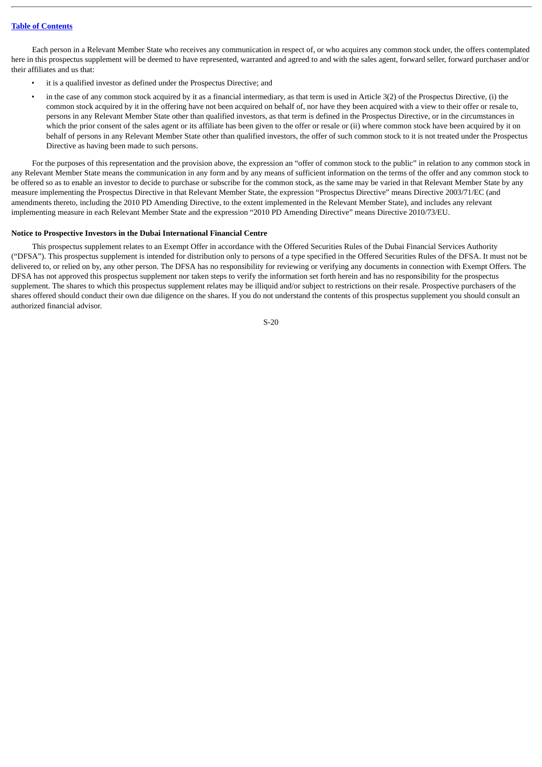Each person in a Relevant Member State who receives any communication in respect of, or who acquires any common stock under, the offers contemplated here in this prospectus supplement will be deemed to have represented, warranted and agreed to and with the sales agent, forward seller, forward purchaser and/or their affiliates and us that:

- it is a qualified investor as defined under the Prospectus Directive; and
- in the case of any common stock acquired by it as a financial intermediary, as that term is used in Article 3(2) of the Prospectus Directive, (i) the common stock acquired by it in the offering have not been acquired on behalf of, nor have they been acquired with a view to their offer or resale to, persons in any Relevant Member State other than qualified investors, as that term is defined in the Prospectus Directive, or in the circumstances in which the prior consent of the sales agent or its affiliate has been given to the offer or resale or (ii) where common stock have been acquired by it on behalf of persons in any Relevant Member State other than qualified investors, the offer of such common stock to it is not treated under the Prospectus Directive as having been made to such persons.

For the purposes of this representation and the provision above, the expression an "offer of common stock to the public" in relation to any common stock in any Relevant Member State means the communication in any form and by any means of sufficient information on the terms of the offer and any common stock to be offered so as to enable an investor to decide to purchase or subscribe for the common stock, as the same may be varied in that Relevant Member State by any measure implementing the Prospectus Directive in that Relevant Member State, the expression "Prospectus Directive" means Directive 2003/71/EC (and amendments thereto, including the 2010 PD Amending Directive, to the extent implemented in the Relevant Member State), and includes any relevant implementing measure in each Relevant Member State and the expression "2010 PD Amending Directive" means Directive 2010/73/EU.

**Notice to Prospective Investors in the Dubai International Financial Centre**

This prospectus supplement relates to an Exempt Offer in accordance with the Offered Securities Rules of the Dubai Financial Services Authority ("DFSA"). This prospectus supplement is intended for distribution only to persons of a type specified in the Offered Securities Rules of the DFSA. It must not be delivered to, or relied on by, any other person. The DFSA has no responsibility for reviewing or verifying any documents in connection with Exempt Offers. The DFSA has not approved this prospectus supplement nor taken steps to verify the information set forth herein and has no responsibility for the prospectus supplement. The shares to which this prospectus supplement relates may be illiquid and/or subject to restrictions on their resale. Prospective purchasers of the shares offered should conduct their own due diligence on the shares. If you do not understand the contents of this prospectus supplement you should consult an authorized financial advisor.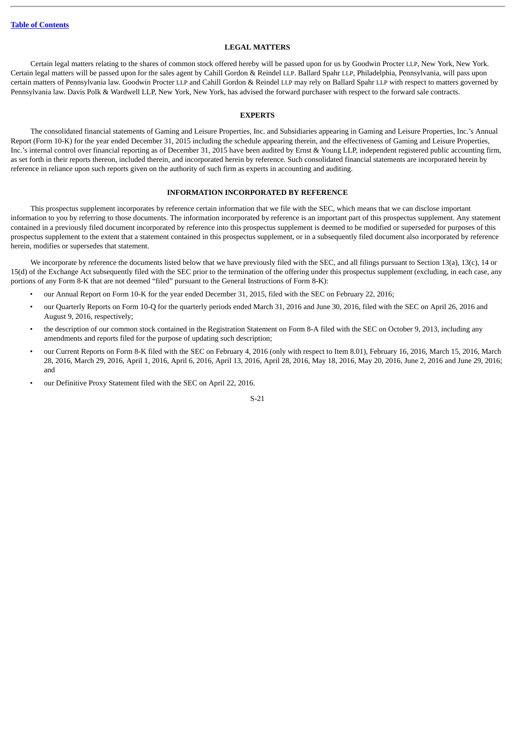## LEGAL MATTERS

Certain legal matters relating to the shares of common stock offered hereby will be passed upon for us by Goodwin Procter LLP, New York, New York. Certain legal matters will be passed upon for the sales agent by Cahill Gordon & Reindel LLP. Ballard Spahr LLP, Philadelphia, Pennsylvania, will pass upon certain matters of Pennsylvania law. Goodwin Procter LLP and Cahill Gordon & Reindel LLP may rely on Ballard Spahr LLP with respect to matters governed by Pennsylvania law. Davis Polk & Wardwell LLP, New York, New York, has advised the forward purchaser with respect to the forward sale contracts.

## EXPERTS

The consolidated financial statements of Gaming and Leisure Properties, Inc. and Subsidiaries appearing in Gaming and Leisure Properties, Inc.'s Annual Report (Form 10-K) for the year ended December 31, 2015 including the schedule appearing therein, and the effectiveness of Gaming and Leisure Properties, Inc.'s internal control over financial reporting as of December 31, 2015 have been audited by Ernst & Young LLP, independent registered public accounting firm, as set forth in their reports thereon, included therein, and incorporated herein by reference. Such consolidated financial statements are incorporated herein by reference in reliance upon such reports given on the authority of such firm as experts in accounting and auditing.

## INFORMATION INCORPORATED BY REFERENCE

This prospectus supplement incorporates by reference certain information that we file with the SEC, which means that we can disclose important information to you by referring to those documents. The information incorporated by reference is an important part of this prospectus supplement. Any statement contained in a previously filed document incorporated by reference into this prospectus supplement is deemed to be modified or superseded for purposes of this prospectus supplement to the extent that a statement contained in this prospectus supplement, or in a subsequently filed document also incorporated by reference herein, modifies or supersedes that statement.

We incorporate by reference the documents listed below that we have previously filed with the SEC, and all filings pursuant to Section 13(a), 13(c), 14 or 15(d) of the Exchange Act subsequently filed with the SEC prior to the termination of the offering under this prospectus supplement (excluding, in each case, any portions of any Form 8-K that are not deemed "filed" pursuant to the General Instructions of Form 8-K):

- our Annual Report on Form 10-K for the year ended December 31, 2015, filed with the SEC on February 22, 2016;
- our Quarterly Reports on Form 10-Q for the quarterly periods ended March 31, 2016 and June 30, 2016, filed with the SEC on April 26, 2016 and August 9, 2016, respectively;
- the description of our common stock contained in the Registration Statement on Form 8-A filed with the SEC on October 9, 2013, including any amendments and reports filed for the purpose of updating such description;
- our Current Reports on Form 8-K filed with the SEC on February 4, 2016 (only with respect to Item 8.01), February 16, 2016, March 15, 2016, March 28, 2016, March 29, 2016, April 1, 2016, April 6, 2016, April 13, 2016, April 28, 2016, May 18, 2016, May 20, 2016, June 2, 2016 and June 29, 2016; and
- our Definitive Proxy Statement filed with the SEC on April 22, 2016.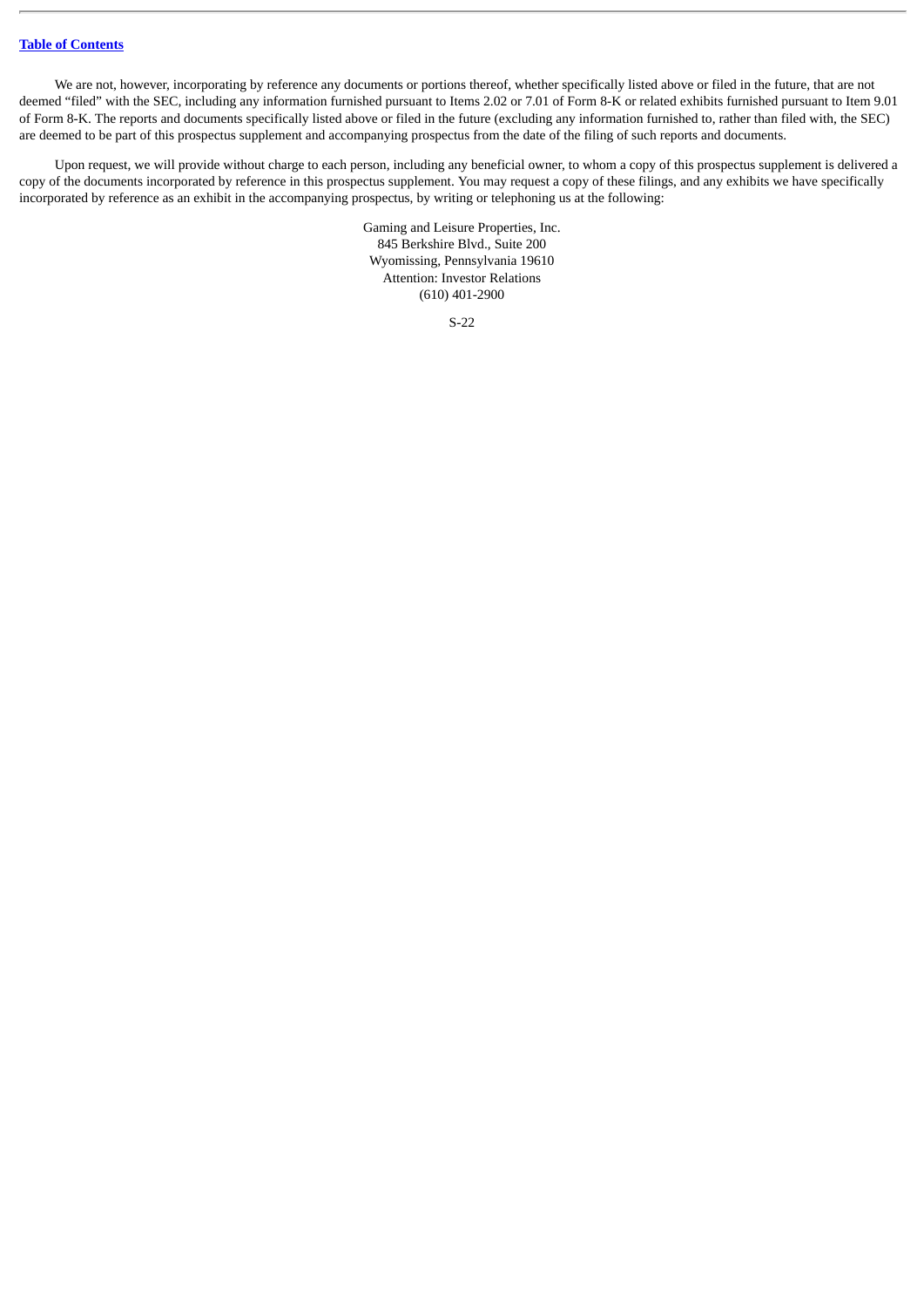We are not, however, incorporating by reference any documents or portions thereof, whether specifically listed above or filed in the future, that are not deemed "filed" with the SEC, including any information furnished pursuant to Items 2.02 or 7.01 of Form 8-K or related exhibits furnished pursuant to Item 9.01 of Form 8-K. The reports and documents specifically listed above or filed in the future (excluding any information furnished to, rather than filed with, the SEC) are deemed to be part of this prospectus supplement and accompanying prospectus from the date of the filing of such reports and documents.

Upon request, we will provide without charge to each person, including any beneficial owner, to whom a copy of this prospectus supplement is delivered a copy of the documents incorporated by reference in this prospectus supplement. You may request a copy of these filings, and any exhibits we have specifically incorporated by reference as an exhibit in the accompanying prospectus, by writing or telephoning us at the following:

Gaming and Leisure Properties, Inc.
845 Berkshire Blvd., Suite 200
Wyomissing, Pennsylvania 19610
Attention: Investor Relations
(610) 401-2900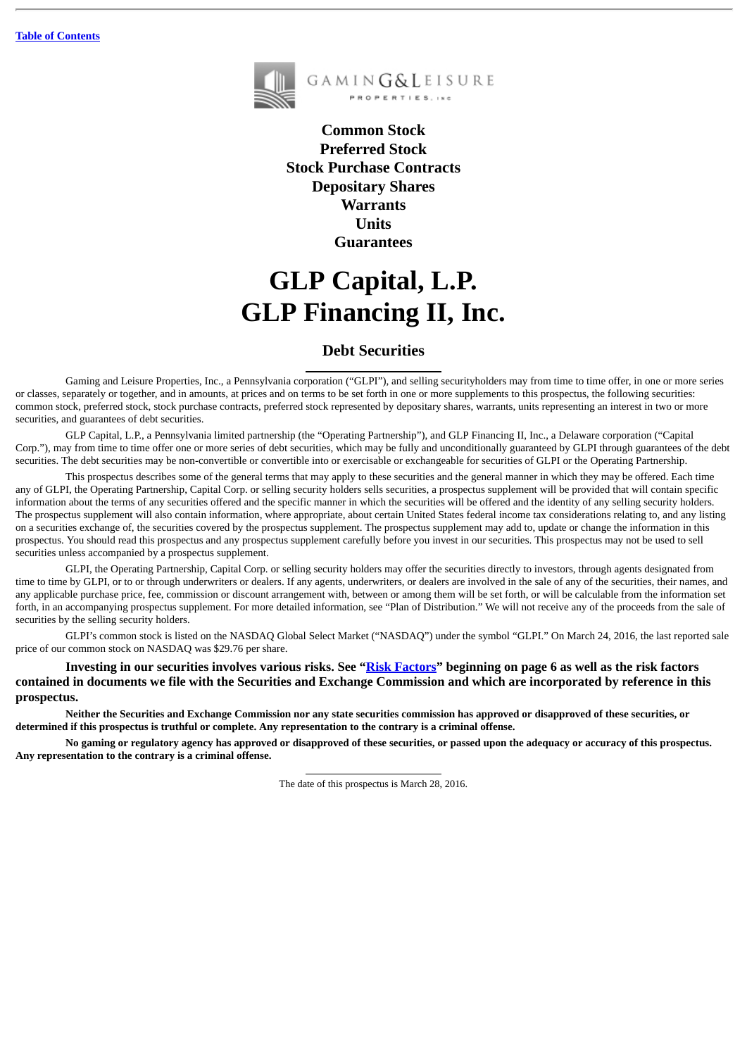Table of Contents

GAMING&LEISURE PROPERTIES, INC

**Common Stock**
**Preferred Stock**
**Stock Purchase Contracts**
**Depositary Shares**
**Warrants**
**Units**
**Guarantees**

# GLP Capital, L.P.
# GLP Financing II, Inc.

## Debt Securities

Gaming and Leisure Properties, Inc., a Pennsylvania corporation ("GLPI"), and selling securityholders may from time to time offer, in one or more series or classes, separately or together, and in amounts, at prices and on terms to be set forth in one or more supplements to this prospectus, the following securities: common stock, preferred stock, stock purchase contracts, preferred stock represented by depositary shares, warrants, units representing an interest in two or more securities, and guarantees of debt securities.

GLP Capital, L.P., a Pennsylvania limited partnership (the "Operating Partnership"), and GLP Financing II, Inc., a Delaware corporation ("Capital Corp."), may from time to time offer one or more series of debt securities, which may be fully and unconditionally guaranteed by GLPI through guarantees of the debt securities. The debt securities may be non-convertible or convertible into or exercisable or exchangeable for securities of GLPI or the Operating Partnership.

This prospectus describes some of the general terms that may apply to these securities and the general manner in which they may be offered. Each time any of GLPI, the Operating Partnership, Capital Corp. or selling security holders sells securities, a prospectus supplement will be provided that will contain specific information about the terms of any securities offered and the specific manner in which the securities will be offered and the identity of any selling security holders. The prospectus supplement will also contain information, where appropriate, about certain United States federal income tax considerations relating to, and any listing on a securities exchange of, the securities covered by the prospectus supplement. The prospectus supplement may add to, update or change the information in this prospectus. You should read this prospectus and any prospectus supplement carefully before you invest in our securities. This prospectus may not be used to sell securities unless accompanied by a prospectus supplement.

GLPI, the Operating Partnership, Capital Corp. or selling security holders may offer the securities directly to investors, through agents designated from time to time by GLPI, or to or through underwriters or dealers. If any agents, underwriters, or dealers are involved in the sale of any of the securities, their names, and any applicable purchase price, fee, commission or discount arrangement with, between or among them will be set forth, or will be calculable from the information set forth, in an accompanying prospectus supplement. For more detailed information, see "Plan of Distribution." We will not receive any of the proceeds from the sale of securities by the selling security holders.

GLPI's common stock is listed on the NASDAQ Global Select Market ("NASDAQ") under the symbol "GLPI." On March 24, 2016, the last reported sale price of our common stock on NASDAQ was $29.76 per share.

**Investing in our securities involves various risks. See "Risk Factors" beginning on page 6 as well as the risk factors contained in documents we file with the Securities and Exchange Commission and which are incorporated by reference in this prospectus.**

**Neither the Securities and Exchange Commission nor any state securities commission has approved or disapproved of these securities, or determined if this prospectus is truthful or complete. Any representation to the contrary is a criminal offense.**

**No gaming or regulatory agency has approved or disapproved of these securities, or passed upon the adequacy or accuracy of this prospectus. Any representation to the contrary is a criminal offense.**

The date of this prospectus is March 28, 2016.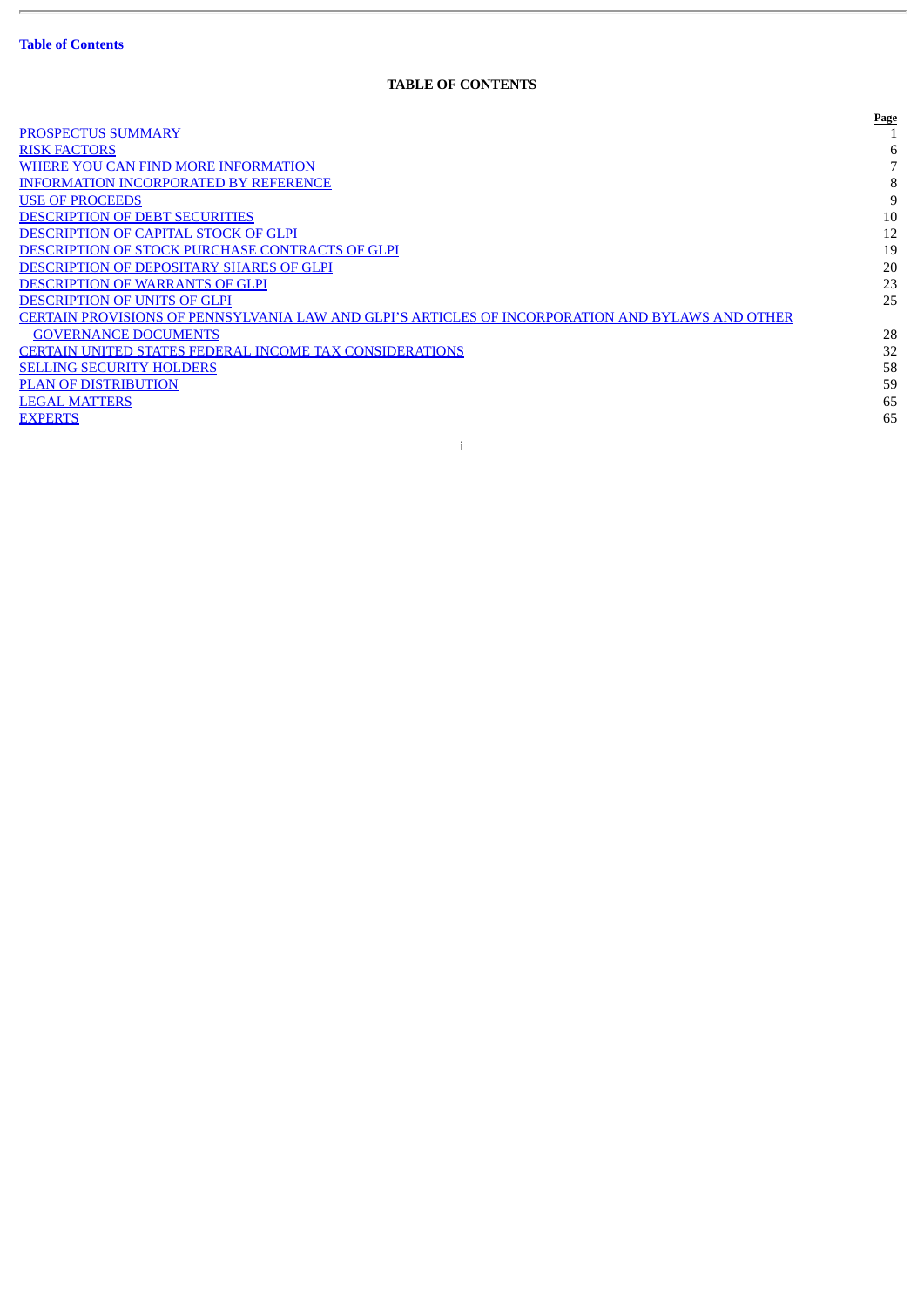# TABLE OF CONTENTS

| | Page |
|---|---|
| PROSPECTUS SUMMARY | 1 |
| RISK FACTORS | 6 |
| WHERE YOU CAN FIND MORE INFORMATION | 7 |
| INFORMATION INCORPORATED BY REFERENCE | 8 |
| USE OF PROCEEDS | 9 |
| DESCRIPTION OF DEBT SECURITIES | 10 |
| DESCRIPTION OF CAPITAL STOCK OF GLPI | 12 |
| DESCRIPTION OF STOCK PURCHASE CONTRACTS OF GLPI | 19 |
| DESCRIPTION OF DEPOSITARY SHARES OF GLPI | 20 |
| DESCRIPTION OF WARRANTS OF GLPI | 23 |
| DESCRIPTION OF UNITS OF GLPI | 25 |
| CERTAIN PROVISIONS OF PENNSYLVANIA LAW AND GLPI'S ARTICLES OF INCORPORATION AND BYLAWS AND OTHER GOVERNANCE DOCUMENTS | 28 |
| CERTAIN UNITED STATES FEDERAL INCOME TAX CONSIDERATIONS | 32 |
| SELLING SECURITY HOLDERS | 58 |
| PLAN OF DISTRIBUTION | 59 |
| LEGAL MATTERS | 65 |
| EXPERTS | 65 |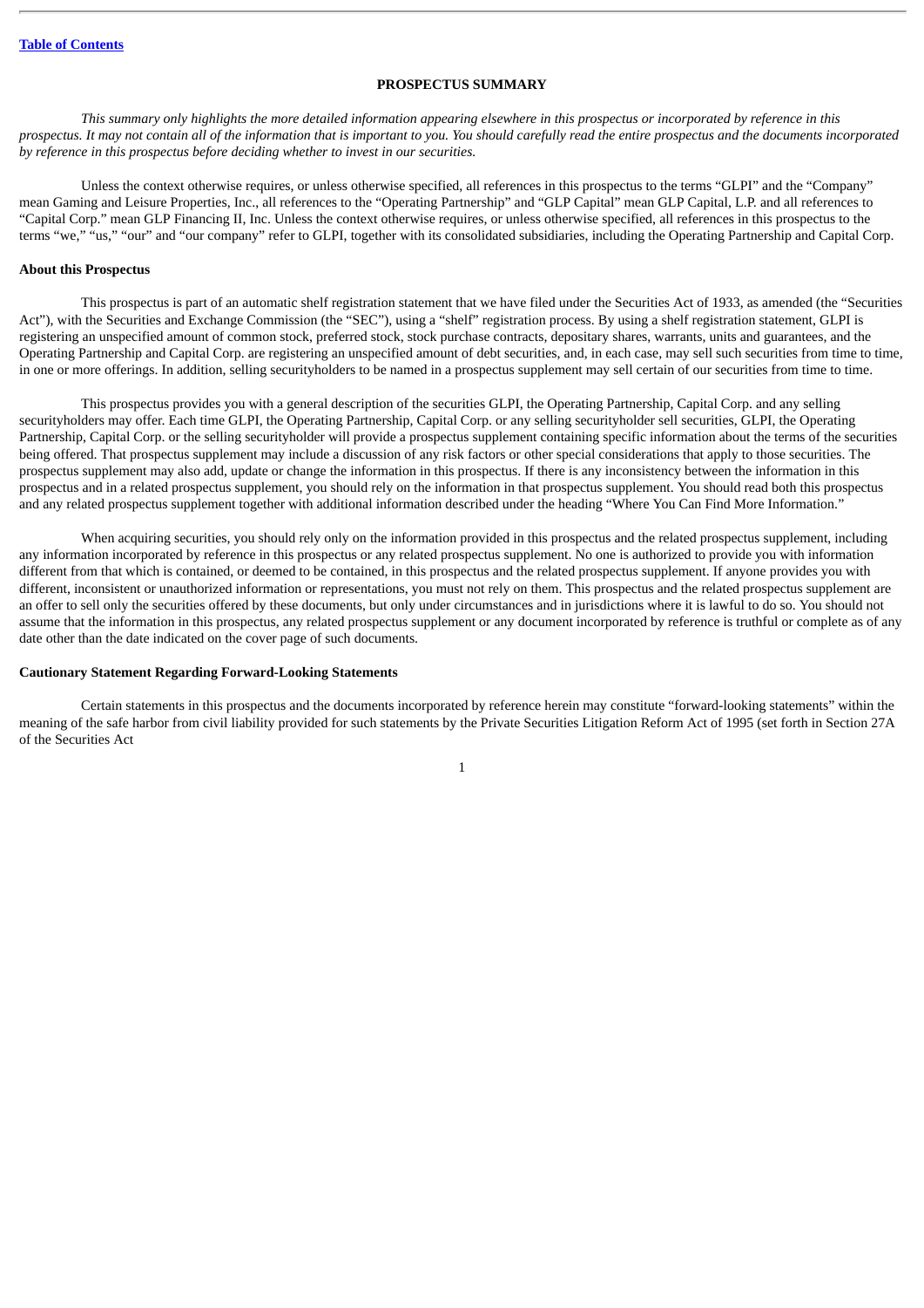[Table of Contents](#)

## PROSPECTUS SUMMARY

*This summary only highlights the more detailed information appearing elsewhere in this prospectus or incorporated by reference in this prospectus. It may not contain all of the information that is important to you. You should carefully read the entire prospectus and the documents incorporated by reference in this prospectus before deciding whether to invest in our securities.*

Unless the context otherwise requires, or unless otherwise specified, all references in this prospectus to the terms "GLPI" and the "Company" mean Gaming and Leisure Properties, Inc., all references to the "Operating Partnership" and "GLP Capital" mean GLP Capital, L.P. and all references to "Capital Corp." mean GLP Financing II, Inc. Unless the context otherwise requires, or unless otherwise specified, all references in this prospectus to the terms "we," "us," "our" and "our company" refer to GLPI, together with its consolidated subsidiaries, including the Operating Partnership and Capital Corp.

### About this Prospectus

This prospectus is part of an automatic shelf registration statement that we have filed under the Securities Act of 1933, as amended (the "Securities Act"), with the Securities and Exchange Commission (the "SEC"), using a "shelf" registration process. By using a shelf registration statement, GLPI is registering an unspecified amount of common stock, preferred stock, stock purchase contracts, depositary shares, warrants, units and guarantees, and the Operating Partnership and Capital Corp. are registering an unspecified amount of debt securities, and, in each case, may sell such securities from time to time, in one or more offerings. In addition, selling securityholders to be named in a prospectus supplement may sell certain of our securities from time to time.

This prospectus provides you with a general description of the securities GLPI, the Operating Partnership, Capital Corp. and any selling securityholders may offer. Each time GLPI, the Operating Partnership, Capital Corp. or any selling securityholder sell securities, GLPI, the Operating Partnership, Capital Corp. or the selling securityholder will provide a prospectus supplement containing specific information about the terms of the securities being offered. That prospectus supplement may include a discussion of any risk factors or other special considerations that apply to those securities. The prospectus supplement may also add, update or change the information in this prospectus. If there is any inconsistency between the information in this prospectus and in a related prospectus supplement, you should rely on the information in that prospectus supplement. You should read both this prospectus and any related prospectus supplement together with additional information described under the heading "Where You Can Find More Information."

When acquiring securities, you should rely only on the information provided in this prospectus and the related prospectus supplement, including any information incorporated by reference in this prospectus or any related prospectus supplement. No one is authorized to provide you with information different from that which is contained, or deemed to be contained, in this prospectus and the related prospectus supplement. If anyone provides you with different, inconsistent or unauthorized information or representations, you must not rely on them. This prospectus and the related prospectus supplement are an offer to sell only the securities offered by these documents, but only under circumstances and in jurisdictions where it is lawful to do so. You should not assume that the information in this prospectus, any related prospectus supplement or any document incorporated by reference is truthful or complete as of any date other than the date indicated on the cover page of such documents.

### Cautionary Statement Regarding Forward-Looking Statements

Certain statements in this prospectus and the documents incorporated by reference herein may constitute "forward-looking statements" within the meaning of the safe harbor from civil liability provided for such statements by the Private Securities Litigation Reform Act of 1995 (set forth in Section 27A of the Securities Act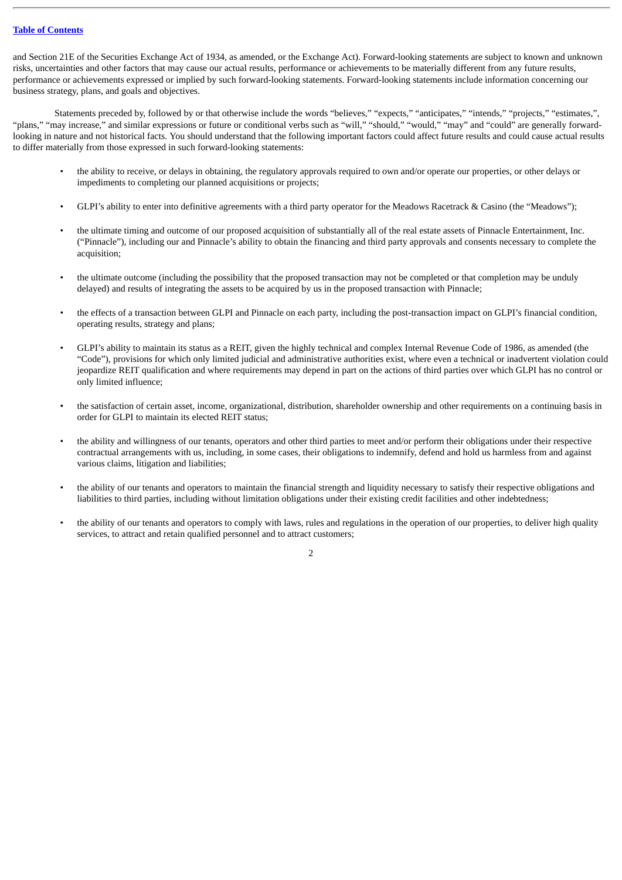and Section 21E of the Securities Exchange Act of 1934, as amended, or the Exchange Act). Forward-looking statements are subject to known and unknown risks, uncertainties and other factors that may cause our actual results, performance or achievements to be materially different from any future results, performance or achievements expressed or implied by such forward-looking statements. Forward-looking statements include information concerning our business strategy, plans, and goals and objectives.

Statements preceded by, followed by or that otherwise include the words "believes," "expects," "anticipates," "intends," "projects," "estimates,", "plans," "may increase," and similar expressions or future or conditional verbs such as "will," "should," "would," "may" and "could" are generally forward-looking in nature and not historical facts. You should understand that the following important factors could affect future results and could cause actual results to differ materially from those expressed in such forward-looking statements:

- the ability to receive, or delays in obtaining, the regulatory approvals required to own and/or operate our properties, or other delays or impediments to completing our planned acquisitions or projects;
- GLPI's ability to enter into definitive agreements with a third party operator for the Meadows Racetrack & Casino (the "Meadows");
- the ultimate timing and outcome of our proposed acquisition of substantially all of the real estate assets of Pinnacle Entertainment, Inc. ("Pinnacle"), including our and Pinnacle's ability to obtain the financing and third party approvals and consents necessary to complete the acquisition;
- the ultimate outcome (including the possibility that the proposed transaction may not be completed or that completion may be unduly delayed) and results of integrating the assets to be acquired by us in the proposed transaction with Pinnacle;
- the effects of a transaction between GLPI and Pinnacle on each party, including the post-transaction impact on GLPI's financial condition, operating results, strategy and plans;
- GLPI's ability to maintain its status as a REIT, given the highly technical and complex Internal Revenue Code of 1986, as amended (the "Code"), provisions for which only limited judicial and administrative authorities exist, where even a technical or inadvertent violation could jeopardize REIT qualification and where requirements may depend in part on the actions of third parties over which GLPI has no control or only limited influence;
- the satisfaction of certain asset, income, organizational, distribution, shareholder ownership and other requirements on a continuing basis in order for GLPI to maintain its elected REIT status;
- the ability and willingness of our tenants, operators and other third parties to meet and/or perform their obligations under their respective contractual arrangements with us, including, in some cases, their obligations to indemnify, defend and hold us harmless from and against various claims, litigation and liabilities;
- the ability of our tenants and operators to maintain the financial strength and liquidity necessary to satisfy their respective obligations and liabilities to third parties, including without limitation obligations under their existing credit facilities and other indebtedness;
- the ability of our tenants and operators to comply with laws, rules and regulations in the operation of our properties, to deliver high quality services, to attract and retain qualified personnel and to attract customers;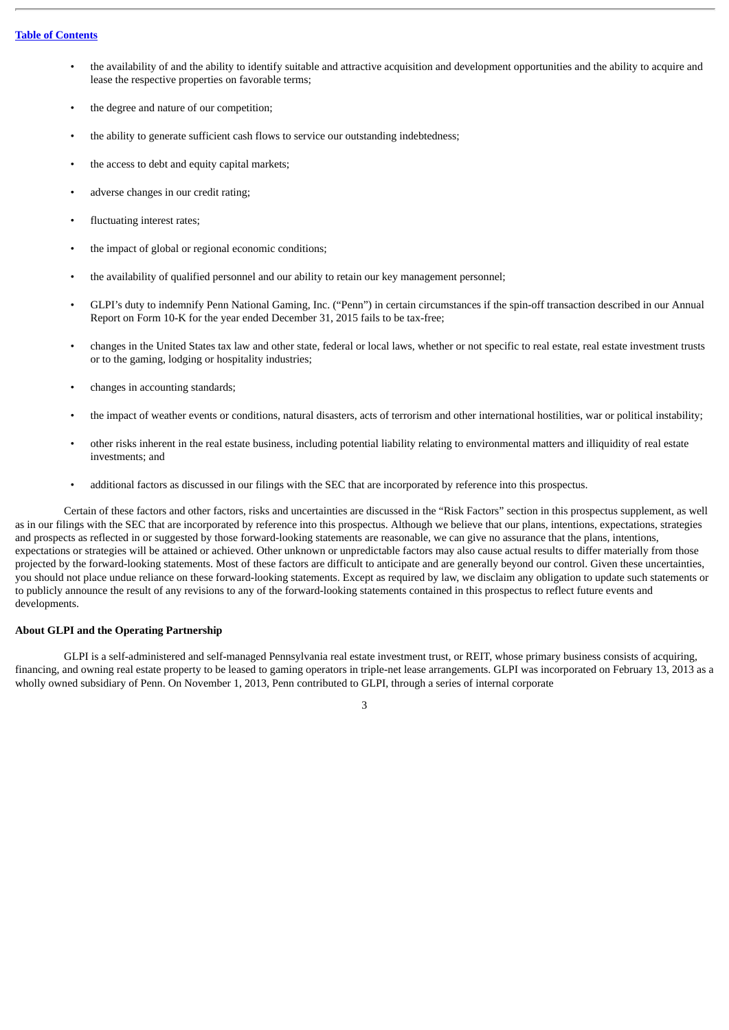- the availability of and the ability to identify suitable and attractive acquisition and development opportunities and the ability to acquire and lease the respective properties on favorable terms;
- the degree and nature of our competition;
- the ability to generate sufficient cash flows to service our outstanding indebtedness;
- the access to debt and equity capital markets;
- adverse changes in our credit rating;
- fluctuating interest rates;
- the impact of global or regional economic conditions;
- the availability of qualified personnel and our ability to retain our key management personnel;
- GLPI's duty to indemnify Penn National Gaming, Inc. ("Penn") in certain circumstances if the spin-off transaction described in our Annual Report on Form 10-K for the year ended December 31, 2015 fails to be tax-free;
- changes in the United States tax law and other state, federal or local laws, whether or not specific to real estate, real estate investment trusts or to the gaming, lodging or hospitality industries;
- changes in accounting standards;
- the impact of weather events or conditions, natural disasters, acts of terrorism and other international hostilities, war or political instability;
- other risks inherent in the real estate business, including potential liability relating to environmental matters and illiquidity of real estate investments; and
- additional factors as discussed in our filings with the SEC that are incorporated by reference into this prospectus.

Certain of these factors and other factors, risks and uncertainties are discussed in the "Risk Factors" section in this prospectus supplement, as well as in our filings with the SEC that are incorporated by reference into this prospectus. Although we believe that our plans, intentions, expectations, strategies and prospects as reflected in or suggested by those forward-looking statements are reasonable, we can give no assurance that the plans, intentions, expectations or strategies will be attained or achieved. Other unknown or unpredictable factors may also cause actual results to differ materially from those projected by the forward-looking statements. Most of these factors are difficult to anticipate and are generally beyond our control. Given these uncertainties, you should not place undue reliance on these forward-looking statements. Except as required by law, we disclaim any obligation to update such statements or to publicly announce the result of any revisions to any of the forward-looking statements contained in this prospectus to reflect future events and developments.

**About GLPI and the Operating Partnership**

GLPI is a self-administered and self-managed Pennsylvania real estate investment trust, or REIT, whose primary business consists of acquiring, financing, and owning real estate property to be leased to gaming operators in triple-net lease arrangements. GLPI was incorporated on February 13, 2013 as a wholly owned subsidiary of Penn. On November 1, 2013, Penn contributed to GLPI, through a series of internal corporate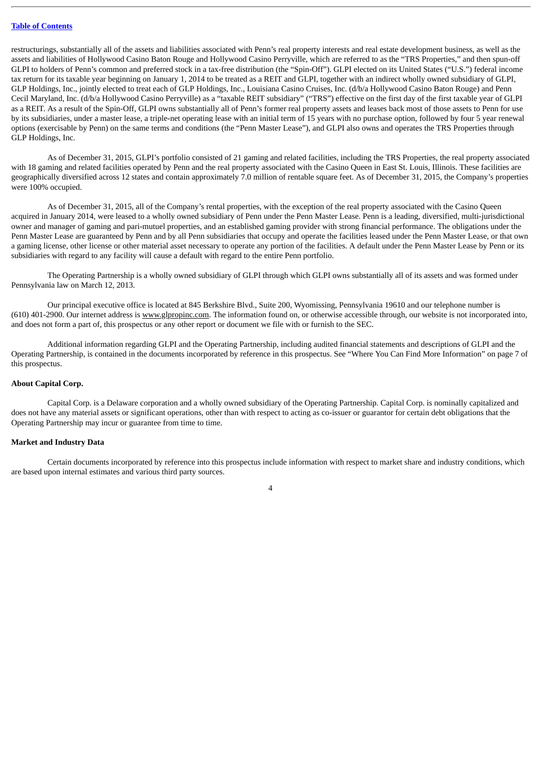restructurings, substantially all of the assets and liabilities associated with Penn's real property interests and real estate development business, as well as the assets and liabilities of Hollywood Casino Baton Rouge and Hollywood Casino Perryville, which are referred to as the "TRS Properties," and then spun-off GLPI to holders of Penn's common and preferred stock in a tax-free distribution (the "Spin-Off"). GLPI elected on its United States ("U.S.") federal income tax return for its taxable year beginning on January 1, 2014 to be treated as a REIT and GLPI, together with an indirect wholly owned subsidiary of GLPI, GLP Holdings, Inc., jointly elected to treat each of GLP Holdings, Inc., Louisiana Casino Cruises, Inc. (d/b/a Hollywood Casino Baton Rouge) and Penn Cecil Maryland, Inc. (d/b/a Hollywood Casino Perryville) as a "taxable REIT subsidiary" ("TRS") effective on the first day of the first taxable year of GLPI as a REIT. As a result of the Spin-Off, GLPI owns substantially all of Penn's former real property assets and leases back most of those assets to Penn for use by its subsidiaries, under a master lease, a triple-net operating lease with an initial term of 15 years with no purchase option, followed by four 5 year renewal options (exercisable by Penn) on the same terms and conditions (the "Penn Master Lease"), and GLPI also owns and operates the TRS Properties through GLP Holdings, Inc.

As of December 31, 2015, GLPI's portfolio consisted of 21 gaming and related facilities, including the TRS Properties, the real property associated with 18 gaming and related facilities operated by Penn and the real property associated with the Casino Queen in East St. Louis, Illinois. These facilities are geographically diversified across 12 states and contain approximately 7.0 million of rentable square feet. As of December 31, 2015, the Company's properties were 100% occupied.

As of December 31, 2015, all of the Company's rental properties, with the exception of the real property associated with the Casino Queen acquired in January 2014, were leased to a wholly owned subsidiary of Penn under the Penn Master Lease. Penn is a leading, diversified, multi-jurisdictional owner and manager of gaming and pari-mutuel properties, and an established gaming provider with strong financial performance. The obligations under the Penn Master Lease are guaranteed by Penn and by all Penn subsidiaries that occupy and operate the facilities leased under the Penn Master Lease, or that own a gaming license, other license or other material asset necessary to operate any portion of the facilities. A default under the Penn Master Lease by Penn or its subsidiaries with regard to any facility will cause a default with regard to the entire Penn portfolio.

The Operating Partnership is a wholly owned subsidiary of GLPI through which GLPI owns substantially all of its assets and was formed under Pennsylvania law on March 12, 2013.

Our principal executive office is located at 845 Berkshire Blvd., Suite 200, Wyomissing, Pennsylvania 19610 and our telephone number is (610) 401-2900. Our internet address is www.glpropinc.com. The information found on, or otherwise accessible through, our website is not incorporated into, and does not form a part of, this prospectus or any other report or document we file with or furnish to the SEC.

Additional information regarding GLPI and the Operating Partnership, including audited financial statements and descriptions of GLPI and the Operating Partnership, is contained in the documents incorporated by reference in this prospectus. See "Where You Can Find More Information" on page 7 of this prospectus.

### About Capital Corp.

Capital Corp. is a Delaware corporation and a wholly owned subsidiary of the Operating Partnership. Capital Corp. is nominally capitalized and does not have any material assets or significant operations, other than with respect to acting as co-issuer or guarantor for certain debt obligations that the Operating Partnership may incur or guarantee from time to time.

### Market and Industry Data

Certain documents incorporated by reference into this prospectus include information with respect to market share and industry conditions, which are based upon internal estimates and various third party sources.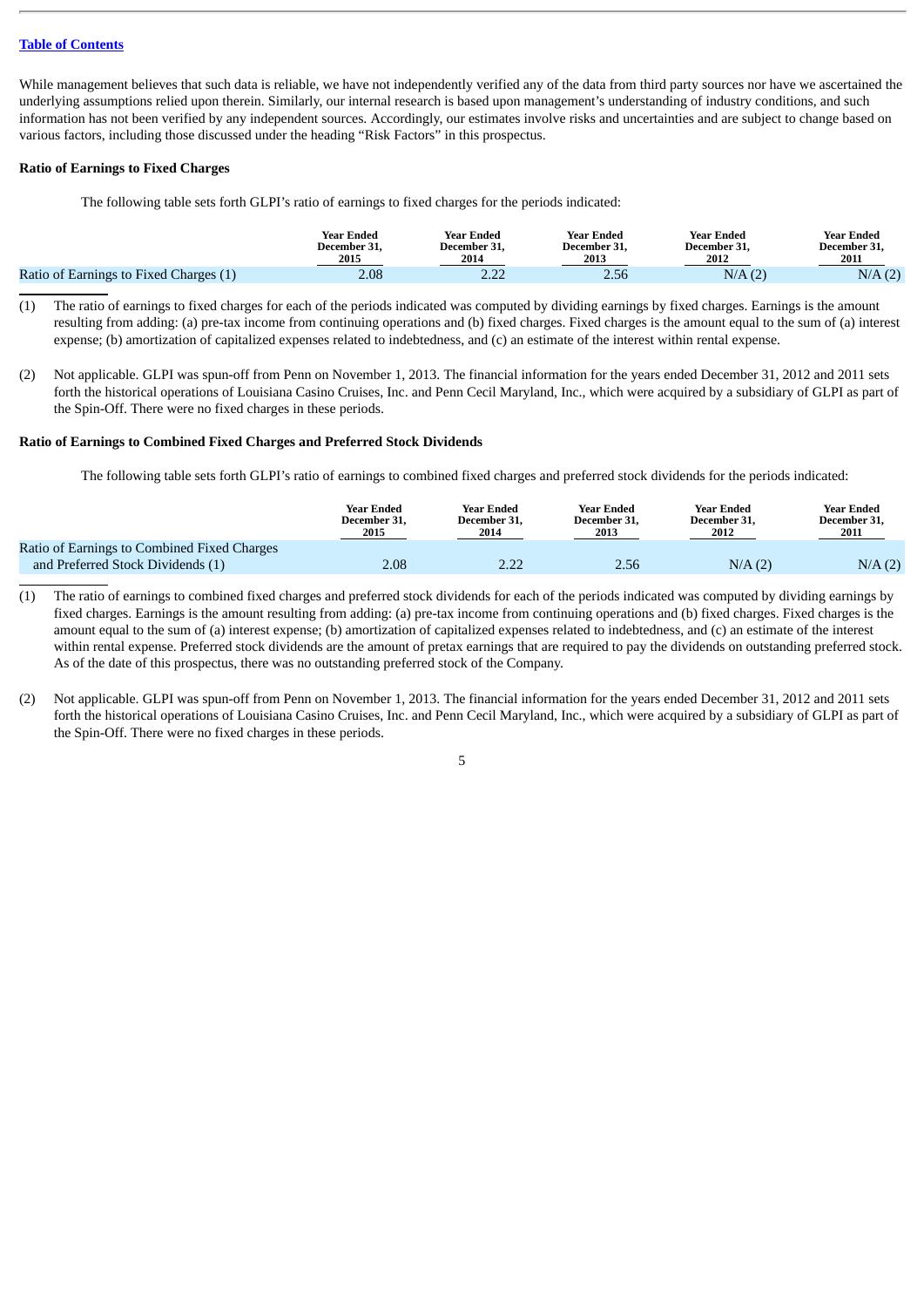While management believes that such data is reliable, we have not independently verified any of the data from third party sources nor have we ascertained the underlying assumptions relied upon therein. Similarly, our internal research is based upon management's understanding of industry conditions, and such information has not been verified by any independent sources. Accordingly, our estimates involve risks and uncertainties and are subject to change based on various factors, including those discussed under the heading "Risk Factors" in this prospectus.

### Ratio of Earnings to Fixed Charges

The following table sets forth GLPI's ratio of earnings to fixed charges for the periods indicated:

| | Year Ended December 31, 2015 | Year Ended December 31, 2014 | Year Ended December 31, 2013 | Year Ended December 31, 2012 | Year Ended December 31, 2011 |
|---|---|---|---|---|---|
| Ratio of Earnings to Fixed Charges (1) | 2.08 | 2.22 | 2.56 | N/A (2) | N/A (2) |

(1) The ratio of earnings to fixed charges for each of the periods indicated was computed by dividing earnings by fixed charges. Earnings is the amount resulting from adding: (a) pre-tax income from continuing operations and (b) fixed charges. Fixed charges is the amount equal to the sum of (a) interest expense; (b) amortization of capitalized expenses related to indebtedness, and (c) an estimate of the interest within rental expense.

(2) Not applicable. GLPI was spun-off from Penn on November 1, 2013. The financial information for the years ended December 31, 2012 and 2011 sets forth the historical operations of Louisiana Casino Cruises, Inc. and Penn Cecil Maryland, Inc., which were acquired by a subsidiary of GLPI as part of the Spin-Off. There were no fixed charges in these periods.

### Ratio of Earnings to Combined Fixed Charges and Preferred Stock Dividends

The following table sets forth GLPI's ratio of earnings to combined fixed charges and preferred stock dividends for the periods indicated:

| | Year Ended December 31, 2015 | Year Ended December 31, 2014 | Year Ended December 31, 2013 | Year Ended December 31, 2012 | Year Ended December 31, 2011 |
|---|---|---|---|---|---|
| Ratio of Earnings to Combined Fixed Charges and Preferred Stock Dividends (1) | 2.08 | 2.22 | 2.56 | N/A (2) | N/A (2) |

(1) The ratio of earnings to combined fixed charges and preferred stock dividends for each of the periods indicated was computed by dividing earnings by fixed charges. Earnings is the amount resulting from adding: (a) pre-tax income from continuing operations and (b) fixed charges. Fixed charges is the amount equal to the sum of (a) interest expense; (b) amortization of capitalized expenses related to indebtedness, and (c) an estimate of the interest within rental expense. Preferred stock dividends are the amount of pretax earnings that are required to pay the dividends on outstanding preferred stock. As of the date of this prospectus, there was no outstanding preferred stock of the Company.

(2) Not applicable. GLPI was spun-off from Penn on November 1, 2013. The financial information for the years ended December 31, 2012 and 2011 sets forth the historical operations of Louisiana Casino Cruises, Inc. and Penn Cecil Maryland, Inc., which were acquired by a subsidiary of GLPI as part of the Spin-Off. There were no fixed charges in these periods.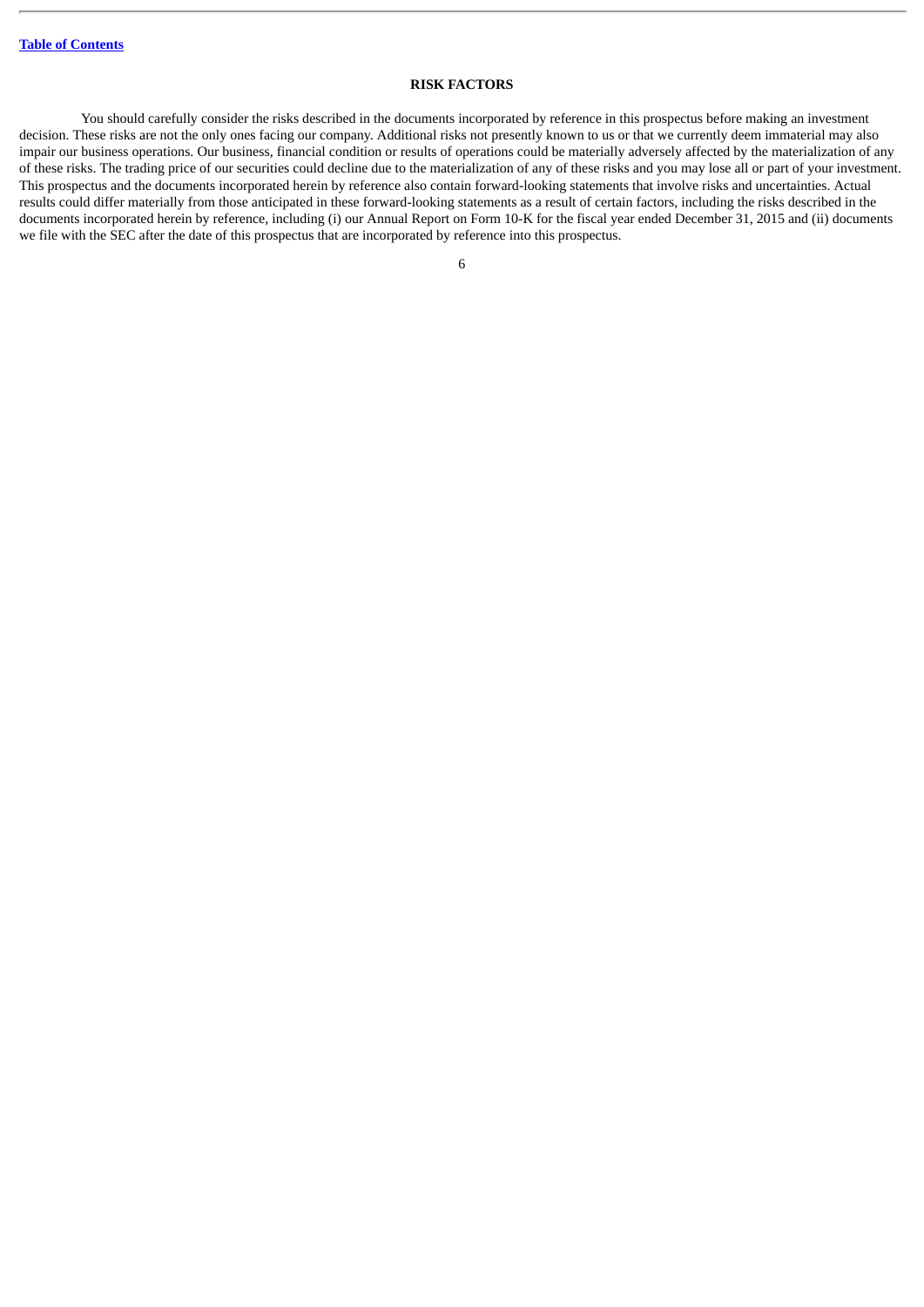## RISK FACTORS

You should carefully consider the risks described in the documents incorporated by reference in this prospectus before making an investment decision. These risks are not the only ones facing our company. Additional risks not presently known to us or that we currently deem immaterial may also impair our business operations. Our business, financial condition or results of operations could be materially adversely affected by the materialization of any of these risks. The trading price of our securities could decline due to the materialization of any of these risks and you may lose all or part of your investment. This prospectus and the documents incorporated herein by reference also contain forward-looking statements that involve risks and uncertainties. Actual results could differ materially from those anticipated in these forward-looking statements as a result of certain factors, including the risks described in the documents incorporated herein by reference, including (i) our Annual Report on Form 10-K for the fiscal year ended December 31, 2015 and (ii) documents we file with the SEC after the date of this prospectus that are incorporated by reference into this prospectus.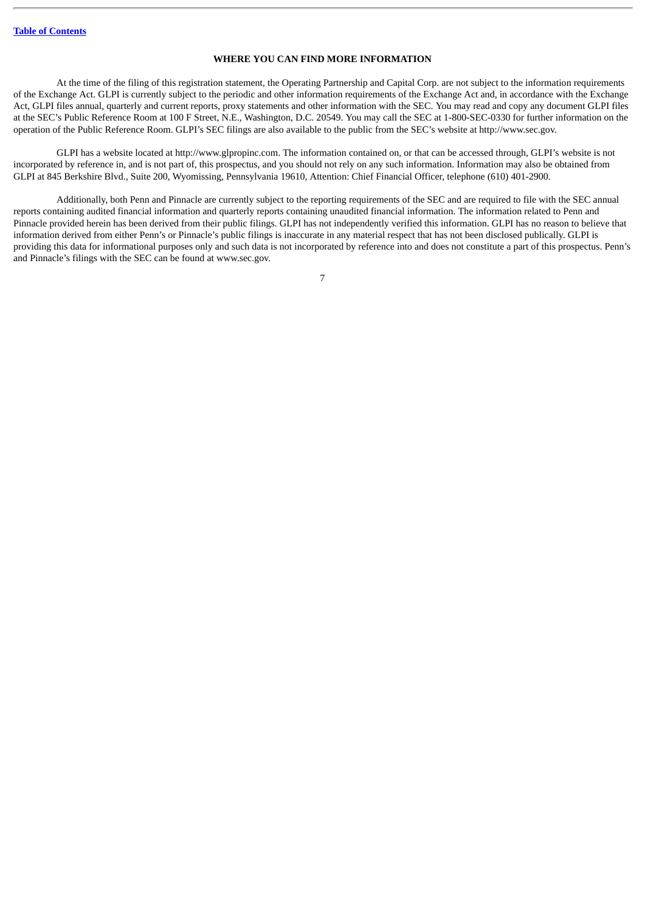## WHERE YOU CAN FIND MORE INFORMATION

At the time of the filing of this registration statement, the Operating Partnership and Capital Corp. are not subject to the information requirements of the Exchange Act. GLPI is currently subject to the periodic and other information requirements of the Exchange Act and, in accordance with the Exchange Act, GLPI files annual, quarterly and current reports, proxy statements and other information with the SEC. You may read and copy any document GLPI files at the SEC's Public Reference Room at 100 F Street, N.E., Washington, D.C. 20549. You may call the SEC at 1-800-SEC-0330 for further information on the operation of the Public Reference Room. GLPI's SEC filings are also available to the public from the SEC's website at http://www.sec.gov.

GLPI has a website located at http://www.glpropinc.com. The information contained on, or that can be accessed through, GLPI's website is not incorporated by reference in, and is not part of, this prospectus, and you should not rely on any such information. Information may also be obtained from GLPI at 845 Berkshire Blvd., Suite 200, Wyomissing, Pennsylvania 19610, Attention: Chief Financial Officer, telephone (610) 401-2900.

Additionally, both Penn and Pinnacle are currently subject to the reporting requirements of the SEC and are required to file with the SEC annual reports containing audited financial information and quarterly reports containing unaudited financial information. The information related to Penn and Pinnacle provided herein has been derived from their public filings. GLPI has not independently verified this information. GLPI has no reason to believe that information derived from either Penn's or Pinnacle's public filings is inaccurate in any material respect that has not been disclosed publically. GLPI is providing this data for informational purposes only and such data is not incorporated by reference into and does not constitute a part of this prospectus. Penn's and Pinnacle's filings with the SEC can be found at www.sec.gov.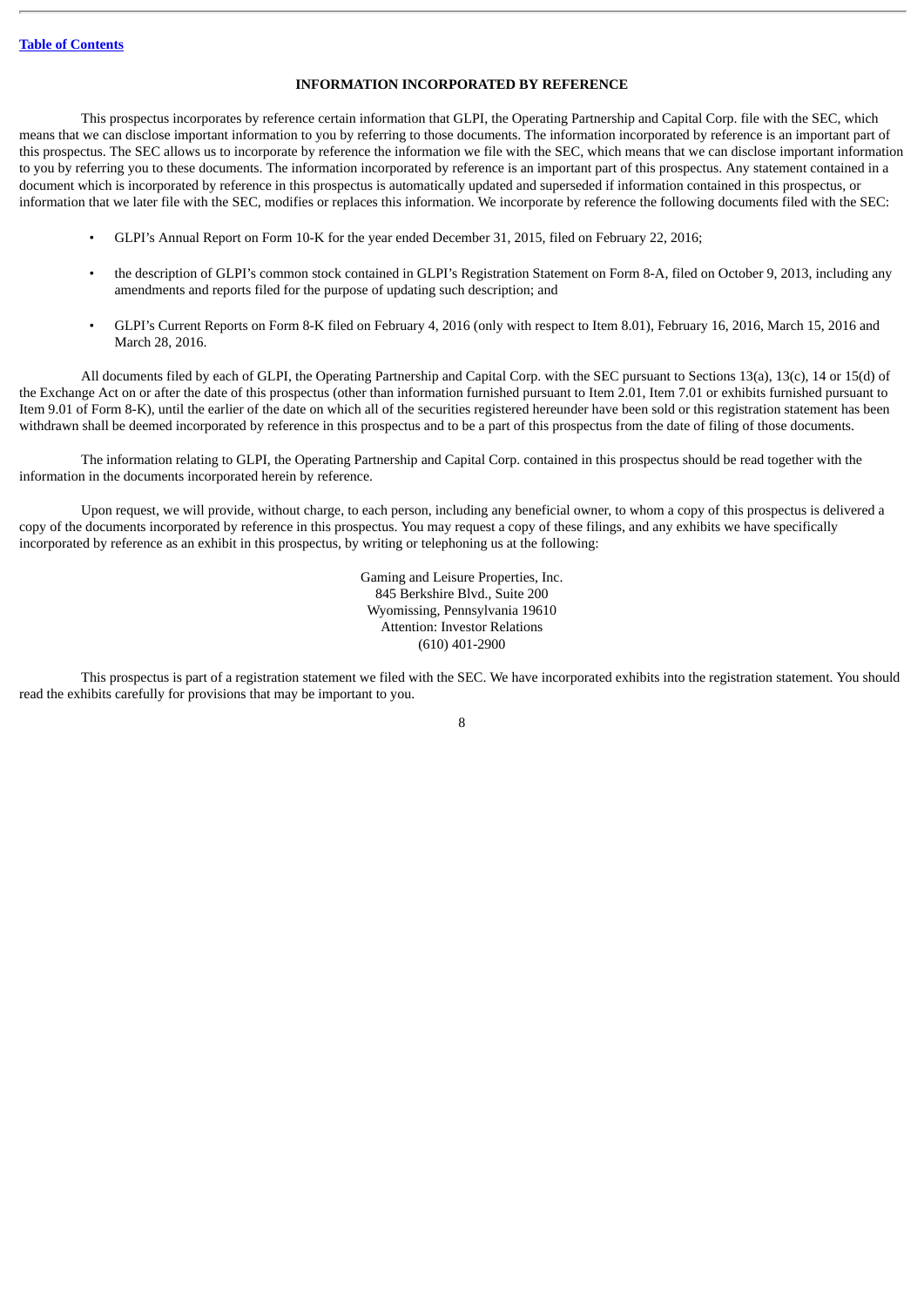## INFORMATION INCORPORATED BY REFERENCE

This prospectus incorporates by reference certain information that GLPI, the Operating Partnership and Capital Corp. file with the SEC, which means that we can disclose important information to you by referring to those documents. The information incorporated by reference is an important part of this prospectus. The SEC allows us to incorporate by reference the information we file with the SEC, which means that we can disclose important information to you by referring you to these documents. The information incorporated by reference is an important part of this prospectus. Any statement contained in a document which is incorporated by reference in this prospectus is automatically updated and superseded if information contained in this prospectus, or information that we later file with the SEC, modifies or replaces this information. We incorporate by reference the following documents filed with the SEC:

- GLPI's Annual Report on Form 10-K for the year ended December 31, 2015, filed on February 22, 2016;
- the description of GLPI's common stock contained in GLPI's Registration Statement on Form 8-A, filed on October 9, 2013, including any amendments and reports filed for the purpose of updating such description; and
- GLPI's Current Reports on Form 8-K filed on February 4, 2016 (only with respect to Item 8.01), February 16, 2016, March 15, 2016 and March 28, 2016.

All documents filed by each of GLPI, the Operating Partnership and Capital Corp. with the SEC pursuant to Sections 13(a), 13(c), 14 or 15(d) of the Exchange Act on or after the date of this prospectus (other than information furnished pursuant to Item 2.01, Item 7.01 or exhibits furnished pursuant to Item 9.01 of Form 8-K), until the earlier of the date on which all of the securities registered hereunder have been sold or this registration statement has been withdrawn shall be deemed incorporated by reference in this prospectus and to be a part of this prospectus from the date of filing of those documents.

The information relating to GLPI, the Operating Partnership and Capital Corp. contained in this prospectus should be read together with the information in the documents incorporated herein by reference.

Upon request, we will provide, without charge, to each person, including any beneficial owner, to whom a copy of this prospectus is delivered a copy of the documents incorporated by reference in this prospectus. You may request a copy of these filings, and any exhibits we have specifically incorporated by reference as an exhibit in this prospectus, by writing or telephoning us at the following:

Gaming and Leisure Properties, Inc.
845 Berkshire Blvd., Suite 200
Wyomissing, Pennsylvania 19610
Attention: Investor Relations
(610) 401-2900

This prospectus is part of a registration statement we filed with the SEC. We have incorporated exhibits into the registration statement. You should read the exhibits carefully for provisions that may be important to you.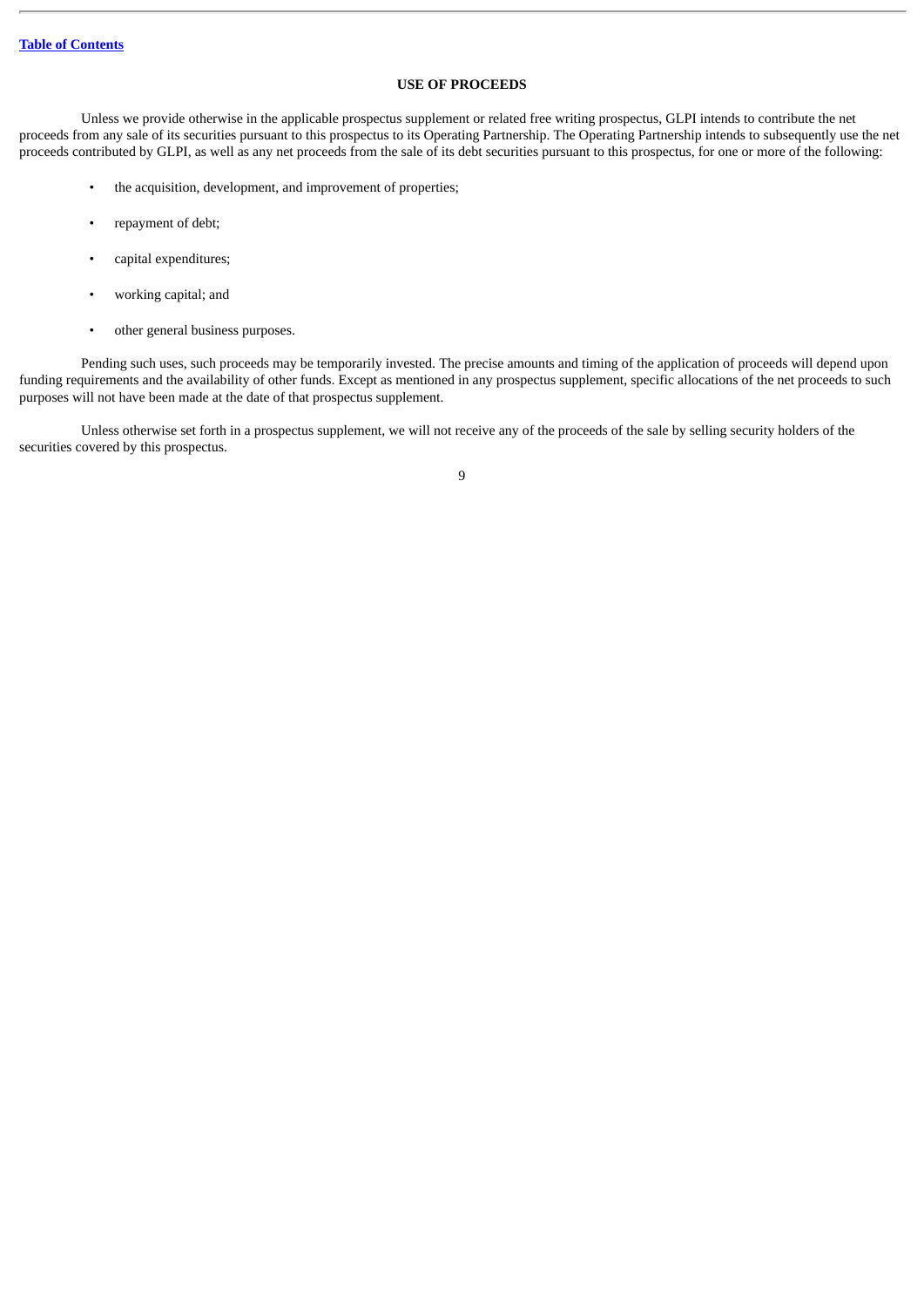## USE OF PROCEEDS

Unless we provide otherwise in the applicable prospectus supplement or related free writing prospectus, GLPI intends to contribute the net proceeds from any sale of its securities pursuant to this prospectus to its Operating Partnership. The Operating Partnership intends to subsequently use the net proceeds contributed by GLPI, as well as any net proceeds from the sale of its debt securities pursuant to this prospectus, for one or more of the following:

- the acquisition, development, and improvement of properties;
- repayment of debt;
- capital expenditures;
- working capital; and
- other general business purposes.

Pending such uses, such proceeds may be temporarily invested. The precise amounts and timing of the application of proceeds will depend upon funding requirements and the availability of other funds. Except as mentioned in any prospectus supplement, specific allocations of the net proceeds to such purposes will not have been made at the date of that prospectus supplement.

Unless otherwise set forth in a prospectus supplement, we will not receive any of the proceeds of the sale by selling security holders of the securities covered by this prospectus.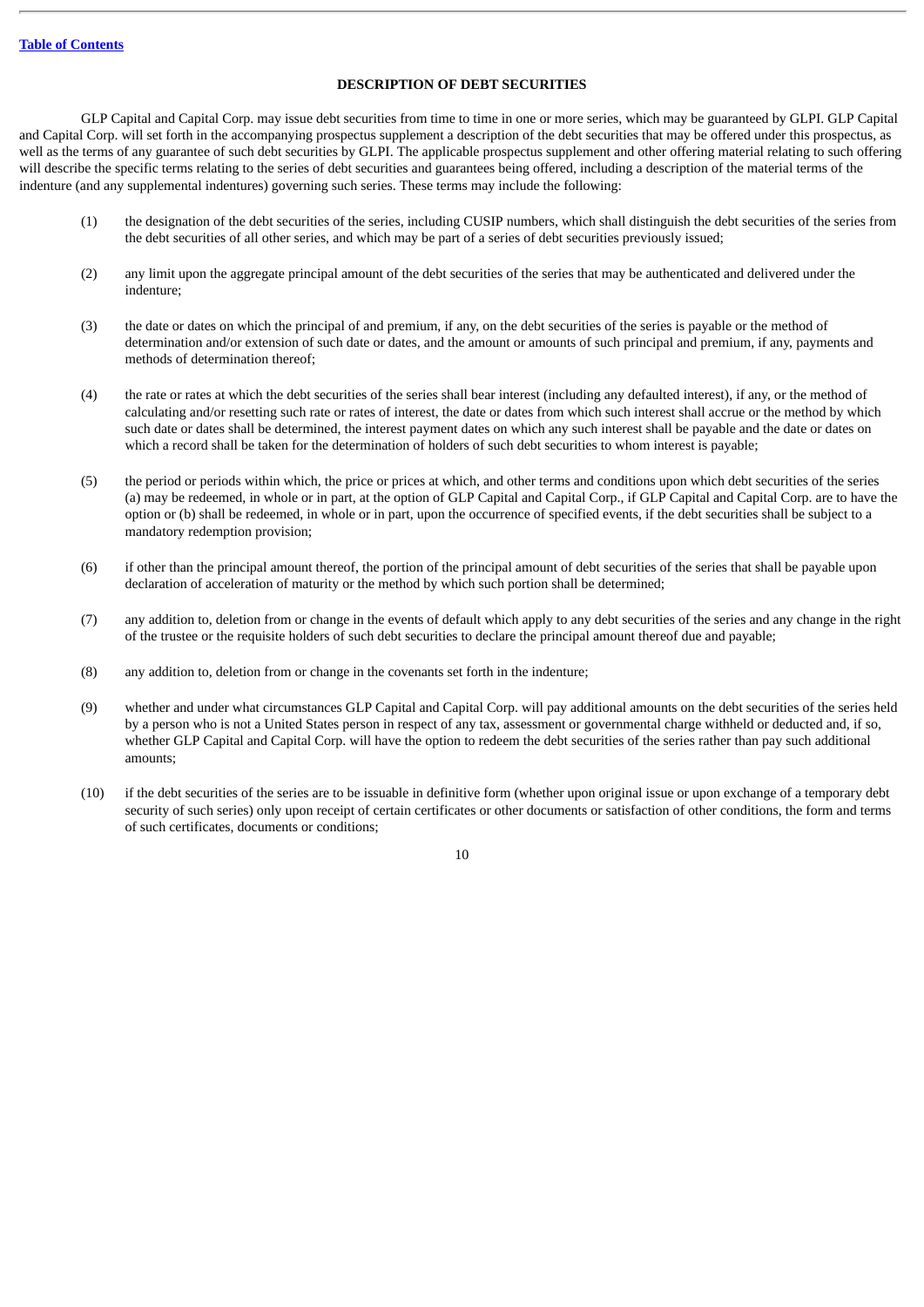## DESCRIPTION OF DEBT SECURITIES

GLP Capital and Capital Corp. may issue debt securities from time to time in one or more series, which may be guaranteed by GLPI. GLP Capital and Capital Corp. will set forth in the accompanying prospectus supplement a description of the debt securities that may be offered under this prospectus, as well as the terms of any guarantee of such debt securities by GLPI. The applicable prospectus supplement and other offering material relating to such offering will describe the specific terms relating to the series of debt securities and guarantees being offered, including a description of the material terms of the indenture (and any supplemental indentures) governing such series. These terms may include the following:

(1) the designation of the debt securities of the series, including CUSIP numbers, which shall distinguish the debt securities of the series from the debt securities of all other series, and which may be part of a series of debt securities previously issued;

(2) any limit upon the aggregate principal amount of the debt securities of the series that may be authenticated and delivered under the indenture;

(3) the date or dates on which the principal of and premium, if any, on the debt securities of the series is payable or the method of determination and/or extension of such date or dates, and the amount or amounts of such principal and premium, if any, payments and methods of determination thereof;

(4) the rate or rates at which the debt securities of the series shall bear interest (including any defaulted interest), if any, or the method of calculating and/or resetting such rate or rates of interest, the date or dates from which such interest shall accrue or the method by which such date or dates shall be determined, the interest payment dates on which any such interest shall be payable and the date or dates on which a record shall be taken for the determination of holders of such debt securities to whom interest is payable;

(5) the period or periods within which, the price or prices at which, and other terms and conditions upon which debt securities of the series (a) may be redeemed, in whole or in part, at the option of GLP Capital and Capital Corp., if GLP Capital and Capital Corp. are to have the option or (b) shall be redeemed, in whole or in part, upon the occurrence of specified events, if the debt securities shall be subject to a mandatory redemption provision;

(6) if other than the principal amount thereof, the portion of the principal amount of debt securities of the series that shall be payable upon declaration of acceleration of maturity or the method by which such portion shall be determined;

(7) any addition to, deletion from or change in the events of default which apply to any debt securities of the series and any change in the right of the trustee or the requisite holders of such debt securities to declare the principal amount thereof due and payable;

(8) any addition to, deletion from or change in the covenants set forth in the indenture;

(9) whether and under what circumstances GLP Capital and Capital Corp. will pay additional amounts on the debt securities of the series held by a person who is not a United States person in respect of any tax, assessment or governmental charge withheld or deducted and, if so, whether GLP Capital and Capital Corp. will have the option to redeem the debt securities of the series rather than pay such additional amounts;

(10) if the debt securities of the series are to be issuable in definitive form (whether upon original issue or upon exchange of a temporary debt security of such series) only upon receipt of certain certificates or other documents or satisfaction of other conditions, the form and terms of such certificates, documents or conditions;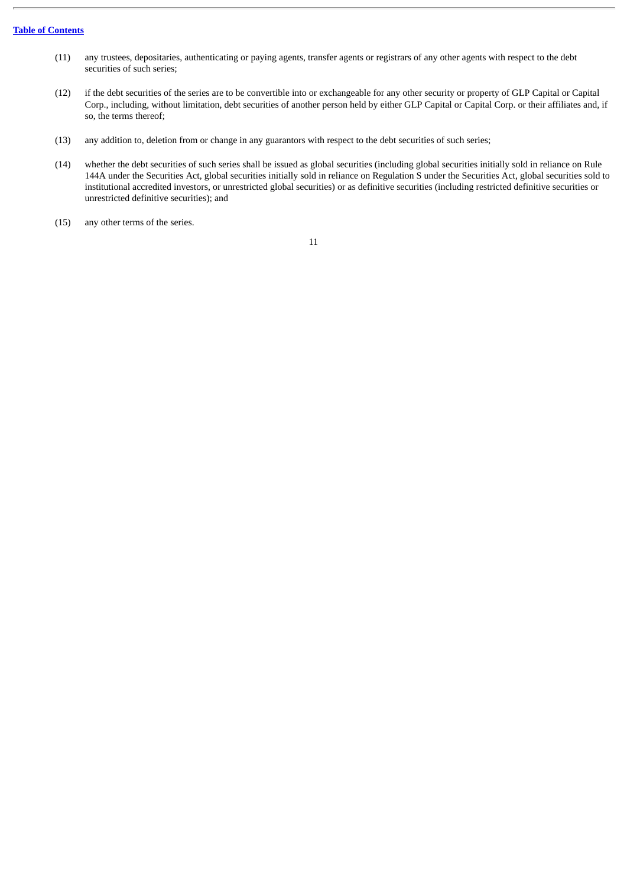(11) any trustees, depositaries, authenticating or paying agents, transfer agents or registrars of any other agents with respect to the debt securities of such series;

(12) if the debt securities of the series are to be convertible into or exchangeable for any other security or property of GLP Capital or Capital Corp., including, without limitation, debt securities of another person held by either GLP Capital or Capital Corp. or their affiliates and, if so, the terms thereof;

(13) any addition to, deletion from or change in any guarantors with respect to the debt securities of such series;

(14) whether the debt securities of such series shall be issued as global securities (including global securities initially sold in reliance on Rule 144A under the Securities Act, global securities initially sold in reliance on Regulation S under the Securities Act, global securities sold to institutional accredited investors, or unrestricted global securities) or as definitive securities (including restricted definitive securities or unrestricted definitive securities); and

(15) any other terms of the series.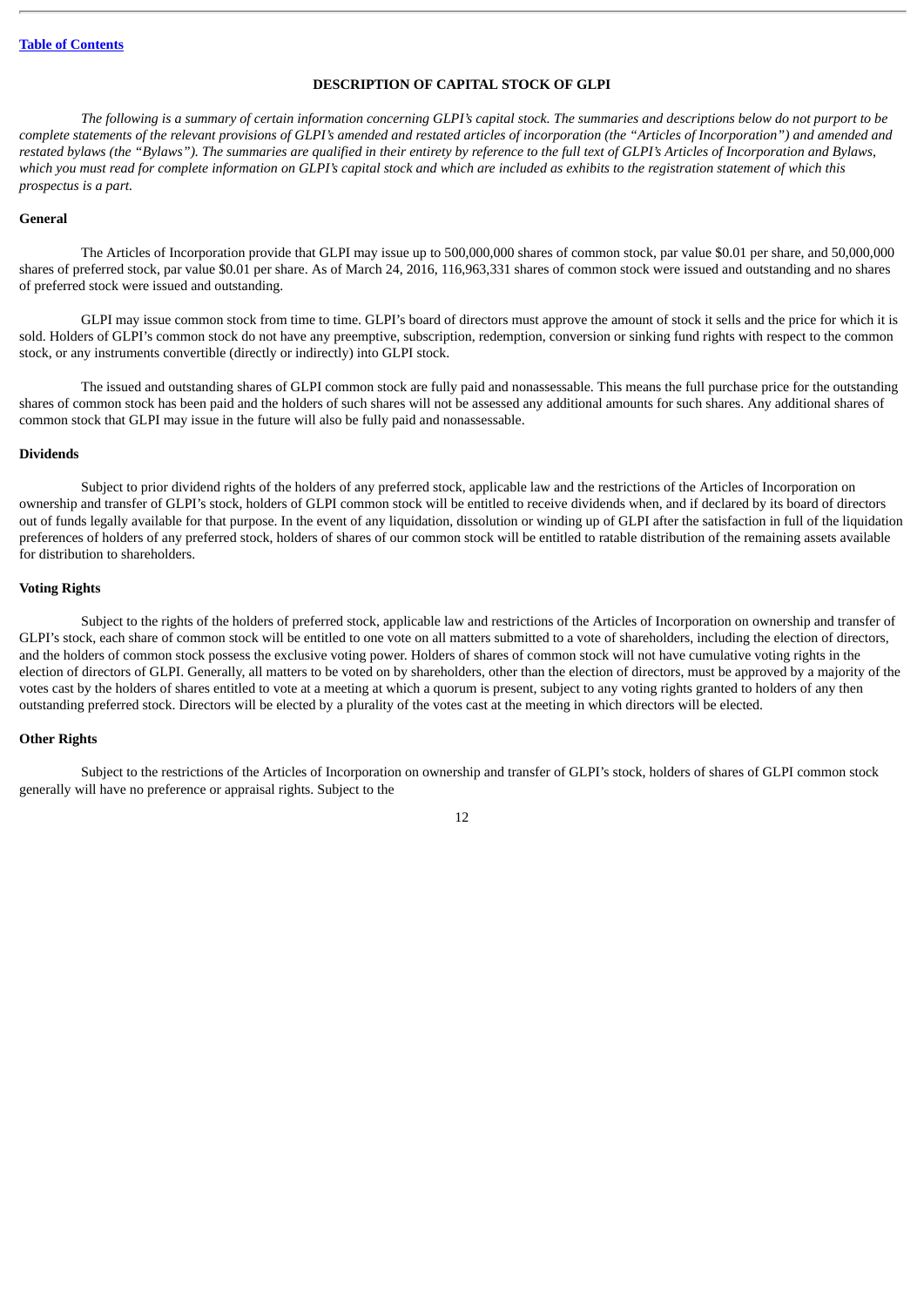## DESCRIPTION OF CAPITAL STOCK OF GLPI

*The following is a summary of certain information concerning GLPI's capital stock. The summaries and descriptions below do not purport to be complete statements of the relevant provisions of GLPI's amended and restated articles of incorporation (the "Articles of Incorporation") and amended and restated bylaws (the "Bylaws"). The summaries are qualified in their entirety by reference to the full text of GLPI's Articles of Incorporation and Bylaws, which you must read for complete information on GLPI's capital stock and which are included as exhibits to the registration statement of which this prospectus is a part.*

### General

The Articles of Incorporation provide that GLPI may issue up to 500,000,000 shares of common stock, par value $0.01 per share, and 50,000,000 shares of preferred stock, par value $0.01 per share. As of March 24, 2016, 116,963,331 shares of common stock were issued and outstanding and no shares of preferred stock were issued and outstanding.

GLPI may issue common stock from time to time. GLPI's board of directors must approve the amount of stock it sells and the price for which it is sold. Holders of GLPI's common stock do not have any preemptive, subscription, redemption, conversion or sinking fund rights with respect to the common stock, or any instruments convertible (directly or indirectly) into GLPI stock.

The issued and outstanding shares of GLPI common stock are fully paid and nonassessable. This means the full purchase price for the outstanding shares of common stock has been paid and the holders of such shares will not be assessed any additional amounts for such shares. Any additional shares of common stock that GLPI may issue in the future will also be fully paid and nonassessable.

### Dividends

Subject to prior dividend rights of the holders of any preferred stock, applicable law and the restrictions of the Articles of Incorporation on ownership and transfer of GLPI's stock, holders of GLPI common stock will be entitled to receive dividends when, and if declared by its board of directors out of funds legally available for that purpose. In the event of any liquidation, dissolution or winding up of GLPI after the satisfaction in full of the liquidation preferences of holders of any preferred stock, holders of shares of our common stock will be entitled to ratable distribution of the remaining assets available for distribution to shareholders.

### Voting Rights

Subject to the rights of the holders of preferred stock, applicable law and restrictions of the Articles of Incorporation on ownership and transfer of GLPI's stock, each share of common stock will be entitled to one vote on all matters submitted to a vote of shareholders, including the election of directors, and the holders of common stock possess the exclusive voting power. Holders of shares of common stock will not have cumulative voting rights in the election of directors of GLPI. Generally, all matters to be voted on by shareholders, other than the election of directors, must be approved by a majority of the votes cast by the holders of shares entitled to vote at a meeting at which a quorum is present, subject to any voting rights granted to holders of any then outstanding preferred stock. Directors will be elected by a plurality of the votes cast at the meeting in which directors will be elected.

### Other Rights

Subject to the restrictions of the Articles of Incorporation on ownership and transfer of GLPI's stock, holders of shares of GLPI common stock generally will have no preference or appraisal rights. Subject to the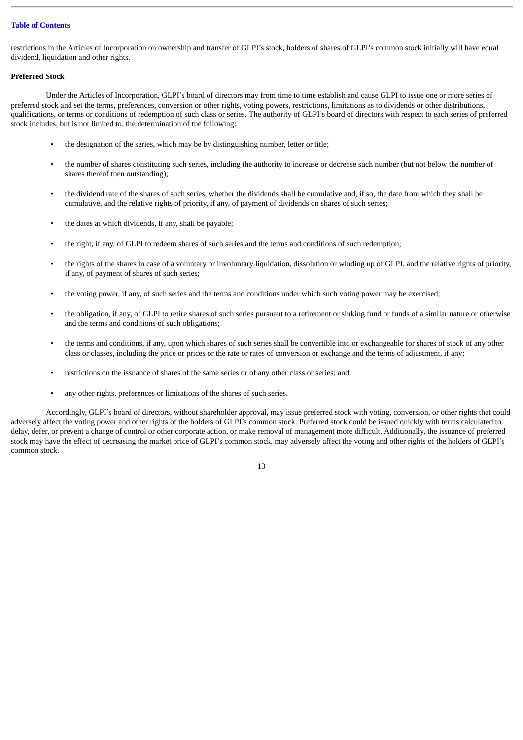restrictions in the Articles of Incorporation on ownership and transfer of GLPI's stock, holders of shares of GLPI's common stock initially will have equal dividend, liquidation and other rights.

**Preferred Stock**

Under the Articles of Incorporation, GLPI's board of directors may from time to time establish and cause GLPI to issue one or more series of preferred stock and set the terms, preferences, conversion or other rights, voting powers, restrictions, limitations as to dividends or other distributions, qualifications, or terms or conditions of redemption of such class or series. The authority of GLPI's board of directors with respect to each series of preferred stock includes, but is not limited to, the determination of the following:

- the designation of the series, which may be by distinguishing number, letter or title;
- the number of shares constituting such series, including the authority to increase or decrease such number (but not below the number of shares thereof then outstanding);
- the dividend rate of the shares of such series, whether the dividends shall be cumulative and, if so, the date from which they shall be cumulative, and the relative rights of priority, if any, of payment of dividends on shares of such series;
- the dates at which dividends, if any, shall be payable;
- the right, if any, of GLPI to redeem shares of such series and the terms and conditions of such redemption;
- the rights of the shares in case of a voluntary or involuntary liquidation, dissolution or winding up of GLPI, and the relative rights of priority, if any, of payment of shares of such series;
- the voting power, if any, of such series and the terms and conditions under which such voting power may be exercised;
- the obligation, if any, of GLPI to retire shares of such series pursuant to a retirement or sinking fund or funds of a similar nature or otherwise and the terms and conditions of such obligations;
- the terms and conditions, if any, upon which shares of such series shall be convertible into or exchangeable for shares of stock of any other class or classes, including the price or prices or the rate or rates of conversion or exchange and the terms of adjustment, if any;
- restrictions on the issuance of shares of the same series or of any other class or series; and
- any other rights, preferences or limitations of the shares of such series.

Accordingly, GLPI's board of directors, without shareholder approval, may issue preferred stock with voting, conversion, or other rights that could adversely affect the voting power and other rights of the holders of GLPI's common stock. Preferred stock could be issued quickly with terms calculated to delay, defer, or prevent a change of control or other corporate action, or make removal of management more difficult. Additionally, the issuance of preferred stock may have the effect of decreasing the market price of GLPI's common stock, may adversely affect the voting and other rights of the holders of GLPI's common stock.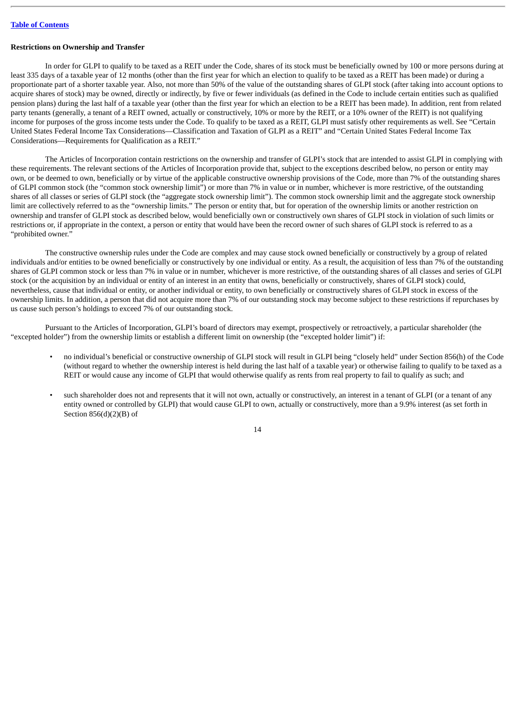**Restrictions on Ownership and Transfer**

In order for GLPI to qualify to be taxed as a REIT under the Code, shares of its stock must be beneficially owned by 100 or more persons during at least 335 days of a taxable year of 12 months (other than the first year for which an election to qualify to be taxed as a REIT has been made) or during a proportionate part of a shorter taxable year. Also, not more than 50% of the value of the outstanding shares of GLPI stock (after taking into account options to acquire shares of stock) may be owned, directly or indirectly, by five or fewer individuals (as defined in the Code to include certain entities such as qualified pension plans) during the last half of a taxable year (other than the first year for which an election to be a REIT has been made). In addition, rent from related party tenants (generally, a tenant of a REIT owned, actually or constructively, 10% or more by the REIT, or a 10% owner of the REIT) is not qualifying income for purposes of the gross income tests under the Code. To qualify to be taxed as a REIT, GLPI must satisfy other requirements as well. See "Certain United States Federal Income Tax Considerations—Classification and Taxation of GLPI as a REIT" and "Certain United States Federal Income Tax Considerations—Requirements for Qualification as a REIT."

The Articles of Incorporation contain restrictions on the ownership and transfer of GLPI's stock that are intended to assist GLPI in complying with these requirements. The relevant sections of the Articles of Incorporation provide that, subject to the exceptions described below, no person or entity may own, or be deemed to own, beneficially or by virtue of the applicable constructive ownership provisions of the Code, more than 7% of the outstanding shares of GLPI common stock (the "common stock ownership limit") or more than 7% in value or in number, whichever is more restrictive, of the outstanding shares of all classes or series of GLPI stock (the "aggregate stock ownership limit"). The common stock ownership limit and the aggregate stock ownership limit are collectively referred to as the "ownership limits." The person or entity that, but for operation of the ownership limits or another restriction on ownership and transfer of GLPI stock as described below, would beneficially own or constructively own shares of GLPI stock in violation of such limits or restrictions or, if appropriate in the context, a person or entity that would have been the record owner of such shares of GLPI stock is referred to as a "prohibited owner."

The constructive ownership rules under the Code are complex and may cause stock owned beneficially or constructively by a group of related individuals and/or entities to be owned beneficially or constructively by one individual or entity. As a result, the acquisition of less than 7% of the outstanding shares of GLPI common stock or less than 7% in value or in number, whichever is more restrictive, of the outstanding shares of all classes and series of GLPI stock (or the acquisition by an individual or entity of an interest in an entity that owns, beneficially or constructively, shares of GLPI stock) could, nevertheless, cause that individual or entity, or another individual or entity, to own beneficially or constructively shares of GLPI stock in excess of the ownership limits. In addition, a person that did not acquire more than 7% of our outstanding stock may become subject to these restrictions if repurchases by us cause such person's holdings to exceed 7% of our outstanding stock.

Pursuant to the Articles of Incorporation, GLPI's board of directors may exempt, prospectively or retroactively, a particular shareholder (the "excepted holder") from the ownership limits or establish a different limit on ownership (the "excepted holder limit") if:

- no individual's beneficial or constructive ownership of GLPI stock will result in GLPI being "closely held" under Section 856(h) of the Code (without regard to whether the ownership interest is held during the last half of a taxable year) or otherwise failing to qualify to be taxed as a REIT or would cause any income of GLPI that would otherwise qualify as rents from real property to fail to qualify as such; and

- such shareholder does not and represents that it will not own, actually or constructively, an interest in a tenant of GLPI (or a tenant of any entity owned or controlled by GLPI) that would cause GLPI to own, actually or constructively, more than a 9.9% interest (as set forth in Section 856(d)(2)(B) of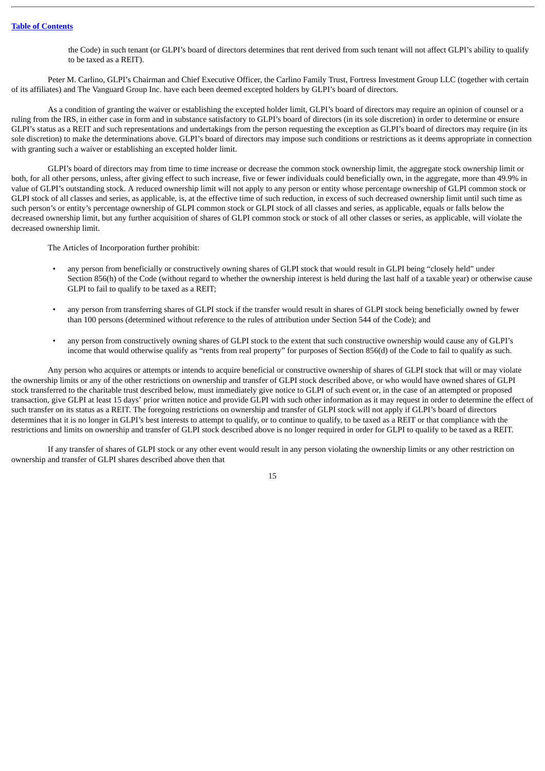the Code) in such tenant (or GLPI's board of directors determines that rent derived from such tenant will not affect GLPI's ability to qualify to be taxed as a REIT).

Peter M. Carlino, GLPI's Chairman and Chief Executive Officer, the Carlino Family Trust, Fortress Investment Group LLC (together with certain of its affiliates) and The Vanguard Group Inc. have each been deemed excepted holders by GLPI's board of directors.

As a condition of granting the waiver or establishing the excepted holder limit, GLPI's board of directors may require an opinion of counsel or a ruling from the IRS, in either case in form and in substance satisfactory to GLPI's board of directors (in its sole discretion) in order to determine or ensure GLPI's status as a REIT and such representations and undertakings from the person requesting the exception as GLPI's board of directors may require (in its sole discretion) to make the determinations above. GLPI's board of directors may impose such conditions or restrictions as it deems appropriate in connection with granting such a waiver or establishing an excepted holder limit.

GLPI's board of directors may from time to time increase or decrease the common stock ownership limit, the aggregate stock ownership limit or both, for all other persons, unless, after giving effect to such increase, five or fewer individuals could beneficially own, in the aggregate, more than 49.9% in value of GLPI's outstanding stock. A reduced ownership limit will not apply to any person or entity whose percentage ownership of GLPI common stock or GLPI stock of all classes and series, as applicable, is, at the effective time of such reduction, in excess of such decreased ownership limit until such time as such person's or entity's percentage ownership of GLPI common stock or GLPI stock of all classes and series, as applicable, equals or falls below the decreased ownership limit, but any further acquisition of shares of GLPI common stock or stock of all other classes or series, as applicable, will violate the decreased ownership limit.

The Articles of Incorporation further prohibit:

- any person from beneficially or constructively owning shares of GLPI stock that would result in GLPI being "closely held" under Section 856(h) of the Code (without regard to whether the ownership interest is held during the last half of a taxable year) or otherwise cause GLPI to fail to qualify to be taxed as a REIT;
- any person from transferring shares of GLPI stock if the transfer would result in shares of GLPI stock being beneficially owned by fewer than 100 persons (determined without reference to the rules of attribution under Section 544 of the Code); and
- any person from constructively owning shares of GLPI stock to the extent that such constructive ownership would cause any of GLPI's income that would otherwise qualify as "rents from real property" for purposes of Section 856(d) of the Code to fail to qualify as such.

Any person who acquires or attempts or intends to acquire beneficial or constructive ownership of shares of GLPI stock that will or may violate the ownership limits or any of the other restrictions on ownership and transfer of GLPI stock described above, or who would have owned shares of GLPI stock transferred to the charitable trust described below, must immediately give notice to GLPI of such event or, in the case of an attempted or proposed transaction, give GLPI at least 15 days' prior written notice and provide GLPI with such other information as it may request in order to determine the effect of such transfer on its status as a REIT. The foregoing restrictions on ownership and transfer of GLPI stock will not apply if GLPI's board of directors determines that it is no longer in GLPI's best interests to attempt to qualify, or to continue to qualify, to be taxed as a REIT or that compliance with the restrictions and limits on ownership and transfer of GLPI stock described above is no longer required in order for GLPI to qualify to be taxed as a REIT.

If any transfer of shares of GLPI stock or any other event would result in any person violating the ownership limits or any other restriction on ownership and transfer of GLPI shares described above then that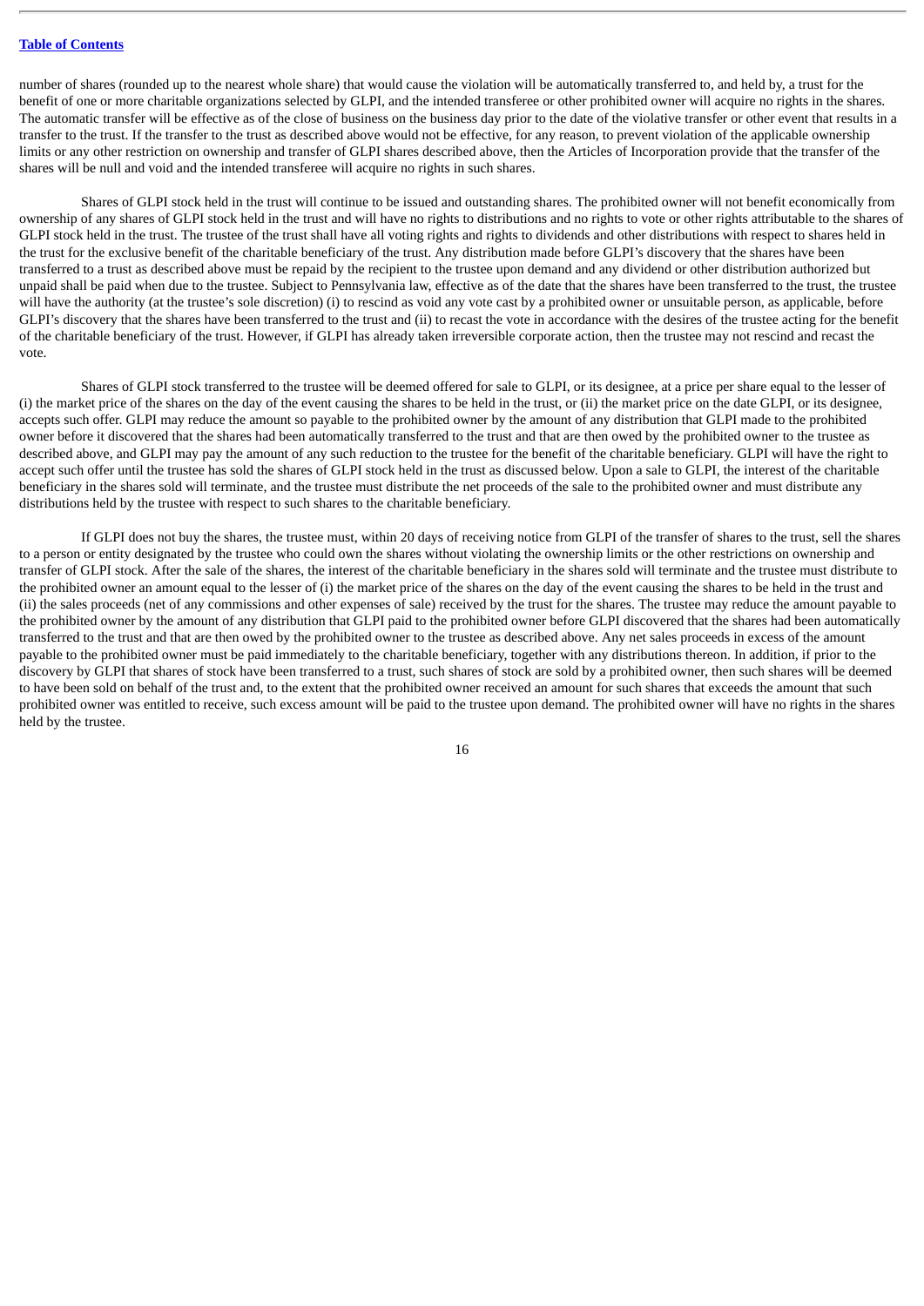number of shares (rounded up to the nearest whole share) that would cause the violation will be automatically transferred to, and held by, a trust for the benefit of one or more charitable organizations selected by GLPI, and the intended transferee or other prohibited owner will acquire no rights in the shares. The automatic transfer will be effective as of the close of business on the business day prior to the date of the violative transfer or other event that results in a transfer to the trust. If the transfer to the trust as described above would not be effective, for any reason, to prevent violation of the applicable ownership limits or any other restriction on ownership and transfer of GLPI shares described above, then the Articles of Incorporation provide that the transfer of the shares will be null and void and the intended transferee will acquire no rights in such shares.

Shares of GLPI stock held in the trust will continue to be issued and outstanding shares. The prohibited owner will not benefit economically from ownership of any shares of GLPI stock held in the trust and will have no rights to distributions and no rights to vote or other rights attributable to the shares of GLPI stock held in the trust. The trustee of the trust shall have all voting rights and rights to dividends and other distributions with respect to shares held in the trust for the exclusive benefit of the charitable beneficiary of the trust. Any distribution made before GLPI's discovery that the shares have been transferred to a trust as described above must be repaid by the recipient to the trustee upon demand and any dividend or other distribution authorized but unpaid shall be paid when due to the trustee. Subject to Pennsylvania law, effective as of the date that the shares have been transferred to the trust, the trustee will have the authority (at the trustee's sole discretion) (i) to rescind as void any vote cast by a prohibited owner or unsuitable person, as applicable, before GLPI's discovery that the shares have been transferred to the trust and (ii) to recast the vote in accordance with the desires of the trustee acting for the benefit of the charitable beneficiary of the trust. However, if GLPI has already taken irreversible corporate action, then the trustee may not rescind and recast the vote.

Shares of GLPI stock transferred to the trustee will be deemed offered for sale to GLPI, or its designee, at a price per share equal to the lesser of (i) the market price of the shares on the day of the event causing the shares to be held in the trust, or (ii) the market price on the date GLPI, or its designee, accepts such offer. GLPI may reduce the amount so payable to the prohibited owner by the amount of any distribution that GLPI made to the prohibited owner before it discovered that the shares had been automatically transferred to the trust and that are then owed by the prohibited owner to the trustee as described above, and GLPI may pay the amount of any such reduction to the trustee for the benefit of the charitable beneficiary. GLPI will have the right to accept such offer until the trustee has sold the shares of GLPI stock held in the trust as discussed below. Upon a sale to GLPI, the interest of the charitable beneficiary in the shares sold will terminate, and the trustee must distribute the net proceeds of the sale to the prohibited owner and must distribute any distributions held by the trustee with respect to such shares to the charitable beneficiary.

If GLPI does not buy the shares, the trustee must, within 20 days of receiving notice from GLPI of the transfer of shares to the trust, sell the shares to a person or entity designated by the trustee who could own the shares without violating the ownership limits or the other restrictions on ownership and transfer of GLPI stock. After the sale of the shares, the interest of the charitable beneficiary in the shares sold will terminate and the trustee must distribute to the prohibited owner an amount equal to the lesser of (i) the market price of the shares on the day of the event causing the shares to be held in the trust and (ii) the sales proceeds (net of any commissions and other expenses of sale) received by the trust for the shares. The trustee may reduce the amount payable to the prohibited owner by the amount of any distribution that GLPI paid to the prohibited owner before GLPI discovered that the shares had been automatically transferred to the trust and that are then owed by the prohibited owner to the trustee as described above. Any net sales proceeds in excess of the amount payable to the prohibited owner must be paid immediately to the charitable beneficiary, together with any distributions thereon. In addition, if prior to the discovery by GLPI that shares of stock have been transferred to a trust, such shares of stock are sold by a prohibited owner, then such shares will be deemed to have been sold on behalf of the trust and, to the extent that the prohibited owner received an amount for such shares that exceeds the amount that such prohibited owner was entitled to receive, such excess amount will be paid to the trustee upon demand. The prohibited owner will have no rights in the shares held by the trustee.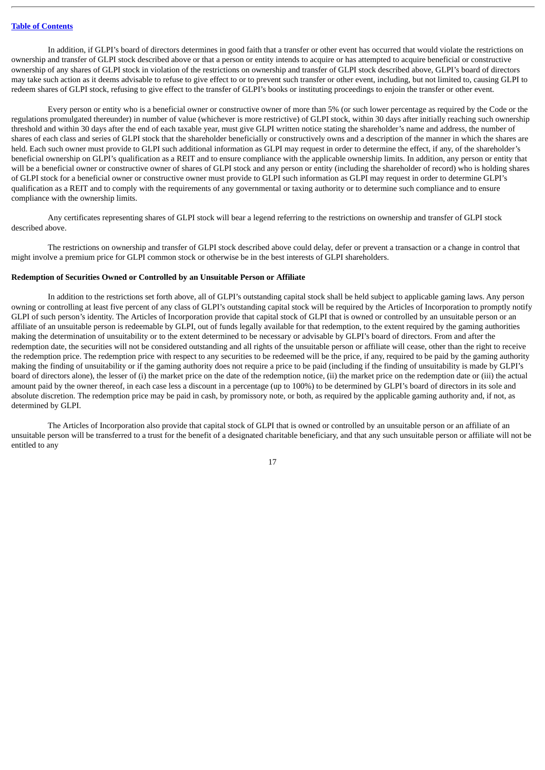In addition, if GLPI's board of directors determines in good faith that a transfer or other event has occurred that would violate the restrictions on ownership and transfer of GLPI stock described above or that a person or entity intends to acquire or has attempted to acquire beneficial or constructive ownership of any shares of GLPI stock in violation of the restrictions on ownership and transfer of GLPI stock described above, GLPI's board of directors may take such action as it deems advisable to refuse to give effect to or to prevent such transfer or other event, including, but not limited to, causing GLPI to redeem shares of GLPI stock, refusing to give effect to the transfer of GLPI's books or instituting proceedings to enjoin the transfer or other event.

Every person or entity who is a beneficial owner or constructive owner of more than 5% (or such lower percentage as required by the Code or the regulations promulgated thereunder) in number of value (whichever is more restrictive) of GLPI stock, within 30 days after initially reaching such ownership threshold and within 30 days after the end of each taxable year, must give GLPI written notice stating the shareholder's name and address, the number of shares of each class and series of GLPI stock that the shareholder beneficially or constructively owns and a description of the manner in which the shares are held. Each such owner must provide to GLPI such additional information as GLPI may request in order to determine the effect, if any, of the shareholder's beneficial ownership on GLPI's qualification as a REIT and to ensure compliance with the applicable ownership limits. In addition, any person or entity that will be a beneficial owner or constructive owner of shares of GLPI stock and any person or entity (including the shareholder of record) who is holding shares of GLPI stock for a beneficial owner or constructive owner must provide to GLPI such information as GLPI may request in order to determine GLPI's qualification as a REIT and to comply with the requirements of any governmental or taxing authority or to determine such compliance and to ensure compliance with the ownership limits.

Any certificates representing shares of GLPI stock will bear a legend referring to the restrictions on ownership and transfer of GLPI stock described above.

The restrictions on ownership and transfer of GLPI stock described above could delay, defer or prevent a transaction or a change in control that might involve a premium price for GLPI common stock or otherwise be in the best interests of GLPI shareholders.

**Redemption of Securities Owned or Controlled by an Unsuitable Person or Affiliate**

In addition to the restrictions set forth above, all of GLPI's outstanding capital stock shall be held subject to applicable gaming laws. Any person owning or controlling at least five percent of any class of GLPI's outstanding capital stock will be required by the Articles of Incorporation to promptly notify GLPI of such person's identity. The Articles of Incorporation provide that capital stock of GLPI that is owned or controlled by an unsuitable person or an affiliate of an unsuitable person is redeemable by GLPI, out of funds legally available for that redemption, to the extent required by the gaming authorities making the determination of unsuitability or to the extent determined to be necessary or advisable by GLPI's board of directors. From and after the redemption date, the securities will not be considered outstanding and all rights of the unsuitable person or affiliate will cease, other than the right to receive the redemption price. The redemption price with respect to any securities to be redeemed will be the price, if any, required to be paid by the gaming authority making the finding of unsuitability or if the gaming authority does not require a price to be paid (including if the finding of unsuitability is made by GLPI's board of directors alone), the lesser of (i) the market price on the date of the redemption notice, (ii) the market price on the redemption date or (iii) the actual amount paid by the owner thereof, in each case less a discount in a percentage (up to 100%) to be determined by GLPI's board of directors in its sole and absolute discretion. The redemption price may be paid in cash, by promissory note, or both, as required by the applicable gaming authority and, if not, as determined by GLPI.

The Articles of Incorporation also provide that capital stock of GLPI that is owned or controlled by an unsuitable person or an affiliate of an unsuitable person will be transferred to a trust for the benefit of a designated charitable beneficiary, and that any such unsuitable person or affiliate will not be entitled to any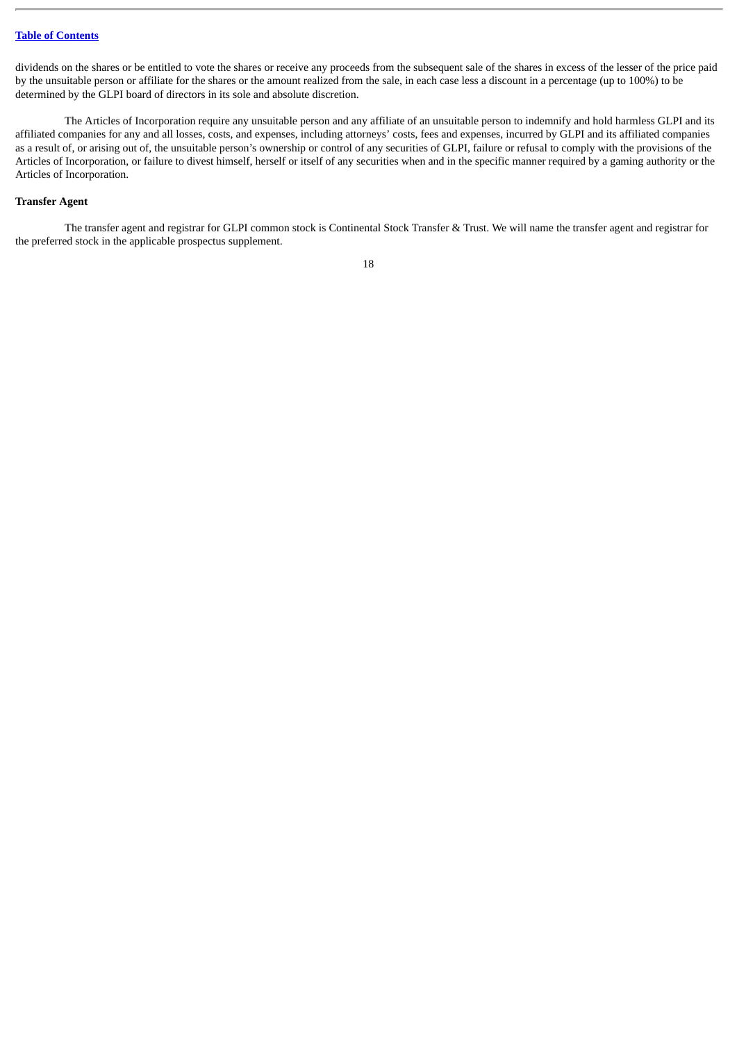dividends on the shares or be entitled to vote the shares or receive any proceeds from the subsequent sale of the shares in excess of the lesser of the price paid by the unsuitable person or affiliate for the shares or the amount realized from the sale, in each case less a discount in a percentage (up to 100%) to be determined by the GLPI board of directors in its sole and absolute discretion.

The Articles of Incorporation require any unsuitable person and any affiliate of an unsuitable person to indemnify and hold harmless GLPI and its affiliated companies for any and all losses, costs, and expenses, including attorneys' costs, fees and expenses, incurred by GLPI and its affiliated companies as a result of, or arising out of, the unsuitable person's ownership or control of any securities of GLPI, failure or refusal to comply with the provisions of the Articles of Incorporation, or failure to divest himself, herself or itself of any securities when and in the specific manner required by a gaming authority or the Articles of Incorporation.

**Transfer Agent**

The transfer agent and registrar for GLPI common stock is Continental Stock Transfer & Trust. We will name the transfer agent and registrar for the preferred stock in the applicable prospectus supplement.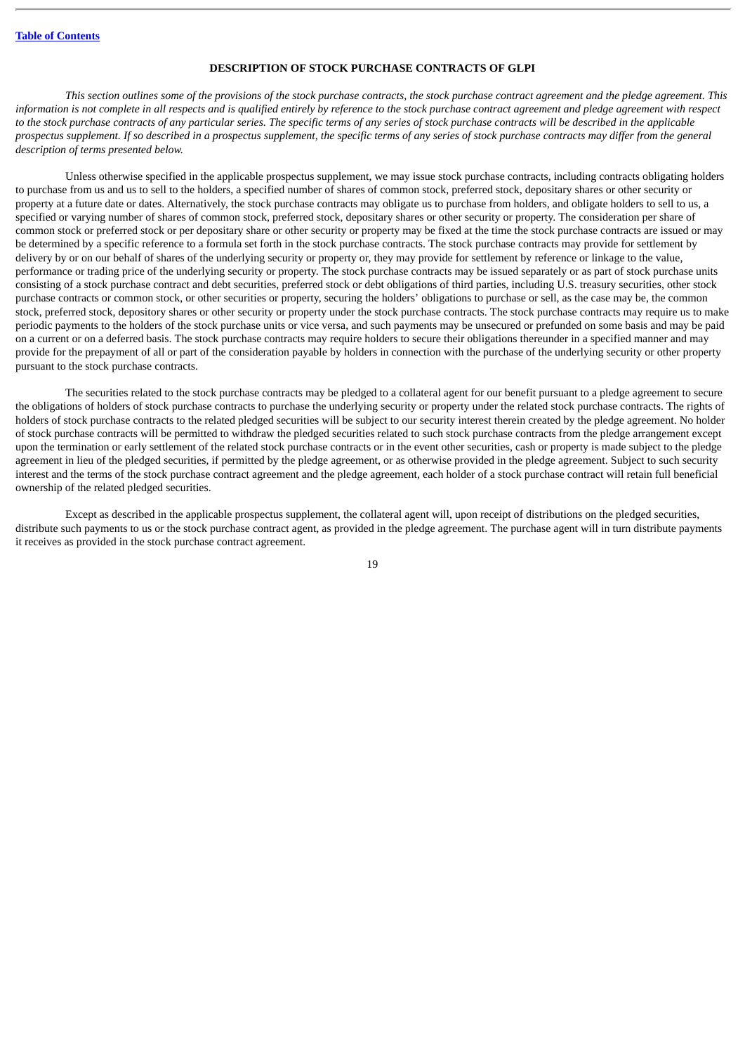Table of Contents

## DESCRIPTION OF STOCK PURCHASE CONTRACTS OF GLPI

*This section outlines some of the provisions of the stock purchase contracts, the stock purchase contract agreement and the pledge agreement. This information is not complete in all respects and is qualified entirely by reference to the stock purchase contract agreement and pledge agreement with respect to the stock purchase contracts of any particular series. The specific terms of any series of stock purchase contracts will be described in the applicable prospectus supplement. If so described in a prospectus supplement, the specific terms of any series of stock purchase contracts may differ from the general description of terms presented below.*

Unless otherwise specified in the applicable prospectus supplement, we may issue stock purchase contracts, including contracts obligating holders to purchase from us and us to sell to the holders, a specified number of shares of common stock, preferred stock, depositary shares or other security or property at a future date or dates. Alternatively, the stock purchase contracts may obligate us to purchase from holders, and obligate holders to sell to us, a specified or varying number of shares of common stock, preferred stock, depositary shares or other security or property. The consideration per share of common stock or preferred stock or per depositary share or other security or property may be fixed at the time the stock purchase contracts are issued or may be determined by a specific reference to a formula set forth in the stock purchase contracts. The stock purchase contracts may provide for settlement by delivery by or on our behalf of shares of the underlying security or property or, they may provide for settlement by reference or linkage to the value, performance or trading price of the underlying security or property. The stock purchase contracts may be issued separately or as part of stock purchase units consisting of a stock purchase contract and debt securities, preferred stock or debt obligations of third parties, including U.S. treasury securities, other stock purchase contracts or common stock, or other securities or property, securing the holders' obligations to purchase or sell, as the case may be, the common stock, preferred stock, depository shares or other security or property under the stock purchase contracts. The stock purchase contracts may require us to make periodic payments to the holders of the stock purchase units or vice versa, and such payments may be unsecured or prefunded on some basis and may be paid on a current or on a deferred basis. The stock purchase contracts may require holders to secure their obligations thereunder in a specified manner and may provide for the prepayment of all or part of the consideration payable by holders in connection with the purchase of the underlying security or other property pursuant to the stock purchase contracts.

The securities related to the stock purchase contracts may be pledged to a collateral agent for our benefit pursuant to a pledge agreement to secure the obligations of holders of stock purchase contracts to purchase the underlying security or property under the related stock purchase contracts. The rights of holders of stock purchase contracts to the related pledged securities will be subject to our security interest therein created by the pledge agreement. No holder of stock purchase contracts will be permitted to withdraw the pledged securities related to such stock purchase contracts from the pledge arrangement except upon the termination or early settlement of the related stock purchase contracts or in the event other securities, cash or property is made subject to the pledge agreement in lieu of the pledged securities, if permitted by the pledge agreement, or as otherwise provided in the pledge agreement. Subject to such security interest and the terms of the stock purchase contract agreement and the pledge agreement, each holder of a stock purchase contract will retain full beneficial ownership of the related pledged securities.

Except as described in the applicable prospectus supplement, the collateral agent will, upon receipt of distributions on the pledged securities, distribute such payments to us or the stock purchase contract agent, as provided in the pledge agreement. The purchase agent will in turn distribute payments it receives as provided in the stock purchase contract agreement.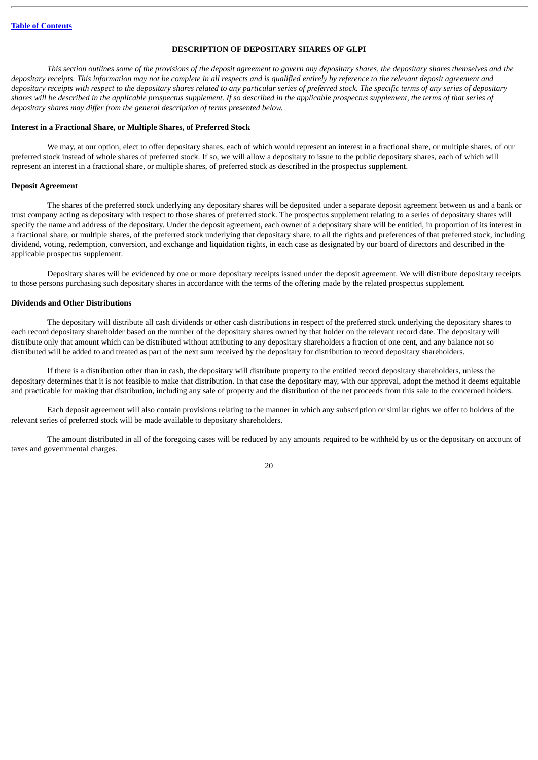## DESCRIPTION OF DEPOSITARY SHARES OF GLPI

*This section outlines some of the provisions of the deposit agreement to govern any depositary shares, the depositary shares themselves and the depositary receipts. This information may not be complete in all respects and is qualified entirely by reference to the relevant deposit agreement and depositary receipts with respect to the depositary shares related to any particular series of preferred stock. The specific terms of any series of depositary shares will be described in the applicable prospectus supplement. If so described in the applicable prospectus supplement, the terms of that series of depositary shares may differ from the general description of terms presented below.*

### Interest in a Fractional Share, or Multiple Shares, of Preferred Stock

We may, at our option, elect to offer depositary shares, each of which would represent an interest in a fractional share, or multiple shares, of our preferred stock instead of whole shares of preferred stock. If so, we will allow a depositary to issue to the public depositary shares, each of which will represent an interest in a fractional share, or multiple shares, of preferred stock as described in the prospectus supplement.

### Deposit Agreement

The shares of the preferred stock underlying any depositary shares will be deposited under a separate deposit agreement between us and a bank or trust company acting as depositary with respect to those shares of preferred stock. The prospectus supplement relating to a series of depositary shares will specify the name and address of the depositary. Under the deposit agreement, each owner of a depositary share will be entitled, in proportion of its interest in a fractional share, or multiple shares, of the preferred stock underlying that depositary share, to all the rights and preferences of that preferred stock, including dividend, voting, redemption, conversion, and exchange and liquidation rights, in each case as designated by our board of directors and described in the applicable prospectus supplement.

Depositary shares will be evidenced by one or more depositary receipts issued under the deposit agreement. We will distribute depositary receipts to those persons purchasing such depositary shares in accordance with the terms of the offering made by the related prospectus supplement.

### Dividends and Other Distributions

The depositary will distribute all cash dividends or other cash distributions in respect of the preferred stock underlying the depositary shares to each record depositary shareholder based on the number of the depositary shares owned by that holder on the relevant record date. The depositary will distribute only that amount which can be distributed without attributing to any depositary shareholders a fraction of one cent, and any balance not so distributed will be added to and treated as part of the next sum received by the depositary for distribution to record depositary shareholders.

If there is a distribution other than in cash, the depositary will distribute property to the entitled record depositary shareholders, unless the depositary determines that it is not feasible to make that distribution. In that case the depositary may, with our approval, adopt the method it deems equitable and practicable for making that distribution, including any sale of property and the distribution of the net proceeds from this sale to the concerned holders.

Each deposit agreement will also contain provisions relating to the manner in which any subscription or similar rights we offer to holders of the relevant series of preferred stock will be made available to depositary shareholders.

The amount distributed in all of the foregoing cases will be reduced by any amounts required to be withheld by us or the depositary on account of taxes and governmental charges.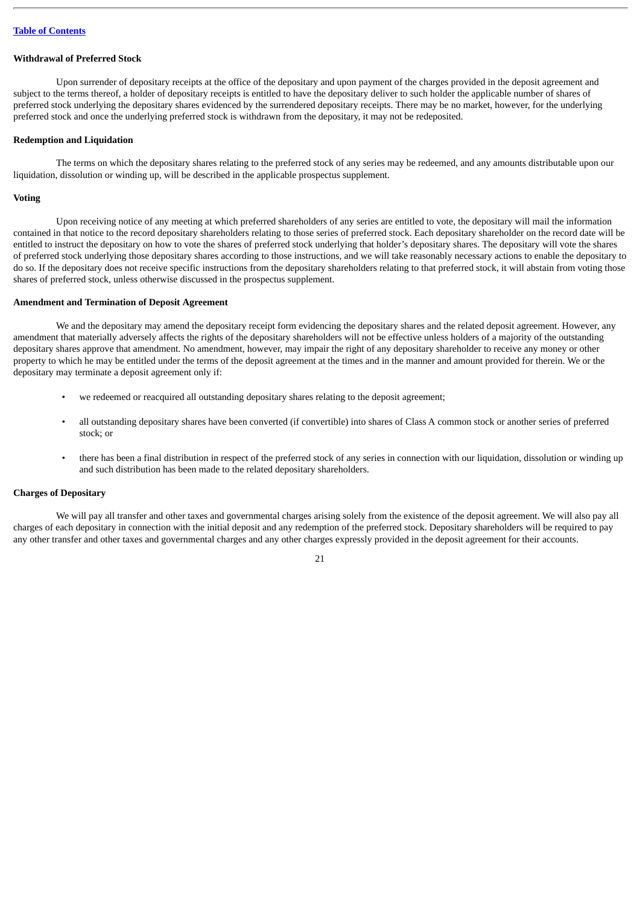### Withdrawal of Preferred Stock

Upon surrender of depositary receipts at the office of the depositary and upon payment of the charges provided in the deposit agreement and subject to the terms thereof, a holder of depositary receipts is entitled to have the depositary deliver to such holder the applicable number of shares of preferred stock underlying the depositary shares evidenced by the surrendered depositary receipts. There may be no market, however, for the underlying preferred stock and once the underlying preferred stock is withdrawn from the depositary, it may not be redeposited.

### Redemption and Liquidation

The terms on which the depositary shares relating to the preferred stock of any series may be redeemed, and any amounts distributable upon our liquidation, dissolution or winding up, will be described in the applicable prospectus supplement.

### Voting

Upon receiving notice of any meeting at which preferred shareholders of any series are entitled to vote, the depositary will mail the information contained in that notice to the record depositary shareholders relating to those series of preferred stock. Each depositary shareholder on the record date will be entitled to instruct the depositary on how to vote the shares of preferred stock underlying that holder's depositary shares. The depositary will vote the shares of preferred stock underlying those depositary shares according to those instructions, and we will take reasonably necessary actions to enable the depositary to do so. If the depositary does not receive specific instructions from the depositary shareholders relating to that preferred stock, it will abstain from voting those shares of preferred stock, unless otherwise discussed in the prospectus supplement.

### Amendment and Termination of Deposit Agreement

We and the depositary may amend the depositary receipt form evidencing the depositary shares and the related deposit agreement. However, any amendment that materially adversely affects the rights of the depositary shareholders will not be effective unless holders of a majority of the outstanding depositary shares approve that amendment. No amendment, however, may impair the right of any depositary shareholder to receive any money or other property to which he may be entitled under the terms of the deposit agreement at the times and in the manner and amount provided for therein. We or the depositary may terminate a deposit agreement only if:

- we redeemed or reacquired all outstanding depositary shares relating to the deposit agreement;
- all outstanding depositary shares have been converted (if convertible) into shares of Class A common stock or another series of preferred stock; or
- there has been a final distribution in respect of the preferred stock of any series in connection with our liquidation, dissolution or winding up and such distribution has been made to the related depositary shareholders.

### Charges of Depositary

We will pay all transfer and other taxes and governmental charges arising solely from the existence of the deposit agreement. We will also pay all charges of each depositary in connection with the initial deposit and any redemption of the preferred stock. Depositary shareholders will be required to pay any other transfer and other taxes and governmental charges and any other charges expressly provided in the deposit agreement for their accounts.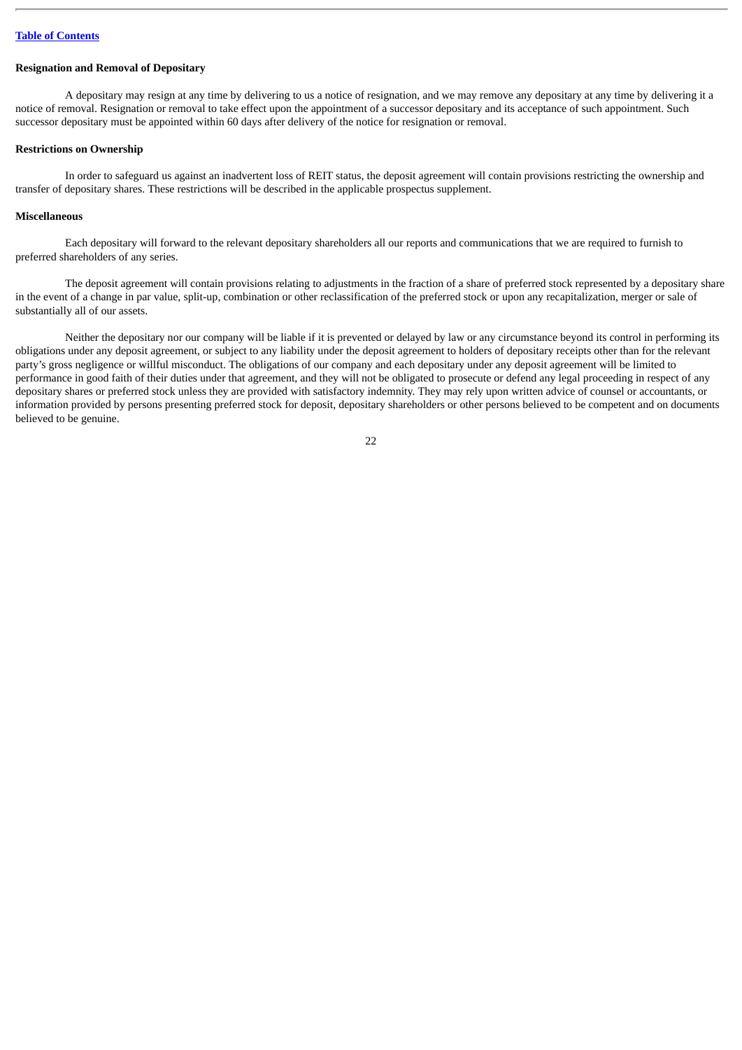**Resignation and Removal of Depositary**

A depositary may resign at any time by delivering to us a notice of resignation, and we may remove any depositary at any time by delivering it a notice of removal. Resignation or removal to take effect upon the appointment of a successor depositary and its acceptance of such appointment. Such successor depositary must be appointed within 60 days after delivery of the notice for resignation or removal.

**Restrictions on Ownership**

In order to safeguard us against an inadvertent loss of REIT status, the deposit agreement will contain provisions restricting the ownership and transfer of depositary shares. These restrictions will be described in the applicable prospectus supplement.

**Miscellaneous**

Each depositary will forward to the relevant depositary shareholders all our reports and communications that we are required to furnish to preferred shareholders of any series.

The deposit agreement will contain provisions relating to adjustments in the fraction of a share of preferred stock represented by a depositary share in the event of a change in par value, split-up, combination or other reclassification of the preferred stock or upon any recapitalization, merger or sale of substantially all of our assets.

Neither the depositary nor our company will be liable if it is prevented or delayed by law or any circumstance beyond its control in performing its obligations under any deposit agreement, or subject to any liability under the deposit agreement to holders of depositary receipts other than for the relevant party's gross negligence or willful misconduct. The obligations of our company and each depositary under any deposit agreement will be limited to performance in good faith of their duties under that agreement, and they will not be obligated to prosecute or defend any legal proceeding in respect of any depositary shares or preferred stock unless they are provided with satisfactory indemnity. They may rely upon written advice of counsel or accountants, or information provided by persons presenting preferred stock for deposit, depositary shareholders or other persons believed to be competent and on documents believed to be genuine.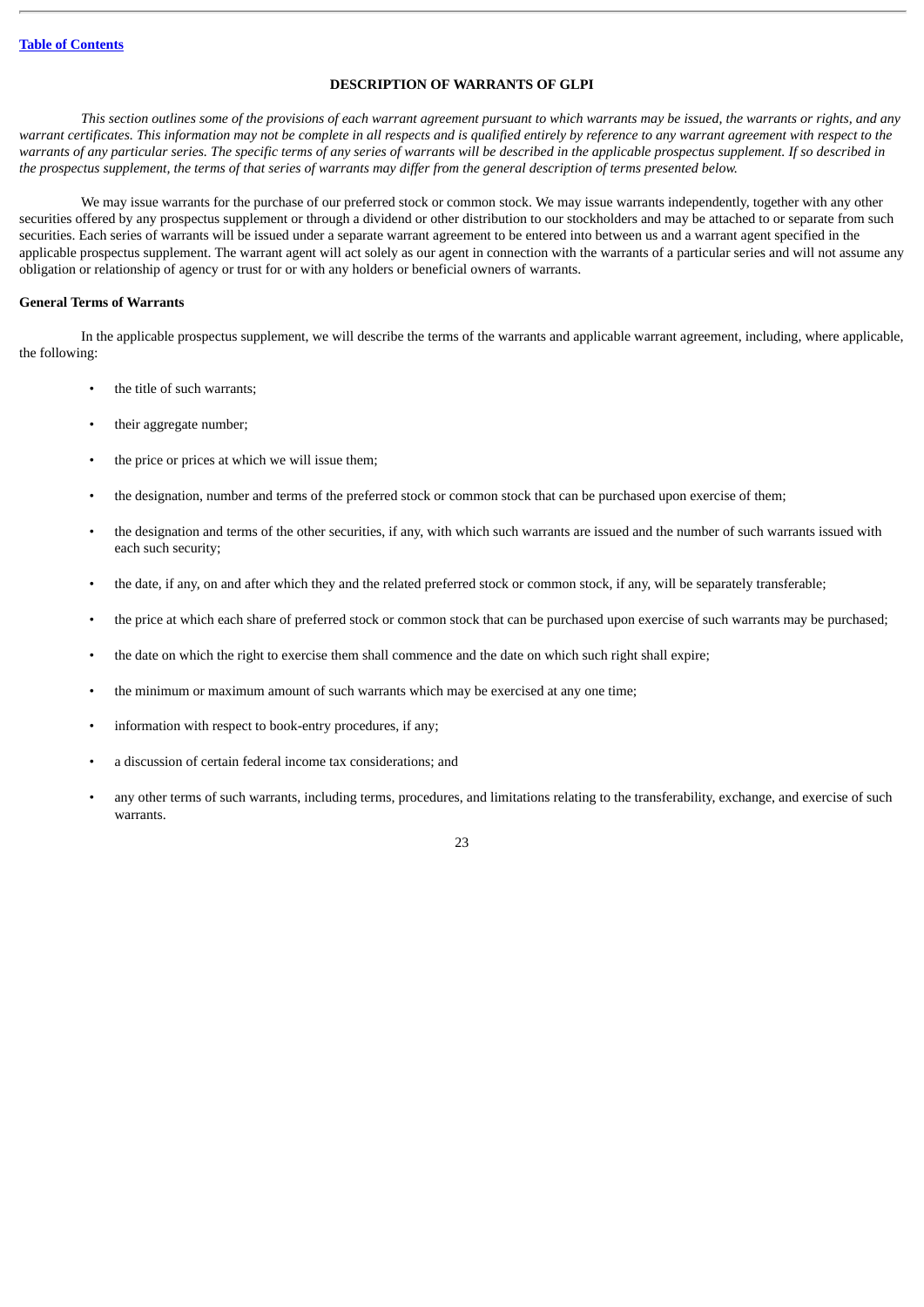## DESCRIPTION OF WARRANTS OF GLPI

*This section outlines some of the provisions of each warrant agreement pursuant to which warrants may be issued, the warrants or rights, and any warrant certificates. This information may not be complete in all respects and is qualified entirely by reference to any warrant agreement with respect to the warrants of any particular series. The specific terms of any series of warrants will be described in the applicable prospectus supplement. If so described in the prospectus supplement, the terms of that series of warrants may differ from the general description of terms presented below.*

We may issue warrants for the purchase of our preferred stock or common stock. We may issue warrants independently, together with any other securities offered by any prospectus supplement or through a dividend or other distribution to our stockholders and may be attached to or separate from such securities. Each series of warrants will be issued under a separate warrant agreement to be entered into between us and a warrant agent specified in the applicable prospectus supplement. The warrant agent will act solely as our agent in connection with the warrants of a particular series and will not assume any obligation or relationship of agency or trust for or with any holders or beneficial owners of warrants.

### General Terms of Warrants

In the applicable prospectus supplement, we will describe the terms of the warrants and applicable warrant agreement, including, where applicable, the following:

- the title of such warrants;
- their aggregate number;
- the price or prices at which we will issue them;
- the designation, number and terms of the preferred stock or common stock that can be purchased upon exercise of them;
- the designation and terms of the other securities, if any, with which such warrants are issued and the number of such warrants issued with each such security;
- the date, if any, on and after which they and the related preferred stock or common stock, if any, will be separately transferable;
- the price at which each share of preferred stock or common stock that can be purchased upon exercise of such warrants may be purchased;
- the date on which the right to exercise them shall commence and the date on which such right shall expire;
- the minimum or maximum amount of such warrants which may be exercised at any one time;
- information with respect to book-entry procedures, if any;
- a discussion of certain federal income tax considerations; and
- any other terms of such warrants, including terms, procedures, and limitations relating to the transferability, exchange, and exercise of such warrants.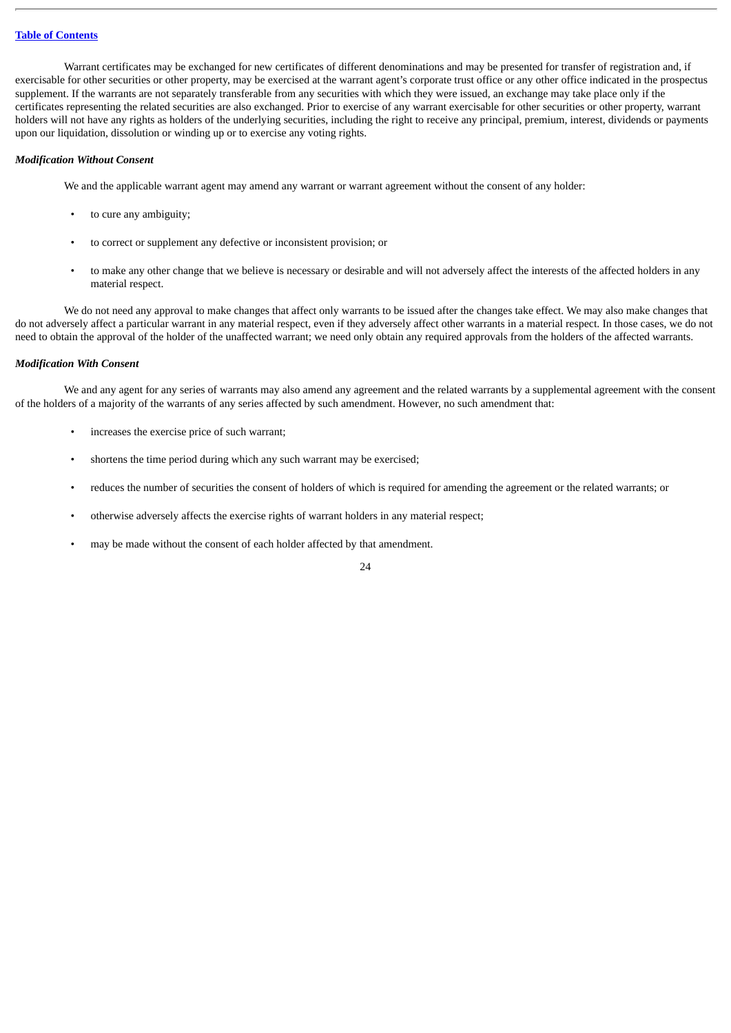Warrant certificates may be exchanged for new certificates of different denominations and may be presented for transfer of registration and, if exercisable for other securities or other property, may be exercised at the warrant agent's corporate trust office or any other office indicated in the prospectus supplement. If the warrants are not separately transferable from any securities with which they were issued, an exchange may take place only if the certificates representing the related securities are also exchanged. Prior to exercise of any warrant exercisable for other securities or other property, warrant holders will not have any rights as holders of the underlying securities, including the right to receive any principal, premium, interest, dividends or payments upon our liquidation, dissolution or winding up or to exercise any voting rights.

***Modification Without Consent***

We and the applicable warrant agent may amend any warrant or warrant agreement without the consent of any holder:

- to cure any ambiguity;
- to correct or supplement any defective or inconsistent provision; or
- to make any other change that we believe is necessary or desirable and will not adversely affect the interests of the affected holders in any material respect.

We do not need any approval to make changes that affect only warrants to be issued after the changes take effect. We may also make changes that do not adversely affect a particular warrant in any material respect, even if they adversely affect other warrants in a material respect. In those cases, we do not need to obtain the approval of the holder of the unaffected warrant; we need only obtain any required approvals from the holders of the affected warrants.

***Modification With Consent***

We and any agent for any series of warrants may also amend any agreement and the related warrants by a supplemental agreement with the consent of the holders of a majority of the warrants of any series affected by such amendment. However, no such amendment that:

- increases the exercise price of such warrant;
- shortens the time period during which any such warrant may be exercised;
- reduces the number of securities the consent of holders of which is required for amending the agreement or the related warrants; or
- otherwise adversely affects the exercise rights of warrant holders in any material respect;
- may be made without the consent of each holder affected by that amendment.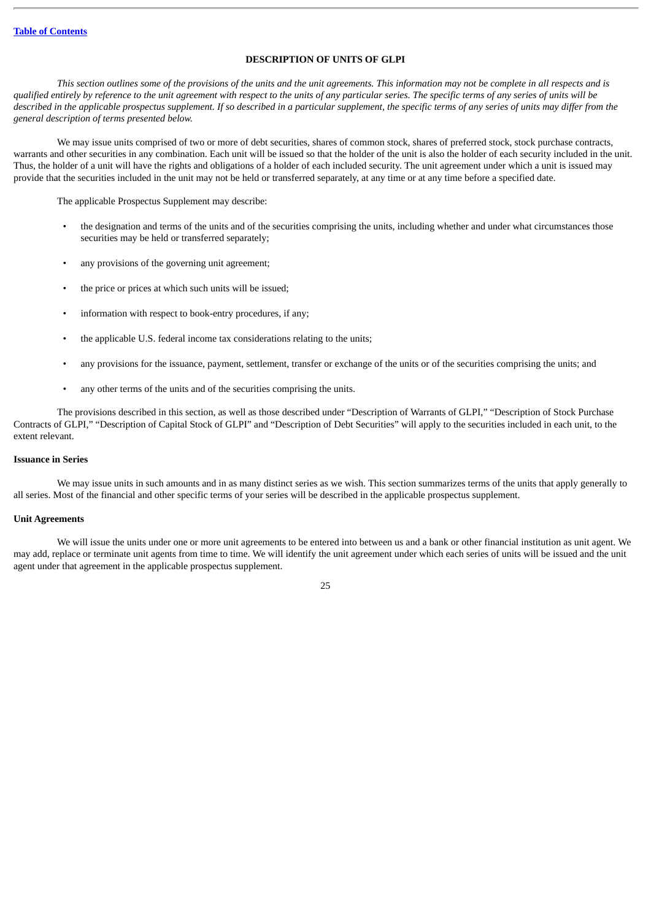## DESCRIPTION OF UNITS OF GLPI

*This section outlines some of the provisions of the units and the unit agreements. This information may not be complete in all respects and is qualified entirely by reference to the unit agreement with respect to the units of any particular series. The specific terms of any series of units will be described in the applicable prospectus supplement. If so described in a particular supplement, the specific terms of any series of units may differ from the general description of terms presented below.*

We may issue units comprised of two or more of debt securities, shares of common stock, shares of preferred stock, stock purchase contracts, warrants and other securities in any combination. Each unit will be issued so that the holder of the unit is also the holder of each security included in the unit. Thus, the holder of a unit will have the rights and obligations of a holder of each included security. The unit agreement under which a unit is issued may provide that the securities included in the unit may not be held or transferred separately, at any time or at any time before a specified date.

The applicable Prospectus Supplement may describe:

- the designation and terms of the units and of the securities comprising the units, including whether and under what circumstances those securities may be held or transferred separately;
- any provisions of the governing unit agreement;
- the price or prices at which such units will be issued;
- information with respect to book-entry procedures, if any;
- the applicable U.S. federal income tax considerations relating to the units;
- any provisions for the issuance, payment, settlement, transfer or exchange of the units or of the securities comprising the units; and
- any other terms of the units and of the securities comprising the units.

The provisions described in this section, as well as those described under "Description of Warrants of GLPI," "Description of Stock Purchase Contracts of GLPI," "Description of Capital Stock of GLPI" and "Description of Debt Securities" will apply to the securities included in each unit, to the extent relevant.

### Issuance in Series

We may issue units in such amounts and in as many distinct series as we wish. This section summarizes terms of the units that apply generally to all series. Most of the financial and other specific terms of your series will be described in the applicable prospectus supplement.

### Unit Agreements

We will issue the units under one or more unit agreements to be entered into between us and a bank or other financial institution as unit agent. We may add, replace or terminate unit agents from time to time. We will identify the unit agreement under which each series of units will be issued and the unit agent under that agreement in the applicable prospectus supplement.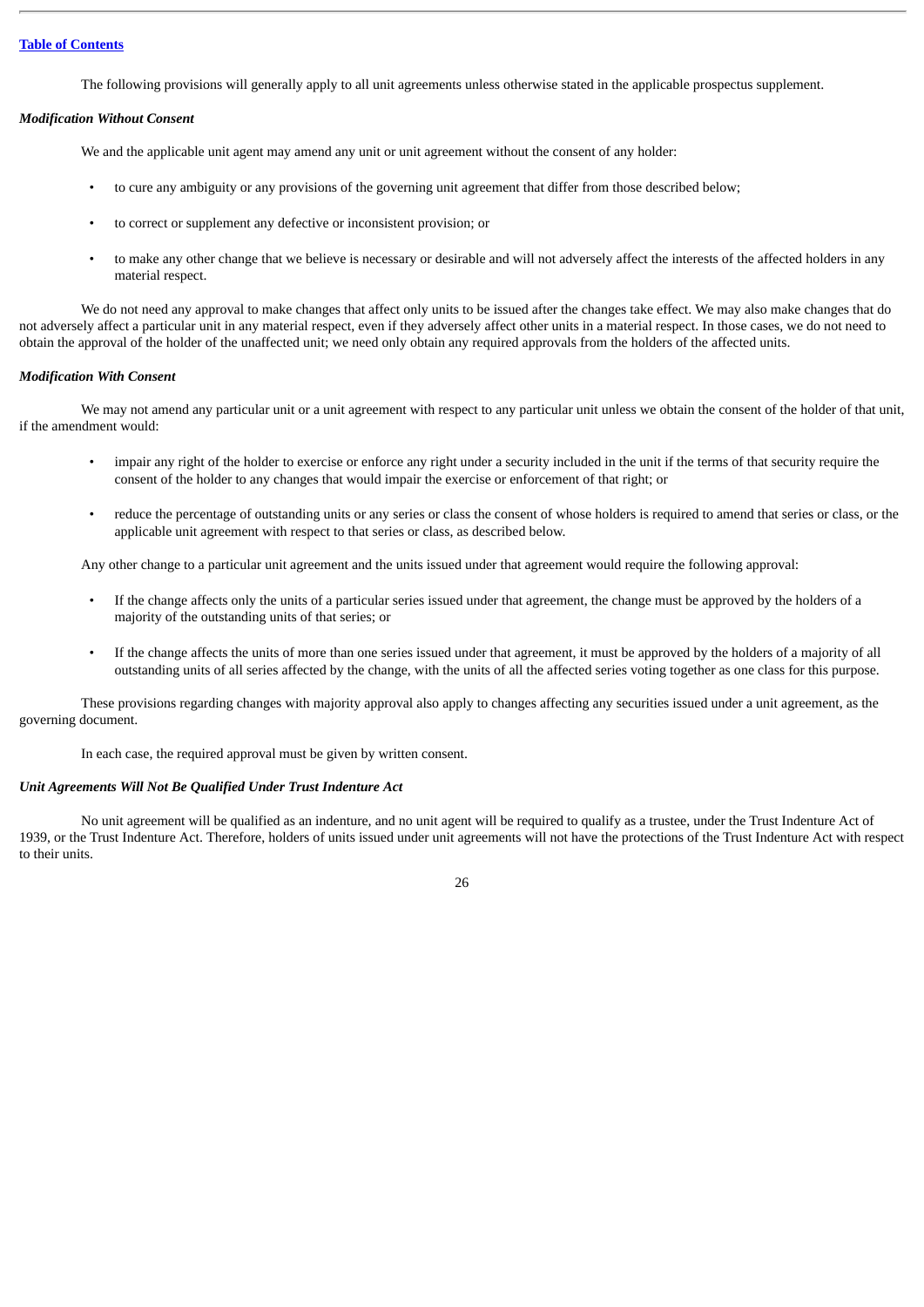The following provisions will generally apply to all unit agreements unless otherwise stated in the applicable prospectus supplement.

***Modification Without Consent***

We and the applicable unit agent may amend any unit or unit agreement without the consent of any holder:

- to cure any ambiguity or any provisions of the governing unit agreement that differ from those described below;
- to correct or supplement any defective or inconsistent provision; or
- to make any other change that we believe is necessary or desirable and will not adversely affect the interests of the affected holders in any material respect.

We do not need any approval to make changes that affect only units to be issued after the changes take effect. We may also make changes that do not adversely affect a particular unit in any material respect, even if they adversely affect other units in a material respect. In those cases, we do not need to obtain the approval of the holder of the unaffected unit; we need only obtain any required approvals from the holders of the affected units.

***Modification With Consent***

We may not amend any particular unit or a unit agreement with respect to any particular unit unless we obtain the consent of the holder of that unit, if the amendment would:

- impair any right of the holder to exercise or enforce any right under a security included in the unit if the terms of that security require the consent of the holder to any changes that would impair the exercise or enforcement of that right; or
- reduce the percentage of outstanding units or any series or class the consent of whose holders is required to amend that series or class, or the applicable unit agreement with respect to that series or class, as described below.

Any other change to a particular unit agreement and the units issued under that agreement would require the following approval:

- If the change affects only the units of a particular series issued under that agreement, the change must be approved by the holders of a majority of the outstanding units of that series; or
- If the change affects the units of more than one series issued under that agreement, it must be approved by the holders of a majority of all outstanding units of all series affected by the change, with the units of all the affected series voting together as one class for this purpose.

These provisions regarding changes with majority approval also apply to changes affecting any securities issued under a unit agreement, as the governing document.

In each case, the required approval must be given by written consent.

***Unit Agreements Will Not Be Qualified Under Trust Indenture Act***

No unit agreement will be qualified as an indenture, and no unit agent will be required to qualify as a trustee, under the Trust Indenture Act of 1939, or the Trust Indenture Act. Therefore, holders of units issued under unit agreements will not have the protections of the Trust Indenture Act with respect to their units.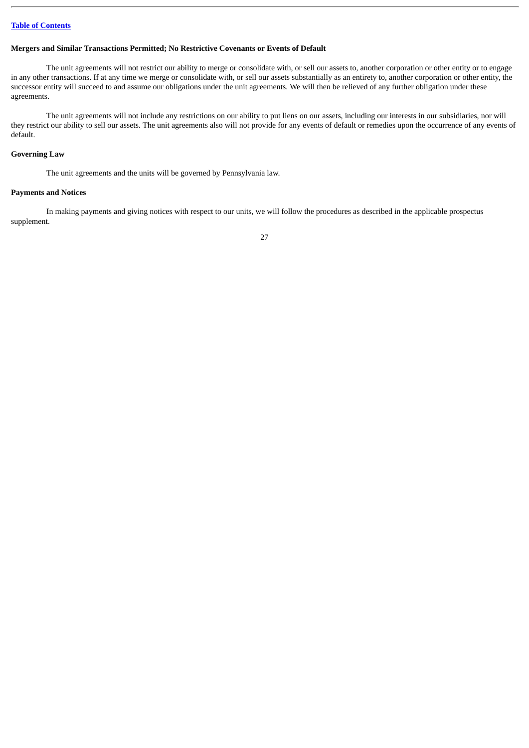**Mergers and Similar Transactions Permitted; No Restrictive Covenants or Events of Default**

The unit agreements will not restrict our ability to merge or consolidate with, or sell our assets to, another corporation or other entity or to engage in any other transactions. If at any time we merge or consolidate with, or sell our assets substantially as an entirety to, another corporation or other entity, the successor entity will succeed to and assume our obligations under the unit agreements. We will then be relieved of any further obligation under these agreements.

The unit agreements will not include any restrictions on our ability to put liens on our assets, including our interests in our subsidiaries, nor will they restrict our ability to sell our assets. The unit agreements also will not provide for any events of default or remedies upon the occurrence of any events of default.

**Governing Law**

The unit agreements and the units will be governed by Pennsylvania law.

**Payments and Notices**

In making payments and giving notices with respect to our units, we will follow the procedures as described in the applicable prospectus supplement.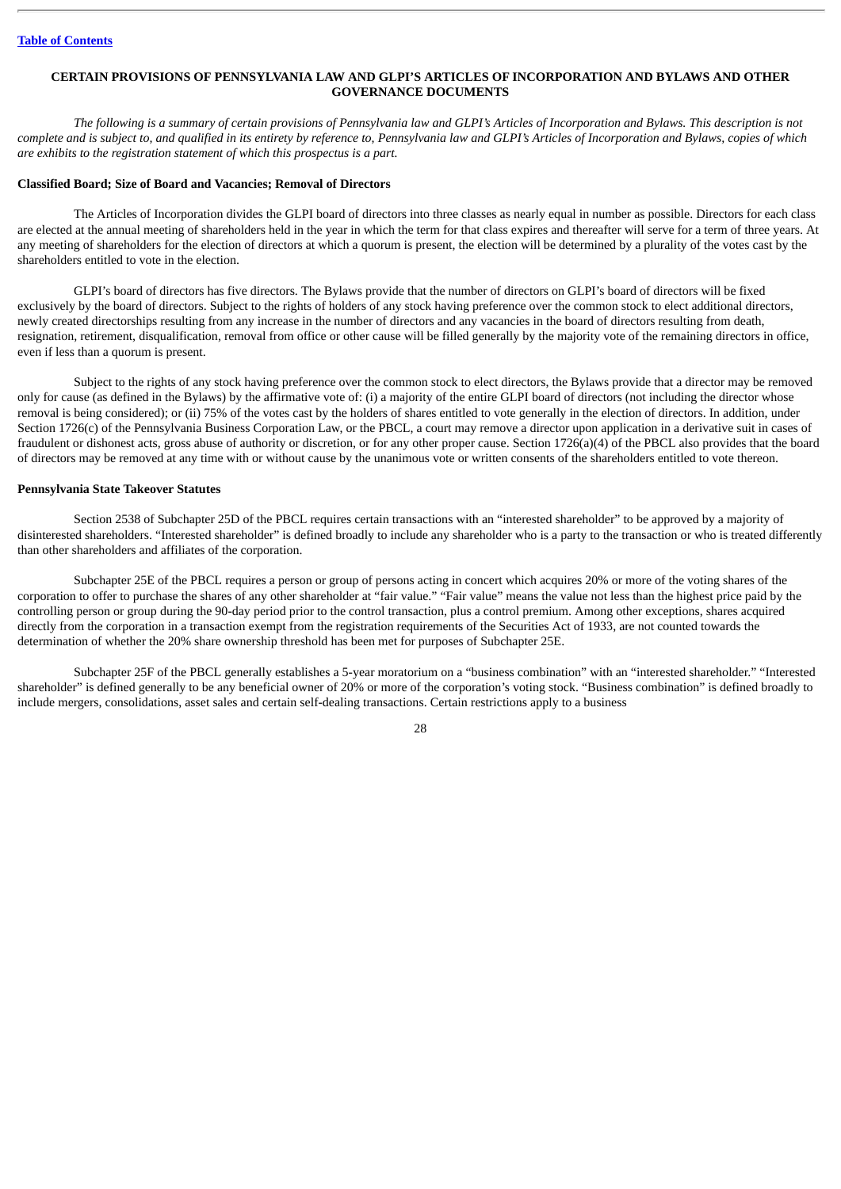## CERTAIN PROVISIONS OF PENNSYLVANIA LAW AND GLPI'S ARTICLES OF INCORPORATION AND BYLAWS AND OTHER GOVERNANCE DOCUMENTS

*The following is a summary of certain provisions of Pennsylvania law and GLPI's Articles of Incorporation and Bylaws. This description is not complete and is subject to, and qualified in its entirety by reference to, Pennsylvania law and GLPI's Articles of Incorporation and Bylaws, copies of which are exhibits to the registration statement of which this prospectus is a part.*

**Classified Board; Size of Board and Vacancies; Removal of Directors**

The Articles of Incorporation divides the GLPI board of directors into three classes as nearly equal in number as possible. Directors for each class are elected at the annual meeting of shareholders held in the year in which the term for that class expires and thereafter will serve for a term of three years. At any meeting of shareholders for the election of directors at which a quorum is present, the election will be determined by a plurality of the votes cast by the shareholders entitled to vote in the election.

GLPI's board of directors has five directors. The Bylaws provide that the number of directors on GLPI's board of directors will be fixed exclusively by the board of directors. Subject to the rights of holders of any stock having preference over the common stock to elect additional directors, newly created directorships resulting from any increase in the number of directors and any vacancies in the board of directors resulting from death, resignation, retirement, disqualification, removal from office or other cause will be filled generally by the majority vote of the remaining directors in office, even if less than a quorum is present.

Subject to the rights of any stock having preference over the common stock to elect directors, the Bylaws provide that a director may be removed only for cause (as defined in the Bylaws) by the affirmative vote of: (i) a majority of the entire GLPI board of directors (not including the director whose removal is being considered); or (ii) 75% of the votes cast by the holders of shares entitled to vote generally in the election of directors. In addition, under Section 1726(c) of the Pennsylvania Business Corporation Law, or the PBCL, a court may remove a director upon application in a derivative suit in cases of fraudulent or dishonest acts, gross abuse of authority or discretion, or for any other proper cause. Section 1726(a)(4) of the PBCL also provides that the board of directors may be removed at any time with or without cause by the unanimous vote or written consents of the shareholders entitled to vote thereon.

**Pennsylvania State Takeover Statutes**

Section 2538 of Subchapter 25D of the PBCL requires certain transactions with an "interested shareholder" to be approved by a majority of disinterested shareholders. "Interested shareholder" is defined broadly to include any shareholder who is a party to the transaction or who is treated differently than other shareholders and affiliates of the corporation.

Subchapter 25E of the PBCL requires a person or group of persons acting in concert which acquires 20% or more of the voting shares of the corporation to offer to purchase the shares of any other shareholder at "fair value." "Fair value" means the value not less than the highest price paid by the controlling person or group during the 90-day period prior to the control transaction, plus a control premium. Among other exceptions, shares acquired directly from the corporation in a transaction exempt from the registration requirements of the Securities Act of 1933, are not counted towards the determination of whether the 20% share ownership threshold has been met for purposes of Subchapter 25E.

Subchapter 25F of the PBCL generally establishes a 5-year moratorium on a "business combination" with an "interested shareholder." "Interested shareholder" is defined generally to be any beneficial owner of 20% or more of the corporation's voting stock. "Business combination" is defined broadly to include mergers, consolidations, asset sales and certain self-dealing transactions. Certain restrictions apply to a business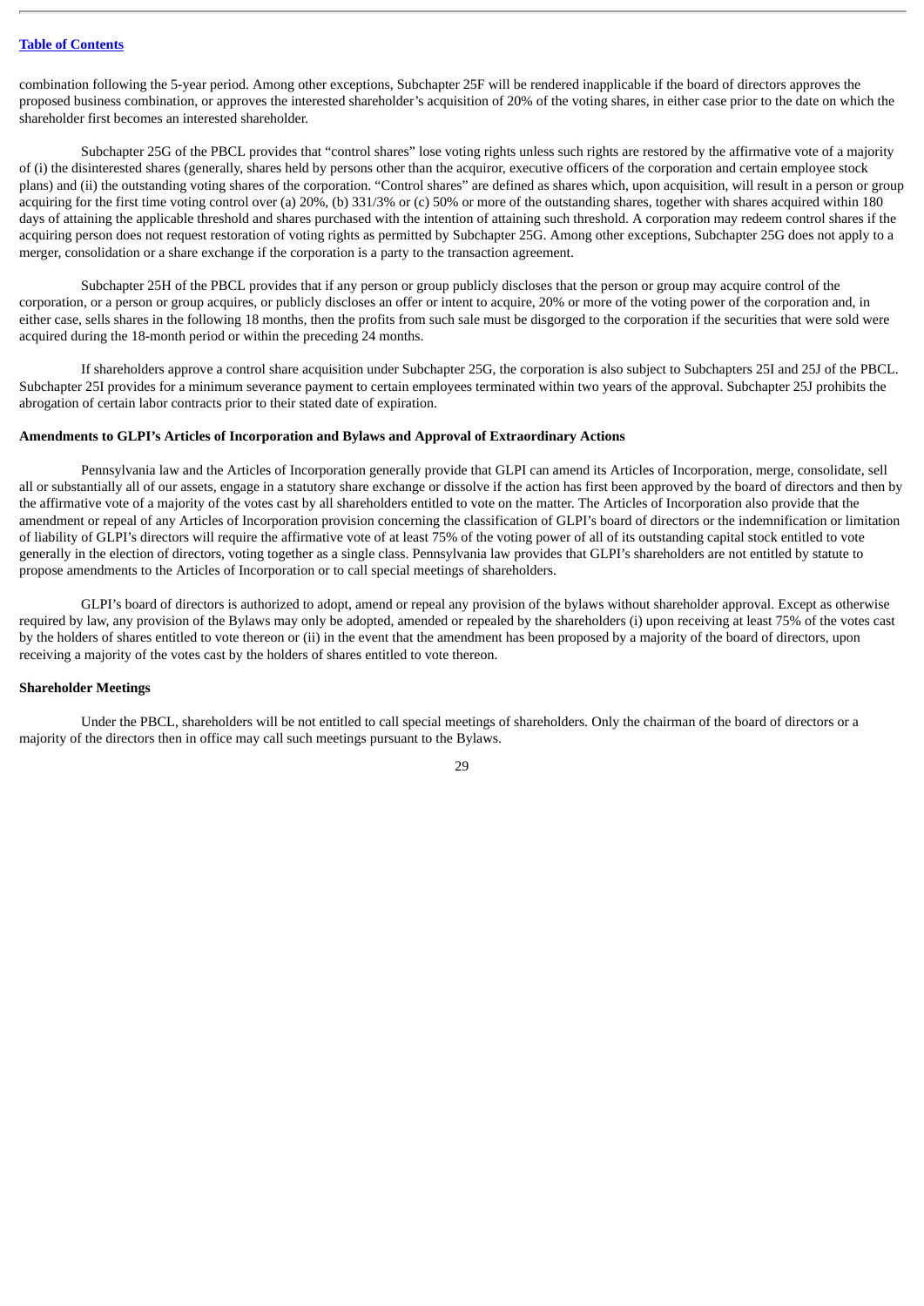combination following the 5-year period. Among other exceptions, Subchapter 25F will be rendered inapplicable if the board of directors approves the proposed business combination, or approves the interested shareholder's acquisition of 20% of the voting shares, in either case prior to the date on which the shareholder first becomes an interested shareholder.

Subchapter 25G of the PBCL provides that "control shares" lose voting rights unless such rights are restored by the affirmative vote of a majority of (i) the disinterested shares (generally, shares held by persons other than the acquiror, executive officers of the corporation and certain employee stock plans) and (ii) the outstanding voting shares of the corporation. "Control shares" are defined as shares which, upon acquisition, will result in a person or group acquiring for the first time voting control over (a) 20%, (b) 331/3% or (c) 50% or more of the outstanding shares, together with shares acquired within 180 days of attaining the applicable threshold and shares purchased with the intention of attaining such threshold. A corporation may redeem control shares if the acquiring person does not request restoration of voting rights as permitted by Subchapter 25G. Among other exceptions, Subchapter 25G does not apply to a merger, consolidation or a share exchange if the corporation is a party to the transaction agreement.

Subchapter 25H of the PBCL provides that if any person or group publicly discloses that the person or group may acquire control of the corporation, or a person or group acquires, or publicly discloses an offer or intent to acquire, 20% or more of the voting power of the corporation and, in either case, sells shares in the following 18 months, then the profits from such sale must be disgorged to the corporation if the securities that were sold were acquired during the 18-month period or within the preceding 24 months.

If shareholders approve a control share acquisition under Subchapter 25G, the corporation is also subject to Subchapters 25I and 25J of the PBCL. Subchapter 25I provides for a minimum severance payment to certain employees terminated within two years of the approval. Subchapter 25J prohibits the abrogation of certain labor contracts prior to their stated date of expiration.

**Amendments to GLPI's Articles of Incorporation and Bylaws and Approval of Extraordinary Actions**

Pennsylvania law and the Articles of Incorporation generally provide that GLPI can amend its Articles of Incorporation, merge, consolidate, sell all or substantially all of our assets, engage in a statutory share exchange or dissolve if the action has first been approved by the board of directors and then by the affirmative vote of a majority of the votes cast by all shareholders entitled to vote on the matter. The Articles of Incorporation also provide that the amendment or repeal of any Articles of Incorporation provision concerning the classification of GLPI's board of directors or the indemnification or limitation of liability of GLPI's directors will require the affirmative vote of at least 75% of the voting power of all of its outstanding capital stock entitled to vote generally in the election of directors, voting together as a single class. Pennsylvania law provides that GLPI's shareholders are not entitled by statute to propose amendments to the Articles of Incorporation or to call special meetings of shareholders.

GLPI's board of directors is authorized to adopt, amend or repeal any provision of the bylaws without shareholder approval. Except as otherwise required by law, any provision of the Bylaws may only be adopted, amended or repealed by the shareholders (i) upon receiving at least 75% of the votes cast by the holders of shares entitled to vote thereon or (ii) in the event that the amendment has been proposed by a majority of the board of directors, upon receiving a majority of the votes cast by the holders of shares entitled to vote thereon.

**Shareholder Meetings**

Under the PBCL, shareholders will be not entitled to call special meetings of shareholders. Only the chairman of the board of directors or a majority of the directors then in office may call such meetings pursuant to the Bylaws.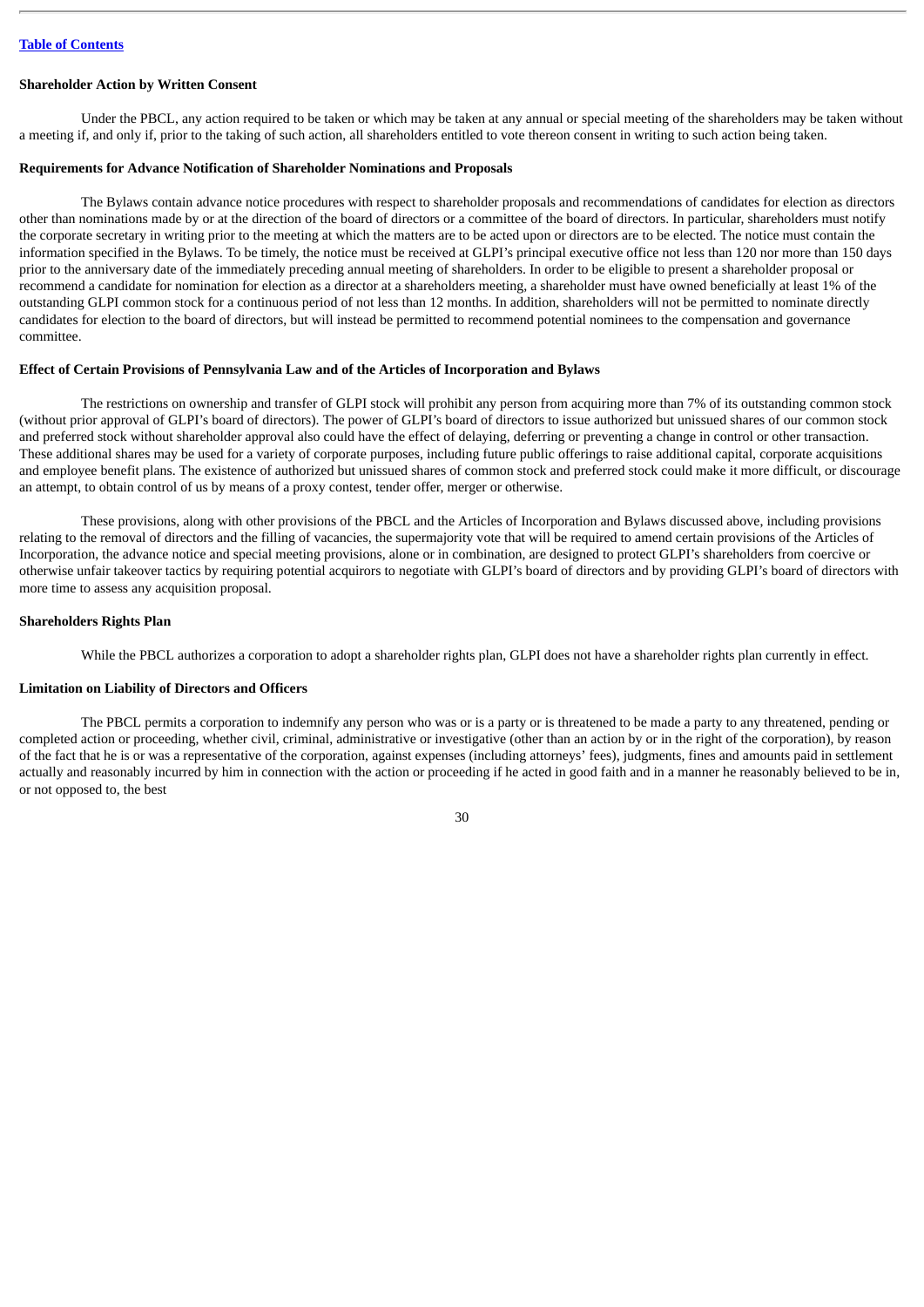#### Shareholder Action by Written Consent

Under the PBCL, any action required to be taken or which may be taken at any annual or special meeting of the shareholders may be taken without a meeting if, and only if, prior to the taking of such action, all shareholders entitled to vote thereon consent in writing to such action being taken.

#### Requirements for Advance Notification of Shareholder Nominations and Proposals

The Bylaws contain advance notice procedures with respect to shareholder proposals and recommendations of candidates for election as directors other than nominations made by or at the direction of the board of directors or a committee of the board of directors. In particular, shareholders must notify the corporate secretary in writing prior to the meeting at which the matters are to be acted upon or directors are to be elected. The notice must contain the information specified in the Bylaws. To be timely, the notice must be received at GLPI's principal executive office not less than 120 nor more than 150 days prior to the anniversary date of the immediately preceding annual meeting of shareholders. In order to be eligible to present a shareholder proposal or recommend a candidate for nomination for election as a director at a shareholders meeting, a shareholder must have owned beneficially at least 1% of the outstanding GLPI common stock for a continuous period of not less than 12 months. In addition, shareholders will not be permitted to nominate directly candidates for election to the board of directors, but will instead be permitted to recommend potential nominees to the compensation and governance committee.

#### Effect of Certain Provisions of Pennsylvania Law and of the Articles of Incorporation and Bylaws

The restrictions on ownership and transfer of GLPI stock will prohibit any person from acquiring more than 7% of its outstanding common stock (without prior approval of GLPI's board of directors). The power of GLPI's board of directors to issue authorized but unissued shares of our common stock and preferred stock without shareholder approval also could have the effect of delaying, deferring or preventing a change in control or other transaction. These additional shares may be used for a variety of corporate purposes, including future public offerings to raise additional capital, corporate acquisitions and employee benefit plans. The existence of authorized but unissued shares of common stock and preferred stock could make it more difficult, or discourage an attempt, to obtain control of us by means of a proxy contest, tender offer, merger or otherwise.

These provisions, along with other provisions of the PBCL and the Articles of Incorporation and Bylaws discussed above, including provisions relating to the removal of directors and the filling of vacancies, the supermajority vote that will be required to amend certain provisions of the Articles of Incorporation, the advance notice and special meeting provisions, alone or in combination, are designed to protect GLPI's shareholders from coercive or otherwise unfair takeover tactics by requiring potential acquirors to negotiate with GLPI's board of directors and by providing GLPI's board of directors with more time to assess any acquisition proposal.

#### Shareholders Rights Plan

While the PBCL authorizes a corporation to adopt a shareholder rights plan, GLPI does not have a shareholder rights plan currently in effect.

#### Limitation on Liability of Directors and Officers

The PBCL permits a corporation to indemnify any person who was or is a party or is threatened to be made a party to any threatened, pending or completed action or proceeding, whether civil, criminal, administrative or investigative (other than an action by or in the right of the corporation), by reason of the fact that he is or was a representative of the corporation, against expenses (including attorneys' fees), judgments, fines and amounts paid in settlement actually and reasonably incurred by him in connection with the action or proceeding if he acted in good faith and in a manner he reasonably believed to be in, or not opposed to, the best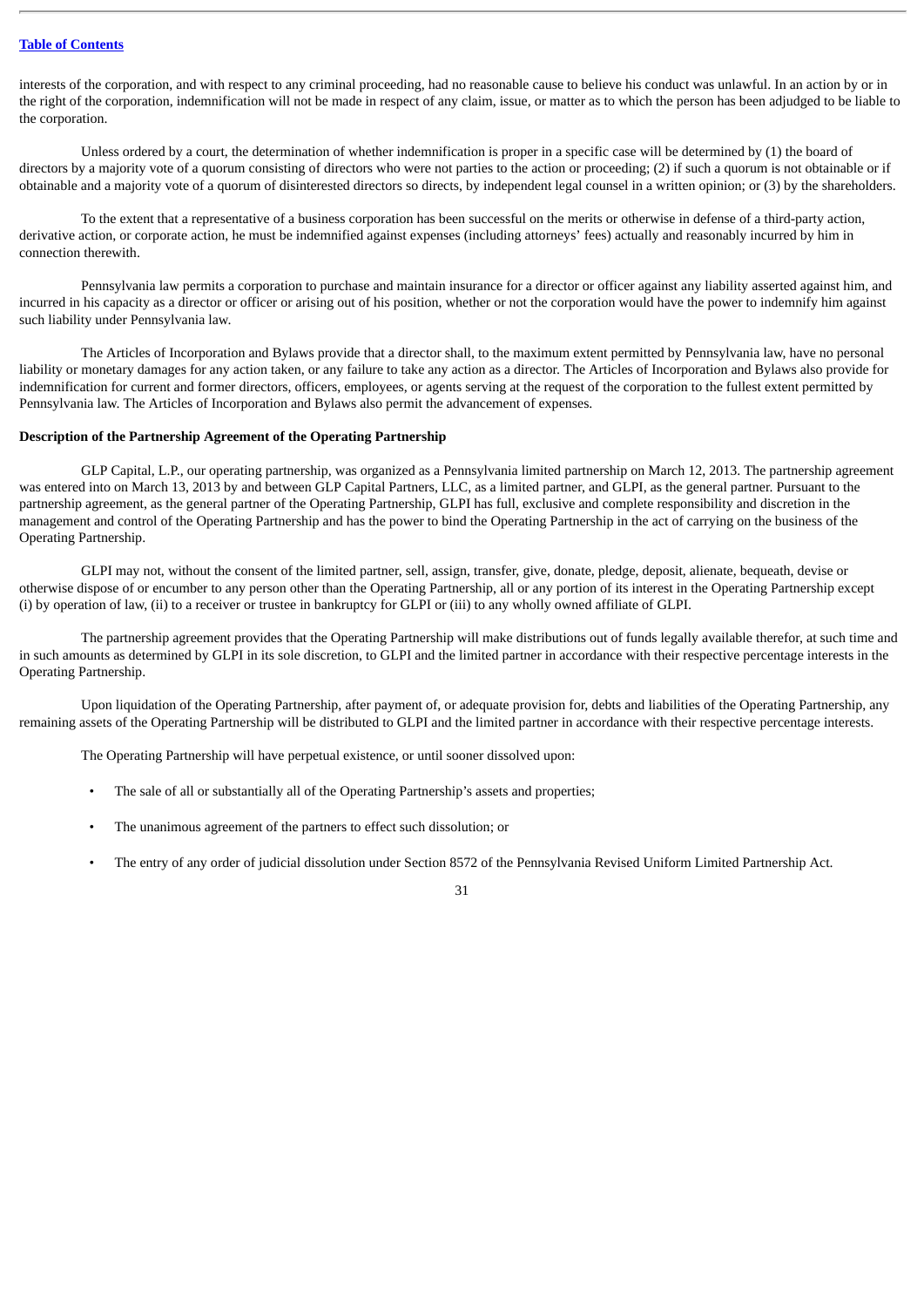interests of the corporation, and with respect to any criminal proceeding, had no reasonable cause to believe his conduct was unlawful. In an action by or in the right of the corporation, indemnification will not be made in respect of any claim, issue, or matter as to which the person has been adjudged to be liable to the corporation.

Unless ordered by a court, the determination of whether indemnification is proper in a specific case will be determined by (1) the board of directors by a majority vote of a quorum consisting of directors who were not parties to the action or proceeding; (2) if such a quorum is not obtainable or if obtainable and a majority vote of a quorum of disinterested directors so directs, by independent legal counsel in a written opinion; or (3) by the shareholders.

To the extent that a representative of a business corporation has been successful on the merits or otherwise in defense of a third-party action, derivative action, or corporate action, he must be indemnified against expenses (including attorneys' fees) actually and reasonably incurred by him in connection therewith.

Pennsylvania law permits a corporation to purchase and maintain insurance for a director or officer against any liability asserted against him, and incurred in his capacity as a director or officer or arising out of his position, whether or not the corporation would have the power to indemnify him against such liability under Pennsylvania law.

The Articles of Incorporation and Bylaws provide that a director shall, to the maximum extent permitted by Pennsylvania law, have no personal liability or monetary damages for any action taken, or any failure to take any action as a director. The Articles of Incorporation and Bylaws also provide for indemnification for current and former directors, officers, employees, or agents serving at the request of the corporation to the fullest extent permitted by Pennsylvania law. The Articles of Incorporation and Bylaws also permit the advancement of expenses.

**Description of the Partnership Agreement of the Operating Partnership**

GLP Capital, L.P., our operating partnership, was organized as a Pennsylvania limited partnership on March 12, 2013. The partnership agreement was entered into on March 13, 2013 by and between GLP Capital Partners, LLC, as a limited partner, and GLPI, as the general partner. Pursuant to the partnership agreement, as the general partner of the Operating Partnership, GLPI has full, exclusive and complete responsibility and discretion in the management and control of the Operating Partnership and has the power to bind the Operating Partnership in the act of carrying on the business of the Operating Partnership.

GLPI may not, without the consent of the limited partner, sell, assign, transfer, give, donate, pledge, deposit, alienate, bequeath, devise or otherwise dispose of or encumber to any person other than the Operating Partnership, all or any portion of its interest in the Operating Partnership except (i) by operation of law, (ii) to a receiver or trustee in bankruptcy for GLPI or (iii) to any wholly owned affiliate of GLPI.

The partnership agreement provides that the Operating Partnership will make distributions out of funds legally available therefor, at such time and in such amounts as determined by GLPI in its sole discretion, to GLPI and the limited partner in accordance with their respective percentage interests in the Operating Partnership.

Upon liquidation of the Operating Partnership, after payment of, or adequate provision for, debts and liabilities of the Operating Partnership, any remaining assets of the Operating Partnership will be distributed to GLPI and the limited partner in accordance with their respective percentage interests.

The Operating Partnership will have perpetual existence, or until sooner dissolved upon:

- The sale of all or substantially all of the Operating Partnership's assets and properties;
- The unanimous agreement of the partners to effect such dissolution; or
- The entry of any order of judicial dissolution under Section 8572 of the Pennsylvania Revised Uniform Limited Partnership Act.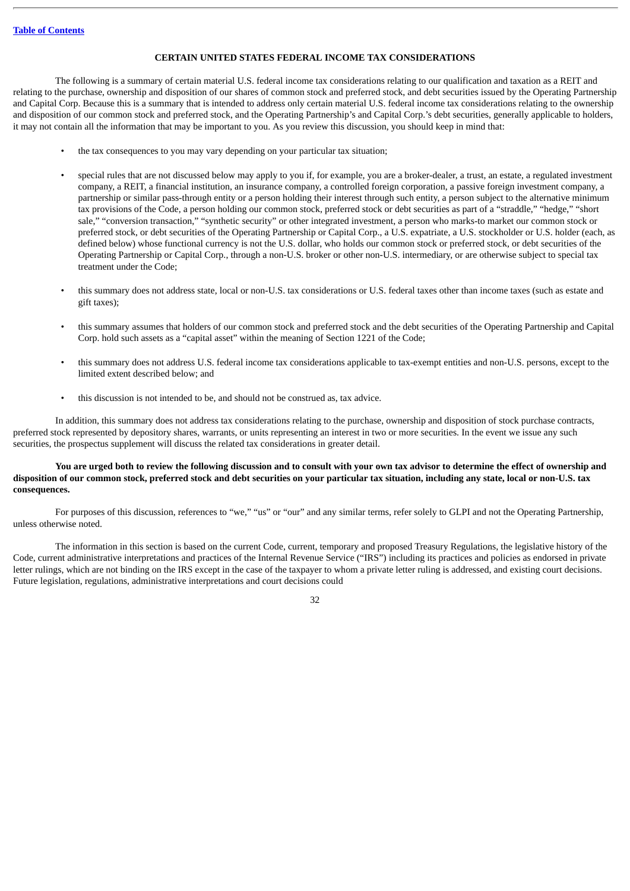## CERTAIN UNITED STATES FEDERAL INCOME TAX CONSIDERATIONS

The following is a summary of certain material U.S. federal income tax considerations relating to our qualification and taxation as a REIT and relating to the purchase, ownership and disposition of our shares of common stock and preferred stock, and debt securities issued by the Operating Partnership and Capital Corp. Because this is a summary that is intended to address only certain material U.S. federal income tax considerations relating to the ownership and disposition of our common stock and preferred stock, and the Operating Partnership's and Capital Corp.'s debt securities, generally applicable to holders, it may not contain all the information that may be important to you. As you review this discussion, you should keep in mind that:

- the tax consequences to you may vary depending on your particular tax situation;
- special rules that are not discussed below may apply to you if, for example, you are a broker-dealer, a trust, an estate, a regulated investment company, a REIT, a financial institution, an insurance company, a controlled foreign corporation, a passive foreign investment company, a partnership or similar pass-through entity or a person holding their interest through such entity, a person subject to the alternative minimum tax provisions of the Code, a person holding our common stock, preferred stock or debt securities as part of a "straddle," "hedge," "short sale," "conversion transaction," "synthetic security" or other integrated investment, a person who marks-to market our common stock or preferred stock, or debt securities of the Operating Partnership or Capital Corp., a U.S. expatriate, a U.S. stockholder or U.S. holder (each, as defined below) whose functional currency is not the U.S. dollar, who holds our common stock or preferred stock, or debt securities of the Operating Partnership or Capital Corp., through a non-U.S. broker or other non-U.S. intermediary, or are otherwise subject to special tax treatment under the Code;
- this summary does not address state, local or non-U.S. tax considerations or U.S. federal taxes other than income taxes (such as estate and gift taxes);
- this summary assumes that holders of our common stock and preferred stock and the debt securities of the Operating Partnership and Capital Corp. hold such assets as a "capital asset" within the meaning of Section 1221 of the Code;
- this summary does not address U.S. federal income tax considerations applicable to tax-exempt entities and non-U.S. persons, except to the limited extent described below; and
- this discussion is not intended to be, and should not be construed as, tax advice.

In addition, this summary does not address tax considerations relating to the purchase, ownership and disposition of stock purchase contracts, preferred stock represented by depository shares, warrants, or units representing an interest in two or more securities. In the event we issue any such securities, the prospectus supplement will discuss the related tax considerations in greater detail.

**You are urged both to review the following discussion and to consult with your own tax advisor to determine the effect of ownership and disposition of our common stock, preferred stock and debt securities on your particular tax situation, including any state, local or non-U.S. tax consequences.**

For purposes of this discussion, references to "we," "us" or "our" and any similar terms, refer solely to GLPI and not the Operating Partnership, unless otherwise noted.

The information in this section is based on the current Code, current, temporary and proposed Treasury Regulations, the legislative history of the Code, current administrative interpretations and practices of the Internal Revenue Service ("IRS") including its practices and policies as endorsed in private letter rulings, which are not binding on the IRS except in the case of the taxpayer to whom a private letter ruling is addressed, and existing court decisions. Future legislation, regulations, administrative interpretations and court decisions could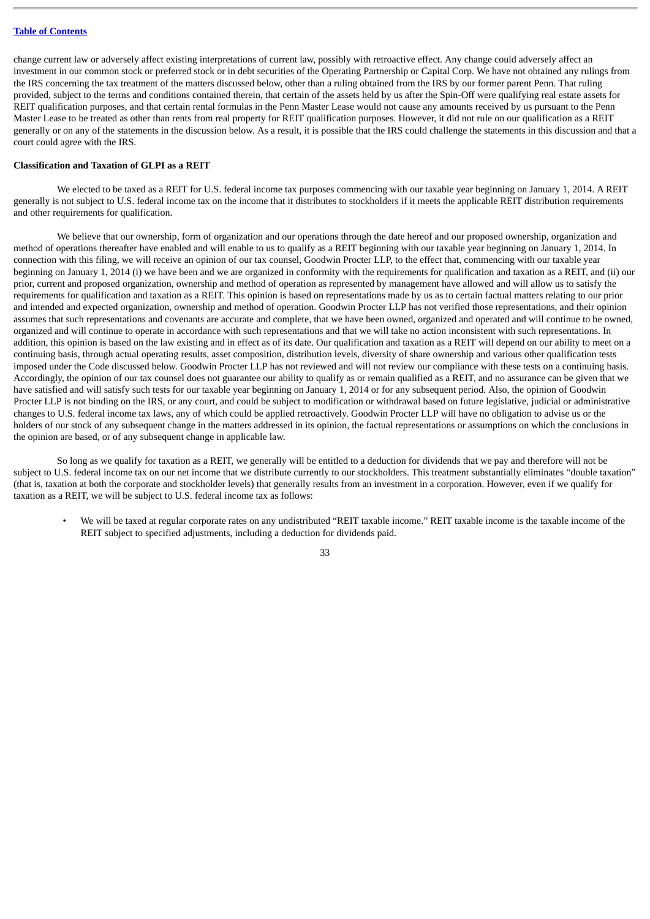change current law or adversely affect existing interpretations of current law, possibly with retroactive effect. Any change could adversely affect an investment in our common stock or preferred stock or in debt securities of the Operating Partnership or Capital Corp. We have not obtained any rulings from the IRS concerning the tax treatment of the matters discussed below, other than a ruling obtained from the IRS by our former parent Penn. That ruling provided, subject to the terms and conditions contained therein, that certain of the assets held by us after the Spin-Off were qualifying real estate assets for REIT qualification purposes, and that certain rental formulas in the Penn Master Lease would not cause any amounts received by us pursuant to the Penn Master Lease to be treated as other than rents from real property for REIT qualification purposes. However, it did not rule on our qualification as a REIT generally or on any of the statements in the discussion below. As a result, it is possible that the IRS could challenge the statements in this discussion and that a court could agree with the IRS.

**Classification and Taxation of GLPI as a REIT**

We elected to be taxed as a REIT for U.S. federal income tax purposes commencing with our taxable year beginning on January 1, 2014. A REIT generally is not subject to U.S. federal income tax on the income that it distributes to stockholders if it meets the applicable REIT distribution requirements and other requirements for qualification.

We believe that our ownership, form of organization and our operations through the date hereof and our proposed ownership, organization and method of operations thereafter have enabled and will enable to us to qualify as a REIT beginning with our taxable year beginning on January 1, 2014. In connection with this filing, we will receive an opinion of our tax counsel, Goodwin Procter LLP, to the effect that, commencing with our taxable year beginning on January 1, 2014 (i) we have been and we are organized in conformity with the requirements for qualification and taxation as a REIT, and (ii) our prior, current and proposed organization, ownership and method of operation as represented by management have allowed and will allow us to satisfy the requirements for qualification and taxation as a REIT. This opinion is based on representations made by us as to certain factual matters relating to our prior and intended and expected organization, ownership and method of operation. Goodwin Procter LLP has not verified those representations, and their opinion assumes that such representations and covenants are accurate and complete, that we have been owned, organized and operated and will continue to be owned, organized and will continue to operate in accordance with such representations and that we will take no action inconsistent with such representations. In addition, this opinion is based on the law existing and in effect as of its date. Our qualification and taxation as a REIT will depend on our ability to meet on a continuing basis, through actual operating results, asset composition, distribution levels, diversity of share ownership and various other qualification tests imposed under the Code discussed below. Goodwin Procter LLP has not reviewed and will not review our compliance with these tests on a continuing basis. Accordingly, the opinion of our tax counsel does not guarantee our ability to qualify as or remain qualified as a REIT, and no assurance can be given that we have satisfied and will satisfy such tests for our taxable year beginning on January 1, 2014 or for any subsequent period. Also, the opinion of Goodwin Procter LLP is not binding on the IRS, or any court, and could be subject to modification or withdrawal based on future legislative, judicial or administrative changes to U.S. federal income tax laws, any of which could be applied retroactively. Goodwin Procter LLP will have no obligation to advise us or the holders of our stock of any subsequent change in the matters addressed in its opinion, the factual representations or assumptions on which the conclusions in the opinion are based, or of any subsequent change in applicable law.

So long as we qualify for taxation as a REIT, we generally will be entitled to a deduction for dividends that we pay and therefore will not be subject to U.S. federal income tax on our net income that we distribute currently to our stockholders. This treatment substantially eliminates "double taxation" (that is, taxation at both the corporate and stockholder levels) that generally results from an investment in a corporation. However, even if we qualify for taxation as a REIT, we will be subject to U.S. federal income tax as follows:

- We will be taxed at regular corporate rates on any undistributed "REIT taxable income." REIT taxable income is the taxable income of the REIT subject to specified adjustments, including a deduction for dividends paid.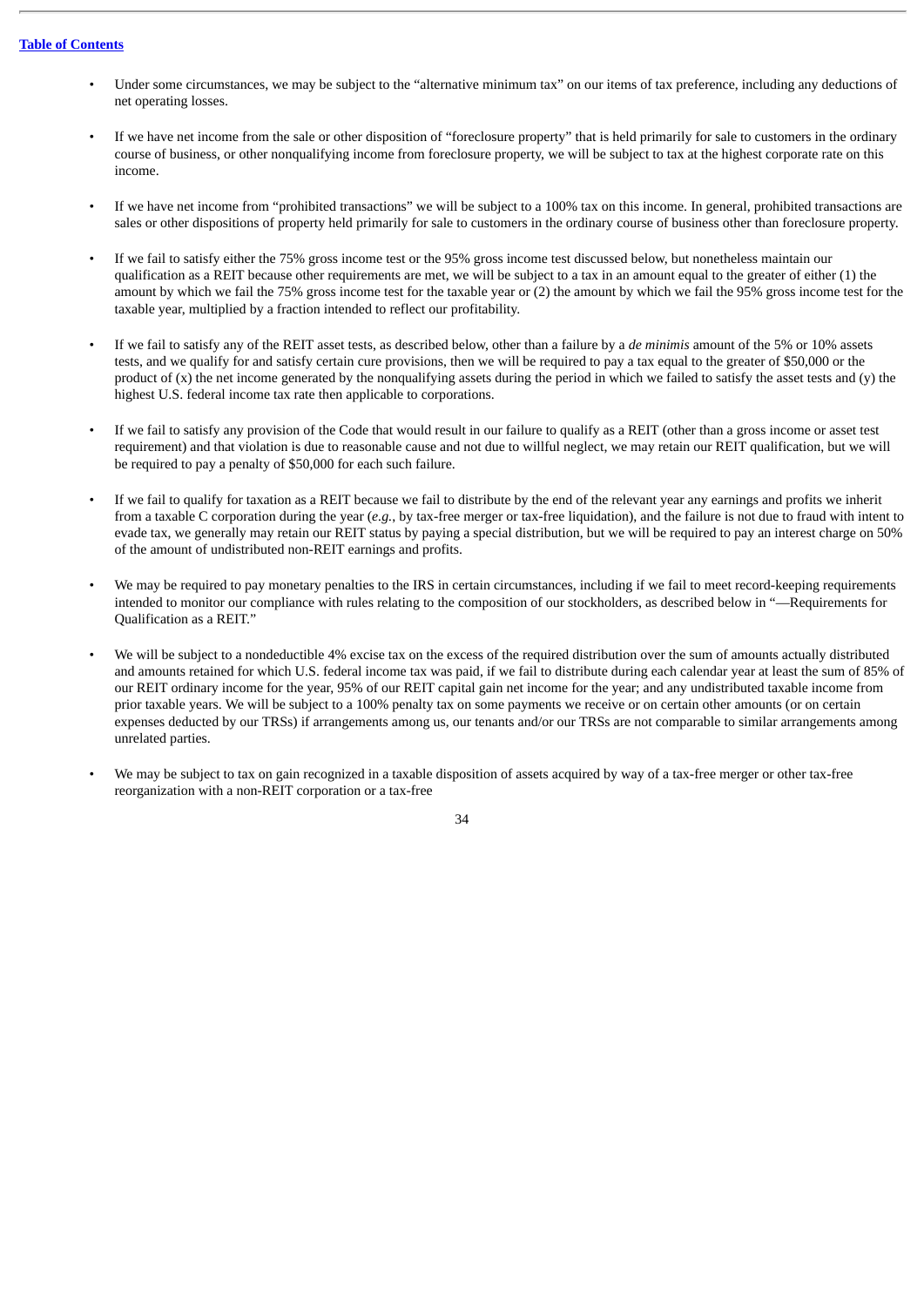- Under some circumstances, we may be subject to the "alternative minimum tax" on our items of tax preference, including any deductions of net operating losses.

- If we have net income from the sale or other disposition of "foreclosure property" that is held primarily for sale to customers in the ordinary course of business, or other nonqualifying income from foreclosure property, we will be subject to tax at the highest corporate rate on this income.

- If we have net income from "prohibited transactions" we will be subject to a 100% tax on this income. In general, prohibited transactions are sales or other dispositions of property held primarily for sale to customers in the ordinary course of business other than foreclosure property.

- If we fail to satisfy either the 75% gross income test or the 95% gross income test discussed below, but nonetheless maintain our qualification as a REIT because other requirements are met, we will be subject to a tax in an amount equal to the greater of either (1) the amount by which we fail the 75% gross income test for the taxable year or (2) the amount by which we fail the 95% gross income test for the taxable year, multiplied by a fraction intended to reflect our profitability.

- If we fail to satisfy any of the REIT asset tests, as described below, other than a failure by a *de minimis* amount of the 5% or 10% assets tests, and we qualify for and satisfy certain cure provisions, then we will be required to pay a tax equal to the greater of $50,000 or the product of (x) the net income generated by the nonqualifying assets during the period in which we failed to satisfy the asset tests and (y) the highest U.S. federal income tax rate then applicable to corporations.

- If we fail to satisfy any provision of the Code that would result in our failure to qualify as a REIT (other than a gross income or asset test requirement) and that violation is due to reasonable cause and not due to willful neglect, we may retain our REIT qualification, but we will be required to pay a penalty of $50,000 for each such failure.

- If we fail to qualify for taxation as a REIT because we fail to distribute by the end of the relevant year any earnings and profits we inherit from a taxable C corporation during the year (*e.g.*, by tax-free merger or tax-free liquidation), and the failure is not due to fraud with intent to evade tax, we generally may retain our REIT status by paying a special distribution, but we will be required to pay an interest charge on 50% of the amount of undistributed non-REIT earnings and profits.

- We may be required to pay monetary penalties to the IRS in certain circumstances, including if we fail to meet record-keeping requirements intended to monitor our compliance with rules relating to the composition of our stockholders, as described below in "—Requirements for Qualification as a REIT."

- We will be subject to a nondeductible 4% excise tax on the excess of the required distribution over the sum of amounts actually distributed and amounts retained for which U.S. federal income tax was paid, if we fail to distribute during each calendar year at least the sum of 85% of our REIT ordinary income for the year, 95% of our REIT capital gain net income for the year; and any undistributed taxable income from prior taxable years. We will be subject to a 100% penalty tax on some payments we receive or on certain other amounts (or on certain expenses deducted by our TRSs) if arrangements among us, our tenants and/or our TRSs are not comparable to similar arrangements among unrelated parties.

- We may be subject to tax on gain recognized in a taxable disposition of assets acquired by way of a tax-free merger or other tax-free reorganization with a non-REIT corporation or a tax-free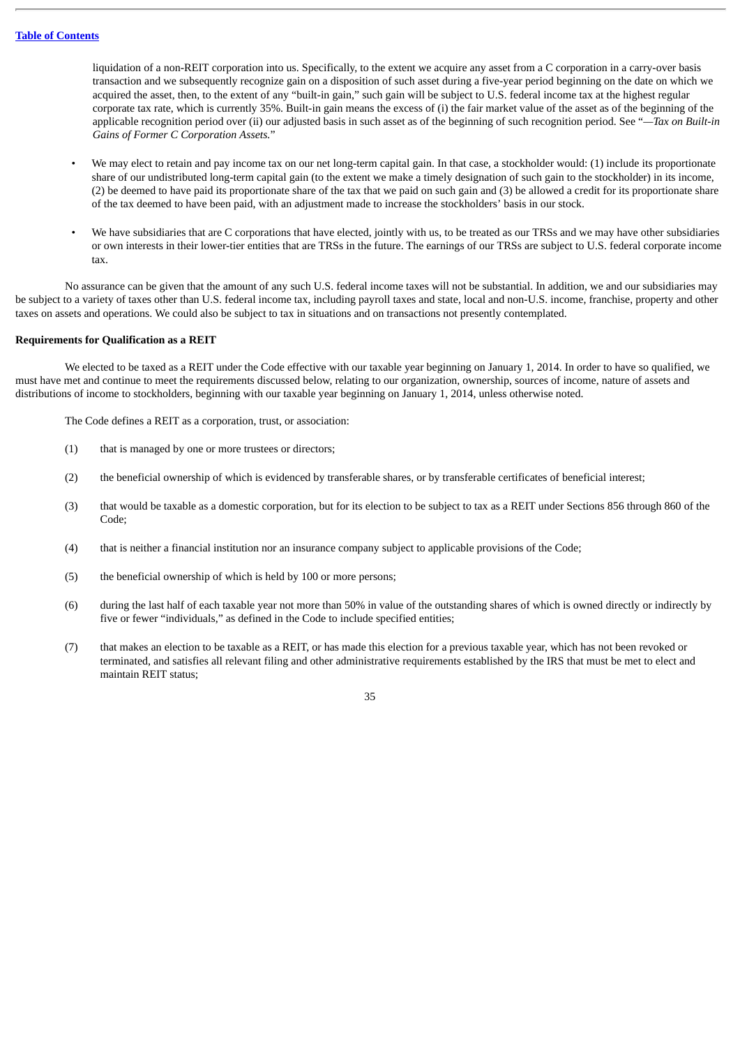liquidation of a non-REIT corporation into us. Specifically, to the extent we acquire any asset from a C corporation in a carry-over basis transaction and we subsequently recognize gain on a disposition of such asset during a five-year period beginning on the date on which we acquired the asset, then, to the extent of any "built-in gain," such gain will be subject to U.S. federal income tax at the highest regular corporate tax rate, which is currently 35%. Built-in gain means the excess of (i) the fair market value of the asset as of the beginning of the applicable recognition period over (ii) our adjusted basis in such asset as of the beginning of such recognition period. See "*—Tax on Built-in Gains of Former C Corporation Assets.*"

- We may elect to retain and pay income tax on our net long-term capital gain. In that case, a stockholder would: (1) include its proportionate share of our undistributed long-term capital gain (to the extent we make a timely designation of such gain to the stockholder) in its income, (2) be deemed to have paid its proportionate share of the tax that we paid on such gain and (3) be allowed a credit for its proportionate share of the tax deemed to have been paid, with an adjustment made to increase the stockholders' basis in our stock.

- We have subsidiaries that are C corporations that have elected, jointly with us, to be treated as our TRSs and we may have other subsidiaries or own interests in their lower-tier entities that are TRSs in the future. The earnings of our TRSs are subject to U.S. federal corporate income tax.

No assurance can be given that the amount of any such U.S. federal income taxes will not be substantial. In addition, we and our subsidiaries may be subject to a variety of taxes other than U.S. federal income tax, including payroll taxes and state, local and non-U.S. income, franchise, property and other taxes on assets and operations. We could also be subject to tax in situations and on transactions not presently contemplated.

**Requirements for Qualification as a REIT**

We elected to be taxed as a REIT under the Code effective with our taxable year beginning on January 1, 2014. In order to have so qualified, we must have met and continue to meet the requirements discussed below, relating to our organization, ownership, sources of income, nature of assets and distributions of income to stockholders, beginning with our taxable year beginning on January 1, 2014, unless otherwise noted.

The Code defines a REIT as a corporation, trust, or association:

(1) that is managed by one or more trustees or directors;

(2) the beneficial ownership of which is evidenced by transferable shares, or by transferable certificates of beneficial interest;

(3) that would be taxable as a domestic corporation, but for its election to be subject to tax as a REIT under Sections 856 through 860 of the Code;

(4) that is neither a financial institution nor an insurance company subject to applicable provisions of the Code;

(5) the beneficial ownership of which is held by 100 or more persons;

(6) during the last half of each taxable year not more than 50% in value of the outstanding shares of which is owned directly or indirectly by five or fewer "individuals," as defined in the Code to include specified entities;

(7) that makes an election to be taxable as a REIT, or has made this election for a previous taxable year, which has not been revoked or terminated, and satisfies all relevant filing and other administrative requirements established by the IRS that must be met to elect and maintain REIT status;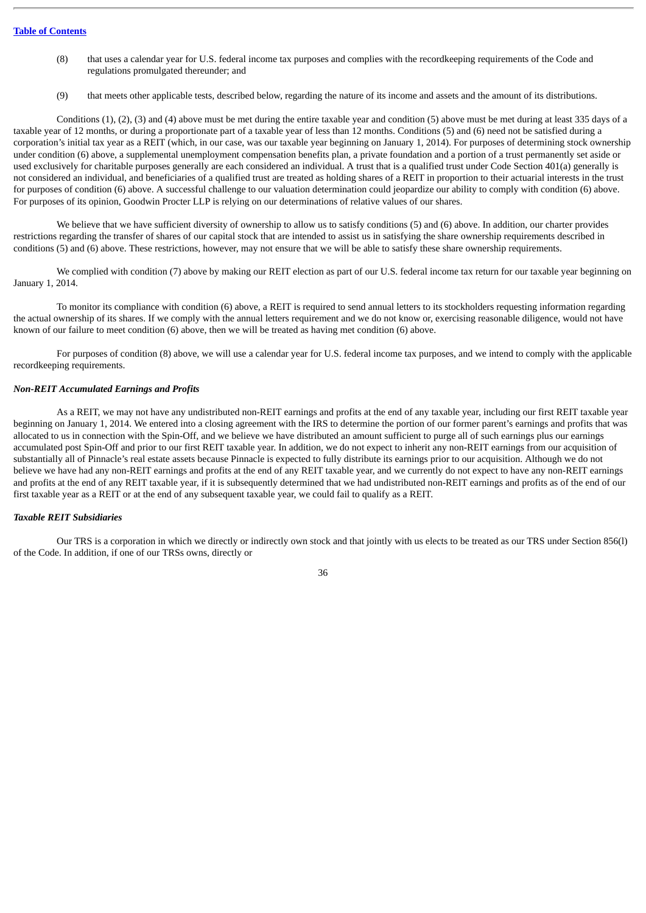(8) that uses a calendar year for U.S. federal income tax purposes and complies with the recordkeeping requirements of the Code and regulations promulgated thereunder; and

(9) that meets other applicable tests, described below, regarding the nature of its income and assets and the amount of its distributions.

Conditions (1), (2), (3) and (4) above must be met during the entire taxable year and condition (5) above must be met during at least 335 days of a taxable year of 12 months, or during a proportionate part of a taxable year of less than 12 months. Conditions (5) and (6) need not be satisfied during a corporation's initial tax year as a REIT (which, in our case, was our taxable year beginning on January 1, 2014). For purposes of determining stock ownership under condition (6) above, a supplemental unemployment compensation benefits plan, a private foundation and a portion of a trust permanently set aside or used exclusively for charitable purposes generally are each considered an individual. A trust that is a qualified trust under Code Section 401(a) generally is not considered an individual, and beneficiaries of a qualified trust are treated as holding shares of a REIT in proportion to their actuarial interests in the trust for purposes of condition (6) above. A successful challenge to our valuation determination could jeopardize our ability to comply with condition (6) above. For purposes of its opinion, Goodwin Procter LLP is relying on our determinations of relative values of our shares.

We believe that we have sufficient diversity of ownership to allow us to satisfy conditions (5) and (6) above. In addition, our charter provides restrictions regarding the transfer of shares of our capital stock that are intended to assist us in satisfying the share ownership requirements described in conditions (5) and (6) above. These restrictions, however, may not ensure that we will be able to satisfy these share ownership requirements.

We complied with condition (7) above by making our REIT election as part of our U.S. federal income tax return for our taxable year beginning on January 1, 2014.

To monitor its compliance with condition (6) above, a REIT is required to send annual letters to its stockholders requesting information regarding the actual ownership of its shares. If we comply with the annual letters requirement and we do not know or, exercising reasonable diligence, would not have known of our failure to meet condition (6) above, then we will be treated as having met condition (6) above.

For purposes of condition (8) above, we will use a calendar year for U.S. federal income tax purposes, and we intend to comply with the applicable recordkeeping requirements.

***Non-REIT Accumulated Earnings and Profits***

As a REIT, we may not have any undistributed non-REIT earnings and profits at the end of any taxable year, including our first REIT taxable year beginning on January 1, 2014. We entered into a closing agreement with the IRS to determine the portion of our former parent's earnings and profits that was allocated to us in connection with the Spin-Off, and we believe we have distributed an amount sufficient to purge all of such earnings plus our earnings accumulated post Spin-Off and prior to our first REIT taxable year. In addition, we do not expect to inherit any non-REIT earnings from our acquisition of substantially all of Pinnacle's real estate assets because Pinnacle is expected to fully distribute its earnings prior to our acquisition. Although we do not believe we have had any non-REIT earnings and profits at the end of any REIT taxable year, and we currently do not expect to have any non-REIT earnings and profits at the end of any REIT taxable year, if it is subsequently determined that we had undistributed non-REIT earnings and profits as of the end of our first taxable year as a REIT or at the end of any subsequent taxable year, we could fail to qualify as a REIT.

***Taxable REIT Subsidiaries***

Our TRS is a corporation in which we directly or indirectly own stock and that jointly with us elects to be treated as our TRS under Section 856(l) of the Code. In addition, if one of our TRSs owns, directly or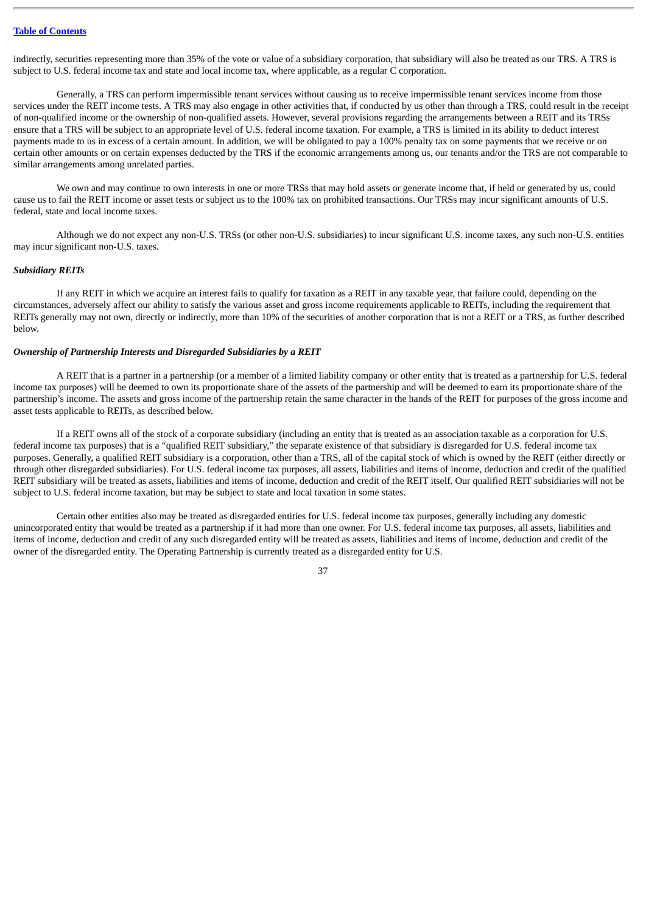indirectly, securities representing more than 35% of the vote or value of a subsidiary corporation, that subsidiary will also be treated as our TRS. A TRS is subject to U.S. federal income tax and state and local income tax, where applicable, as a regular C corporation.

Generally, a TRS can perform impermissible tenant services without causing us to receive impermissible tenant services income from those services under the REIT income tests. A TRS may also engage in other activities that, if conducted by us other than through a TRS, could result in the receipt of non-qualified income or the ownership of non-qualified assets. However, several provisions regarding the arrangements between a REIT and its TRSs ensure that a TRS will be subject to an appropriate level of U.S. federal income taxation. For example, a TRS is limited in its ability to deduct interest payments made to us in excess of a certain amount. In addition, we will be obligated to pay a 100% penalty tax on some payments that we receive or on certain other amounts or on certain expenses deducted by the TRS if the economic arrangements among us, our tenants and/or the TRS are not comparable to similar arrangements among unrelated parties.

We own and may continue to own interests in one or more TRSs that may hold assets or generate income that, if held or generated by us, could cause us to fail the REIT income or asset tests or subject us to the 100% tax on prohibited transactions. Our TRSs may incur significant amounts of U.S. federal, state and local income taxes.

Although we do not expect any non-U.S. TRSs (or other non-U.S. subsidiaries) to incur significant U.S. income taxes, any such non-U.S. entities may incur significant non-U.S. taxes.

***Subsidiary REITs***

If any REIT in which we acquire an interest fails to qualify for taxation as a REIT in any taxable year, that failure could, depending on the circumstances, adversely affect our ability to satisfy the various asset and gross income requirements applicable to REITs, including the requirement that REITs generally may not own, directly or indirectly, more than 10% of the securities of another corporation that is not a REIT or a TRS, as further described below.

***Ownership of Partnership Interests and Disregarded Subsidiaries by a REIT***

A REIT that is a partner in a partnership (or a member of a limited liability company or other entity that is treated as a partnership for U.S. federal income tax purposes) will be deemed to own its proportionate share of the assets of the partnership and will be deemed to earn its proportionate share of the partnership's income. The assets and gross income of the partnership retain the same character in the hands of the REIT for purposes of the gross income and asset tests applicable to REITs, as described below.

If a REIT owns all of the stock of a corporate subsidiary (including an entity that is treated as an association taxable as a corporation for U.S. federal income tax purposes) that is a "qualified REIT subsidiary," the separate existence of that subsidiary is disregarded for U.S. federal income tax purposes. Generally, a qualified REIT subsidiary is a corporation, other than a TRS, all of the capital stock of which is owned by the REIT (either directly or through other disregarded subsidiaries). For U.S. federal income tax purposes, all assets, liabilities and items of income, deduction and credit of the qualified REIT subsidiary will be treated as assets, liabilities and items of income, deduction and credit of the REIT itself. Our qualified REIT subsidiaries will not be subject to U.S. federal income taxation, but may be subject to state and local taxation in some states.

Certain other entities also may be treated as disregarded entities for U.S. federal income tax purposes, generally including any domestic unincorporated entity that would be treated as a partnership if it had more than one owner. For U.S. federal income tax purposes, all assets, liabilities and items of income, deduction and credit of any such disregarded entity will be treated as assets, liabilities and items of income, deduction and credit of the owner of the disregarded entity. The Operating Partnership is currently treated as a disregarded entity for U.S.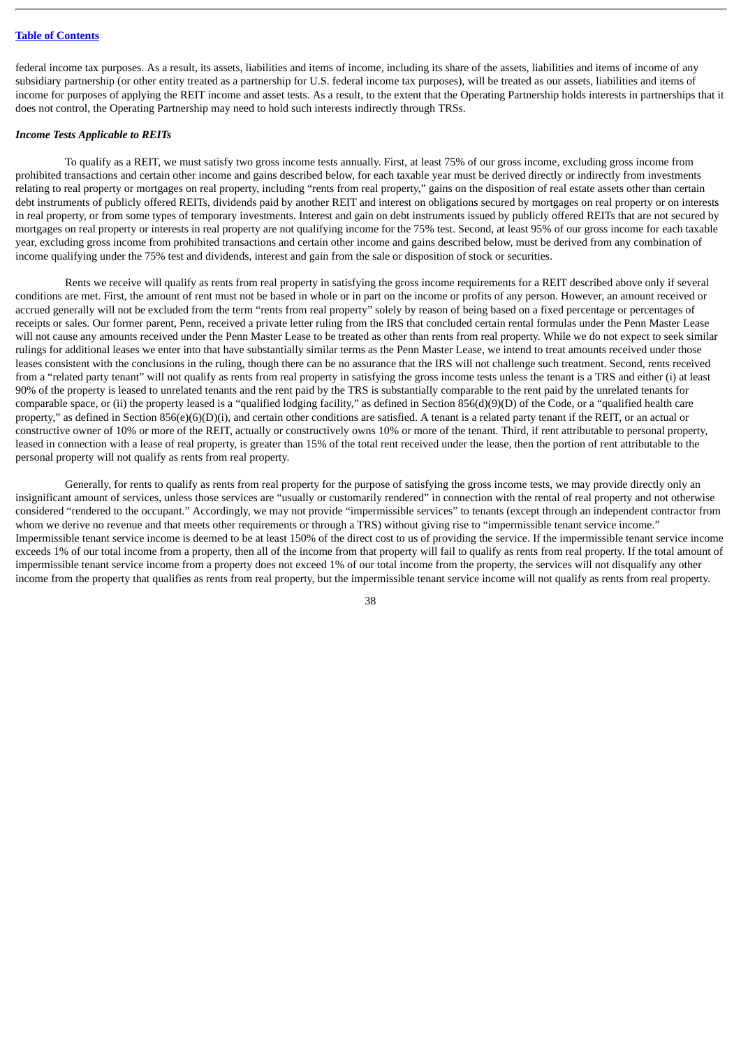federal income tax purposes. As a result, its assets, liabilities and items of income, including its share of the assets, liabilities and items of income of any subsidiary partnership (or other entity treated as a partnership for U.S. federal income tax purposes), will be treated as our assets, liabilities and items of income for purposes of applying the REIT income and asset tests. As a result, to the extent that the Operating Partnership holds interests in partnerships that it does not control, the Operating Partnership may need to hold such interests indirectly through TRSs.

***Income Tests Applicable to REITs***

To qualify as a REIT, we must satisfy two gross income tests annually. First, at least 75% of our gross income, excluding gross income from prohibited transactions and certain other income and gains described below, for each taxable year must be derived directly or indirectly from investments relating to real property or mortgages on real property, including "rents from real property," gains on the disposition of real estate assets other than certain debt instruments of publicly offered REITs, dividends paid by another REIT and interest on obligations secured by mortgages on real property or on interests in real property, or from some types of temporary investments. Interest and gain on debt instruments issued by publicly offered REITs that are not secured by mortgages on real property or interests in real property are not qualifying income for the 75% test. Second, at least 95% of our gross income for each taxable year, excluding gross income from prohibited transactions and certain other income and gains described below, must be derived from any combination of income qualifying under the 75% test and dividends, interest and gain from the sale or disposition of stock or securities.

Rents we receive will qualify as rents from real property in satisfying the gross income requirements for a REIT described above only if several conditions are met. First, the amount of rent must not be based in whole or in part on the income or profits of any person. However, an amount received or accrued generally will not be excluded from the term "rents from real property" solely by reason of being based on a fixed percentage or percentages of receipts or sales. Our former parent, Penn, received a private letter ruling from the IRS that concluded certain rental formulas under the Penn Master Lease will not cause any amounts received under the Penn Master Lease to be treated as other than rents from real property. While we do not expect to seek similar rulings for additional leases we enter into that have substantially similar terms as the Penn Master Lease, we intend to treat amounts received under those leases consistent with the conclusions in the ruling, though there can be no assurance that the IRS will not challenge such treatment. Second, rents received from a "related party tenant" will not qualify as rents from real property in satisfying the gross income tests unless the tenant is a TRS and either (i) at least 90% of the property is leased to unrelated tenants and the rent paid by the TRS is substantially comparable to the rent paid by the unrelated tenants for comparable space, or (ii) the property leased is a "qualified lodging facility," as defined in Section 856(d)(9)(D) of the Code, or a "qualified health care property," as defined in Section 856(e)(6)(D)(i), and certain other conditions are satisfied. A tenant is a related party tenant if the REIT, or an actual or constructive owner of 10% or more of the REIT, actually or constructively owns 10% or more of the tenant. Third, if rent attributable to personal property, leased in connection with a lease of real property, is greater than 15% of the total rent received under the lease, then the portion of rent attributable to the personal property will not qualify as rents from real property.

Generally, for rents to qualify as rents from real property for the purpose of satisfying the gross income tests, we may provide directly only an insignificant amount of services, unless those services are "usually or customarily rendered" in connection with the rental of real property and not otherwise considered "rendered to the occupant." Accordingly, we may not provide "impermissible services" to tenants (except through an independent contractor from whom we derive no revenue and that meets other requirements or through a TRS) without giving rise to "impermissible tenant service income." Impermissible tenant service income is deemed to be at least 150% of the direct cost to us of providing the service. If the impermissible tenant service income exceeds 1% of our total income from a property, then all of the income from that property will fail to qualify as rents from real property. If the total amount of impermissible tenant service income from a property does not exceed 1% of our total income from the property, the services will not disqualify any other income from the property that qualifies as rents from real property, but the impermissible tenant service income will not qualify as rents from real property.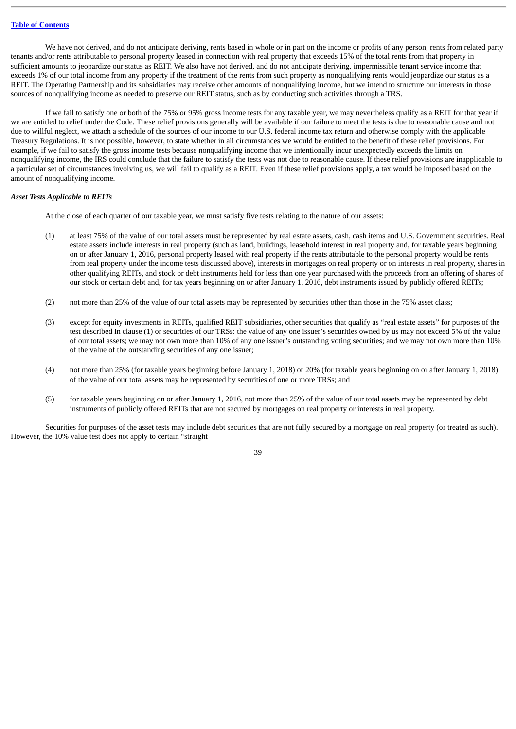We have not derived, and do not anticipate deriving, rents based in whole or in part on the income or profits of any person, rents from related party tenants and/or rents attributable to personal property leased in connection with real property that exceeds 15% of the total rents from that property in sufficient amounts to jeopardize our status as REIT. We also have not derived, and do not anticipate deriving, impermissible tenant service income that exceeds 1% of our total income from any property if the treatment of the rents from such property as nonqualifying rents would jeopardize our status as a REIT. The Operating Partnership and its subsidiaries may receive other amounts of nonqualifying income, but we intend to structure our interests in those sources of nonqualifying income as needed to preserve our REIT status, such as by conducting such activities through a TRS.

If we fail to satisfy one or both of the 75% or 95% gross income tests for any taxable year, we may nevertheless qualify as a REIT for that year if we are entitled to relief under the Code. These relief provisions generally will be available if our failure to meet the tests is due to reasonable cause and not due to willful neglect, we attach a schedule of the sources of our income to our U.S. federal income tax return and otherwise comply with the applicable Treasury Regulations. It is not possible, however, to state whether in all circumstances we would be entitled to the benefit of these relief provisions. For example, if we fail to satisfy the gross income tests because nonqualifying income that we intentionally incur unexpectedly exceeds the limits on nonqualifying income, the IRS could conclude that the failure to satisfy the tests was not due to reasonable cause. If these relief provisions are inapplicable to a particular set of circumstances involving us, we will fail to qualify as a REIT. Even if these relief provisions apply, a tax would be imposed based on the amount of nonqualifying income.

***Asset Tests Applicable to REITs***

At the close of each quarter of our taxable year, we must satisfy five tests relating to the nature of our assets:

(1) at least 75% of the value of our total assets must be represented by real estate assets, cash, cash items and U.S. Government securities. Real estate assets include interests in real property (such as land, buildings, leasehold interest in real property and, for taxable years beginning on or after January 1, 2016, personal property leased with real property if the rents attributable to the personal property would be rents from real property under the income tests discussed above), interests in mortgages on real property or on interests in real property, shares in other qualifying REITs, and stock or debt instruments held for less than one year purchased with the proceeds from an offering of shares of our stock or certain debt and, for tax years beginning on or after January 1, 2016, debt instruments issued by publicly offered REITs;

(2) not more than 25% of the value of our total assets may be represented by securities other than those in the 75% asset class;

(3) except for equity investments in REITs, qualified REIT subsidiaries, other securities that qualify as "real estate assets" for purposes of the test described in clause (1) or securities of our TRSs: the value of any one issuer's securities owned by us may not exceed 5% of the value of our total assets; we may not own more than 10% of any one issuer's outstanding voting securities; and we may not own more than 10% of the value of the outstanding securities of any one issuer;

(4) not more than 25% (for taxable years beginning before January 1, 2018) or 20% (for taxable years beginning on or after January 1, 2018) of the value of our total assets may be represented by securities of one or more TRSs; and

(5) for taxable years beginning on or after January 1, 2016, not more than 25% of the value of our total assets may be represented by debt instruments of publicly offered REITs that are not secured by mortgages on real property or interests in real property.

Securities for purposes of the asset tests may include debt securities that are not fully secured by a mortgage on real property (or treated as such). However, the 10% value test does not apply to certain "straight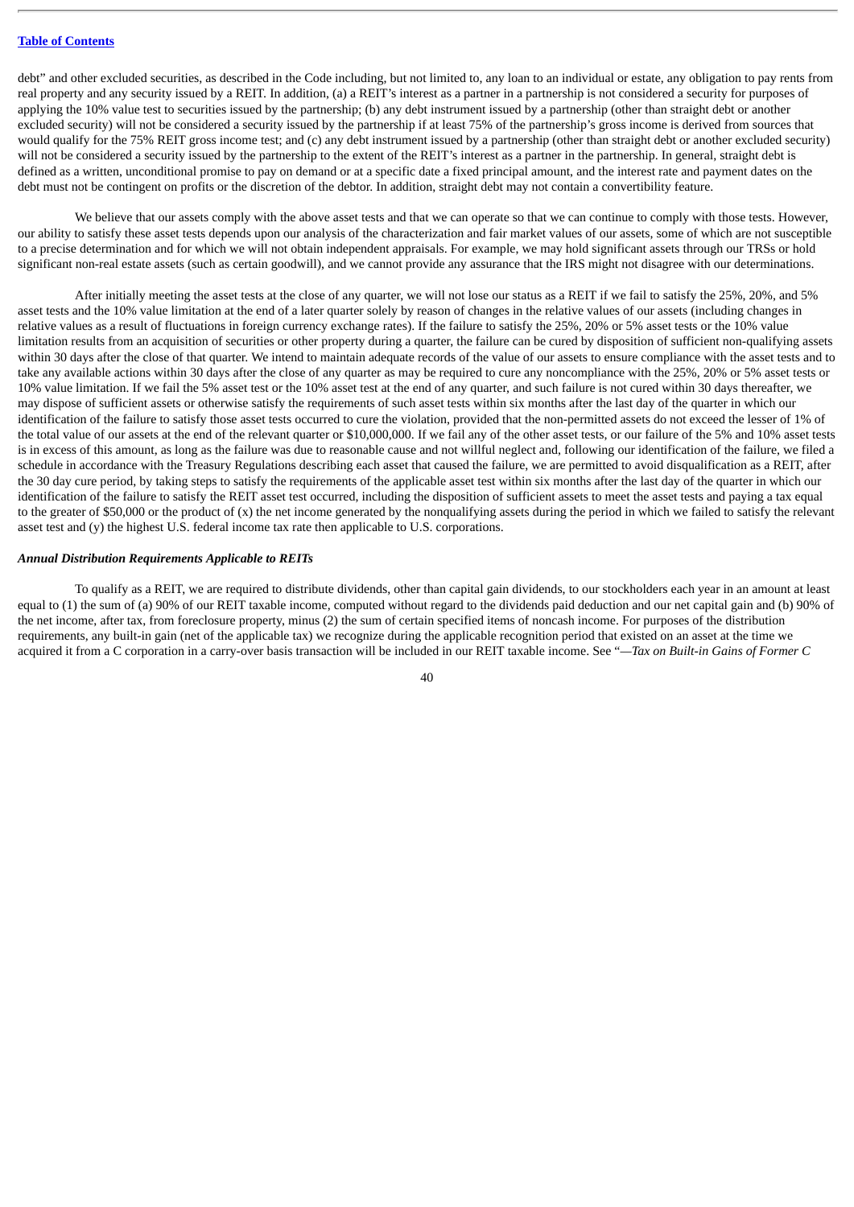debt" and other excluded securities, as described in the Code including, but not limited to, any loan to an individual or estate, any obligation to pay rents from real property and any security issued by a REIT. In addition, (a) a REIT's interest as a partner in a partnership is not considered a security for purposes of applying the 10% value test to securities issued by the partnership; (b) any debt instrument issued by a partnership (other than straight debt or another excluded security) will not be considered a security issued by the partnership if at least 75% of the partnership's gross income is derived from sources that would qualify for the 75% REIT gross income test; and (c) any debt instrument issued by a partnership (other than straight debt or another excluded security) will not be considered a security issued by the partnership to the extent of the REIT's interest as a partner in the partnership. In general, straight debt is defined as a written, unconditional promise to pay on demand or at a specific date a fixed principal amount, and the interest rate and payment dates on the debt must not be contingent on profits or the discretion of the debtor. In addition, straight debt may not contain a convertibility feature.

We believe that our assets comply with the above asset tests and that we can operate so that we can continue to comply with those tests. However, our ability to satisfy these asset tests depends upon our analysis of the characterization and fair market values of our assets, some of which are not susceptible to a precise determination and for which we will not obtain independent appraisals. For example, we may hold significant assets through our TRSs or hold significant non-real estate assets (such as certain goodwill), and we cannot provide any assurance that the IRS might not disagree with our determinations.

After initially meeting the asset tests at the close of any quarter, we will not lose our status as a REIT if we fail to satisfy the 25%, 20%, and 5% asset tests and the 10% value limitation at the end of a later quarter solely by reason of changes in the relative values of our assets (including changes in relative values as a result of fluctuations in foreign currency exchange rates). If the failure to satisfy the 25%, 20% or 5% asset tests or the 10% value limitation results from an acquisition of securities or other property during a quarter, the failure can be cured by disposition of sufficient non-qualifying assets within 30 days after the close of that quarter. We intend to maintain adequate records of the value of our assets to ensure compliance with the asset tests and to take any available actions within 30 days after the close of any quarter as may be required to cure any noncompliance with the 25%, 20% or 5% asset tests or 10% value limitation. If we fail the 5% asset test or the 10% asset test at the end of any quarter, and such failure is not cured within 30 days thereafter, we may dispose of sufficient assets or otherwise satisfy the requirements of such asset tests within six months after the last day of the quarter in which our identification of the failure to satisfy those asset tests occurred to cure the violation, provided that the non-permitted assets do not exceed the lesser of 1% of the total value of our assets at the end of the relevant quarter or $10,000,000. If we fail any of the other asset tests, or our failure of the 5% and 10% asset tests is in excess of this amount, as long as the failure was due to reasonable cause and not willful neglect and, following our identification of the failure, we filed a schedule in accordance with the Treasury Regulations describing each asset that caused the failure, we are permitted to avoid disqualification as a REIT, after the 30 day cure period, by taking steps to satisfy the requirements of the applicable asset test within six months after the last day of the quarter in which our identification of the failure to satisfy the REIT asset test occurred, including the disposition of sufficient assets to meet the asset tests and paying a tax equal to the greater of $50,000 or the product of (x) the net income generated by the nonqualifying assets during the period in which we failed to satisfy the relevant asset test and (y) the highest U.S. federal income tax rate then applicable to U.S. corporations.

***Annual Distribution Requirements Applicable to REITs***

To qualify as a REIT, we are required to distribute dividends, other than capital gain dividends, to our stockholders each year in an amount at least equal to (1) the sum of (a) 90% of our REIT taxable income, computed without regard to the dividends paid deduction and our net capital gain and (b) 90% of the net income, after tax, from foreclosure property, minus (2) the sum of certain specified items of noncash income. For purposes of the distribution requirements, any built-in gain (net of the applicable tax) we recognize during the applicable recognition period that existed on an asset at the time we acquired it from a C corporation in a carry-over basis transaction will be included in our REIT taxable income. See "—*Tax on Built-in Gains of Former C*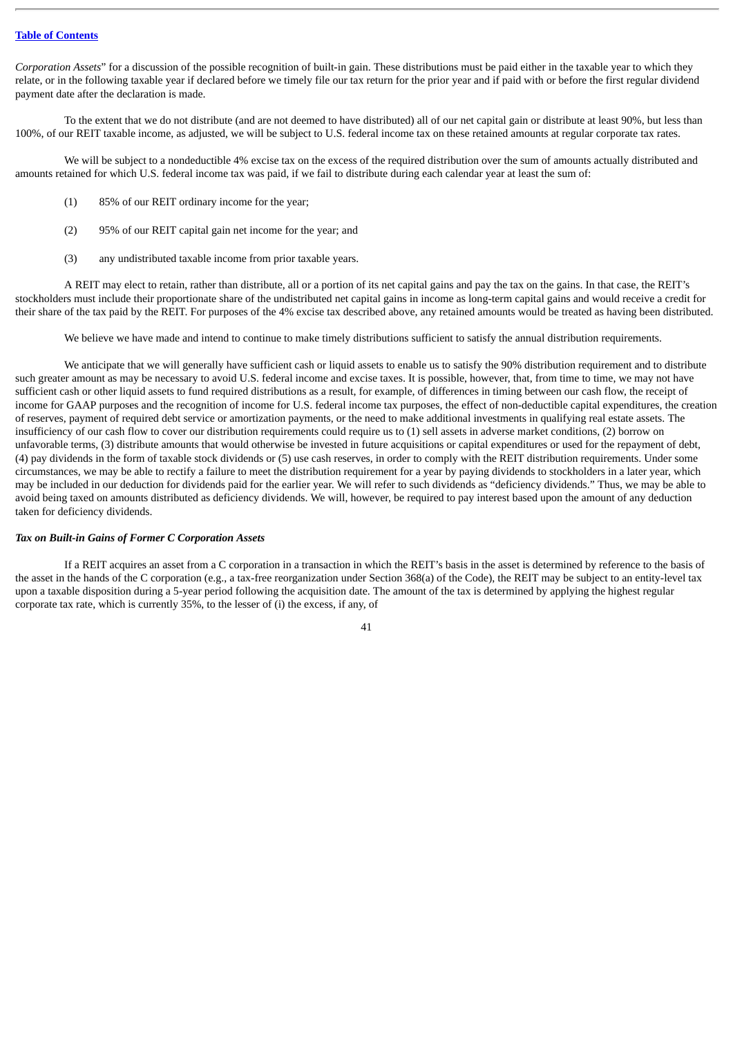*Corporation Assets*" for a discussion of the possible recognition of built-in gain. These distributions must be paid either in the taxable year to which they relate, or in the following taxable year if declared before we timely file our tax return for the prior year and if paid with or before the first regular dividend payment date after the declaration is made.

To the extent that we do not distribute (and are not deemed to have distributed) all of our net capital gain or distribute at least 90%, but less than 100%, of our REIT taxable income, as adjusted, we will be subject to U.S. federal income tax on these retained amounts at regular corporate tax rates.

We will be subject to a nondeductible 4% excise tax on the excess of the required distribution over the sum of amounts actually distributed and amounts retained for which U.S. federal income tax was paid, if we fail to distribute during each calendar year at least the sum of:

(1) 85% of our REIT ordinary income for the year;

(2) 95% of our REIT capital gain net income for the year; and

(3) any undistributed taxable income from prior taxable years.

A REIT may elect to retain, rather than distribute, all or a portion of its net capital gains and pay the tax on the gains. In that case, the REIT's stockholders must include their proportionate share of the undistributed net capital gains in income as long-term capital gains and would receive a credit for their share of the tax paid by the REIT. For purposes of the 4% excise tax described above, any retained amounts would be treated as having been distributed.

We believe we have made and intend to continue to make timely distributions sufficient to satisfy the annual distribution requirements.

We anticipate that we will generally have sufficient cash or liquid assets to enable us to satisfy the 90% distribution requirement and to distribute such greater amount as may be necessary to avoid U.S. federal income and excise taxes. It is possible, however, that, from time to time, we may not have sufficient cash or other liquid assets to fund required distributions as a result, for example, of differences in timing between our cash flow, the receipt of income for GAAP purposes and the recognition of income for U.S. federal income tax purposes, the effect of non-deductible capital expenditures, the creation of reserves, payment of required debt service or amortization payments, or the need to make additional investments in qualifying real estate assets. The insufficiency of our cash flow to cover our distribution requirements could require us to (1) sell assets in adverse market conditions, (2) borrow on unfavorable terms, (3) distribute amounts that would otherwise be invested in future acquisitions or capital expenditures or used for the repayment of debt, (4) pay dividends in the form of taxable stock dividends or (5) use cash reserves, in order to comply with the REIT distribution requirements. Under some circumstances, we may be able to rectify a failure to meet the distribution requirement for a year by paying dividends to stockholders in a later year, which may be included in our deduction for dividends paid for the earlier year. We will refer to such dividends as "deficiency dividends." Thus, we may be able to avoid being taxed on amounts distributed as deficiency dividends. We will, however, be required to pay interest based upon the amount of any deduction taken for deficiency dividends.

***Tax on Built-in Gains of Former C Corporation Assets***

If a REIT acquires an asset from a C corporation in a transaction in which the REIT's basis in the asset is determined by reference to the basis of the asset in the hands of the C corporation (e.g., a tax-free reorganization under Section 368(a) of the Code), the REIT may be subject to an entity-level tax upon a taxable disposition during a 5-year period following the acquisition date. The amount of the tax is determined by applying the highest regular corporate tax rate, which is currently 35%, to the lesser of (i) the excess, if any, of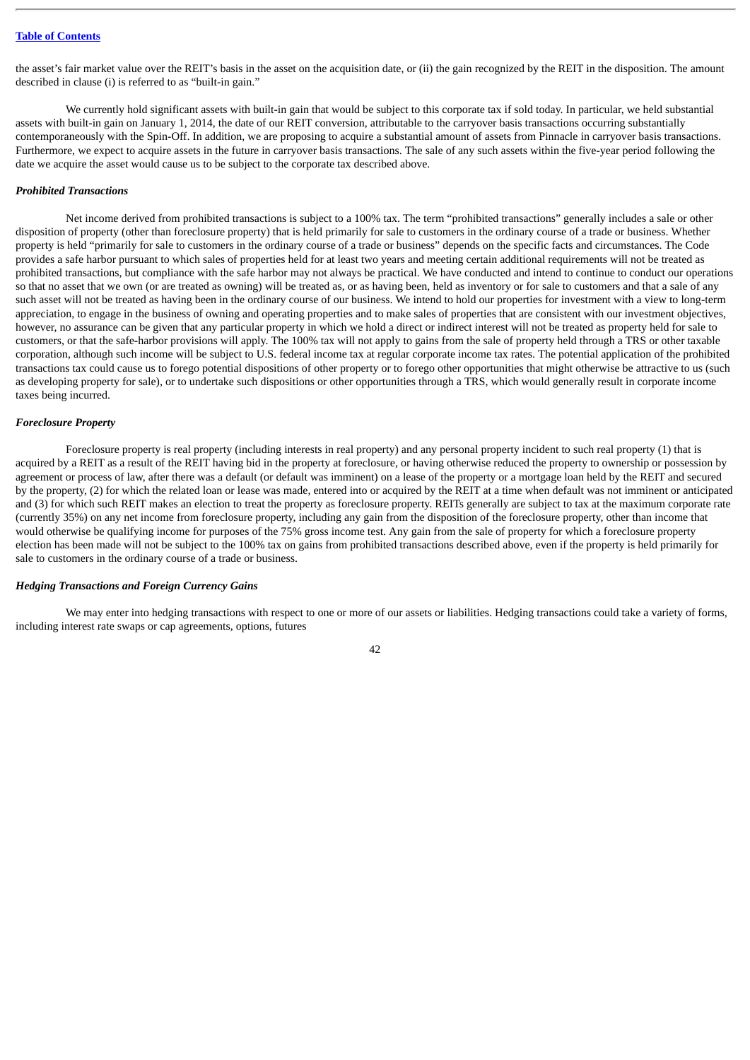the asset's fair market value over the REIT's basis in the asset on the acquisition date, or (ii) the gain recognized by the REIT in the disposition. The amount described in clause (i) is referred to as "built-in gain."

We currently hold significant assets with built-in gain that would be subject to this corporate tax if sold today. In particular, we held substantial assets with built-in gain on January 1, 2014, the date of our REIT conversion, attributable to the carryover basis transactions occurring substantially contemporaneously with the Spin-Off. In addition, we are proposing to acquire a substantial amount of assets from Pinnacle in carryover basis transactions. Furthermore, we expect to acquire assets in the future in carryover basis transactions. The sale of any such assets within the five-year period following the date we acquire the asset would cause us to be subject to the corporate tax described above.

***Prohibited Transactions***

Net income derived from prohibited transactions is subject to a 100% tax. The term "prohibited transactions" generally includes a sale or other disposition of property (other than foreclosure property) that is held primarily for sale to customers in the ordinary course of a trade or business. Whether property is held "primarily for sale to customers in the ordinary course of a trade or business" depends on the specific facts and circumstances. The Code provides a safe harbor pursuant to which sales of properties held for at least two years and meeting certain additional requirements will not be treated as prohibited transactions, but compliance with the safe harbor may not always be practical. We have conducted and intend to continue to conduct our operations so that no asset that we own (or are treated as owning) will be treated as, or as having been, held as inventory or for sale to customers and that a sale of any such asset will not be treated as having been in the ordinary course of our business. We intend to hold our properties for investment with a view to long-term appreciation, to engage in the business of owning and operating properties and to make sales of properties that are consistent with our investment objectives, however, no assurance can be given that any particular property in which we hold a direct or indirect interest will not be treated as property held for sale to customers, or that the safe-harbor provisions will apply. The 100% tax will not apply to gains from the sale of property held through a TRS or other taxable corporation, although such income will be subject to U.S. federal income tax at regular corporate income tax rates. The potential application of the prohibited transactions tax could cause us to forego potential dispositions of other property or to forego other opportunities that might otherwise be attractive to us (such as developing property for sale), or to undertake such dispositions or other opportunities through a TRS, which would generally result in corporate income taxes being incurred.

***Foreclosure Property***

Foreclosure property is real property (including interests in real property) and any personal property incident to such real property (1) that is acquired by a REIT as a result of the REIT having bid in the property at foreclosure, or having otherwise reduced the property to ownership or possession by agreement or process of law, after there was a default (or default was imminent) on a lease of the property or a mortgage loan held by the REIT and secured by the property, (2) for which the related loan or lease was made, entered into or acquired by the REIT at a time when default was not imminent or anticipated and (3) for which such REIT makes an election to treat the property as foreclosure property. REITs generally are subject to tax at the maximum corporate rate (currently 35%) on any net income from foreclosure property, including any gain from the disposition of the foreclosure property, other than income that would otherwise be qualifying income for purposes of the 75% gross income test. Any gain from the sale of property for which a foreclosure property election has been made will not be subject to the 100% tax on gains from prohibited transactions described above, even if the property is held primarily for sale to customers in the ordinary course of a trade or business.

***Hedging Transactions and Foreign Currency Gains***

We may enter into hedging transactions with respect to one or more of our assets or liabilities. Hedging transactions could take a variety of forms, including interest rate swaps or cap agreements, options, futures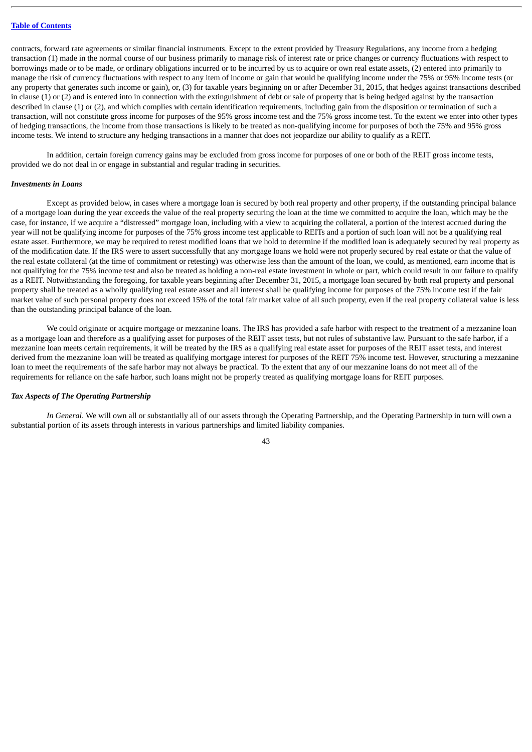contracts, forward rate agreements or similar financial instruments. Except to the extent provided by Treasury Regulations, any income from a hedging transaction (1) made in the normal course of our business primarily to manage risk of interest rate or price changes or currency fluctuations with respect to borrowings made or to be made, or ordinary obligations incurred or to be incurred by us to acquire or own real estate assets, (2) entered into primarily to manage the risk of currency fluctuations with respect to any item of income or gain that would be qualifying income under the 75% or 95% income tests (or any property that generates such income or gain), or, (3) for taxable years beginning on or after December 31, 2015, that hedges against transactions described in clause (1) or (2) and is entered into in connection with the extinguishment of debt or sale of property that is being hedged against by the transaction described in clause (1) or (2), and which complies with certain identification requirements, including gain from the disposition or termination of such a transaction, will not constitute gross income for purposes of the 95% gross income test and the 75% gross income test. To the extent we enter into other types of hedging transactions, the income from those transactions is likely to be treated as non-qualifying income for purposes of both the 75% and 95% gross income tests. We intend to structure any hedging transactions in a manner that does not jeopardize our ability to qualify as a REIT.

In addition, certain foreign currency gains may be excluded from gross income for purposes of one or both of the REIT gross income tests, provided we do not deal in or engage in substantial and regular trading in securities.

***Investments in Loans***

Except as provided below, in cases where a mortgage loan is secured by both real property and other property, if the outstanding principal balance of a mortgage loan during the year exceeds the value of the real property securing the loan at the time we committed to acquire the loan, which may be the case, for instance, if we acquire a "distressed" mortgage loan, including with a view to acquiring the collateral, a portion of the interest accrued during the year will not be qualifying income for purposes of the 75% gross income test applicable to REITs and a portion of such loan will not be a qualifying real estate asset. Furthermore, we may be required to retest modified loans that we hold to determine if the modified loan is adequately secured by real property as of the modification date. If the IRS were to assert successfully that any mortgage loans we hold were not properly secured by real estate or that the value of the real estate collateral (at the time of commitment or retesting) was otherwise less than the amount of the loan, we could, as mentioned, earn income that is not qualifying for the 75% income test and also be treated as holding a non-real estate investment in whole or part, which could result in our failure to qualify as a REIT. Notwithstanding the foregoing, for taxable years beginning after December 31, 2015, a mortgage loan secured by both real property and personal property shall be treated as a wholly qualifying real estate asset and all interest shall be qualifying income for purposes of the 75% income test if the fair market value of such personal property does not exceed 15% of the total fair market value of all such property, even if the real property collateral value is less than the outstanding principal balance of the loan.

We could originate or acquire mortgage or mezzanine loans. The IRS has provided a safe harbor with respect to the treatment of a mezzanine loan as a mortgage loan and therefore as a qualifying asset for purposes of the REIT asset tests, but not rules of substantive law. Pursuant to the safe harbor, if a mezzanine loan meets certain requirements, it will be treated by the IRS as a qualifying real estate asset for purposes of the REIT asset tests, and interest derived from the mezzanine loan will be treated as qualifying mortgage interest for purposes of the REIT 75% income test. However, structuring a mezzanine loan to meet the requirements of the safe harbor may not always be practical. To the extent that any of our mezzanine loans do not meet all of the requirements for reliance on the safe harbor, such loans might not be properly treated as qualifying mortgage loans for REIT purposes.

***Tax Aspects of The Operating Partnership***

*In General*. We will own all or substantially all of our assets through the Operating Partnership, and the Operating Partnership in turn will own a substantial portion of its assets through interests in various partnerships and limited liability companies.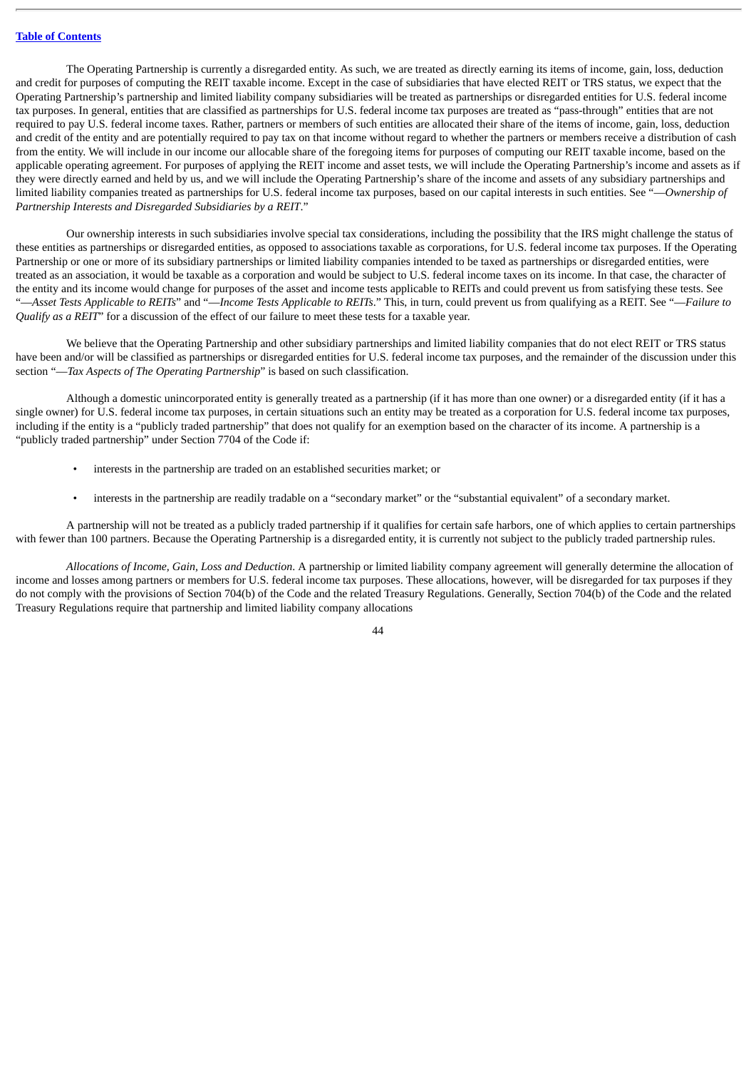The Operating Partnership is currently a disregarded entity. As such, we are treated as directly earning its items of income, gain, loss, deduction and credit for purposes of computing the REIT taxable income. Except in the case of subsidiaries that have elected REIT or TRS status, we expect that the Operating Partnership's partnership and limited liability company subsidiaries will be treated as partnerships or disregarded entities for U.S. federal income tax purposes. In general, entities that are classified as partnerships for U.S. federal income tax purposes are treated as "pass-through" entities that are not required to pay U.S. federal income taxes. Rather, partners or members of such entities are allocated their share of the items of income, gain, loss, deduction and credit of the entity and are potentially required to pay tax on that income without regard to whether the partners or members receive a distribution of cash from the entity. We will include in our income our allocable share of the foregoing items for purposes of computing our REIT taxable income, based on the applicable operating agreement. For purposes of applying the REIT income and asset tests, we will include the Operating Partnership's income and assets as if they were directly earned and held by us, and we will include the Operating Partnership's share of the income and assets of any subsidiary partnerships and limited liability companies treated as partnerships for U.S. federal income tax purposes, based on our capital interests in such entities. See "*—Ownership of Partnership Interests and Disregarded Subsidiaries by a REIT*."

Our ownership interests in such subsidiaries involve special tax considerations, including the possibility that the IRS might challenge the status of these entities as partnerships or disregarded entities, as opposed to associations taxable as corporations, for U.S. federal income tax purposes. If the Operating Partnership or one or more of its subsidiary partnerships or limited liability companies intended to be taxed as partnerships or disregarded entities, were treated as an association, it would be taxable as a corporation and would be subject to U.S. federal income taxes on its income. In that case, the character of the entity and its income would change for purposes of the asset and income tests applicable to REITs and could prevent us from satisfying these tests. See "*—Asset Tests Applicable to REITs*" and "*—Income Tests Applicable to REITs*." This, in turn, could prevent us from qualifying as a REIT. See "*—Failure to Qualify as a REIT*" for a discussion of the effect of our failure to meet these tests for a taxable year.

We believe that the Operating Partnership and other subsidiary partnerships and limited liability companies that do not elect REIT or TRS status have been and/or will be classified as partnerships or disregarded entities for U.S. federal income tax purposes, and the remainder of the discussion under this section "*—Tax Aspects of The Operating Partnership*" is based on such classification.

Although a domestic unincorporated entity is generally treated as a partnership (if it has more than one owner) or a disregarded entity (if it has a single owner) for U.S. federal income tax purposes, in certain situations such an entity may be treated as a corporation for U.S. federal income tax purposes, including if the entity is a "publicly traded partnership" that does not qualify for an exemption based on the character of its income. A partnership is a "publicly traded partnership" under Section 7704 of the Code if:

- interests in the partnership are traded on an established securities market; or
- interests in the partnership are readily tradable on a "secondary market" or the "substantial equivalent" of a secondary market.

A partnership will not be treated as a publicly traded partnership if it qualifies for certain safe harbors, one of which applies to certain partnerships with fewer than 100 partners. Because the Operating Partnership is a disregarded entity, it is currently not subject to the publicly traded partnership rules.

*Allocations of Income, Gain, Loss and Deduction*. A partnership or limited liability company agreement will generally determine the allocation of income and losses among partners or members for U.S. federal income tax purposes. These allocations, however, will be disregarded for tax purposes if they do not comply with the provisions of Section 704(b) of the Code and the related Treasury Regulations. Generally, Section 704(b) of the Code and the related Treasury Regulations require that partnership and limited liability company allocations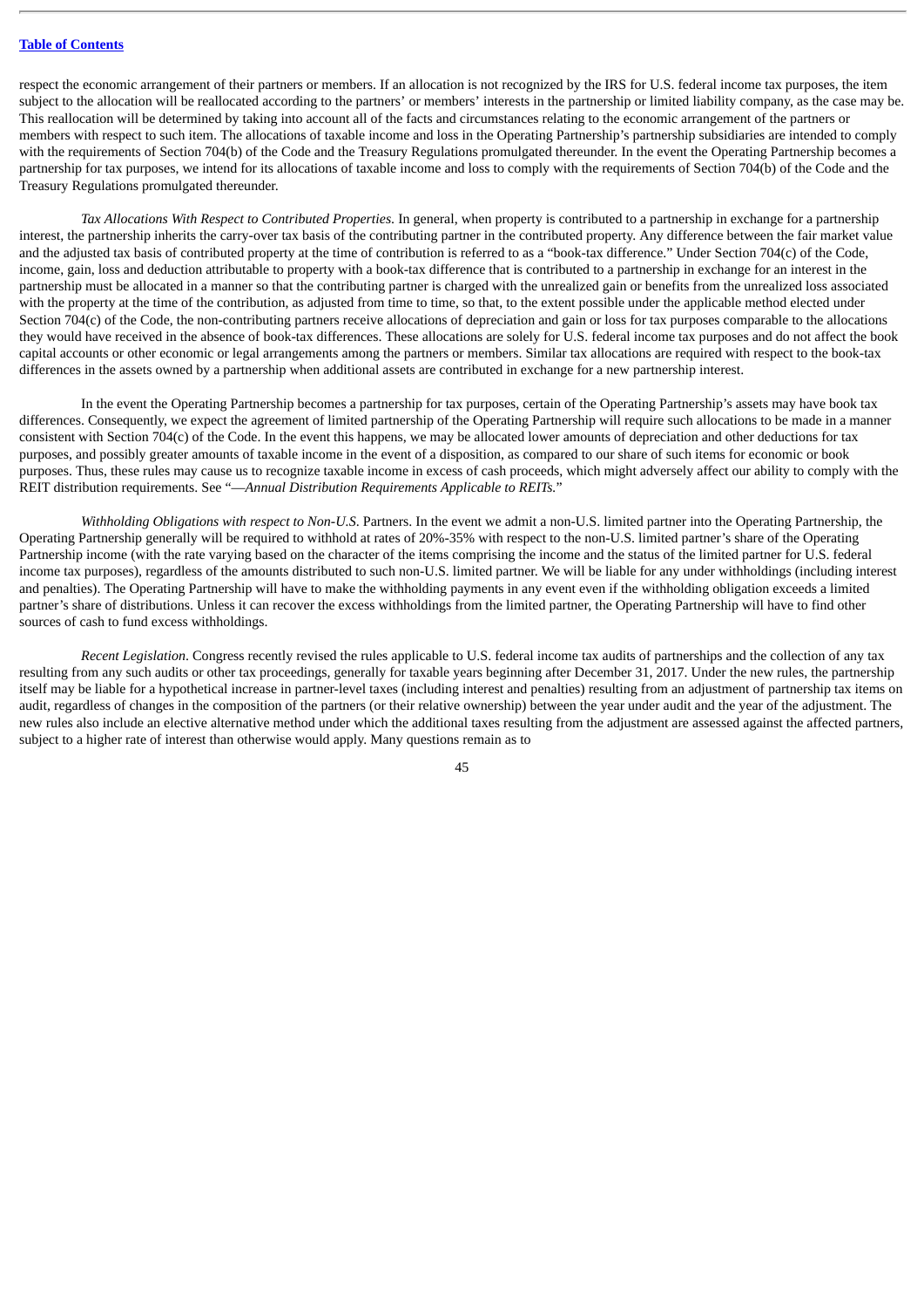respect the economic arrangement of their partners or members. If an allocation is not recognized by the IRS for U.S. federal income tax purposes, the item subject to the allocation will be reallocated according to the partners' or members' interests in the partnership or limited liability company, as the case may be. This reallocation will be determined by taking into account all of the facts and circumstances relating to the economic arrangement of the partners or members with respect to such item. The allocations of taxable income and loss in the Operating Partnership's partnership subsidiaries are intended to comply with the requirements of Section 704(b) of the Code and the Treasury Regulations promulgated thereunder. In the event the Operating Partnership becomes a partnership for tax purposes, we intend for its allocations of taxable income and loss to comply with the requirements of Section 704(b) of the Code and the Treasury Regulations promulgated thereunder.

*Tax Allocations With Respect to Contributed Properties.* In general, when property is contributed to a partnership in exchange for a partnership interest, the partnership inherits the carry-over tax basis of the contributing partner in the contributed property. Any difference between the fair market value and the adjusted tax basis of contributed property at the time of contribution is referred to as a "book-tax difference." Under Section 704(c) of the Code, income, gain, loss and deduction attributable to property with a book-tax difference that is contributed to a partnership in exchange for an interest in the partnership must be allocated in a manner so that the contributing partner is charged with the unrealized gain or benefits from the unrealized loss associated with the property at the time of the contribution, as adjusted from time to time, so that, to the extent possible under the applicable method elected under Section 704(c) of the Code, the non-contributing partners receive allocations of depreciation and gain or loss for tax purposes comparable to the allocations they would have received in the absence of book-tax differences. These allocations are solely for U.S. federal income tax purposes and do not affect the book capital accounts or other economic or legal arrangements among the partners or members. Similar tax allocations are required with respect to the book-tax differences in the assets owned by a partnership when additional assets are contributed in exchange for a new partnership interest.

In the event the Operating Partnership becomes a partnership for tax purposes, certain of the Operating Partnership's assets may have book tax differences. Consequently, we expect the agreement of limited partnership of the Operating Partnership will require such allocations to be made in a manner consistent with Section 704(c) of the Code. In the event this happens, we may be allocated lower amounts of depreciation and other deductions for tax purposes, and possibly greater amounts of taxable income in the event of a disposition, as compared to our share of such items for economic or book purposes. Thus, these rules may cause us to recognize taxable income in excess of cash proceeds, which might adversely affect our ability to comply with the REIT distribution requirements. See "—*Annual Distribution Requirements Applicable to REITs.*"

*Withholding Obligations with respect to Non-U.S.* Partners. In the event we admit a non-U.S. limited partner into the Operating Partnership, the Operating Partnership generally will be required to withhold at rates of 20%-35% with respect to the non-U.S. limited partner's share of the Operating Partnership income (with the rate varying based on the character of the items comprising the income and the status of the limited partner for U.S. federal income tax purposes), regardless of the amounts distributed to such non-U.S. limited partner. We will be liable for any under withholdings (including interest and penalties). The Operating Partnership will have to make the withholding payments in any event even if the withholding obligation exceeds a limited partner's share of distributions. Unless it can recover the excess withholdings from the limited partner, the Operating Partnership will have to find other sources of cash to fund excess withholdings.

*Recent Legislation.* Congress recently revised the rules applicable to U.S. federal income tax audits of partnerships and the collection of any tax resulting from any such audits or other tax proceedings, generally for taxable years beginning after December 31, 2017. Under the new rules, the partnership itself may be liable for a hypothetical increase in partner-level taxes (including interest and penalties) resulting from an adjustment of partnership tax items on audit, regardless of changes in the composition of the partners (or their relative ownership) between the year under audit and the year of the adjustment. The new rules also include an elective alternative method under which the additional taxes resulting from the adjustment are assessed against the affected partners, subject to a higher rate of interest than otherwise would apply. Many questions remain as to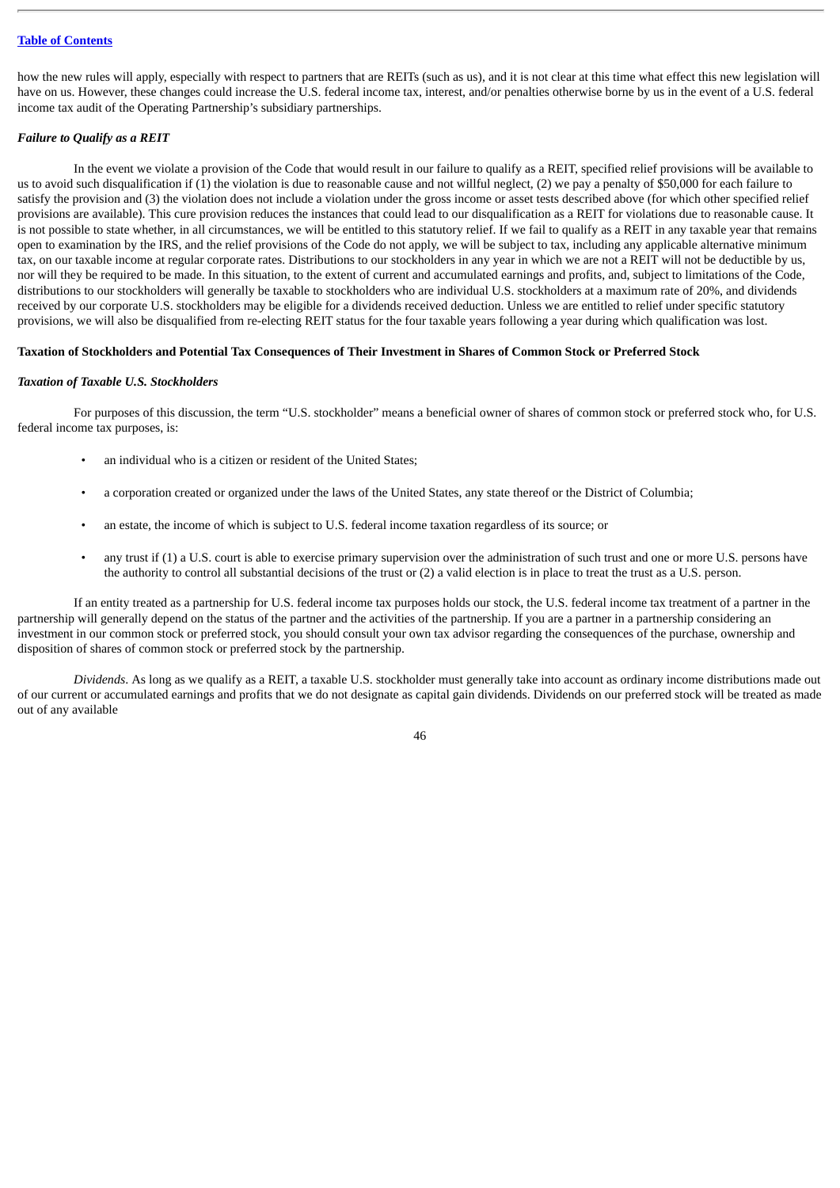how the new rules will apply, especially with respect to partners that are REITs (such as us), and it is not clear at this time what effect this new legislation will have on us. However, these changes could increase the U.S. federal income tax, interest, and/or penalties otherwise borne by us in the event of a U.S. federal income tax audit of the Operating Partnership's subsidiary partnerships.

### *Failure to Qualify as a REIT*

In the event we violate a provision of the Code that would result in our failure to qualify as a REIT, specified relief provisions will be available to us to avoid such disqualification if (1) the violation is due to reasonable cause and not willful neglect, (2) we pay a penalty of $50,000 for each failure to satisfy the provision and (3) the violation does not include a violation under the gross income or asset tests described above (for which other specified relief provisions are available). This cure provision reduces the instances that could lead to our disqualification as a REIT for violations due to reasonable cause. It is not possible to state whether, in all circumstances, we will be entitled to this statutory relief. If we fail to qualify as a REIT in any taxable year that remains open to examination by the IRS, and the relief provisions of the Code do not apply, we will be subject to tax, including any applicable alternative minimum tax, on our taxable income at regular corporate rates. Distributions to our stockholders in any year in which we are not a REIT will not be deductible by us, nor will they be required to be made. In this situation, to the extent of current and accumulated earnings and profits, and, subject to limitations of the Code, distributions to our stockholders will generally be taxable to stockholders who are individual U.S. stockholders at a maximum rate of 20%, and dividends received by our corporate U.S. stockholders may be eligible for a dividends received deduction. Unless we are entitled to relief under specific statutory provisions, we will also be disqualified from re-electing REIT status for the four taxable years following a year during which qualification was lost.

## Taxation of Stockholders and Potential Tax Consequences of Their Investment in Shares of Common Stock or Preferred Stock

### *Taxation of Taxable U.S. Stockholders*

For purposes of this discussion, the term "U.S. stockholder" means a beneficial owner of shares of common stock or preferred stock who, for U.S. federal income tax purposes, is:

- an individual who is a citizen or resident of the United States;
- a corporation created or organized under the laws of the United States, any state thereof or the District of Columbia;
- an estate, the income of which is subject to U.S. federal income taxation regardless of its source; or
- any trust if (1) a U.S. court is able to exercise primary supervision over the administration of such trust and one or more U.S. persons have the authority to control all substantial decisions of the trust or (2) a valid election is in place to treat the trust as a U.S. person.

If an entity treated as a partnership for U.S. federal income tax purposes holds our stock, the U.S. federal income tax treatment of a partner in the partnership will generally depend on the status of the partner and the activities of the partnership. If you are a partner in a partnership considering an investment in our common stock or preferred stock, you should consult your own tax advisor regarding the consequences of the purchase, ownership and disposition of shares of common stock or preferred stock by the partnership.

*Dividends*. As long as we qualify as a REIT, a taxable U.S. stockholder must generally take into account as ordinary income distributions made out of our current or accumulated earnings and profits that we do not designate as capital gain dividends. Dividends on our preferred stock will be treated as made out of any available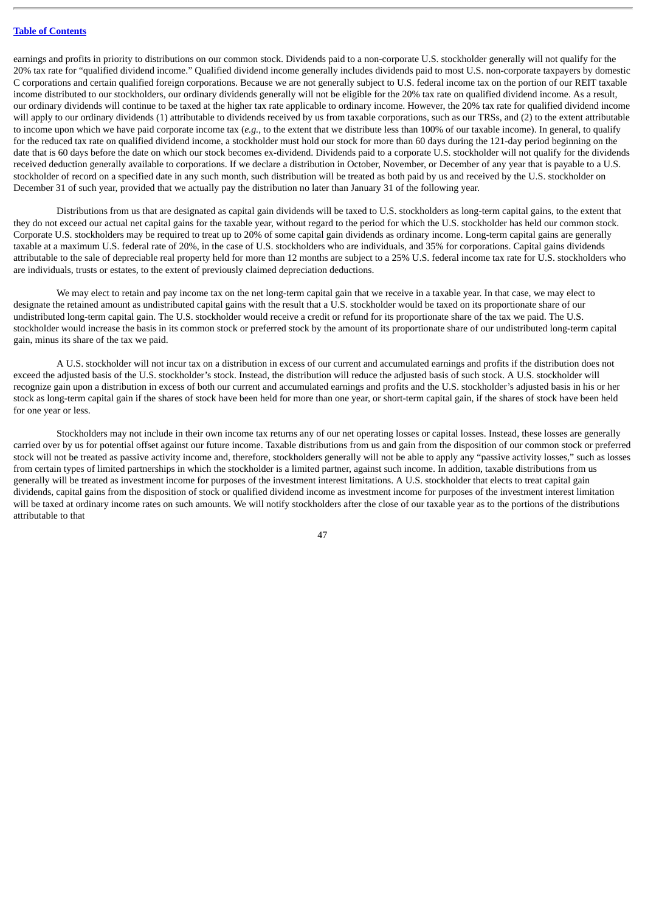earnings and profits in priority to distributions on our common stock. Dividends paid to a non-corporate U.S. stockholder generally will not qualify for the 20% tax rate for "qualified dividend income." Qualified dividend income generally includes dividends paid to most U.S. non-corporate taxpayers by domestic C corporations and certain qualified foreign corporations. Because we are not generally subject to U.S. federal income tax on the portion of our REIT taxable income distributed to our stockholders, our ordinary dividends generally will not be eligible for the 20% tax rate on qualified dividend income. As a result, our ordinary dividends will continue to be taxed at the higher tax rate applicable to ordinary income. However, the 20% tax rate for qualified dividend income will apply to our ordinary dividends (1) attributable to dividends received by us from taxable corporations, such as our TRSs, and (2) to the extent attributable to income upon which we have paid corporate income tax (*e.g.*, to the extent that we distribute less than 100% of our taxable income). In general, to qualify for the reduced tax rate on qualified dividend income, a stockholder must hold our stock for more than 60 days during the 121-day period beginning on the date that is 60 days before the date on which our stock becomes ex-dividend. Dividends paid to a corporate U.S. stockholder will not qualify for the dividends received deduction generally available to corporations. If we declare a distribution in October, November, or December of any year that is payable to a U.S. stockholder of record on a specified date in any such month, such distribution will be treated as both paid by us and received by the U.S. stockholder on December 31 of such year, provided that we actually pay the distribution no later than January 31 of the following year.

Distributions from us that are designated as capital gain dividends will be taxed to U.S. stockholders as long-term capital gains, to the extent that they do not exceed our actual net capital gains for the taxable year, without regard to the period for which the U.S. stockholder has held our common stock. Corporate U.S. stockholders may be required to treat up to 20% of some capital gain dividends as ordinary income. Long-term capital gains are generally taxable at a maximum U.S. federal rate of 20%, in the case of U.S. stockholders who are individuals, and 35% for corporations. Capital gains dividends attributable to the sale of depreciable real property held for more than 12 months are subject to a 25% U.S. federal income tax rate for U.S. stockholders who are individuals, trusts or estates, to the extent of previously claimed depreciation deductions.

We may elect to retain and pay income tax on the net long-term capital gain that we receive in a taxable year. In that case, we may elect to designate the retained amount as undistributed capital gains with the result that a U.S. stockholder would be taxed on its proportionate share of our undistributed long-term capital gain. The U.S. stockholder would receive a credit or refund for its proportionate share of the tax we paid. The U.S. stockholder would increase the basis in its common stock or preferred stock by the amount of its proportionate share of our undistributed long-term capital gain, minus its share of the tax we paid.

A U.S. stockholder will not incur tax on a distribution in excess of our current and accumulated earnings and profits if the distribution does not exceed the adjusted basis of the U.S. stockholder's stock. Instead, the distribution will reduce the adjusted basis of such stock. A U.S. stockholder will recognize gain upon a distribution in excess of both our current and accumulated earnings and profits and the U.S. stockholder's adjusted basis in his or her stock as long-term capital gain if the shares of stock have been held for more than one year, or short-term capital gain, if the shares of stock have been held for one year or less.

Stockholders may not include in their own income tax returns any of our net operating losses or capital losses. Instead, these losses are generally carried over by us for potential offset against our future income. Taxable distributions from us and gain from the disposition of our common stock or preferred stock will not be treated as passive activity income and, therefore, stockholders generally will not be able to apply any "passive activity losses," such as losses from certain types of limited partnerships in which the stockholder is a limited partner, against such income. In addition, taxable distributions from us generally will be treated as investment income for purposes of the investment interest limitations. A U.S. stockholder that elects to treat capital gain dividends, capital gains from the disposition of stock or qualified dividend income as investment income for purposes of the investment interest limitation will be taxed at ordinary income rates on such amounts. We will notify stockholders after the close of our taxable year as to the portions of the distributions attributable to that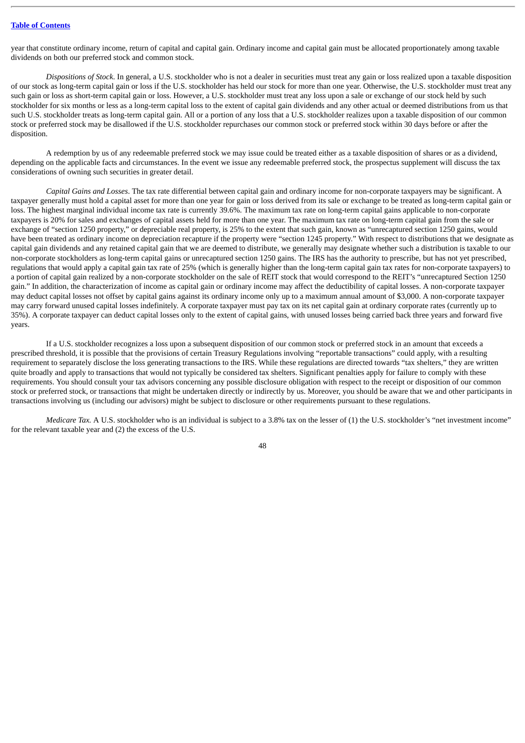year that constitute ordinary income, return of capital and capital gain. Ordinary income and capital gain must be allocated proportionately among taxable dividends on both our preferred stock and common stock.

*Dispositions of Stock*. In general, a U.S. stockholder who is not a dealer in securities must treat any gain or loss realized upon a taxable disposition of our stock as long-term capital gain or loss if the U.S. stockholder has held our stock for more than one year. Otherwise, the U.S. stockholder must treat any such gain or loss as short-term capital gain or loss. However, a U.S. stockholder must treat any loss upon a sale or exchange of our stock held by such stockholder for six months or less as a long-term capital loss to the extent of capital gain dividends and any other actual or deemed distributions from us that such U.S. stockholder treats as long-term capital gain. All or a portion of any loss that a U.S. stockholder realizes upon a taxable disposition of our common stock or preferred stock may be disallowed if the U.S. stockholder repurchases our common stock or preferred stock within 30 days before or after the disposition.

A redemption by us of any redeemable preferred stock we may issue could be treated either as a taxable disposition of shares or as a dividend, depending on the applicable facts and circumstances. In the event we issue any redeemable preferred stock, the prospectus supplement will discuss the tax considerations of owning such securities in greater detail.

*Capital Gains and Losses*. The tax rate differential between capital gain and ordinary income for non-corporate taxpayers may be significant. A taxpayer generally must hold a capital asset for more than one year for gain or loss derived from its sale or exchange to be treated as long-term capital gain or loss. The highest marginal individual income tax rate is currently 39.6%. The maximum tax rate on long-term capital gains applicable to non-corporate taxpayers is 20% for sales and exchanges of capital assets held for more than one year. The maximum tax rate on long-term capital gain from the sale or exchange of "section 1250 property," or depreciable real property, is 25% to the extent that such gain, known as "unrecaptured section 1250 gains, would have been treated as ordinary income on depreciation recapture if the property were "section 1245 property." With respect to distributions that we designate as capital gain dividends and any retained capital gain that we are deemed to distribute, we generally may designate whether such a distribution is taxable to our non-corporate stockholders as long-term capital gains or unrecaptured section 1250 gains. The IRS has the authority to prescribe, but has not yet prescribed, regulations that would apply a capital gain tax rate of 25% (which is generally higher than the long-term capital gain tax rates for non-corporate taxpayers) to a portion of capital gain realized by a non-corporate stockholder on the sale of REIT stock that would correspond to the REIT's "unrecaptured Section 1250 gain." In addition, the characterization of income as capital gain or ordinary income may affect the deductibility of capital losses. A non-corporate taxpayer may deduct capital losses not offset by capital gains against its ordinary income only up to a maximum annual amount of $3,000. A non-corporate taxpayer may carry forward unused capital losses indefinitely. A corporate taxpayer must pay tax on its net capital gain at ordinary corporate rates (currently up to 35%). A corporate taxpayer can deduct capital losses only to the extent of capital gains, with unused losses being carried back three years and forward five years.

If a U.S. stockholder recognizes a loss upon a subsequent disposition of our common stock or preferred stock in an amount that exceeds a prescribed threshold, it is possible that the provisions of certain Treasury Regulations involving "reportable transactions" could apply, with a resulting requirement to separately disclose the loss generating transactions to the IRS. While these regulations are directed towards "tax shelters," they are written quite broadly and apply to transactions that would not typically be considered tax shelters. Significant penalties apply for failure to comply with these requirements. You should consult your tax advisors concerning any possible disclosure obligation with respect to the receipt or disposition of our common stock or preferred stock, or transactions that might be undertaken directly or indirectly by us. Moreover, you should be aware that we and other participants in transactions involving us (including our advisors) might be subject to disclosure or other requirements pursuant to these regulations.

*Medicare Tax.* A U.S. stockholder who is an individual is subject to a 3.8% tax on the lesser of (1) the U.S. stockholder's "net investment income" for the relevant taxable year and (2) the excess of the U.S.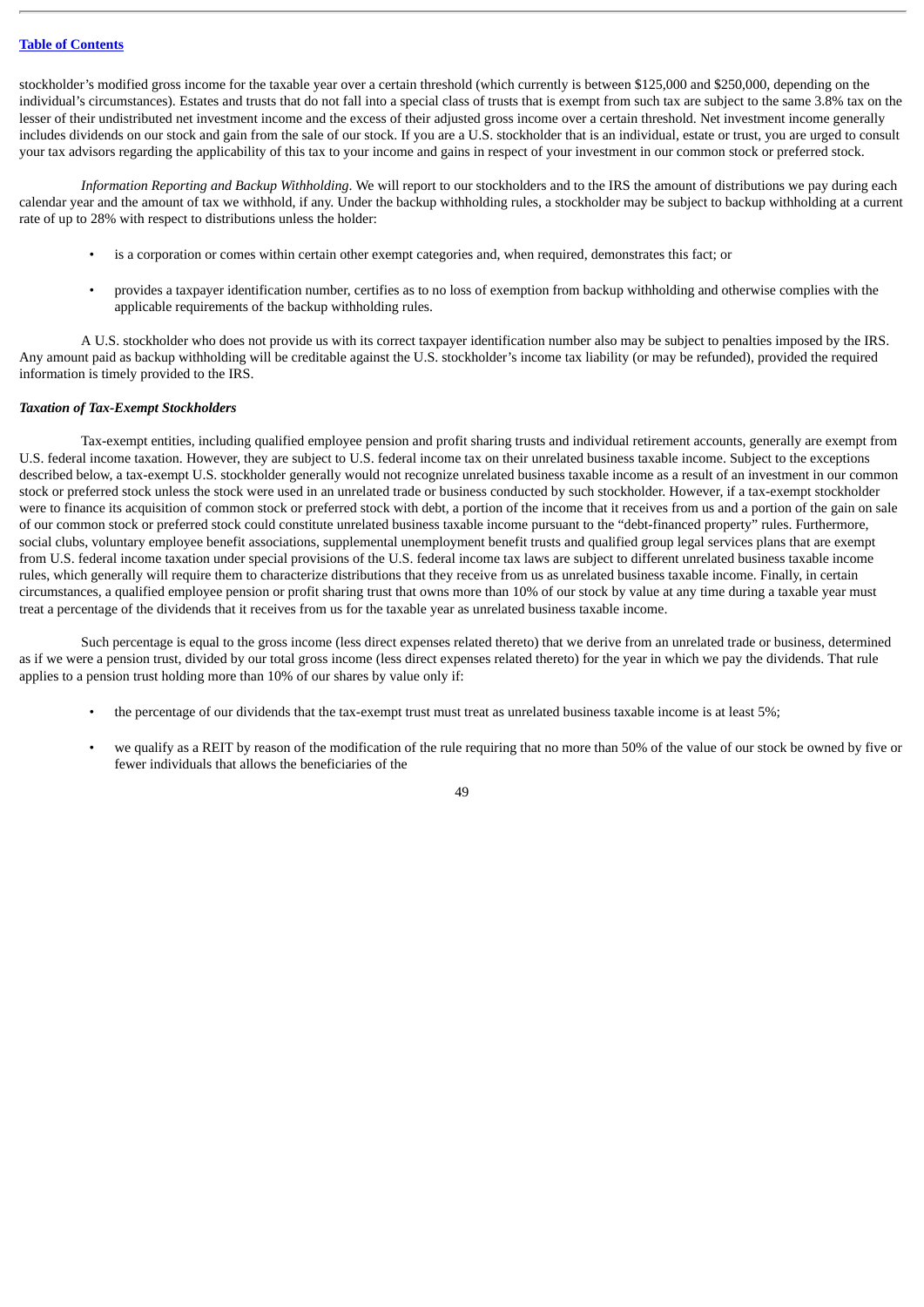stockholder's modified gross income for the taxable year over a certain threshold (which currently is between $125,000 and $250,000, depending on the individual's circumstances). Estates and trusts that do not fall into a special class of trusts that is exempt from such tax are subject to the same 3.8% tax on the lesser of their undistributed net investment income and the excess of their adjusted gross income over a certain threshold. Net investment income generally includes dividends on our stock and gain from the sale of our stock. If you are a U.S. stockholder that is an individual, estate or trust, you are urged to consult your tax advisors regarding the applicability of this tax to your income and gains in respect of your investment in our common stock or preferred stock.

*Information Reporting and Backup Withholding*. We will report to our stockholders and to the IRS the amount of distributions we pay during each calendar year and the amount of tax we withhold, if any. Under the backup withholding rules, a stockholder may be subject to backup withholding at a current rate of up to 28% with respect to distributions unless the holder:

- is a corporation or comes within certain other exempt categories and, when required, demonstrates this fact; or
- provides a taxpayer identification number, certifies as to no loss of exemption from backup withholding and otherwise complies with the applicable requirements of the backup withholding rules.

A U.S. stockholder who does not provide us with its correct taxpayer identification number also may be subject to penalties imposed by the IRS. Any amount paid as backup withholding will be creditable against the U.S. stockholder's income tax liability (or may be refunded), provided the required information is timely provided to the IRS.

***Taxation of Tax-Exempt Stockholders***

Tax-exempt entities, including qualified employee pension and profit sharing trusts and individual retirement accounts, generally are exempt from U.S. federal income taxation. However, they are subject to U.S. federal income tax on their unrelated business taxable income. Subject to the exceptions described below, a tax-exempt U.S. stockholder generally would not recognize unrelated business taxable income as a result of an investment in our common stock or preferred stock unless the stock were used in an unrelated trade or business conducted by such stockholder. However, if a tax-exempt stockholder were to finance its acquisition of common stock or preferred stock with debt, a portion of the income that it receives from us and a portion of the gain on sale of our common stock or preferred stock could constitute unrelated business taxable income pursuant to the "debt-financed property" rules. Furthermore, social clubs, voluntary employee benefit associations, supplemental unemployment benefit trusts and qualified group legal services plans that are exempt from U.S. federal income taxation under special provisions of the U.S. federal income tax laws are subject to different unrelated business taxable income rules, which generally will require them to characterize distributions that they receive from us as unrelated business taxable income. Finally, in certain circumstances, a qualified employee pension or profit sharing trust that owns more than 10% of our stock by value at any time during a taxable year must treat a percentage of the dividends that it receives from us for the taxable year as unrelated business taxable income.

Such percentage is equal to the gross income (less direct expenses related thereto) that we derive from an unrelated trade or business, determined as if we were a pension trust, divided by our total gross income (less direct expenses related thereto) for the year in which we pay the dividends. That rule applies to a pension trust holding more than 10% of our shares by value only if:

- the percentage of our dividends that the tax-exempt trust must treat as unrelated business taxable income is at least 5%;
- we qualify as a REIT by reason of the modification of the rule requiring that no more than 50% of the value of our stock be owned by five or fewer individuals that allows the beneficiaries of the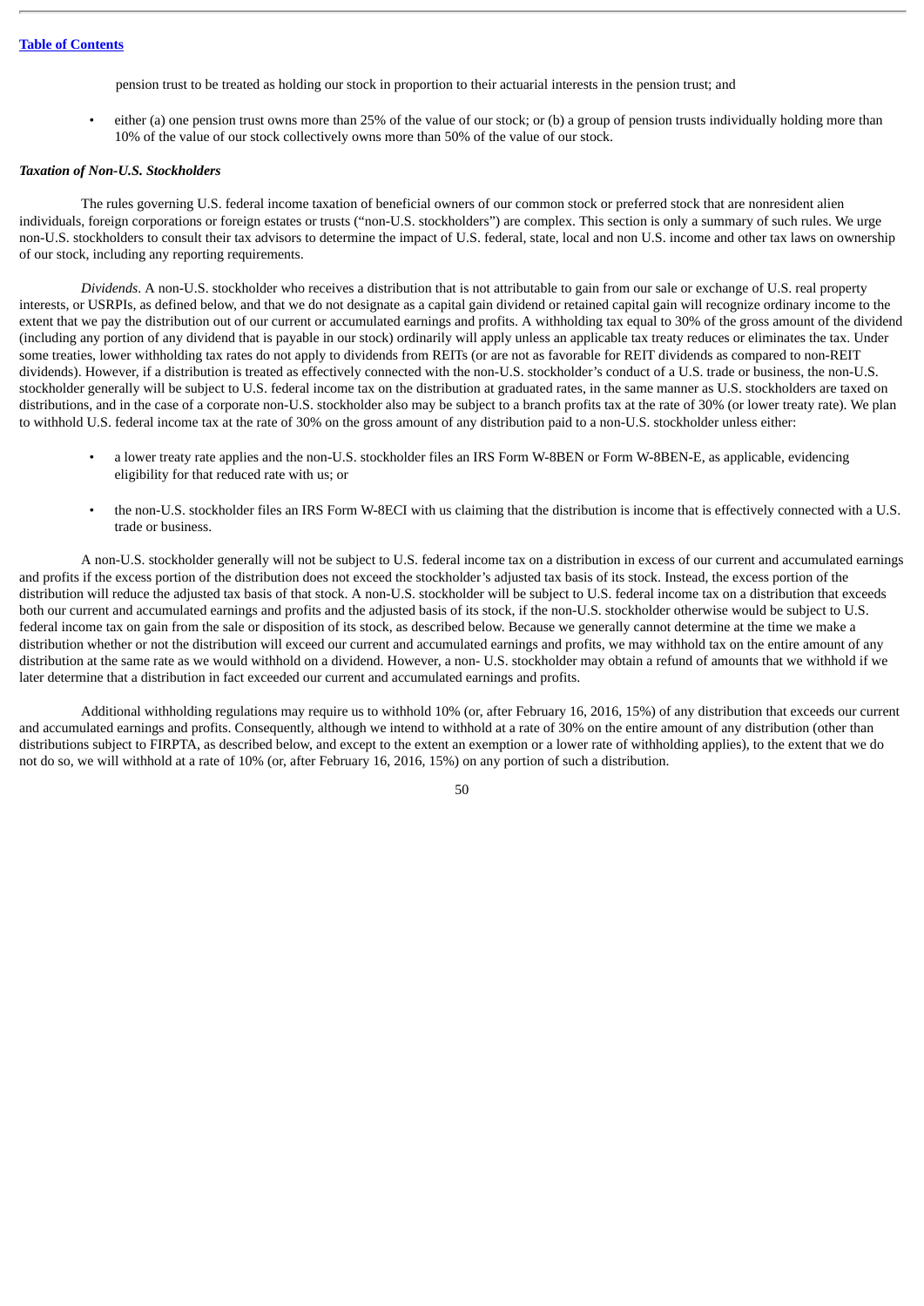pension trust to be treated as holding our stock in proportion to their actuarial interests in the pension trust; and

- either (a) one pension trust owns more than 25% of the value of our stock; or (b) a group of pension trusts individually holding more than 10% of the value of our stock collectively owns more than 50% of the value of our stock.

***Taxation of Non-U.S. Stockholders***

The rules governing U.S. federal income taxation of beneficial owners of our common stock or preferred stock that are nonresident alien individuals, foreign corporations or foreign estates or trusts ("non-U.S. stockholders") are complex. This section is only a summary of such rules. We urge non-U.S. stockholders to consult their tax advisors to determine the impact of U.S. federal, state, local and non U.S. income and other tax laws on ownership of our stock, including any reporting requirements.

*Dividends*. A non-U.S. stockholder who receives a distribution that is not attributable to gain from our sale or exchange of U.S. real property interests, or USRPIs, as defined below, and that we do not designate as a capital gain dividend or retained capital gain will recognize ordinary income to the extent that we pay the distribution out of our current or accumulated earnings and profits. A withholding tax equal to 30% of the gross amount of the dividend (including any portion of any dividend that is payable in our stock) ordinarily will apply unless an applicable tax treaty reduces or eliminates the tax. Under some treaties, lower withholding tax rates do not apply to dividends from REITs (or are not as favorable for REIT dividends as compared to non-REIT dividends). However, if a distribution is treated as effectively connected with the non-U.S. stockholder's conduct of a U.S. trade or business, the non-U.S. stockholder generally will be subject to U.S. federal income tax on the distribution at graduated rates, in the same manner as U.S. stockholders are taxed on distributions, and in the case of a corporate non-U.S. stockholder also may be subject to a branch profits tax at the rate of 30% (or lower treaty rate). We plan to withhold U.S. federal income tax at the rate of 30% on the gross amount of any distribution paid to a non-U.S. stockholder unless either:

- a lower treaty rate applies and the non-U.S. stockholder files an IRS Form W-8BEN or Form W-8BEN-E, as applicable, evidencing eligibility for that reduced rate with us; or

- the non-U.S. stockholder files an IRS Form W-8ECI with us claiming that the distribution is income that is effectively connected with a U.S. trade or business.

A non-U.S. stockholder generally will not be subject to U.S. federal income tax on a distribution in excess of our current and accumulated earnings and profits if the excess portion of the distribution does not exceed the stockholder's adjusted tax basis of its stock. Instead, the excess portion of the distribution will reduce the adjusted tax basis of that stock. A non-U.S. stockholder will be subject to U.S. federal income tax on a distribution that exceeds both our current and accumulated earnings and profits and the adjusted basis of its stock, if the non-U.S. stockholder otherwise would be subject to U.S. federal income tax on gain from the sale or disposition of its stock, as described below. Because we generally cannot determine at the time we make a distribution whether or not the distribution will exceed our current and accumulated earnings and profits, we may withhold tax on the entire amount of any distribution at the same rate as we would withhold on a dividend. However, a non- U.S. stockholder may obtain a refund of amounts that we withhold if we later determine that a distribution in fact exceeded our current and accumulated earnings and profits.

Additional withholding regulations may require us to withhold 10% (or, after February 16, 2016, 15%) of any distribution that exceeds our current and accumulated earnings and profits. Consequently, although we intend to withhold at a rate of 30% on the entire amount of any distribution (other than distributions subject to FIRPTA, as described below, and except to the extent an exemption or a lower rate of withholding applies), to the extent that we do not do so, we will withhold at a rate of 10% (or, after February 16, 2016, 15%) on any portion of such a distribution.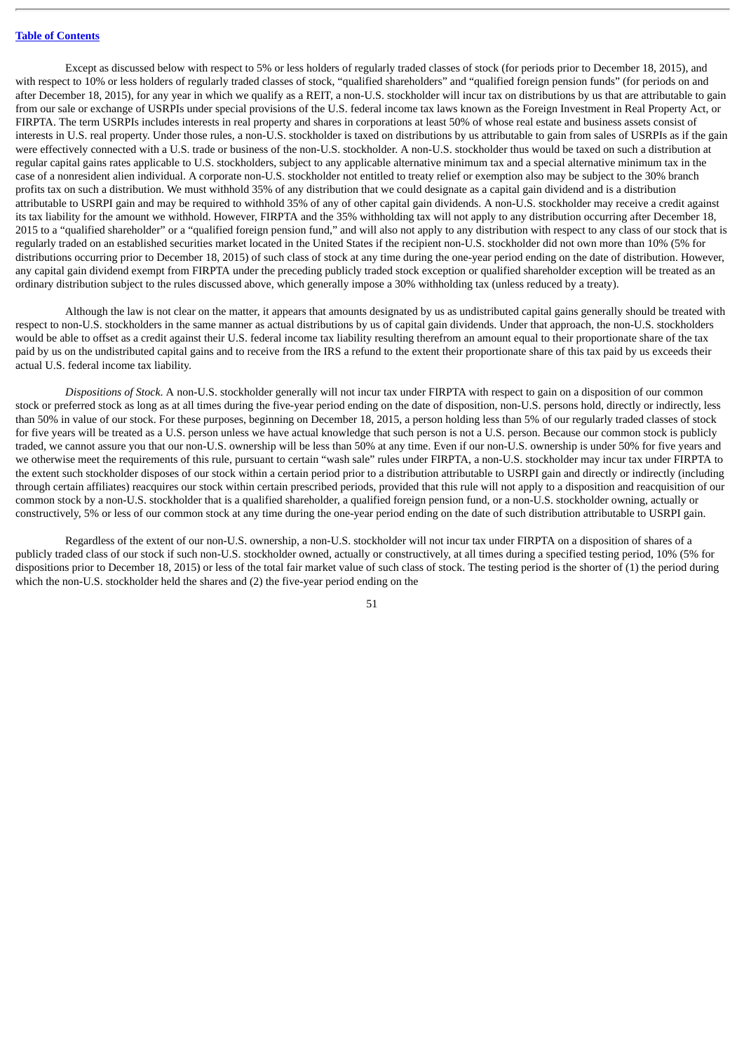Except as discussed below with respect to 5% or less holders of regularly traded classes of stock (for periods prior to December 18, 2015), and with respect to 10% or less holders of regularly traded classes of stock, "qualified shareholders" and "qualified foreign pension funds" (for periods on and after December 18, 2015), for any year in which we qualify as a REIT, a non-U.S. stockholder will incur tax on distributions by us that are attributable to gain from our sale or exchange of USRPIs under special provisions of the U.S. federal income tax laws known as the Foreign Investment in Real Property Act, or FIRPTA. The term USRPIs includes interests in real property and shares in corporations at least 50% of whose real estate and business assets consist of interests in U.S. real property. Under those rules, a non-U.S. stockholder is taxed on distributions by us attributable to gain from sales of USRPIs as if the gain were effectively connected with a U.S. trade or business of the non-U.S. stockholder. A non-U.S. stockholder thus would be taxed on such a distribution at regular capital gains rates applicable to U.S. stockholders, subject to any applicable alternative minimum tax and a special alternative minimum tax in the case of a nonresident alien individual. A corporate non-U.S. stockholder not entitled to treaty relief or exemption also may be subject to the 30% branch profits tax on such a distribution. We must withhold 35% of any distribution that we could designate as a capital gain dividend and is a distribution attributable to USRPI gain and may be required to withhold 35% of any of other capital gain dividends. A non-U.S. stockholder may receive a credit against its tax liability for the amount we withhold. However, FIRPTA and the 35% withholding tax will not apply to any distribution occurring after December 18, 2015 to a "qualified shareholder" or a "qualified foreign pension fund," and will also not apply to any distribution with respect to any class of our stock that is regularly traded on an established securities market located in the United States if the recipient non-U.S. stockholder did not own more than 10% (5% for distributions occurring prior to December 18, 2015) of such class of stock at any time during the one-year period ending on the date of distribution. However, any capital gain dividend exempt from FIRPTA under the preceding publicly traded stock exception or qualified shareholder exception will be treated as an ordinary distribution subject to the rules discussed above, which generally impose a 30% withholding tax (unless reduced by a treaty).

Although the law is not clear on the matter, it appears that amounts designated by us as undistributed capital gains generally should be treated with respect to non-U.S. stockholders in the same manner as actual distributions by us of capital gain dividends. Under that approach, the non-U.S. stockholders would be able to offset as a credit against their U.S. federal income tax liability resulting therefrom an amount equal to their proportionate share of the tax paid by us on the undistributed capital gains and to receive from the IRS a refund to the extent their proportionate share of this tax paid by us exceeds their actual U.S. federal income tax liability.

*Dispositions of Stock*. A non-U.S. stockholder generally will not incur tax under FIRPTA with respect to gain on a disposition of our common stock or preferred stock as long as at all times during the five-year period ending on the date of disposition, non-U.S. persons hold, directly or indirectly, less than 50% in value of our stock. For these purposes, beginning on December 18, 2015, a person holding less than 5% of our regularly traded classes of stock for five years will be treated as a U.S. person unless we have actual knowledge that such person is not a U.S. person. Because our common stock is publicly traded, we cannot assure you that our non-U.S. ownership will be less than 50% at any time. Even if our non-U.S. ownership is under 50% for five years and we otherwise meet the requirements of this rule, pursuant to certain "wash sale" rules under FIRPTA, a non-U.S. stockholder may incur tax under FIRPTA to the extent such stockholder disposes of our stock within a certain period prior to a distribution attributable to USRPI gain and directly or indirectly (including through certain affiliates) reacquires our stock within certain prescribed periods, provided that this rule will not apply to a disposition and reacquisition of our common stock by a non-U.S. stockholder that is a qualified shareholder, a qualified foreign pension fund, or a non-U.S. stockholder owning, actually or constructively, 5% or less of our common stock at any time during the one-year period ending on the date of such distribution attributable to USRPI gain.

Regardless of the extent of our non-U.S. ownership, a non-U.S. stockholder will not incur tax under FIRPTA on a disposition of shares of a publicly traded class of our stock if such non-U.S. stockholder owned, actually or constructively, at all times during a specified testing period, 10% (5% for dispositions prior to December 18, 2015) or less of the total fair market value of such class of stock. The testing period is the shorter of (1) the period during which the non-U.S. stockholder held the shares and (2) the five-year period ending on the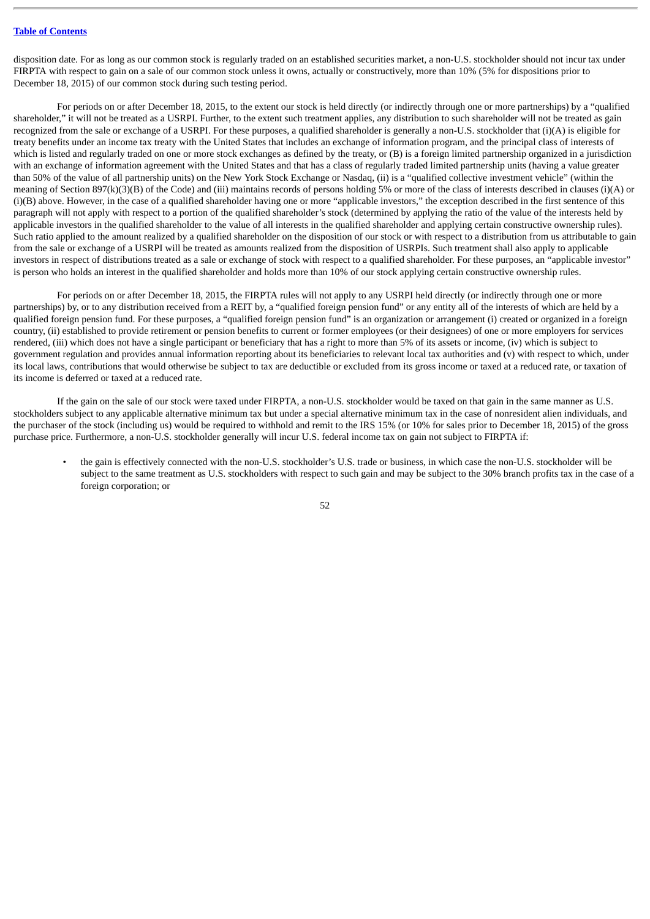disposition date. For as long as our common stock is regularly traded on an established securities market, a non-U.S. stockholder should not incur tax under FIRPTA with respect to gain on a sale of our common stock unless it owns, actually or constructively, more than 10% (5% for dispositions prior to December 18, 2015) of our common stock during such testing period.

For periods on or after December 18, 2015, to the extent our stock is held directly (or indirectly through one or more partnerships) by a "qualified shareholder," it will not be treated as a USRPI. Further, to the extent such treatment applies, any distribution to such shareholder will not be treated as gain recognized from the sale or exchange of a USRPI. For these purposes, a qualified shareholder is generally a non-U.S. stockholder that (i)(A) is eligible for treaty benefits under an income tax treaty with the United States that includes an exchange of information program, and the principal class of interests of which is listed and regularly traded on one or more stock exchanges as defined by the treaty, or (B) is a foreign limited partnership organized in a jurisdiction with an exchange of information agreement with the United States and that has a class of regularly traded limited partnership units (having a value greater than 50% of the value of all partnership units) on the New York Stock Exchange or Nasdaq, (ii) is a "qualified collective investment vehicle" (within the meaning of Section 897(k)(3)(B) of the Code) and (iii) maintains records of persons holding 5% or more of the class of interests described in clauses (i)(A) or (i)(B) above. However, in the case of a qualified shareholder having one or more "applicable investors," the exception described in the first sentence of this paragraph will not apply with respect to a portion of the qualified shareholder's stock (determined by applying the ratio of the value of the interests held by applicable investors in the qualified shareholder to the value of all interests in the qualified shareholder and applying certain constructive ownership rules). Such ratio applied to the amount realized by a qualified shareholder on the disposition of our stock or with respect to a distribution from us attributable to gain from the sale or exchange of a USRPI will be treated as amounts realized from the disposition of USRPIs. Such treatment shall also apply to applicable investors in respect of distributions treated as a sale or exchange of stock with respect to a qualified shareholder. For these purposes, an "applicable investor" is person who holds an interest in the qualified shareholder and holds more than 10% of our stock applying certain constructive ownership rules.

For periods on or after December 18, 2015, the FIRPTA rules will not apply to any USRPI held directly (or indirectly through one or more partnerships) by, or to any distribution received from a REIT by, a "qualified foreign pension fund" or any entity all of the interests of which are held by a qualified foreign pension fund. For these purposes, a "qualified foreign pension fund" is an organization or arrangement (i) created or organized in a foreign country, (ii) established to provide retirement or pension benefits to current or former employees (or their designees) of one or more employers for services rendered, (iii) which does not have a single participant or beneficiary that has a right to more than 5% of its assets or income, (iv) which is subject to government regulation and provides annual information reporting about its beneficiaries to relevant local tax authorities and (v) with respect to which, under its local laws, contributions that would otherwise be subject to tax are deductible or excluded from its gross income or taxed at a reduced rate, or taxation of its income is deferred or taxed at a reduced rate.

If the gain on the sale of our stock were taxed under FIRPTA, a non-U.S. stockholder would be taxed on that gain in the same manner as U.S. stockholders subject to any applicable alternative minimum tax but under a special alternative minimum tax in the case of nonresident alien individuals, and the purchaser of the stock (including us) would be required to withhold and remit to the IRS 15% (or 10% for sales prior to December 18, 2015) of the gross purchase price. Furthermore, a non-U.S. stockholder generally will incur U.S. federal income tax on gain not subject to FIRPTA if:

- the gain is effectively connected with the non-U.S. stockholder's U.S. trade or business, in which case the non-U.S. stockholder will be subject to the same treatment as U.S. stockholders with respect to such gain and may be subject to the 30% branch profits tax in the case of a foreign corporation; or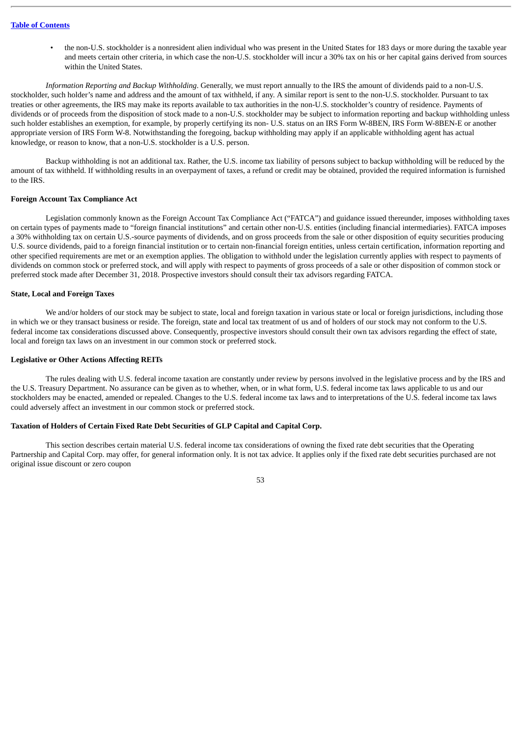- the non-U.S. stockholder is a nonresident alien individual who was present in the United States for 183 days or more during the taxable year and meets certain other criteria, in which case the non-U.S. stockholder will incur a 30% tax on his or her capital gains derived from sources within the United States.

*Information Reporting and Backup Withholding*. Generally, we must report annually to the IRS the amount of dividends paid to a non-U.S. stockholder, such holder's name and address and the amount of tax withheld, if any. A similar report is sent to the non-U.S. stockholder. Pursuant to tax treaties or other agreements, the IRS may make its reports available to tax authorities in the non-U.S. stockholder's country of residence. Payments of dividends or of proceeds from the disposition of stock made to a non-U.S. stockholder may be subject to information reporting and backup withholding unless such holder establishes an exemption, for example, by properly certifying its non- U.S. status on an IRS Form W-8BEN, IRS Form W-8BEN-E or another appropriate version of IRS Form W-8. Notwithstanding the foregoing, backup withholding may apply if an applicable withholding agent has actual knowledge, or reason to know, that a non-U.S. stockholder is a U.S. person.

Backup withholding is not an additional tax. Rather, the U.S. income tax liability of persons subject to backup withholding will be reduced by the amount of tax withheld. If withholding results in an overpayment of taxes, a refund or credit may be obtained, provided the required information is furnished to the IRS.

**Foreign Account Tax Compliance Act**

Legislation commonly known as the Foreign Account Tax Compliance Act ("FATCA") and guidance issued thereunder, imposes withholding taxes on certain types of payments made to "foreign financial institutions" and certain other non-U.S. entities (including financial intermediaries). FATCA imposes a 30% withholding tax on certain U.S.-source payments of dividends, and on gross proceeds from the sale or other disposition of equity securities producing U.S. source dividends, paid to a foreign financial institution or to certain non-financial foreign entities, unless certain certification, information reporting and other specified requirements are met or an exemption applies. The obligation to withhold under the legislation currently applies with respect to payments of dividends on common stock or preferred stock, and will apply with respect to payments of gross proceeds of a sale or other disposition of common stock or preferred stock made after December 31, 2018. Prospective investors should consult their tax advisors regarding FATCA.

**State, Local and Foreign Taxes**

We and/or holders of our stock may be subject to state, local and foreign taxation in various state or local or foreign jurisdictions, including those in which we or they transact business or reside. The foreign, state and local tax treatment of us and of holders of our stock may not conform to the U.S. federal income tax considerations discussed above. Consequently, prospective investors should consult their own tax advisors regarding the effect of state, local and foreign tax laws on an investment in our common stock or preferred stock.

**Legislative or Other Actions Affecting REITs**

The rules dealing with U.S. federal income taxation are constantly under review by persons involved in the legislative process and by the IRS and the U.S. Treasury Department. No assurance can be given as to whether, when, or in what form, U.S. federal income tax laws applicable to us and our stockholders may be enacted, amended or repealed. Changes to the U.S. federal income tax laws and to interpretations of the U.S. federal income tax laws could adversely affect an investment in our common stock or preferred stock.

**Taxation of Holders of Certain Fixed Rate Debt Securities of GLP Capital and Capital Corp.**

This section describes certain material U.S. federal income tax considerations of owning the fixed rate debt securities that the Operating Partnership and Capital Corp. may offer, for general information only. It is not tax advice. It applies only if the fixed rate debt securities purchased are not original issue discount or zero coupon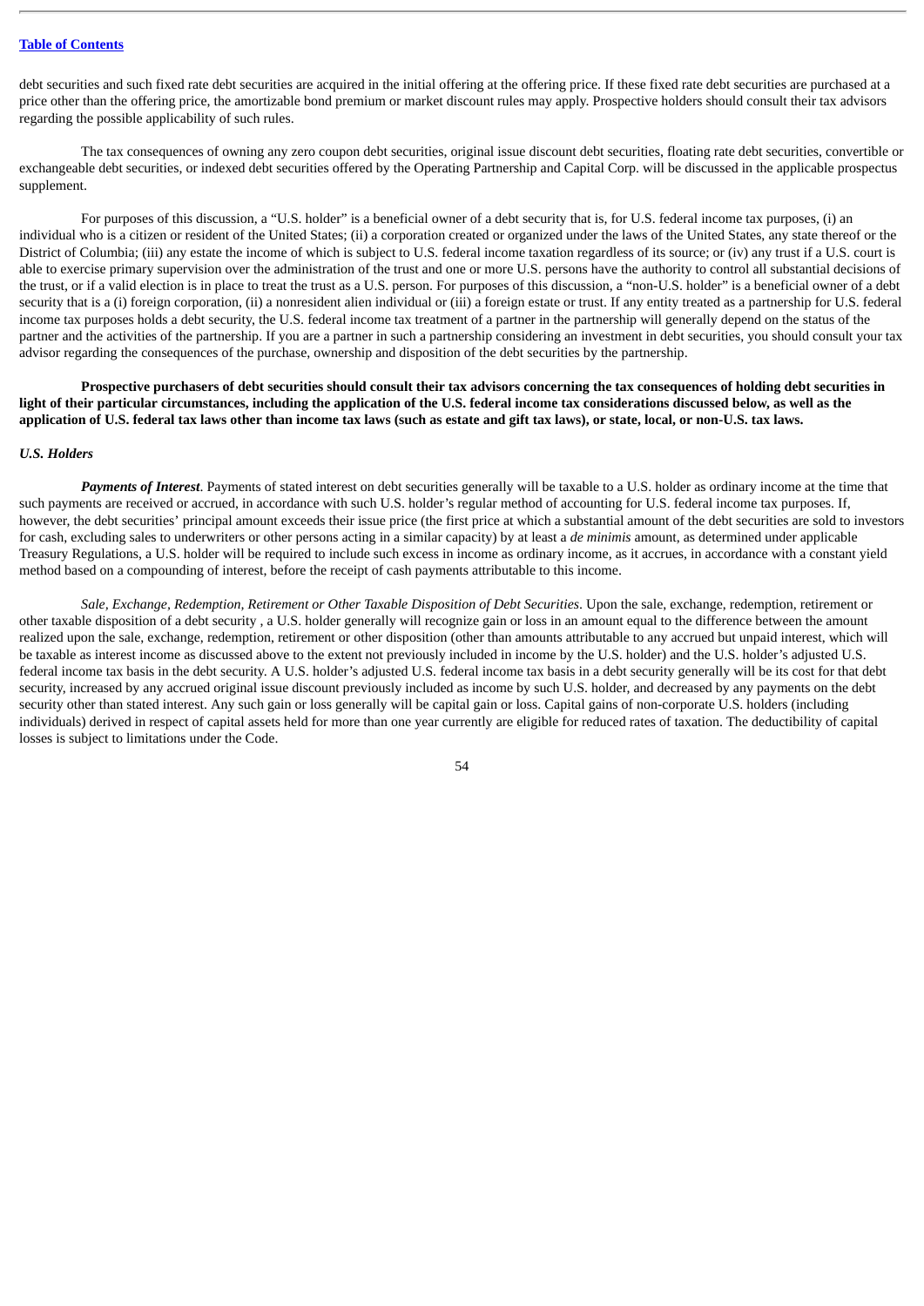debt securities and such fixed rate debt securities are acquired in the initial offering at the offering price. If these fixed rate debt securities are purchased at a price other than the offering price, the amortizable bond premium or market discount rules may apply. Prospective holders should consult their tax advisors regarding the possible applicability of such rules.

The tax consequences of owning any zero coupon debt securities, original issue discount debt securities, floating rate debt securities, convertible or exchangeable debt securities, or indexed debt securities offered by the Operating Partnership and Capital Corp. will be discussed in the applicable prospectus supplement.

For purposes of this discussion, a "U.S. holder" is a beneficial owner of a debt security that is, for U.S. federal income tax purposes, (i) an individual who is a citizen or resident of the United States; (ii) a corporation created or organized under the laws of the United States, any state thereof or the District of Columbia; (iii) any estate the income of which is subject to U.S. federal income taxation regardless of its source; or (iv) any trust if a U.S. court is able to exercise primary supervision over the administration of the trust and one or more U.S. persons have the authority to control all substantial decisions of the trust, or if a valid election is in place to treat the trust as a U.S. person. For purposes of this discussion, a "non-U.S. holder" is a beneficial owner of a debt security that is a (i) foreign corporation, (ii) a nonresident alien individual or (iii) a foreign estate or trust. If any entity treated as a partnership for U.S. federal income tax purposes holds a debt security, the U.S. federal income tax treatment of a partner in the partnership will generally depend on the status of the partner and the activities of the partnership. If you are a partner in such a partnership considering an investment in debt securities, you should consult your tax advisor regarding the consequences of the purchase, ownership and disposition of the debt securities by the partnership.

**Prospective purchasers of debt securities should consult their tax advisors concerning the tax consequences of holding debt securities in light of their particular circumstances, including the application of the U.S. federal income tax considerations discussed below, as well as the application of U.S. federal tax laws other than income tax laws (such as estate and gift tax laws), or state, local, or non-U.S. tax laws.**

*U.S. Holders*

***Payments of Interest*.** Payments of stated interest on debt securities generally will be taxable to a U.S. holder as ordinary income at the time that such payments are received or accrued, in accordance with such U.S. holder's regular method of accounting for U.S. federal income tax purposes. If, however, the debt securities' principal amount exceeds their issue price (the first price at which a substantial amount of the debt securities are sold to investors for cash, excluding sales to underwriters or other persons acting in a similar capacity) by at least a *de minimis* amount, as determined under applicable Treasury Regulations, a U.S. holder will be required to include such excess in income as ordinary income, as it accrues, in accordance with a constant yield method based on a compounding of interest, before the receipt of cash payments attributable to this income.

*Sale, Exchange, Redemption, Retirement or Other Taxable Disposition of Debt Securities*. Upon the sale, exchange, redemption, retirement or other taxable disposition of a debt security , a U.S. holder generally will recognize gain or loss in an amount equal to the difference between the amount realized upon the sale, exchange, redemption, retirement or other disposition (other than amounts attributable to any accrued but unpaid interest, which will be taxable as interest income as discussed above to the extent not previously included in income by the U.S. holder) and the U.S. holder's adjusted U.S. federal income tax basis in the debt security. A U.S. holder's adjusted U.S. federal income tax basis in a debt security generally will be its cost for that debt security, increased by any accrued original issue discount previously included as income by such U.S. holder, and decreased by any payments on the debt security other than stated interest. Any such gain or loss generally will be capital gain or loss. Capital gains of non-corporate U.S. holders (including individuals) derived in respect of capital assets held for more than one year currently are eligible for reduced rates of taxation. The deductibility of capital losses is subject to limitations under the Code.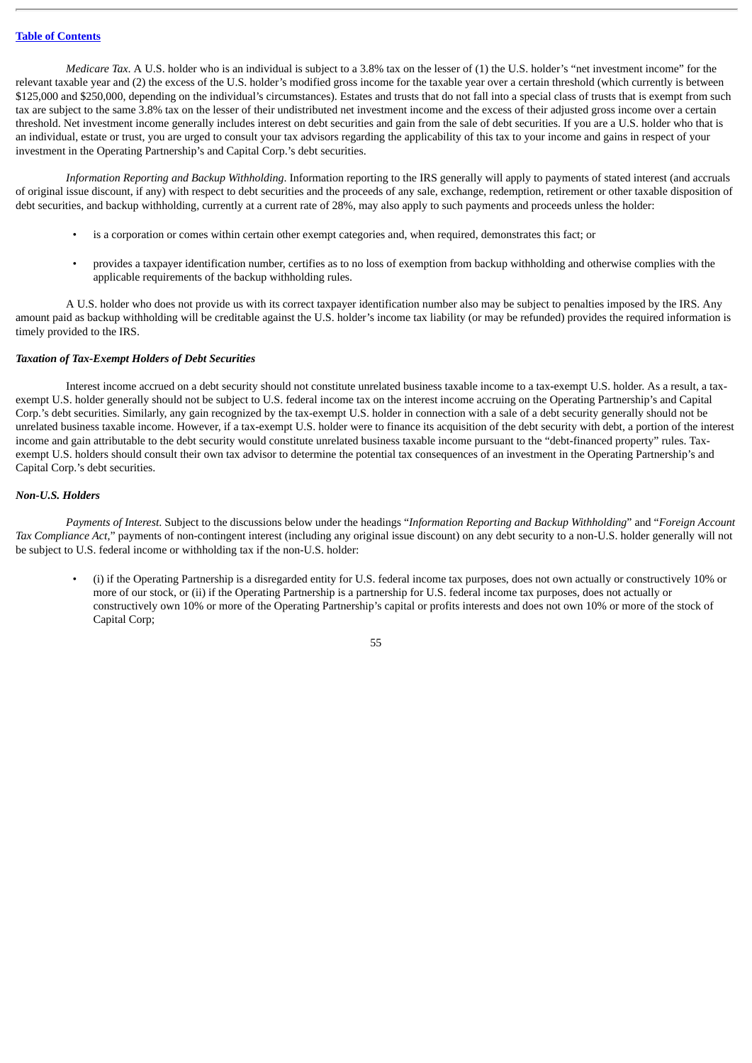*Medicare Tax*. A U.S. holder who is an individual is subject to a 3.8% tax on the lesser of (1) the U.S. holder's "net investment income" for the relevant taxable year and (2) the excess of the U.S. holder's modified gross income for the taxable year over a certain threshold (which currently is between $125,000 and $250,000, depending on the individual's circumstances). Estates and trusts that do not fall into a special class of trusts that is exempt from such tax are subject to the same 3.8% tax on the lesser of their undistributed net investment income and the excess of their adjusted gross income over a certain threshold. Net investment income generally includes interest on debt securities and gain from the sale of debt securities. If you are a U.S. holder who that is an individual, estate or trust, you are urged to consult your tax advisors regarding the applicability of this tax to your income and gains in respect of your investment in the Operating Partnership's and Capital Corp.'s debt securities.

*Information Reporting and Backup Withholding*. Information reporting to the IRS generally will apply to payments of stated interest (and accruals of original issue discount, if any) with respect to debt securities and the proceeds of any sale, exchange, redemption, retirement or other taxable disposition of debt securities, and backup withholding, currently at a current rate of 28%, may also apply to such payments and proceeds unless the holder:

- is a corporation or comes within certain other exempt categories and, when required, demonstrates this fact; or
- provides a taxpayer identification number, certifies as to no loss of exemption from backup withholding and otherwise complies with the applicable requirements of the backup withholding rules.

A U.S. holder who does not provide us with its correct taxpayer identification number also may be subject to penalties imposed by the IRS. Any amount paid as backup withholding will be creditable against the U.S. holder's income tax liability (or may be refunded) provides the required information is timely provided to the IRS.

***Taxation of Tax-Exempt Holders of Debt Securities***

Interest income accrued on a debt security should not constitute unrelated business taxable income to a tax-exempt U.S. holder. As a result, a tax-exempt U.S. holder generally should not be subject to U.S. federal income tax on the interest income accruing on the Operating Partnership's and Capital Corp.'s debt securities. Similarly, any gain recognized by the tax-exempt U.S. holder in connection with a sale of a debt security generally should not be unrelated business taxable income. However, if a tax-exempt U.S. holder were to finance its acquisition of the debt security with debt, a portion of the interest income and gain attributable to the debt security would constitute unrelated business taxable income pursuant to the "debt-financed property" rules. Tax-exempt U.S. holders should consult their own tax advisor to determine the potential tax consequences of an investment in the Operating Partnership's and Capital Corp.'s debt securities.

***Non-U.S. Holders***

*Payments of Interest*. Subject to the discussions below under the headings "*Information Reporting and Backup Withholding*" and "*Foreign Account Tax Compliance Act*," payments of non-contingent interest (including any original issue discount) on any debt security to a non-U.S. holder generally will not be subject to U.S. federal income or withholding tax if the non-U.S. holder:

- (i) if the Operating Partnership is a disregarded entity for U.S. federal income tax purposes, does not own actually or constructively 10% or more of our stock, or (ii) if the Operating Partnership is a partnership for U.S. federal income tax purposes, does not actually or constructively own 10% or more of the Operating Partnership's capital or profits interests and does not own 10% or more of the stock of Capital Corp;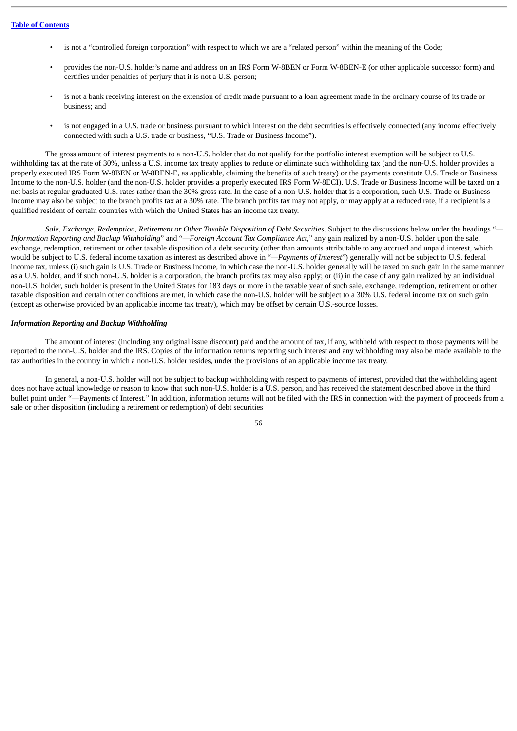- is not a "controlled foreign corporation" with respect to which we are a "related person" within the meaning of the Code;
- provides the non-U.S. holder's name and address on an IRS Form W-8BEN or Form W-8BEN-E (or other applicable successor form) and certifies under penalties of perjury that it is not a U.S. person;
- is not a bank receiving interest on the extension of credit made pursuant to a loan agreement made in the ordinary course of its trade or business; and
- is not engaged in a U.S. trade or business pursuant to which interest on the debt securities is effectively connected (any income effectively connected with such a U.S. trade or business, "U.S. Trade or Business Income").

The gross amount of interest payments to a non-U.S. holder that do not qualify for the portfolio interest exemption will be subject to U.S. withholding tax at the rate of 30%, unless a U.S. income tax treaty applies to reduce or eliminate such withholding tax (and the non-U.S. holder provides a properly executed IRS Form W-8BEN or W-8BEN-E, as applicable, claiming the benefits of such treaty) or the payments constitute U.S. Trade or Business Income to the non-U.S. holder (and the non-U.S. holder provides a properly executed IRS Form W-8ECI). U.S. Trade or Business Income will be taxed on a net basis at regular graduated U.S. rates rather than the 30% gross rate. In the case of a non-U.S. holder that is a corporation, such U.S. Trade or Business Income may also be subject to the branch profits tax at a 30% rate. The branch profits tax may not apply, or may apply at a reduced rate, if a recipient is a qualified resident of certain countries with which the United States has an income tax treaty.

*Sale, Exchange, Redemption, Retirement or Other Taxable Disposition of Debt Securities*. Subject to the discussions below under the headings "*—Information Reporting and Backup Withholding*" and "*—Foreign Account Tax Compliance Act*," any gain realized by a non-U.S. holder upon the sale, exchange, redemption, retirement or other taxable disposition of a debt security (other than amounts attributable to any accrued and unpaid interest, which would be subject to U.S. federal income taxation as interest as described above in "*—Payments of Interest*") generally will not be subject to U.S. federal income tax, unless (i) such gain is U.S. Trade or Business Income, in which case the non-U.S. holder generally will be taxed on such gain in the same manner as a U.S. holder, and if such non-U.S. holder is a corporation, the branch profits tax may also apply; or (ii) in the case of any gain realized by an individual non-U.S. holder, such holder is present in the United States for 183 days or more in the taxable year of such sale, exchange, redemption, retirement or other taxable disposition and certain other conditions are met, in which case the non-U.S. holder will be subject to a 30% U.S. federal income tax on such gain (except as otherwise provided by an applicable income tax treaty), which may be offset by certain U.S.-source losses.

***Information Reporting and Backup Withholding***

The amount of interest (including any original issue discount) paid and the amount of tax, if any, withheld with respect to those payments will be reported to the non-U.S. holder and the IRS. Copies of the information returns reporting such interest and any withholding may also be made available to the tax authorities in the country in which a non-U.S. holder resides, under the provisions of an applicable income tax treaty.

In general, a non-U.S. holder will not be subject to backup withholding with respect to payments of interest, provided that the withholding agent does not have actual knowledge or reason to know that such non-U.S. holder is a U.S. person, and has received the statement described above in the third bullet point under "—Payments of Interest." In addition, information returns will not be filed with the IRS in connection with the payment of proceeds from a sale or other disposition (including a retirement or redemption) of debt securities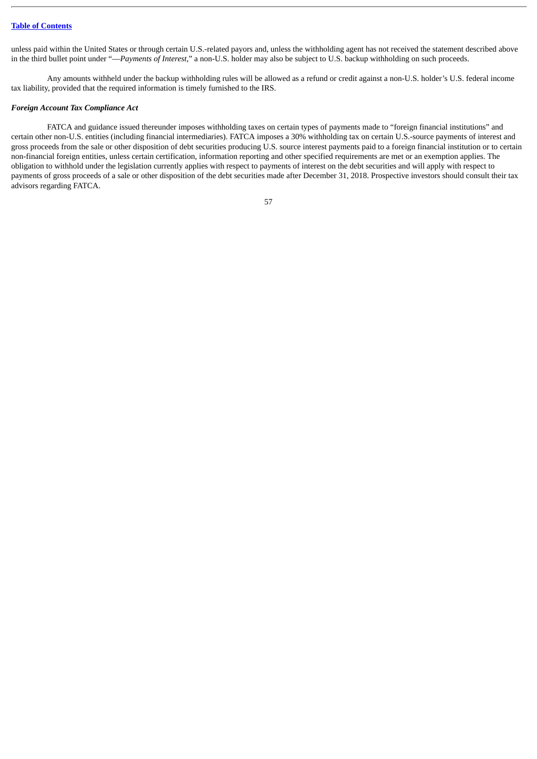unless paid within the United States or through certain U.S.-related payors and, unless the withholding agent has not received the statement described above in the third bullet point under "—*Payments of Interest*," a non-U.S. holder may also be subject to U.S. backup withholding on such proceeds.

Any amounts withheld under the backup withholding rules will be allowed as a refund or credit against a non-U.S. holder's U.S. federal income tax liability, provided that the required information is timely furnished to the IRS.

***Foreign Account Tax Compliance Act***

FATCA and guidance issued thereunder imposes withholding taxes on certain types of payments made to "foreign financial institutions" and certain other non-U.S. entities (including financial intermediaries). FATCA imposes a 30% withholding tax on certain U.S.-source payments of interest and gross proceeds from the sale or other disposition of debt securities producing U.S. source interest payments paid to a foreign financial institution or to certain non-financial foreign entities, unless certain certification, information reporting and other specified requirements are met or an exemption applies. The obligation to withhold under the legislation currently applies with respect to payments of interest on the debt securities and will apply with respect to payments of gross proceeds of a sale or other disposition of the debt securities made after December 31, 2018. Prospective investors should consult their tax advisors regarding FATCA.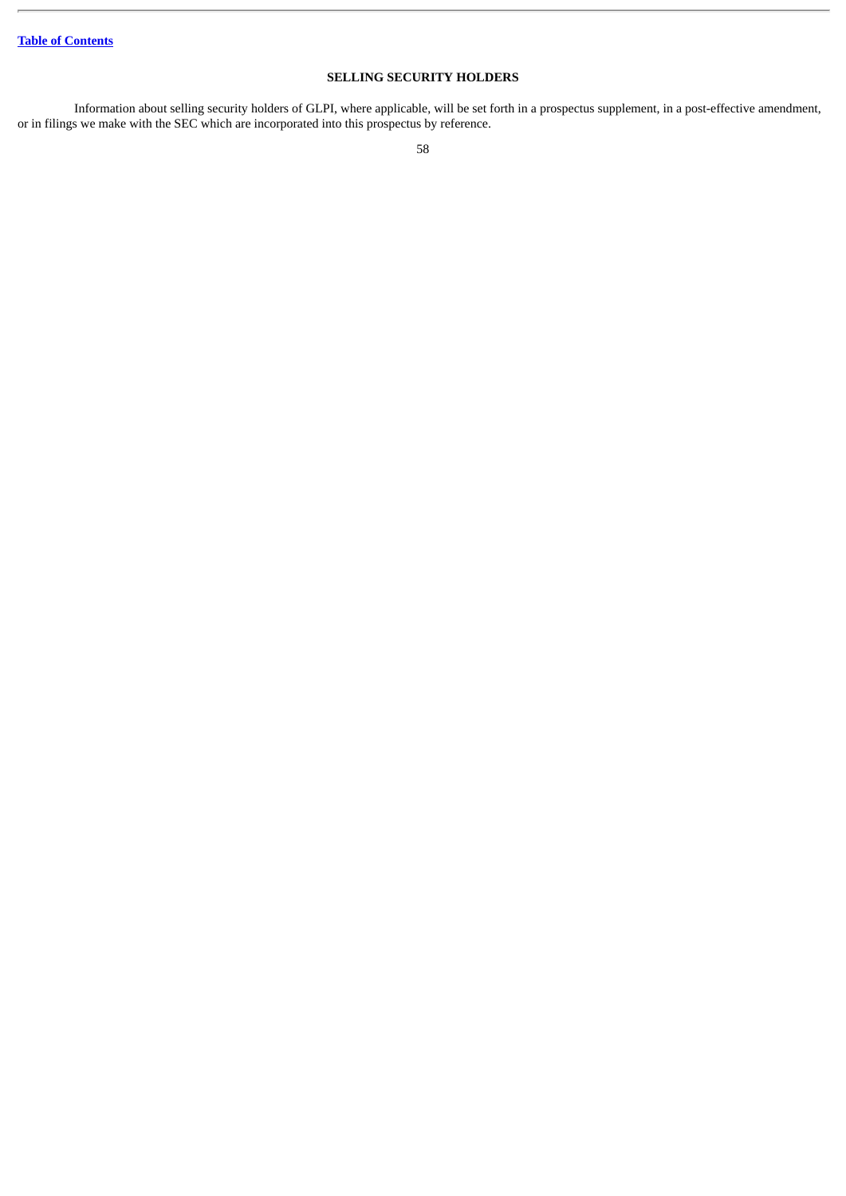## SELLING SECURITY HOLDERS

Information about selling security holders of GLPI, where applicable, will be set forth in a prospectus supplement, in a post-effective amendment, or in filings we make with the SEC which are incorporated into this prospectus by reference.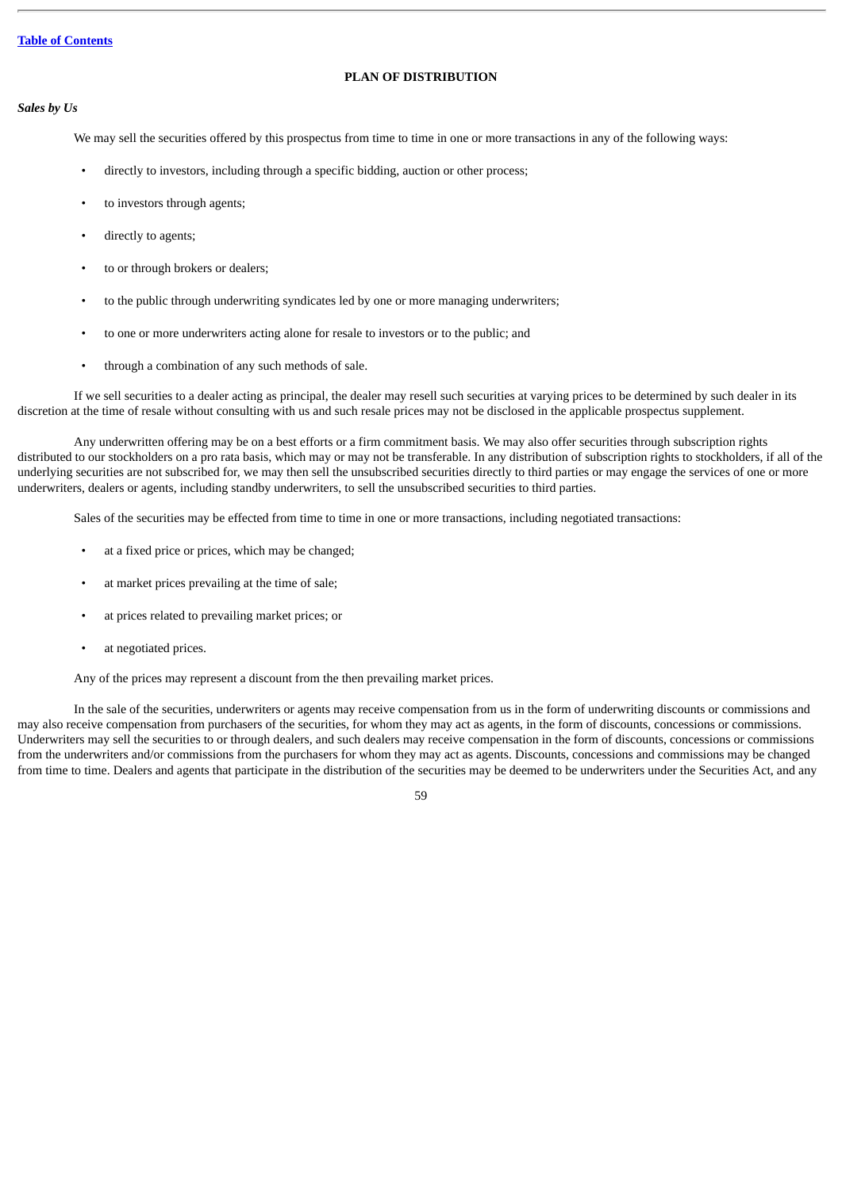## PLAN OF DISTRIBUTION

***Sales by Us***

We may sell the securities offered by this prospectus from time to time in one or more transactions in any of the following ways:

- directly to investors, including through a specific bidding, auction or other process;
- to investors through agents;
- directly to agents;
- to or through brokers or dealers;
- to the public through underwriting syndicates led by one or more managing underwriters;
- to one or more underwriters acting alone for resale to investors or to the public; and
- through a combination of any such methods of sale.

If we sell securities to a dealer acting as principal, the dealer may resell such securities at varying prices to be determined by such dealer in its discretion at the time of resale without consulting with us and such resale prices may not be disclosed in the applicable prospectus supplement.

Any underwritten offering may be on a best efforts or a firm commitment basis. We may also offer securities through subscription rights distributed to our stockholders on a pro rata basis, which may or may not be transferable. In any distribution of subscription rights to stockholders, if all of the underlying securities are not subscribed for, we may then sell the unsubscribed securities directly to third parties or may engage the services of one or more underwriters, dealers or agents, including standby underwriters, to sell the unsubscribed securities to third parties.

Sales of the securities may be effected from time to time in one or more transactions, including negotiated transactions:

- at a fixed price or prices, which may be changed;
- at market prices prevailing at the time of sale;
- at prices related to prevailing market prices; or
- at negotiated prices.

Any of the prices may represent a discount from the then prevailing market prices.

In the sale of the securities, underwriters or agents may receive compensation from us in the form of underwriting discounts or commissions and may also receive compensation from purchasers of the securities, for whom they may act as agents, in the form of discounts, concessions or commissions. Underwriters may sell the securities to or through dealers, and such dealers may receive compensation in the form of discounts, concessions or commissions from the underwriters and/or commissions from the purchasers for whom they may act as agents. Discounts, concessions and commissions may be changed from time to time. Dealers and agents that participate in the distribution of the securities may be deemed to be underwriters under the Securities Act, and any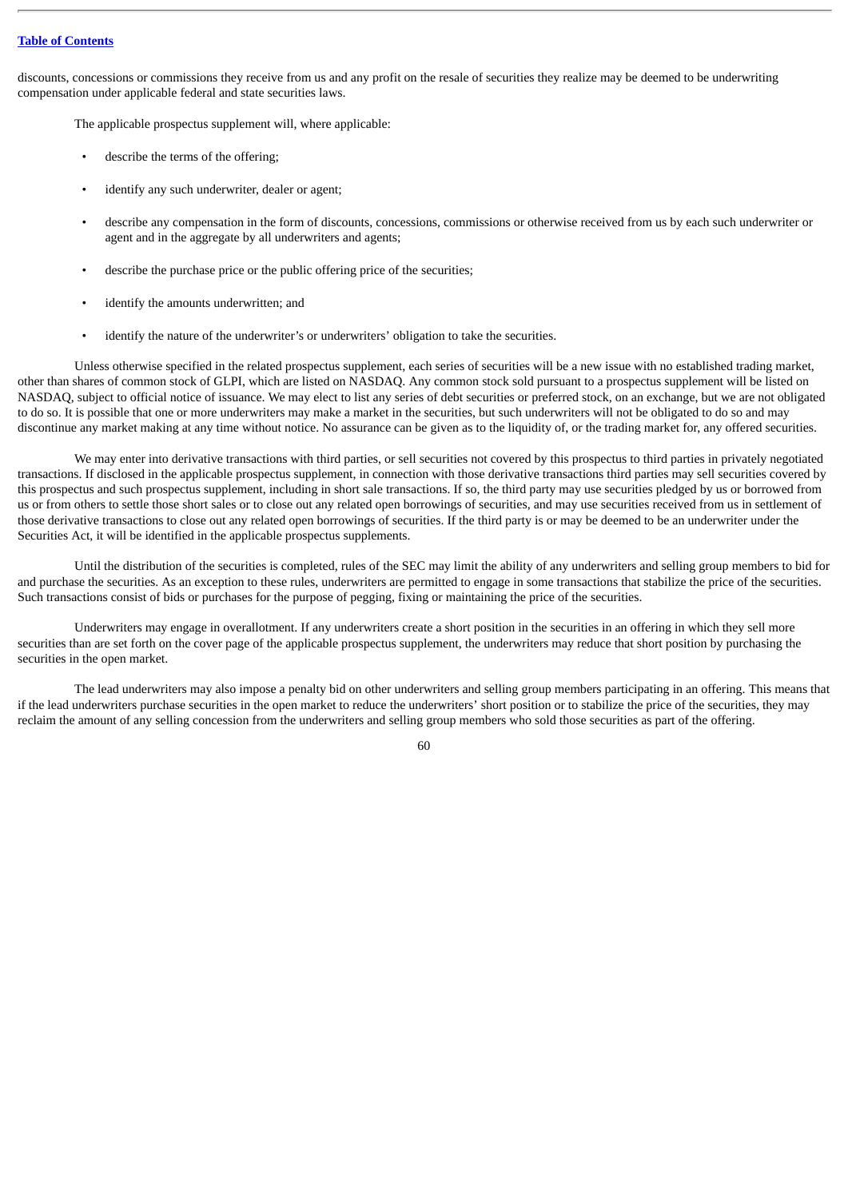discounts, concessions or commissions they receive from us and any profit on the resale of securities they realize may be deemed to be underwriting compensation under applicable federal and state securities laws.

The applicable prospectus supplement will, where applicable:

- describe the terms of the offering;
- identify any such underwriter, dealer or agent;
- describe any compensation in the form of discounts, concessions, commissions or otherwise received from us by each such underwriter or agent and in the aggregate by all underwriters and agents;
- describe the purchase price or the public offering price of the securities;
- identify the amounts underwritten; and
- identify the nature of the underwriter's or underwriters' obligation to take the securities.

Unless otherwise specified in the related prospectus supplement, each series of securities will be a new issue with no established trading market, other than shares of common stock of GLPI, which are listed on NASDAQ. Any common stock sold pursuant to a prospectus supplement will be listed on NASDAQ, subject to official notice of issuance. We may elect to list any series of debt securities or preferred stock, on an exchange, but we are not obligated to do so. It is possible that one or more underwriters may make a market in the securities, but such underwriters will not be obligated to do so and may discontinue any market making at any time without notice. No assurance can be given as to the liquidity of, or the trading market for, any offered securities.

We may enter into derivative transactions with third parties, or sell securities not covered by this prospectus to third parties in privately negotiated transactions. If disclosed in the applicable prospectus supplement, in connection with those derivative transactions third parties may sell securities covered by this prospectus and such prospectus supplement, including in short sale transactions. If so, the third party may use securities pledged by us or borrowed from us or from others to settle those short sales or to close out any related open borrowings of securities, and may use securities received from us in settlement of those derivative transactions to close out any related open borrowings of securities. If the third party is or may be deemed to be an underwriter under the Securities Act, it will be identified in the applicable prospectus supplements.

Until the distribution of the securities is completed, rules of the SEC may limit the ability of any underwriters and selling group members to bid for and purchase the securities. As an exception to these rules, underwriters are permitted to engage in some transactions that stabilize the price of the securities. Such transactions consist of bids or purchases for the purpose of pegging, fixing or maintaining the price of the securities.

Underwriters may engage in overallotment. If any underwriters create a short position in the securities in an offering in which they sell more securities than are set forth on the cover page of the applicable prospectus supplement, the underwriters may reduce that short position by purchasing the securities in the open market.

The lead underwriters may also impose a penalty bid on other underwriters and selling group members participating in an offering. This means that if the lead underwriters purchase securities in the open market to reduce the underwriters' short position or to stabilize the price of the securities, they may reclaim the amount of any selling concession from the underwriters and selling group members who sold those securities as part of the offering.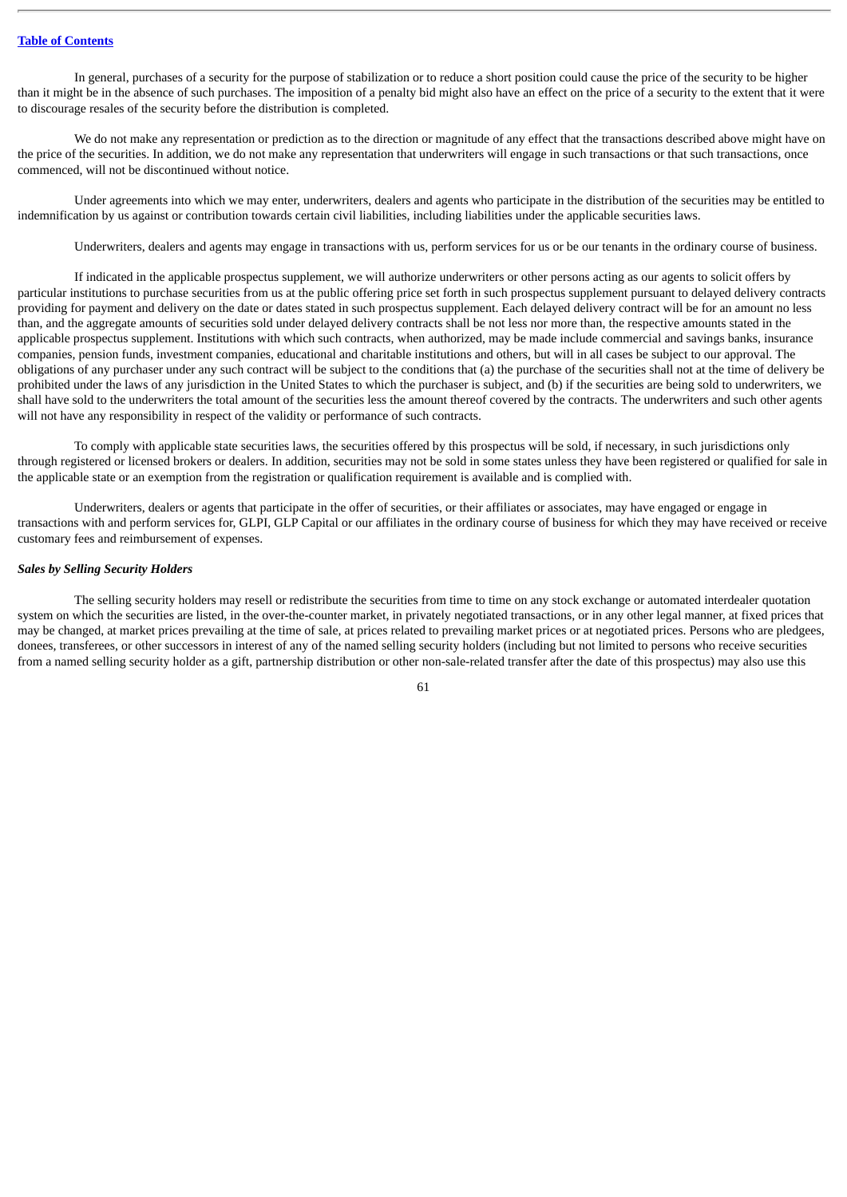In general, purchases of a security for the purpose of stabilization or to reduce a short position could cause the price of the security to be higher than it might be in the absence of such purchases. The imposition of a penalty bid might also have an effect on the price of a security to the extent that it were to discourage resales of the security before the distribution is completed.

We do not make any representation or prediction as to the direction or magnitude of any effect that the transactions described above might have on the price of the securities. In addition, we do not make any representation that underwriters will engage in such transactions or that such transactions, once commenced, will not be discontinued without notice.

Under agreements into which we may enter, underwriters, dealers and agents who participate in the distribution of the securities may be entitled to indemnification by us against or contribution towards certain civil liabilities, including liabilities under the applicable securities laws.

Underwriters, dealers and agents may engage in transactions with us, perform services for us or be our tenants in the ordinary course of business.

If indicated in the applicable prospectus supplement, we will authorize underwriters or other persons acting as our agents to solicit offers by particular institutions to purchase securities from us at the public offering price set forth in such prospectus supplement pursuant to delayed delivery contracts providing for payment and delivery on the date or dates stated in such prospectus supplement. Each delayed delivery contract will be for an amount no less than, and the aggregate amounts of securities sold under delayed delivery contracts shall be not less nor more than, the respective amounts stated in the applicable prospectus supplement. Institutions with which such contracts, when authorized, may be made include commercial and savings banks, insurance companies, pension funds, investment companies, educational and charitable institutions and others, but will in all cases be subject to our approval. The obligations of any purchaser under any such contract will be subject to the conditions that (a) the purchase of the securities shall not at the time of delivery be prohibited under the laws of any jurisdiction in the United States to which the purchaser is subject, and (b) if the securities are being sold to underwriters, we shall have sold to the underwriters the total amount of the securities less the amount thereof covered by the contracts. The underwriters and such other agents will not have any responsibility in respect of the validity or performance of such contracts.

To comply with applicable state securities laws, the securities offered by this prospectus will be sold, if necessary, in such jurisdictions only through registered or licensed brokers or dealers. In addition, securities may not be sold in some states unless they have been registered or qualified for sale in the applicable state or an exemption from the registration or qualification requirement is available and is complied with.

Underwriters, dealers or agents that participate in the offer of securities, or their affiliates or associates, may have engaged or engage in transactions with and perform services for, GLPI, GLP Capital or our affiliates in the ordinary course of business for which they may have received or receive customary fees and reimbursement of expenses.

***Sales by Selling Security Holders***

The selling security holders may resell or redistribute the securities from time to time on any stock exchange or automated interdealer quotation system on which the securities are listed, in the over-the-counter market, in privately negotiated transactions, or in any other legal manner, at fixed prices that may be changed, at market prices prevailing at the time of sale, at prices related to prevailing market prices or at negotiated prices. Persons who are pledgees, donees, transferees, or other successors in interest of any of the named selling security holders (including but not limited to persons who receive securities from a named selling security holder as a gift, partnership distribution or other non-sale-related transfer after the date of this prospectus) may also use this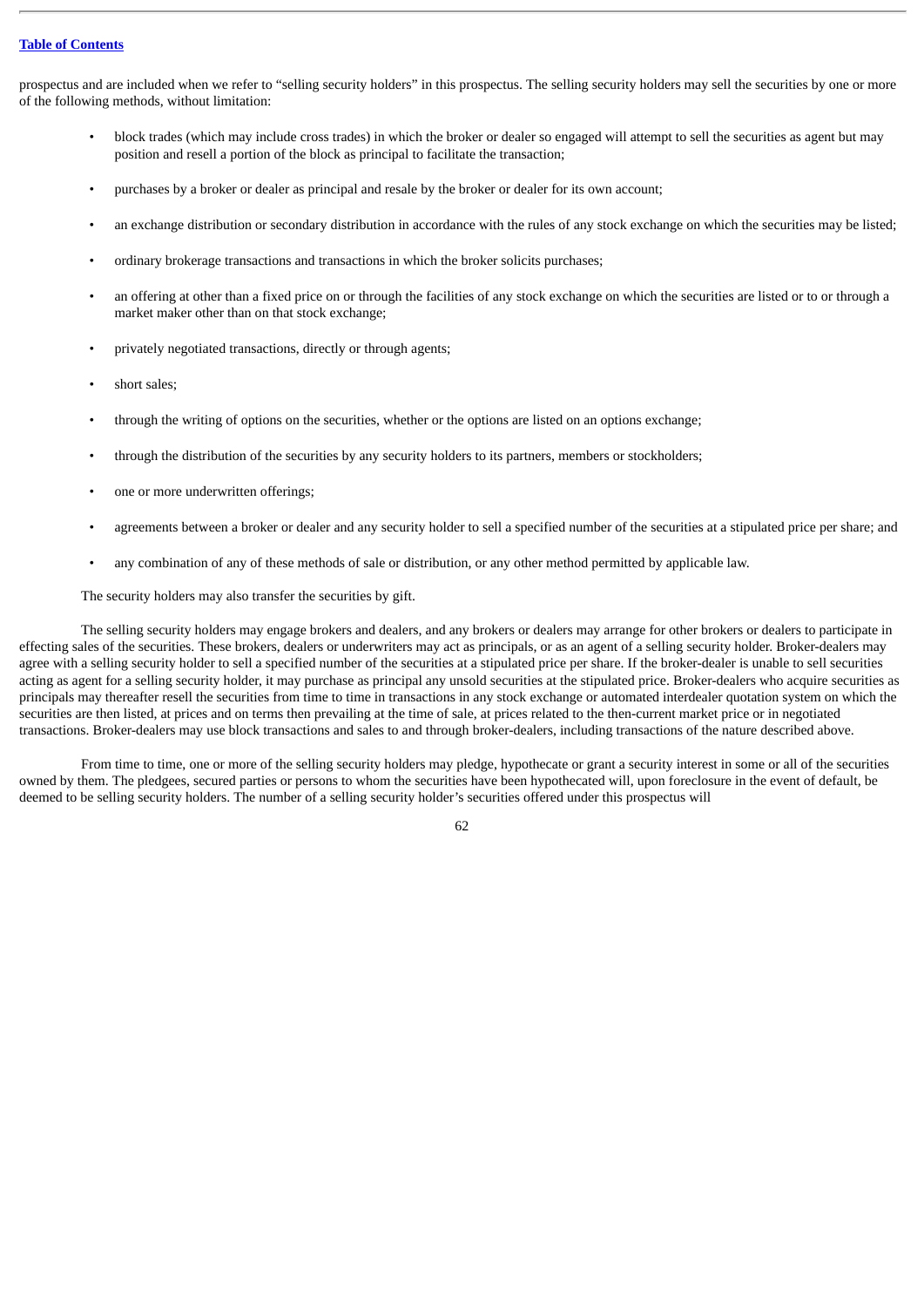prospectus and are included when we refer to "selling security holders" in this prospectus. The selling security holders may sell the securities by one or more of the following methods, without limitation:

- block trades (which may include cross trades) in which the broker or dealer so engaged will attempt to sell the securities as agent but may position and resell a portion of the block as principal to facilitate the transaction;
- purchases by a broker or dealer as principal and resale by the broker or dealer for its own account;
- an exchange distribution or secondary distribution in accordance with the rules of any stock exchange on which the securities may be listed;
- ordinary brokerage transactions and transactions in which the broker solicits purchases;
- an offering at other than a fixed price on or through the facilities of any stock exchange on which the securities are listed or to or through a market maker other than on that stock exchange;
- privately negotiated transactions, directly or through agents;
- short sales;
- through the writing of options on the securities, whether or the options are listed on an options exchange;
- through the distribution of the securities by any security holders to its partners, members or stockholders;
- one or more underwritten offerings;
- agreements between a broker or dealer and any security holder to sell a specified number of the securities at a stipulated price per share; and
- any combination of any of these methods of sale or distribution, or any other method permitted by applicable law.

The security holders may also transfer the securities by gift.

The selling security holders may engage brokers and dealers, and any brokers or dealers may arrange for other brokers or dealers to participate in effecting sales of the securities. These brokers, dealers or underwriters may act as principals, or as an agent of a selling security holder. Broker-dealers may agree with a selling security holder to sell a specified number of the securities at a stipulated price per share. If the broker-dealer is unable to sell securities acting as agent for a selling security holder, it may purchase as principal any unsold securities at the stipulated price. Broker-dealers who acquire securities as principals may thereafter resell the securities from time to time in transactions in any stock exchange or automated interdealer quotation system on which the securities are then listed, at prices and on terms then prevailing at the time of sale, at prices related to the then-current market price or in negotiated transactions. Broker-dealers may use block transactions and sales to and through broker-dealers, including transactions of the nature described above.

From time to time, one or more of the selling security holders may pledge, hypothecate or grant a security interest in some or all of the securities owned by them. The pledgees, secured parties or persons to whom the securities have been hypothecated will, upon foreclosure in the event of default, be deemed to be selling security holders. The number of a selling security holder's securities offered under this prospectus will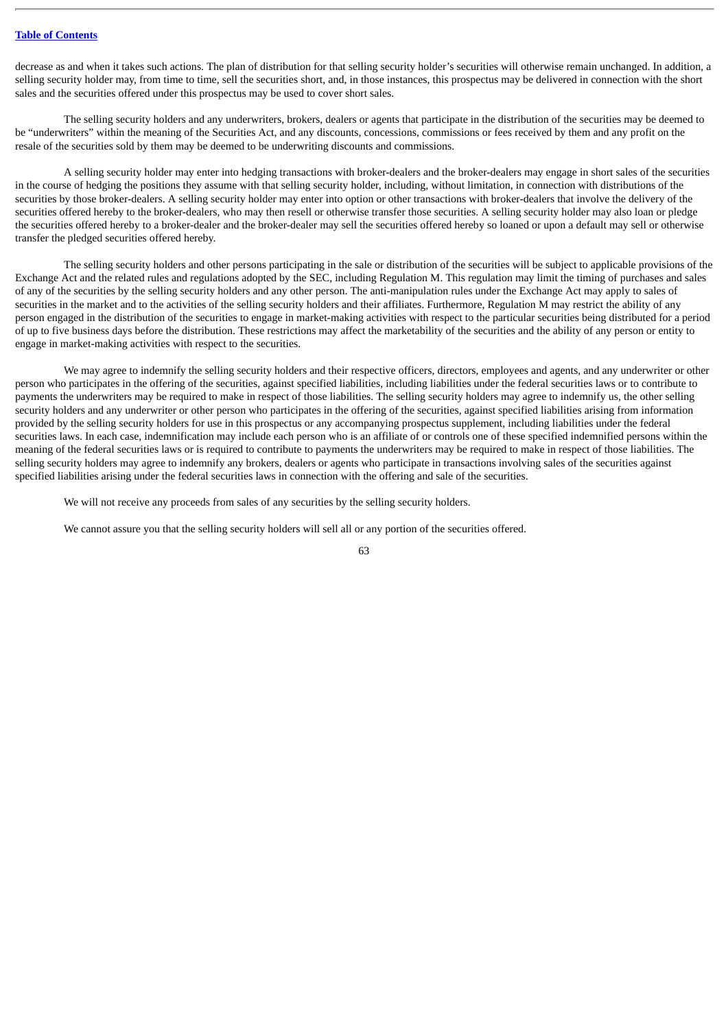decrease as and when it takes such actions. The plan of distribution for that selling security holder's securities will otherwise remain unchanged. In addition, a selling security holder may, from time to time, sell the securities short, and, in those instances, this prospectus may be delivered in connection with the short sales and the securities offered under this prospectus may be used to cover short sales.

The selling security holders and any underwriters, brokers, dealers or agents that participate in the distribution of the securities may be deemed to be "underwriters" within the meaning of the Securities Act, and any discounts, concessions, commissions or fees received by them and any profit on the resale of the securities sold by them may be deemed to be underwriting discounts and commissions.

A selling security holder may enter into hedging transactions with broker-dealers and the broker-dealers may engage in short sales of the securities in the course of hedging the positions they assume with that selling security holder, including, without limitation, in connection with distributions of the securities by those broker-dealers. A selling security holder may enter into option or other transactions with broker-dealers that involve the delivery of the securities offered hereby to the broker-dealers, who may then resell or otherwise transfer those securities. A selling security holder may also loan or pledge the securities offered hereby to a broker-dealer and the broker-dealer may sell the securities offered hereby so loaned or upon a default may sell or otherwise transfer the pledged securities offered hereby.

The selling security holders and other persons participating in the sale or distribution of the securities will be subject to applicable provisions of the Exchange Act and the related rules and regulations adopted by the SEC, including Regulation M. This regulation may limit the timing of purchases and sales of any of the securities by the selling security holders and any other person. The anti-manipulation rules under the Exchange Act may apply to sales of securities in the market and to the activities of the selling security holders and their affiliates. Furthermore, Regulation M may restrict the ability of any person engaged in the distribution of the securities to engage in market-making activities with respect to the particular securities being distributed for a period of up to five business days before the distribution. These restrictions may affect the marketability of the securities and the ability of any person or entity to engage in market-making activities with respect to the securities.

We may agree to indemnify the selling security holders and their respective officers, directors, employees and agents, and any underwriter or other person who participates in the offering of the securities, against specified liabilities, including liabilities under the federal securities laws or to contribute to payments the underwriters may be required to make in respect of those liabilities. The selling security holders may agree to indemnify us, the other selling security holders and any underwriter or other person who participates in the offering of the securities, against specified liabilities arising from information provided by the selling security holders for use in this prospectus or any accompanying prospectus supplement, including liabilities under the federal securities laws. In each case, indemnification may include each person who is an affiliate of or controls one of these specified indemnified persons within the meaning of the federal securities laws or is required to contribute to payments the underwriters may be required to make in respect of those liabilities. The selling security holders may agree to indemnify any brokers, dealers or agents who participate in transactions involving sales of the securities against specified liabilities arising under the federal securities laws in connection with the offering and sale of the securities.

We will not receive any proceeds from sales of any securities by the selling security holders.

We cannot assure you that the selling security holders will sell all or any portion of the securities offered.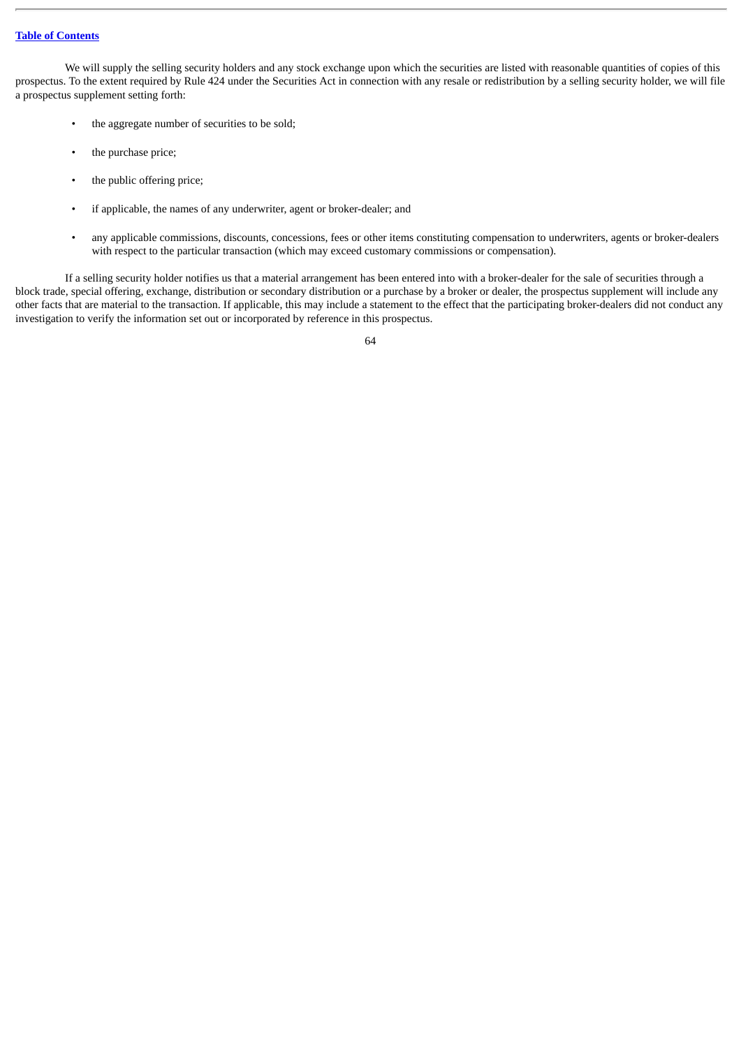We will supply the selling security holders and any stock exchange upon which the securities are listed with reasonable quantities of copies of this prospectus. To the extent required by Rule 424 under the Securities Act in connection with any resale or redistribution by a selling security holder, we will file a prospectus supplement setting forth:

- the aggregate number of securities to be sold;
- the purchase price;
- the public offering price;
- if applicable, the names of any underwriter, agent or broker-dealer; and
- any applicable commissions, discounts, concessions, fees or other items constituting compensation to underwriters, agents or broker-dealers with respect to the particular transaction (which may exceed customary commissions or compensation).

If a selling security holder notifies us that a material arrangement has been entered into with a broker-dealer for the sale of securities through a block trade, special offering, exchange, distribution or secondary distribution or a purchase by a broker or dealer, the prospectus supplement will include any other facts that are material to the transaction. If applicable, this may include a statement to the effect that the participating broker-dealers did not conduct any investigation to verify the information set out or incorporated by reference in this prospectus.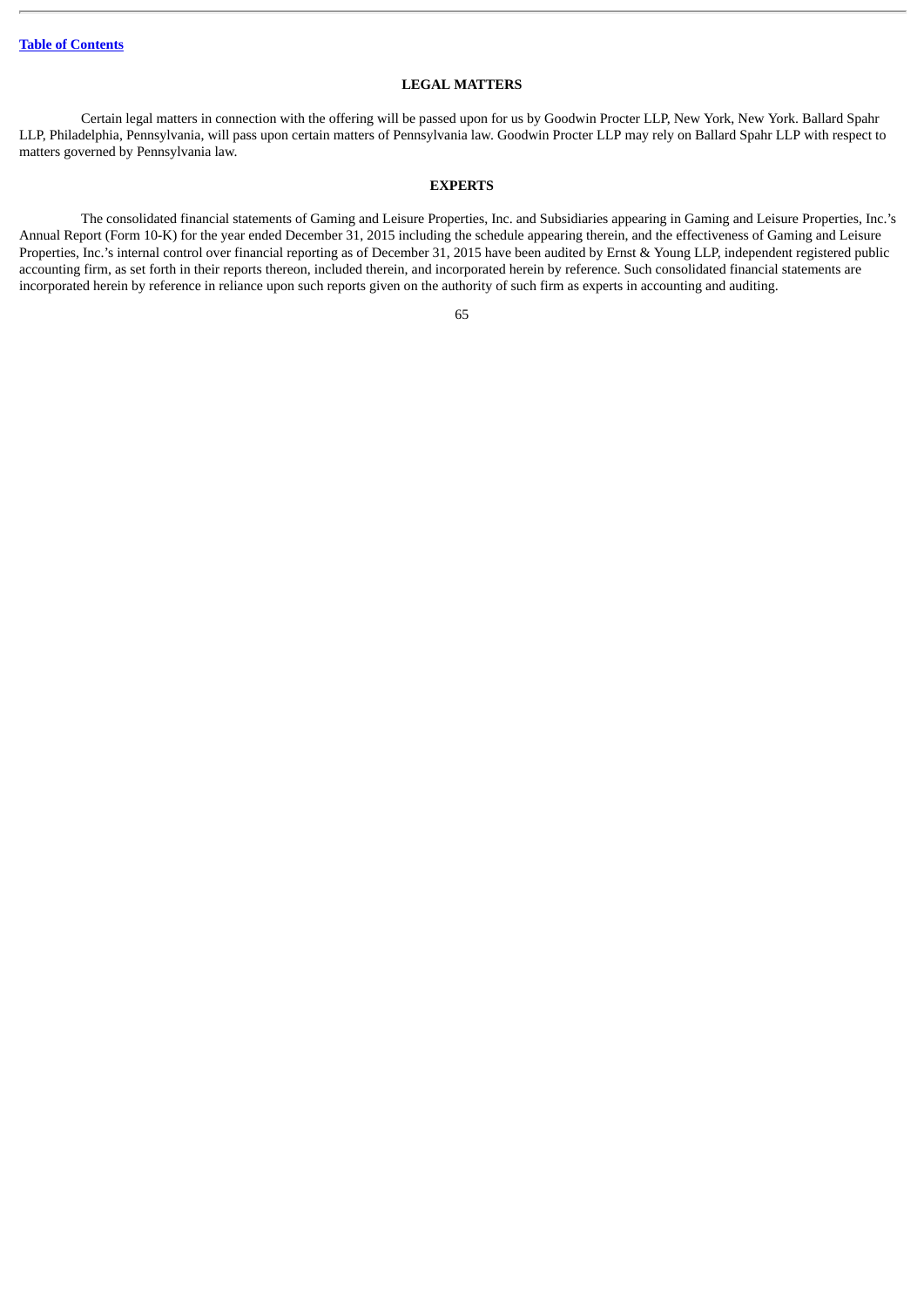## LEGAL MATTERS

Certain legal matters in connection with the offering will be passed upon for us by Goodwin Procter LLP, New York, New York. Ballard Spahr LLP, Philadelphia, Pennsylvania, will pass upon certain matters of Pennsylvania law. Goodwin Procter LLP may rely on Ballard Spahr LLP with respect to matters governed by Pennsylvania law.

## EXPERTS

The consolidated financial statements of Gaming and Leisure Properties, Inc. and Subsidiaries appearing in Gaming and Leisure Properties, Inc.'s Annual Report (Form 10-K) for the year ended December 31, 2015 including the schedule appearing therein, and the effectiveness of Gaming and Leisure Properties, Inc.'s internal control over financial reporting as of December 31, 2015 have been audited by Ernst & Young LLP, independent registered public accounting firm, as set forth in their reports thereon, included therein, and incorporated herein by reference. Such consolidated financial statements are incorporated herein by reference in reliance upon such reports given on the authority of such firm as experts in accounting and auditing.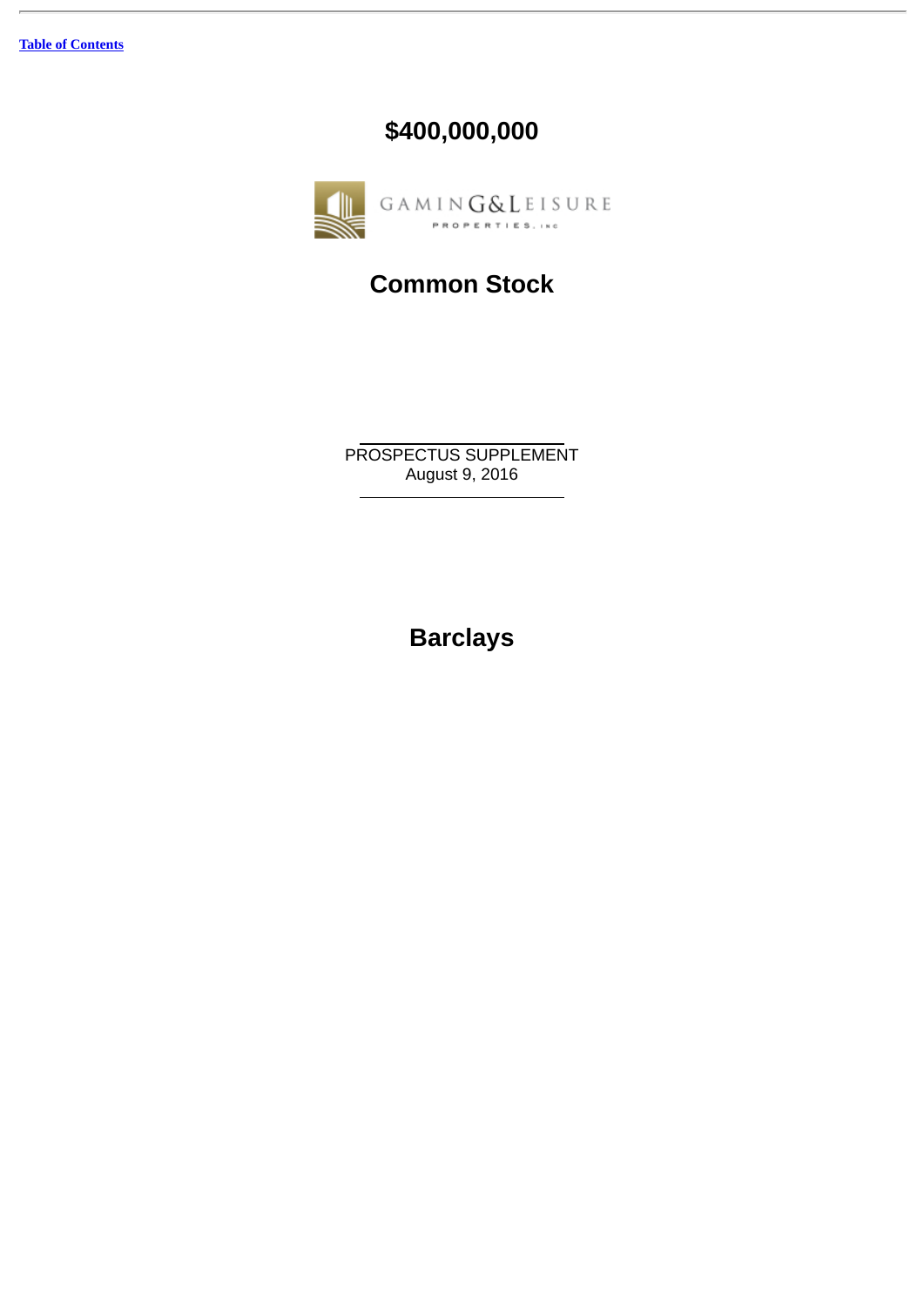Table of Contents

# $400,000,000

GAMING&LEISURE PROPERTIES, INC

## Common Stock

---

PROSPECTUS SUPPLEMENT

August 9, 2016

---

## Barclays